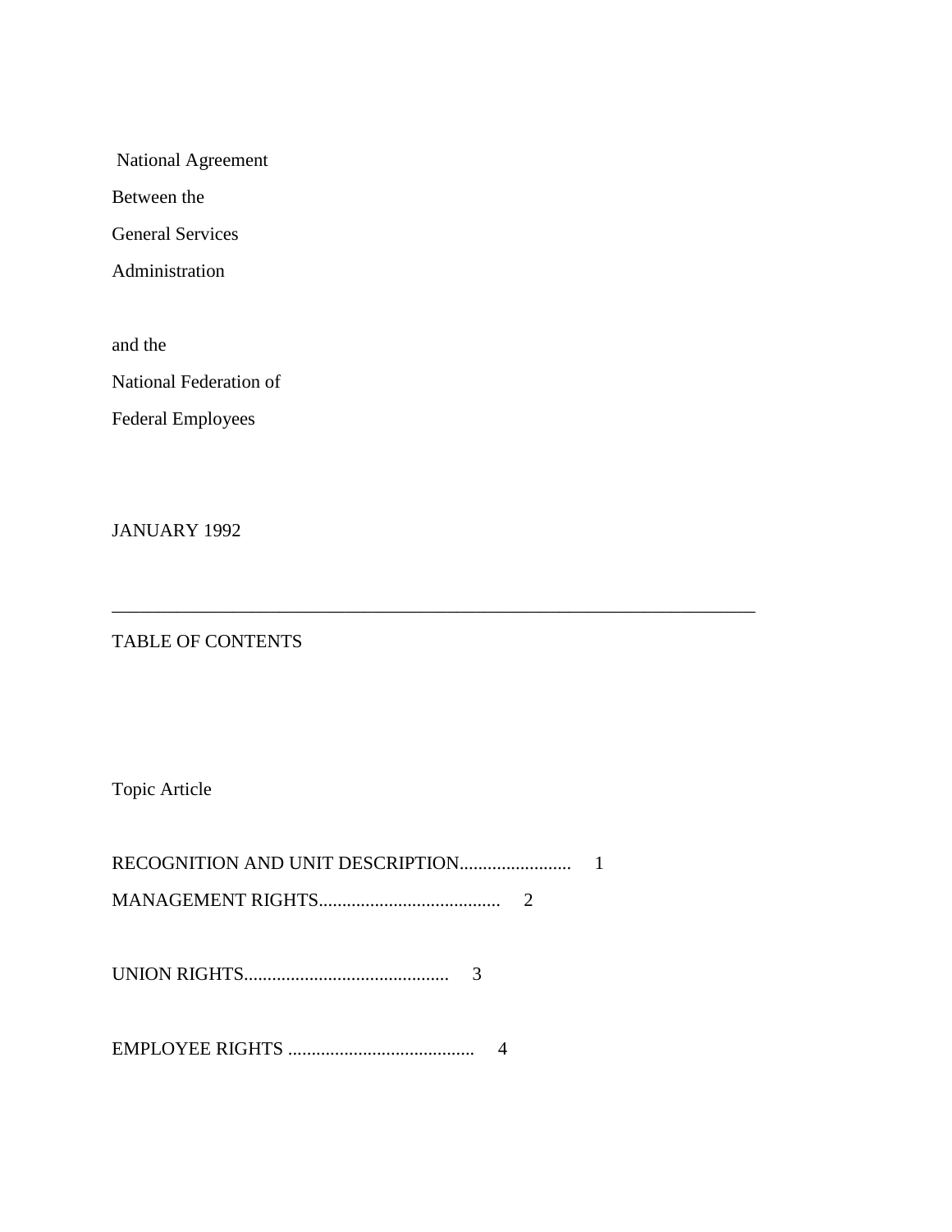National Agreement

Between the

General Services

Administration

and the

National Federation of

Federal Employees

JANUARY 1992

---

TABLE OF CONTENTS

Topic Article

RECOGNITION AND UNIT DESCRIPTION........................ 1

MANAGEMENT RIGHTS....................................... 2

UNION RIGHTS............................................ 3

EMPLOYEE RIGHTS ........................................ 4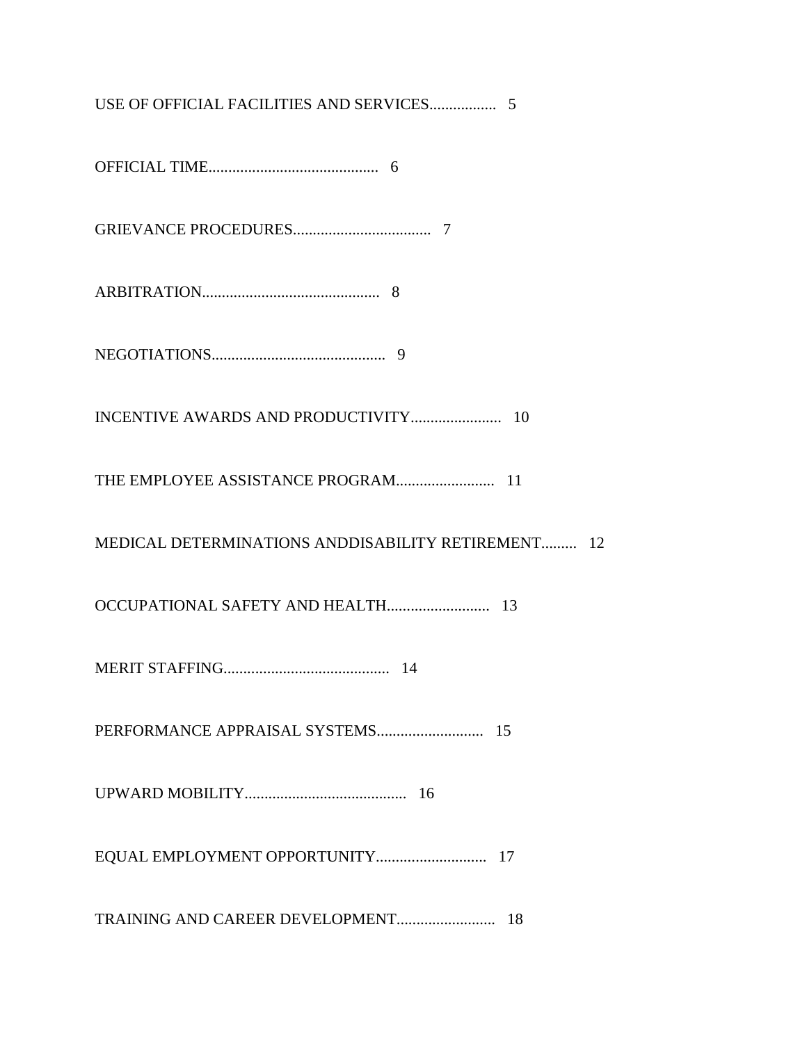USE OF OFFICIAL FACILITIES AND SERVICES................. 5

OFFICIAL TIME........................................... 6

GRIEVANCE PROCEDURES................................... 7

ARBITRATION............................................. 8

NEGOTIATIONS............................................ 9

INCENTIVE AWARDS AND PRODUCTIVITY....................... 10

THE EMPLOYEE ASSISTANCE PROGRAM......................... 11

MEDICAL DETERMINATIONS ANDDISABILITY RETIREMENT......... 12

OCCUPATIONAL SAFETY AND HEALTH.......................... 13

MERIT STAFFING.......................................... 14

PERFORMANCE APPRAISAL SYSTEMS........................... 15

UPWARD MOBILITY......................................... 16

EQUAL EMPLOYMENT OPPORTUNITY............................ 17

TRAINING AND CAREER DEVELOPMENT......................... 18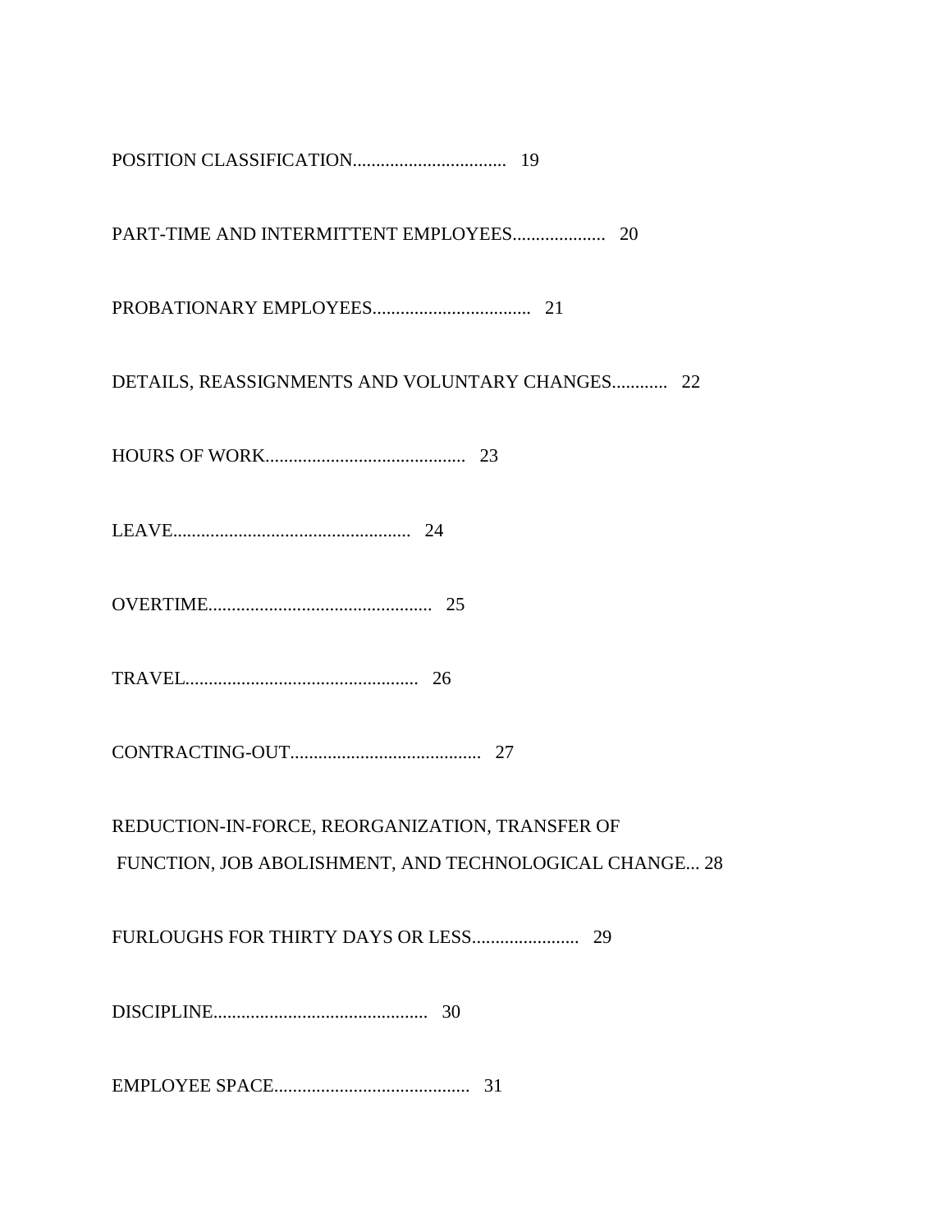POSITION CLASSIFICATION................................. 19

PART-TIME AND INTERMITTENT EMPLOYEES.................... 20

PROBATIONARY EMPLOYEES.................................. 21

DETAILS, REASSIGNMENTS AND VOLUNTARY CHANGES............ 22

HOURS OF WORK........................................... 23

LEAVE................................................... 24

OVERTIME................................................ 25

TRAVEL.................................................. 26

CONTRACTING-OUT......................................... 27

REDUCTION-IN-FORCE, REORGANIZATION, TRANSFER OF
FUNCTION, JOB ABOLISHMENT, AND TECHNOLOGICAL CHANGE... 28

FURLOUGHS FOR THIRTY DAYS OR LESS....................... 29

DISCIPLINE.............................................. 30

EMPLOYEE SPACE.......................................... 31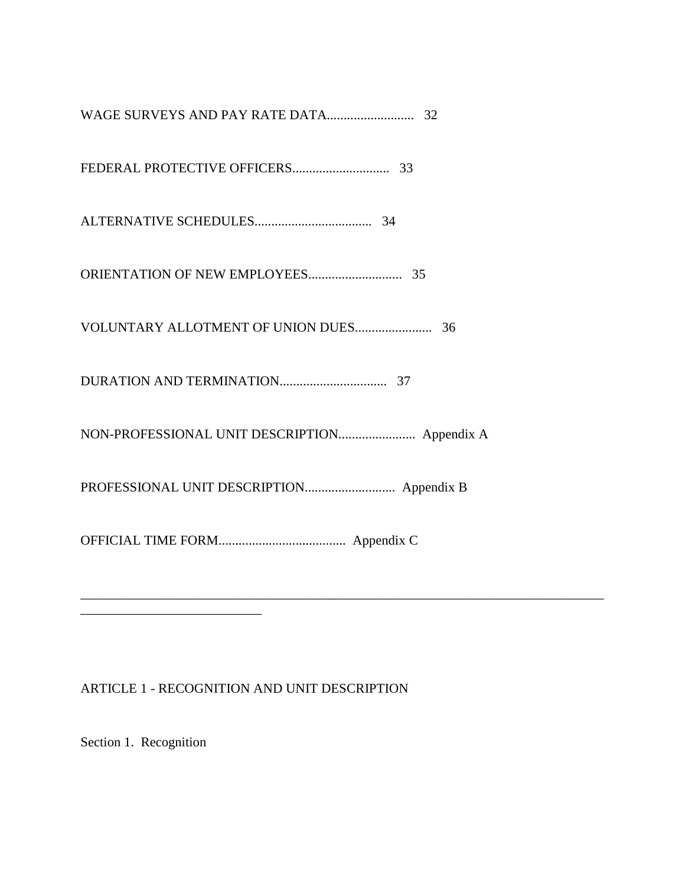WAGE SURVEYS AND PAY RATE DATA.......................... 32

FEDERAL PROTECTIVE OFFICERS............................ 33

ALTERNATIVE SCHEDULES.................................. 34

ORIENTATION OF NEW EMPLOYEES............................ 35

VOLUNTARY ALLOTMENT OF UNION DUES....................... 36

DURATION AND TERMINATION................................ 37

NON-PROFESSIONAL UNIT DESCRIPTION....................... Appendix A

PROFESSIONAL UNIT DESCRIPTION........................... Appendix B

OFFICIAL TIME FORM...................................... Appendix C

---

## ARTICLE 1 - RECOGNITION AND UNIT DESCRIPTION

### Section 1. Recognition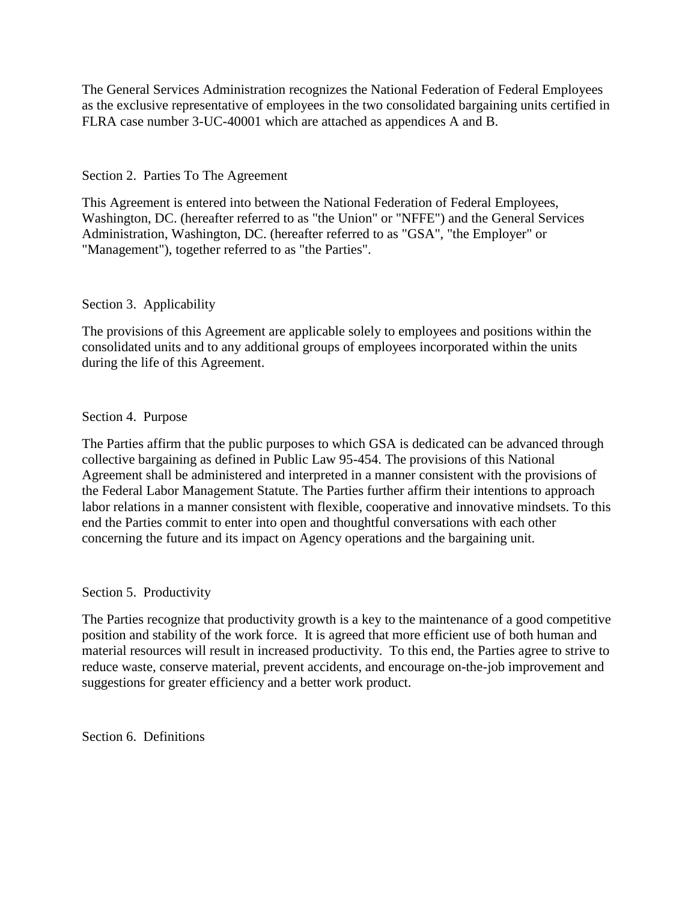The General Services Administration recognizes the National Federation of Federal Employees as the exclusive representative of employees in the two consolidated bargaining units certified in FLRA case number 3-UC-40001 which are attached as appendices A and B.

## Section 2. Parties To The Agreement

This Agreement is entered into between the National Federation of Federal Employees, Washington, DC. (hereafter referred to as "the Union" or "NFFE") and the General Services Administration, Washington, DC. (hereafter referred to as "GSA", "the Employer" or "Management"), together referred to as "the Parties".

## Section 3. Applicability

The provisions of this Agreement are applicable solely to employees and positions within the consolidated units and to any additional groups of employees incorporated within the units during the life of this Agreement.

## Section 4. Purpose

The Parties affirm that the public purposes to which GSA is dedicated can be advanced through collective bargaining as defined in Public Law 95-454. The provisions of this National Agreement shall be administered and interpreted in a manner consistent with the provisions of the Federal Labor Management Statute. The Parties further affirm their intentions to approach labor relations in a manner consistent with flexible, cooperative and innovative mindsets. To this end the Parties commit to enter into open and thoughtful conversations with each other concerning the future and its impact on Agency operations and the bargaining unit.

## Section 5. Productivity

The Parties recognize that productivity growth is a key to the maintenance of a good competitive position and stability of the work force. It is agreed that more efficient use of both human and material resources will result in increased productivity. To this end, the Parties agree to strive to reduce waste, conserve material, prevent accidents, and encourage on-the-job improvement and suggestions for greater efficiency and a better work product.

## Section 6. Definitions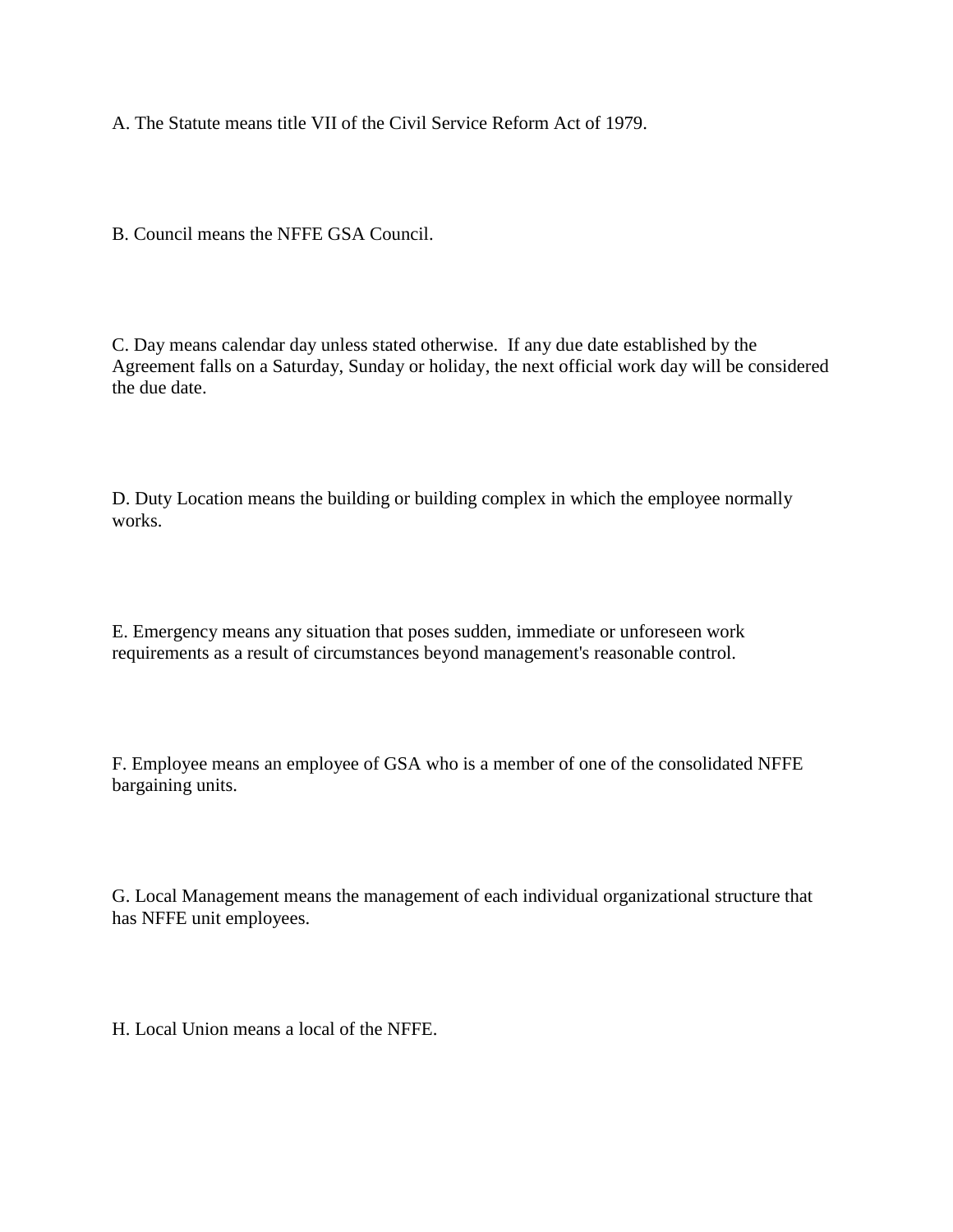A. The Statute means title VII of the Civil Service Reform Act of 1979.

B. Council means the NFFE GSA Council.

C. Day means calendar day unless stated otherwise. If any due date established by the Agreement falls on a Saturday, Sunday or holiday, the next official work day will be considered the due date.

D. Duty Location means the building or building complex in which the employee normally works.

E. Emergency means any situation that poses sudden, immediate or unforeseen work requirements as a result of circumstances beyond management's reasonable control.

F. Employee means an employee of GSA who is a member of one of the consolidated NFFE bargaining units.

G. Local Management means the management of each individual organizational structure that has NFFE unit employees.

H. Local Union means a local of the NFFE.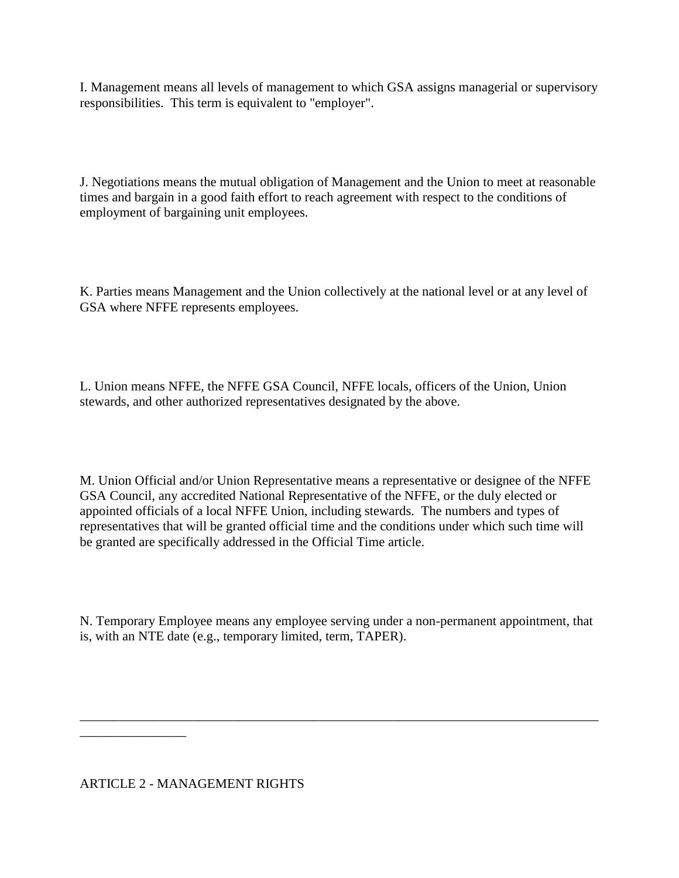I. Management means all levels of management to which GSA assigns managerial or supervisory responsibilities. This term is equivalent to "employer".

J. Negotiations means the mutual obligation of Management and the Union to meet at reasonable times and bargain in a good faith effort to reach agreement with respect to the conditions of employment of bargaining unit employees.

K. Parties means Management and the Union collectively at the national level or at any level of GSA where NFFE represents employees.

L. Union means NFFE, the NFFE GSA Council, NFFE locals, officers of the Union, Union stewards, and other authorized representatives designated by the above.

M. Union Official and/or Union Representative means a representative or designee of the NFFE GSA Council, any accredited National Representative of the NFFE, or the duly elected or appointed officials of a local NFFE Union, including stewards. The numbers and types of representatives that will be granted official time and the conditions under which such time will be granted are specifically addressed in the Official Time article.

N. Temporary Employee means any employee serving under a non-permanent appointment, that is, with an NTE date (e.g., temporary limited, term, TAPER).

---

## ARTICLE 2 - MANAGEMENT RIGHTS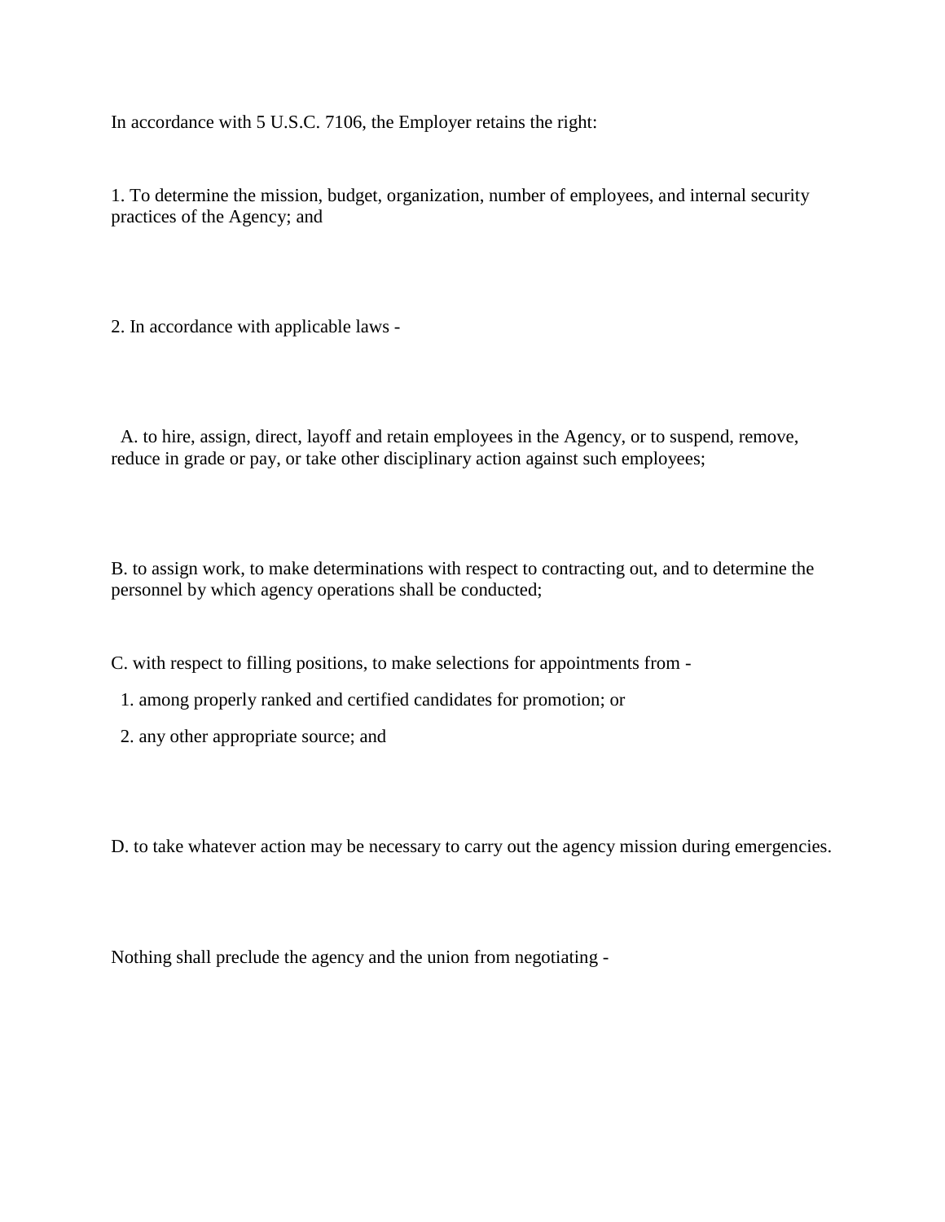In accordance with 5 U.S.C. 7106, the Employer retains the right:

1. To determine the mission, budget, organization, number of employees, and internal security practices of the Agency; and

2. In accordance with applicable laws -

A. to hire, assign, direct, layoff and retain employees in the Agency, or to suspend, remove, reduce in grade or pay, or take other disciplinary action against such employees;

B. to assign work, to make determinations with respect to contracting out, and to determine the personnel by which agency operations shall be conducted;

C. with respect to filling positions, to make selections for appointments from -

1. among properly ranked and certified candidates for promotion; or
2. any other appropriate source; and

D. to take whatever action may be necessary to carry out the agency mission during emergencies.

Nothing shall preclude the agency and the union from negotiating -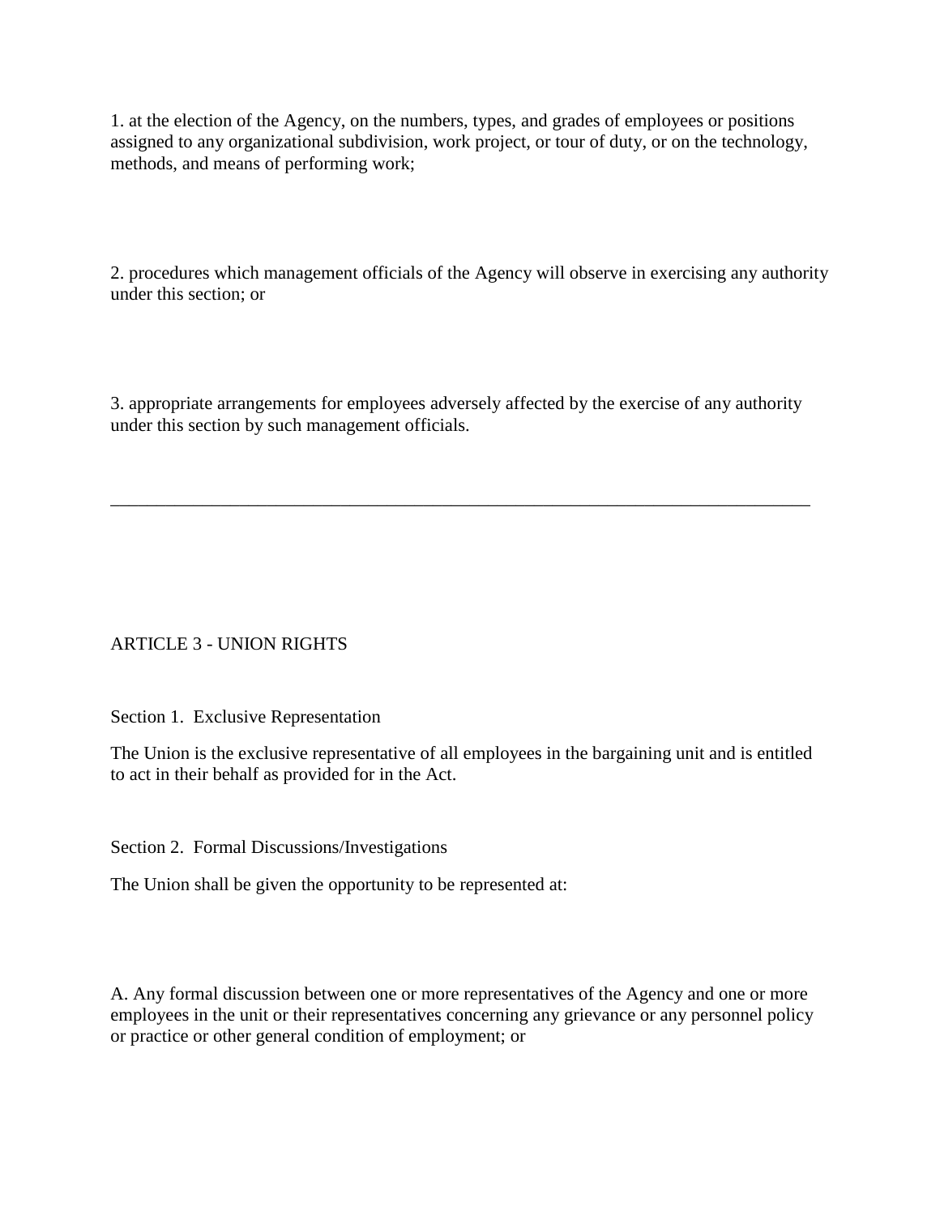1. at the election of the Agency, on the numbers, types, and grades of employees or positions assigned to any organizational subdivision, work project, or tour of duty, or on the technology, methods, and means of performing work;

2. procedures which management officials of the Agency will observe in exercising any authority under this section; or

3. appropriate arrangements for employees adversely affected by the exercise of any authority under this section by such management officials.

---

## ARTICLE 3 - UNION RIGHTS

### Section 1. Exclusive Representation

The Union is the exclusive representative of all employees in the bargaining unit and is entitled to act in their behalf as provided for in the Act.

### Section 2. Formal Discussions/Investigations

The Union shall be given the opportunity to be represented at:

A. Any formal discussion between one or more representatives of the Agency and one or more employees in the unit or their representatives concerning any grievance or any personnel policy or practice or other general condition of employment; or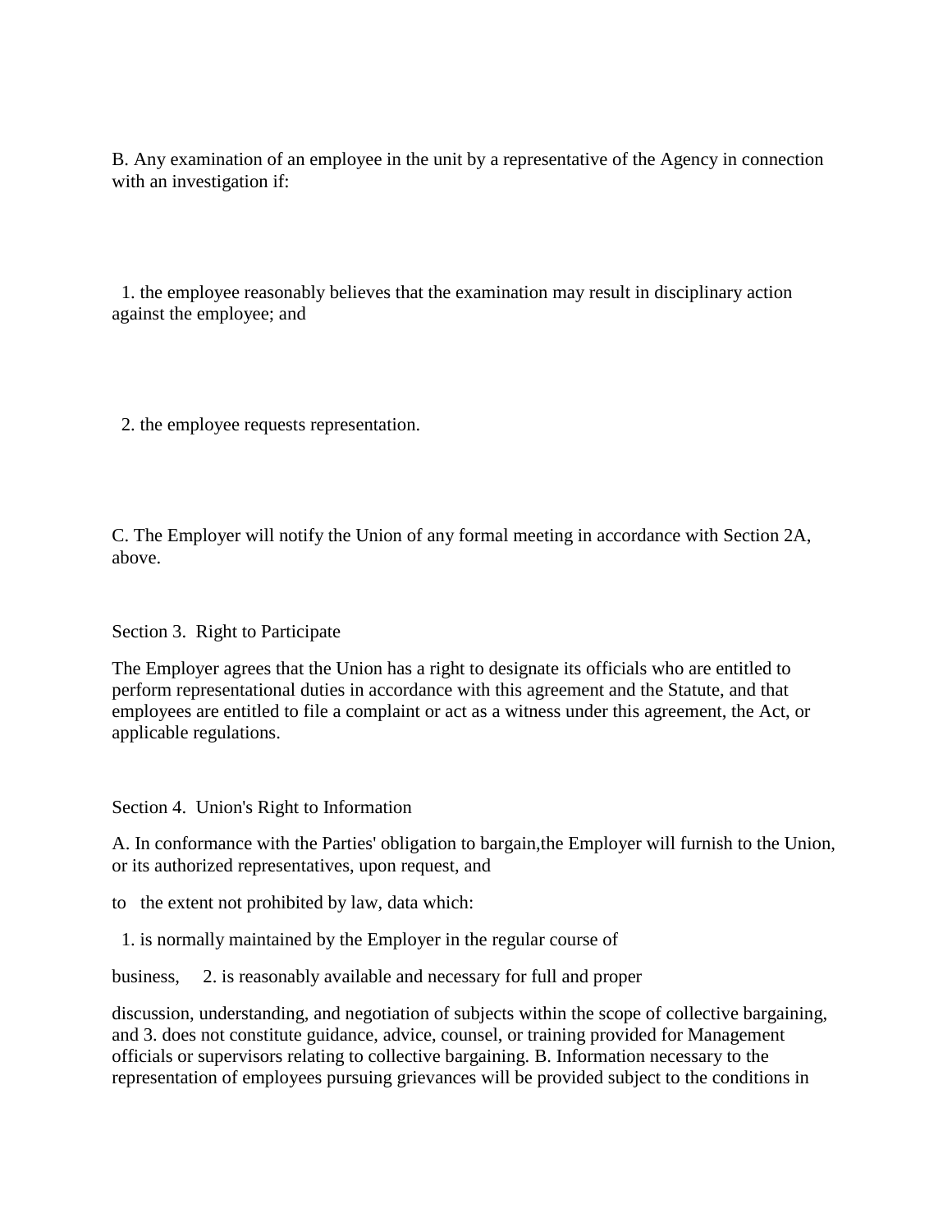B. Any examination of an employee in the unit by a representative of the Agency in connection with an investigation if:

1. the employee reasonably believes that the examination may result in disciplinary action against the employee; and

2. the employee requests representation.

C. The Employer will notify the Union of any formal meeting in accordance with Section 2A, above.

Section 3. Right to Participate

The Employer agrees that the Union has a right to designate its officials who are entitled to perform representational duties in accordance with this agreement and the Statute, and that employees are entitled to file a complaint or act as a witness under this agreement, the Act, or applicable regulations.

Section 4. Union's Right to Information

A. In conformance with the Parties' obligation to bargain,the Employer will furnish to the Union, or its authorized representatives, upon request, and

to the extent not prohibited by law, data which:

1. is normally maintained by the Employer in the regular course of

business, 2. is reasonably available and necessary for full and proper

discussion, understanding, and negotiation of subjects within the scope of collective bargaining, and 3. does not constitute guidance, advice, counsel, or training provided for Management officials or supervisors relating to collective bargaining. B. Information necessary to the representation of employees pursuing grievances will be provided subject to the conditions in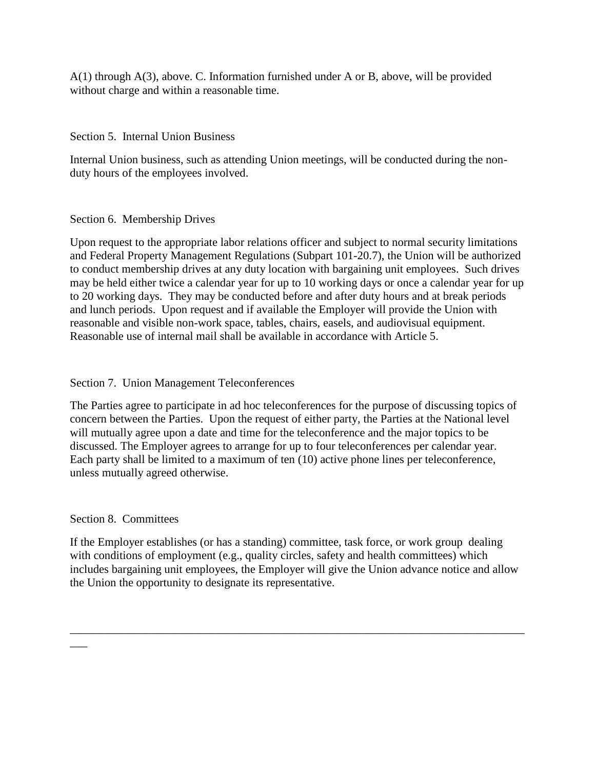A(1) through A(3), above. C. Information furnished under A or B, above, will be provided without charge and within a reasonable time.

Section 5. Internal Union Business

Internal Union business, such as attending Union meetings, will be conducted during the non-duty hours of the employees involved.

Section 6. Membership Drives

Upon request to the appropriate labor relations officer and subject to normal security limitations and Federal Property Management Regulations (Subpart 101-20.7), the Union will be authorized to conduct membership drives at any duty location with bargaining unit employees. Such drives may be held either twice a calendar year for up to 10 working days or once a calendar year for up to 20 working days. They may be conducted before and after duty hours and at break periods and lunch periods. Upon request and if available the Employer will provide the Union with reasonable and visible non-work space, tables, chairs, easels, and audiovisual equipment. Reasonable use of internal mail shall be available in accordance with Article 5.

Section 7. Union Management Teleconferences

The Parties agree to participate in ad hoc teleconferences for the purpose of discussing topics of concern between the Parties. Upon the request of either party, the Parties at the National level will mutually agree upon a date and time for the teleconference and the major topics to be discussed. The Employer agrees to arrange for up to four teleconferences per calendar year. Each party shall be limited to a maximum of ten (10) active phone lines per teleconference, unless mutually agreed otherwise.

Section 8. Committees

If the Employer establishes (or has a standing) committee, task force, or work group dealing with conditions of employment (e.g., quality circles, safety and health committees) which includes bargaining unit employees, the Employer will give the Union advance notice and allow the Union the opportunity to designate its representative.

---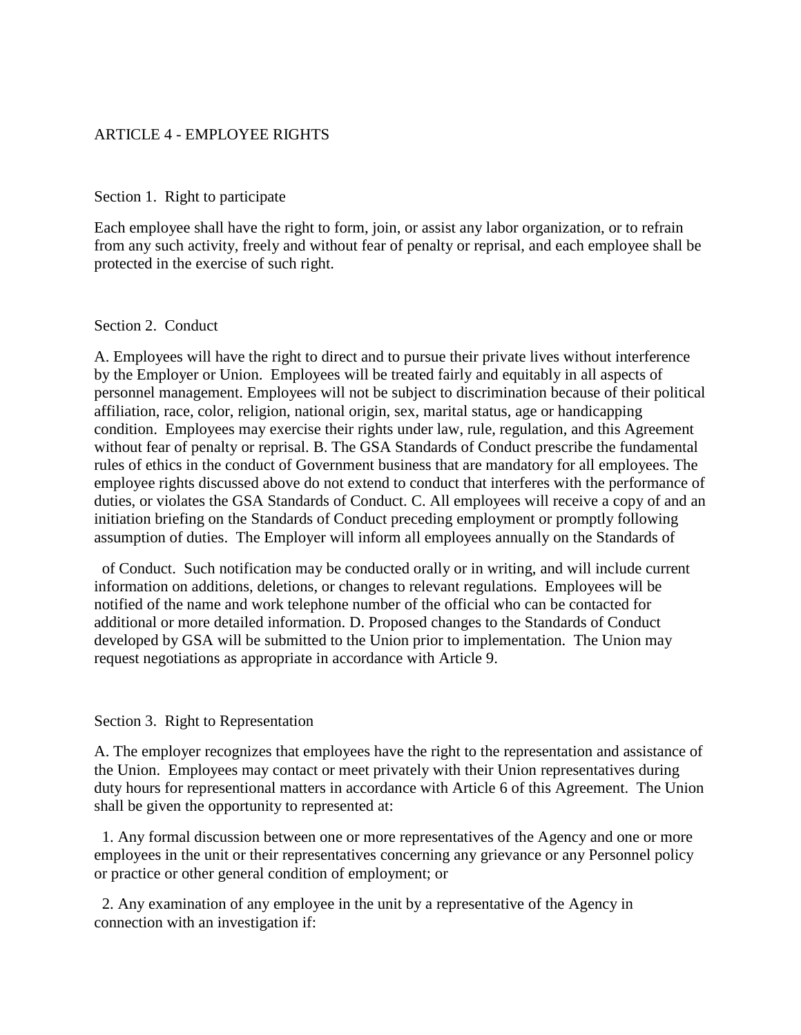## ARTICLE 4 - EMPLOYEE RIGHTS

### Section 1. Right to participate

Each employee shall have the right to form, join, or assist any labor organization, or to refrain from any such activity, freely and without fear of penalty or reprisal, and each employee shall be protected in the exercise of such right.

### Section 2. Conduct

A. Employees will have the right to direct and to pursue their private lives without interference by the Employer or Union. Employees will be treated fairly and equitably in all aspects of personnel management. Employees will not be subject to discrimination because of their political affiliation, race, color, religion, national origin, sex, marital status, age or handicapping condition. Employees may exercise their rights under law, rule, regulation, and this Agreement without fear of penalty or reprisal. B. The GSA Standards of Conduct prescribe the fundamental rules of ethics in the conduct of Government business that are mandatory for all employees. The employee rights discussed above do not extend to conduct that interferes with the performance of duties, or violates the GSA Standards of Conduct. C. All employees will receive a copy of and an initiation briefing on the Standards of Conduct preceding employment or promptly following assumption of duties. The Employer will inform all employees annually on the Standards of

of Conduct. Such notification may be conducted orally or in writing, and will include current information on additions, deletions, or changes to relevant regulations. Employees will be notified of the name and work telephone number of the official who can be contacted for additional or more detailed information. D. Proposed changes to the Standards of Conduct developed by GSA will be submitted to the Union prior to implementation. The Union may request negotiations as appropriate in accordance with Article 9.

### Section 3. Right to Representation

A. The employer recognizes that employees have the right to the representation and assistance of the Union. Employees may contact or meet privately with their Union representatives during duty hours for representional matters in accordance with Article 6 of this Agreement. The Union shall be given the opportunity to represented at:

1. Any formal discussion between one or more representatives of the Agency and one or more employees in the unit or their representatives concerning any grievance or any Personnel policy or practice or other general condition of employment; or

2. Any examination of any employee in the unit by a representative of the Agency in connection with an investigation if: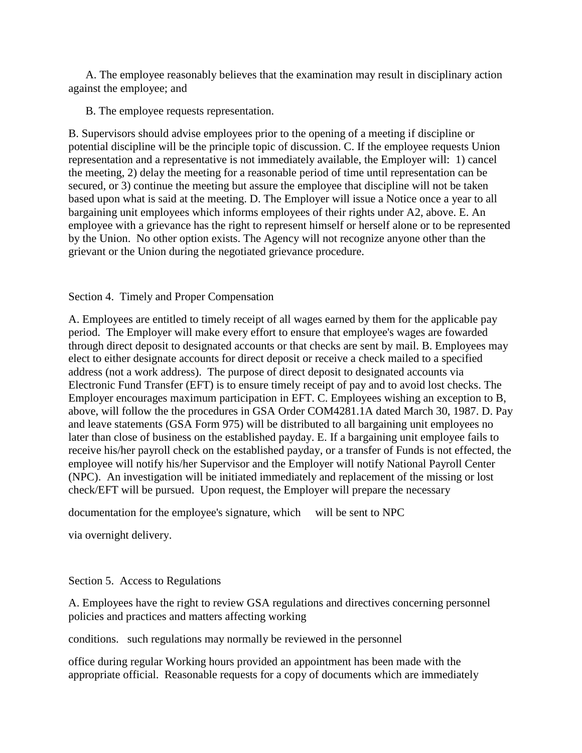A. The employee reasonably believes that the examination may result in disciplinary action against the employee; and

B. The employee requests representation.

B. Supervisors should advise employees prior to the opening of a meeting if discipline or potential discipline will be the principle topic of discussion. C. If the employee requests Union representation and a representative is not immediately available, the Employer will: 1) cancel the meeting, 2) delay the meeting for a reasonable period of time until representation can be secured, or 3) continue the meeting but assure the employee that discipline will not be taken based upon what is said at the meeting. D. The Employer will issue a Notice once a year to all bargaining unit employees which informs employees of their rights under A2, above. E. An employee with a grievance has the right to represent himself or herself alone or to be represented by the Union. No other option exists. The Agency will not recognize anyone other than the grievant or the Union during the negotiated grievance procedure.

Section 4. Timely and Proper Compensation

A. Employees are entitled to timely receipt of all wages earned by them for the applicable pay period. The Employer will make every effort to ensure that employee's wages are fowarded through direct deposit to designated accounts or that checks are sent by mail. B. Employees may elect to either designate accounts for direct deposit or receive a check mailed to a specified address (not a work address). The purpose of direct deposit to designated accounts via Electronic Fund Transfer (EFT) is to ensure timely receipt of pay and to avoid lost checks. The Employer encourages maximum participation in EFT. C. Employees wishing an exception to B, above, will follow the the procedures in GSA Order COM4281.1A dated March 30, 1987. D. Pay and leave statements (GSA Form 975) will be distributed to all bargaining unit employees no later than close of business on the established payday. E. If a bargaining unit employee fails to receive his/her payroll check on the established payday, or a transfer of Funds is not effected, the employee will notify his/her Supervisor and the Employer will notify National Payroll Center (NPC). An investigation will be initiated immediately and replacement of the missing or lost check/EFT will be pursued. Upon request, the Employer will prepare the necessary documentation for the employee's signature, which will be sent to NPC via overnight delivery.

Section 5. Access to Regulations

A. Employees have the right to review GSA regulations and directives concerning personnel policies and practices and matters affecting working conditions. such regulations may normally be reviewed in the personnel office during regular Working hours provided an appointment has been made with the appropriate official. Reasonable requests for a copy of documents which are immediately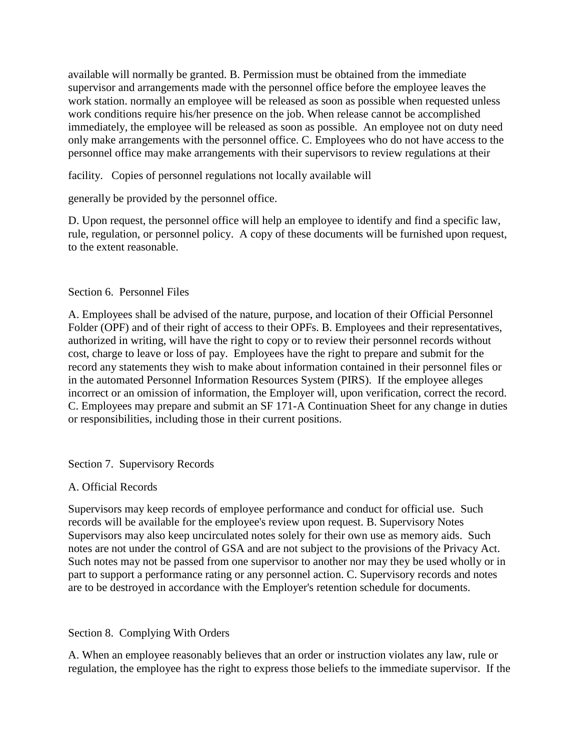available will normally be granted. B. Permission must be obtained from the immediate supervisor and arrangements made with the personnel office before the employee leaves the work station. normally an employee will be released as soon as possible when requested unless work conditions require his/her presence on the job. When release cannot be accomplished immediately, the employee will be released as soon as possible. An employee not on duty need only make arrangements with the personnel office. C. Employees who do not have access to the personnel office may make arrangements with their supervisors to review regulations at their

facility. Copies of personnel regulations not locally available will

generally be provided by the personnel office.

D. Upon request, the personnel office will help an employee to identify and find a specific law, rule, regulation, or personnel policy. A copy of these documents will be furnished upon request, to the extent reasonable.

Section 6. Personnel Files

A. Employees shall be advised of the nature, purpose, and location of their Official Personnel Folder (OPF) and of their right of access to their OPFs. B. Employees and their representatives, authorized in writing, will have the right to copy or to review their personnel records without cost, charge to leave or loss of pay. Employees have the right to prepare and submit for the record any statements they wish to make about information contained in their personnel files or in the automated Personnel Information Resources System (PIRS). If the employee alleges incorrect or an omission of information, the Employer will, upon verification, correct the record. C. Employees may prepare and submit an SF 171-A Continuation Sheet for any change in duties or responsibilities, including those in their current positions.

Section 7. Supervisory Records

A. Official Records

Supervisors may keep records of employee performance and conduct for official use. Such records will be available for the employee's review upon request. B. Supervisory Notes Supervisors may also keep uncirculated notes solely for their own use as memory aids. Such notes are not under the control of GSA and are not subject to the provisions of the Privacy Act. Such notes may not be passed from one supervisor to another nor may they be used wholly or in part to support a performance rating or any personnel action. C. Supervisory records and notes are to be destroyed in accordance with the Employer's retention schedule for documents.

Section 8. Complying With Orders

A. When an employee reasonably believes that an order or instruction violates any law, rule or regulation, the employee has the right to express those beliefs to the immediate supervisor. If the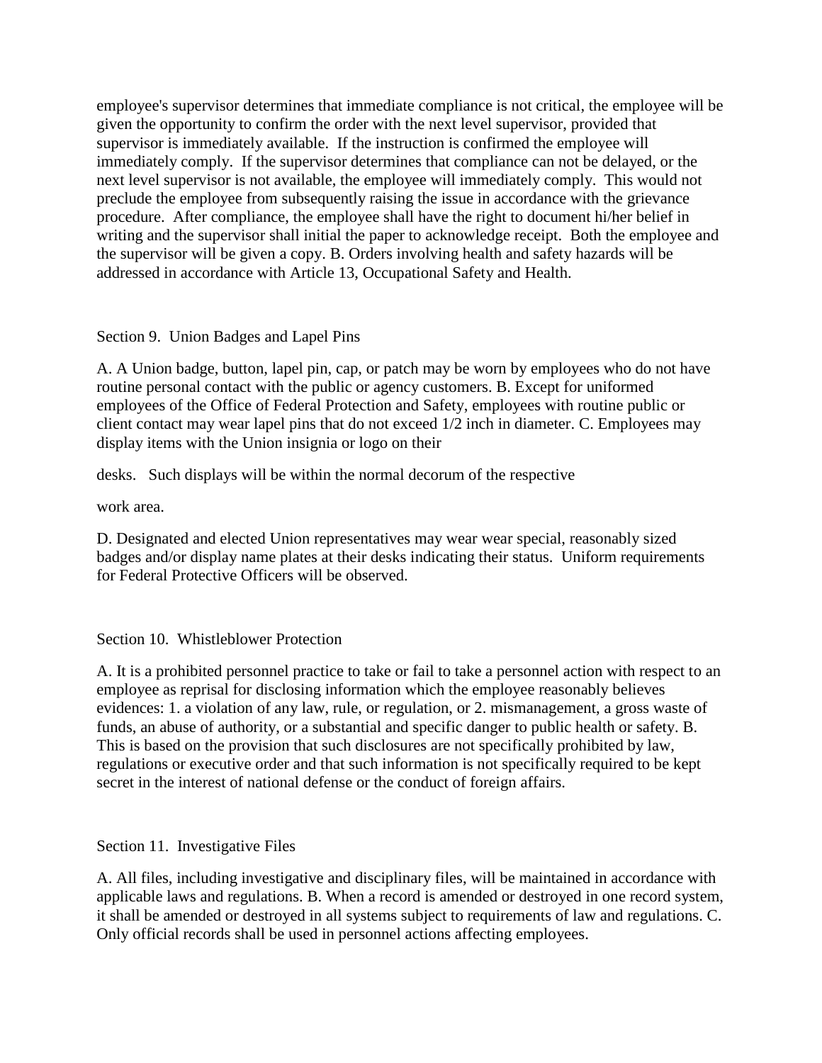employee's supervisor determines that immediate compliance is not critical, the employee will be given the opportunity to confirm the order with the next level supervisor, provided that supervisor is immediately available. If the instruction is confirmed the employee will immediately comply. If the supervisor determines that compliance can not be delayed, or the next level supervisor is not available, the employee will immediately comply. This would not preclude the employee from subsequently raising the issue in accordance with the grievance procedure. After compliance, the employee shall have the right to document hi/her belief in writing and the supervisor shall initial the paper to acknowledge receipt. Both the employee and the supervisor will be given a copy. B. Orders involving health and safety hazards will be addressed in accordance with Article 13, Occupational Safety and Health.

Section 9. Union Badges and Lapel Pins

A. A Union badge, button, lapel pin, cap, or patch may be worn by employees who do not have routine personal contact with the public or agency customers. B. Except for uniformed employees of the Office of Federal Protection and Safety, employees with routine public or client contact may wear lapel pins that do not exceed 1/2 inch in diameter. C. Employees may display items with the Union insignia or logo on their

desks. Such displays will be within the normal decorum of the respective

work area.

D. Designated and elected Union representatives may wear wear special, reasonably sized badges and/or display name plates at their desks indicating their status. Uniform requirements for Federal Protective Officers will be observed.

Section 10. Whistleblower Protection

A. It is a prohibited personnel practice to take or fail to take a personnel action with respect to an employee as reprisal for disclosing information which the employee reasonably believes evidences: 1. a violation of any law, rule, or regulation, or 2. mismanagement, a gross waste of funds, an abuse of authority, or a substantial and specific danger to public health or safety. B. This is based on the provision that such disclosures are not specifically prohibited by law, regulations or executive order and that such information is not specifically required to be kept secret in the interest of national defense or the conduct of foreign affairs.

Section 11. Investigative Files

A. All files, including investigative and disciplinary files, will be maintained in accordance with applicable laws and regulations. B. When a record is amended or destroyed in one record system, it shall be amended or destroyed in all systems subject to requirements of law and regulations. C. Only official records shall be used in personnel actions affecting employees.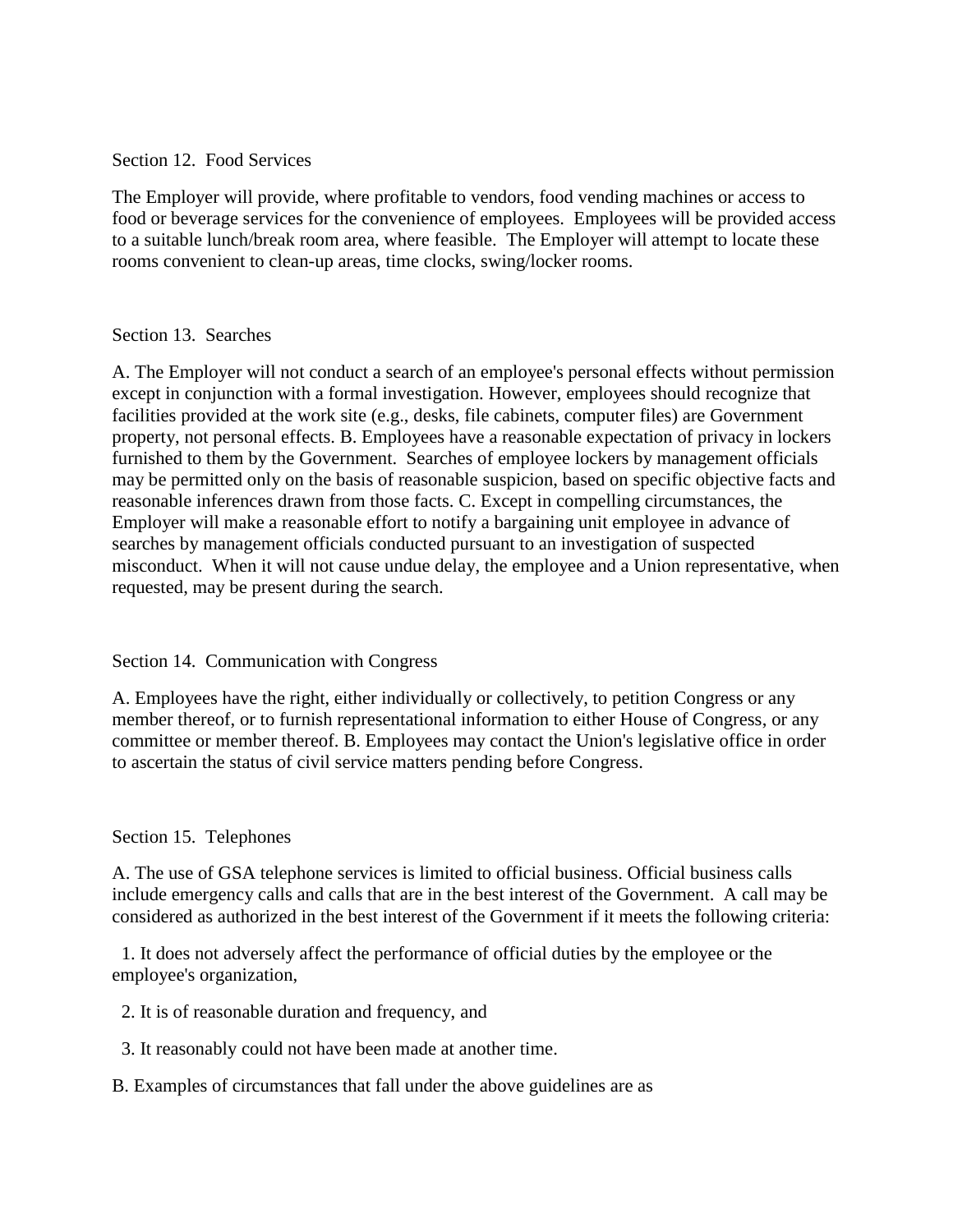Section 12. Food Services

The Employer will provide, where profitable to vendors, food vending machines or access to food or beverage services for the convenience of employees. Employees will be provided access to a suitable lunch/break room area, where feasible. The Employer will attempt to locate these rooms convenient to clean-up areas, time clocks, swing/locker rooms.

Section 13. Searches

A. The Employer will not conduct a search of an employee's personal effects without permission except in conjunction with a formal investigation. However, employees should recognize that facilities provided at the work site (e.g., desks, file cabinets, computer files) are Government property, not personal effects. B. Employees have a reasonable expectation of privacy in lockers furnished to them by the Government. Searches of employee lockers by management officials may be permitted only on the basis of reasonable suspicion, based on specific objective facts and reasonable inferences drawn from those facts. C. Except in compelling circumstances, the Employer will make a reasonable effort to notify a bargaining unit employee in advance of searches by management officials conducted pursuant to an investigation of suspected misconduct. When it will not cause undue delay, the employee and a Union representative, when requested, may be present during the search.

Section 14. Communication with Congress

A. Employees have the right, either individually or collectively, to petition Congress or any member thereof, or to furnish representational information to either House of Congress, or any committee or member thereof. B. Employees may contact the Union's legislative office in order to ascertain the status of civil service matters pending before Congress.

Section 15. Telephones

A. The use of GSA telephone services is limited to official business. Official business calls include emergency calls and calls that are in the best interest of the Government. A call may be considered as authorized in the best interest of the Government if it meets the following criteria:

1. It does not adversely affect the performance of official duties by the employee or the employee's organization,

2. It is of reasonable duration and frequency, and

3. It reasonably could not have been made at another time.

B. Examples of circumstances that fall under the above guidelines are as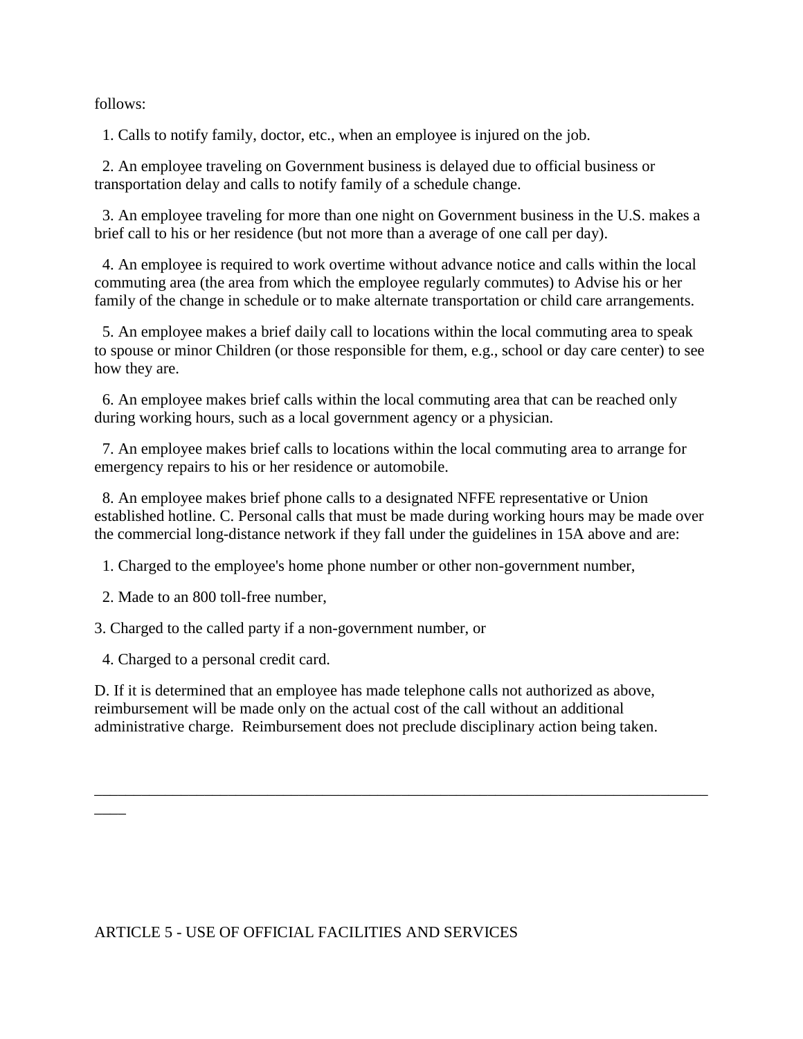follows:

1. Calls to notify family, doctor, etc., when an employee is injured on the job.

2. An employee traveling on Government business is delayed due to official business or transportation delay and calls to notify family of a schedule change.

3. An employee traveling for more than one night on Government business in the U.S. makes a brief call to his or her residence (but not more than a average of one call per day).

4. An employee is required to work overtime without advance notice and calls within the local commuting area (the area from which the employee regularly commutes) to Advise his or her family of the change in schedule or to make alternate transportation or child care arrangements.

5. An employee makes a brief daily call to locations within the local commuting area to speak to spouse or minor Children (or those responsible for them, e.g., school or day care center) to see how they are.

6. An employee makes brief calls within the local commuting area that can be reached only during working hours, such as a local government agency or a physician.

7. An employee makes brief calls to locations within the local commuting area to arrange for emergency repairs to his or her residence or automobile.

8. An employee makes brief phone calls to a designated NFFE representative or Union established hotline. C. Personal calls that must be made during working hours may be made over the commercial long-distance network if they fall under the guidelines in 15A above and are:

1. Charged to the employee's home phone number or other non-government number,

2. Made to an 800 toll-free number,

3. Charged to the called party if a non-government number, or

4. Charged to a personal credit card.

D. If it is determined that an employee has made telephone calls not authorized as above, reimbursement will be made only on the actual cost of the call without an additional administrative charge. Reimbursement does not preclude disciplinary action being taken.

---

ARTICLE 5 - USE OF OFFICIAL FACILITIES AND SERVICES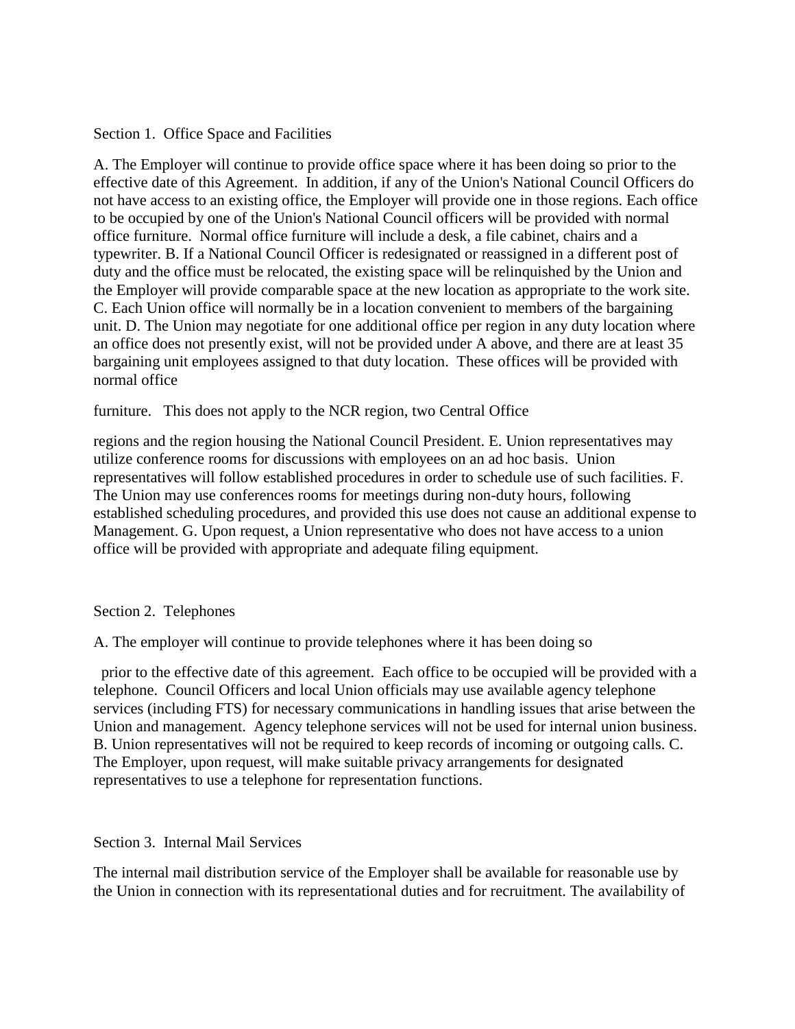Section 1. Office Space and Facilities

A. The Employer will continue to provide office space where it has been doing so prior to the effective date of this Agreement. In addition, if any of the Union's National Council Officers do not have access to an existing office, the Employer will provide one in those regions. Each office to be occupied by one of the Union's National Council officers will be provided with normal office furniture. Normal office furniture will include a desk, a file cabinet, chairs and a typewriter. B. If a National Council Officer is redesignated or reassigned in a different post of duty and the office must be relocated, the existing space will be relinquished by the Union and the Employer will provide comparable space at the new location as appropriate to the work site. C. Each Union office will normally be in a location convenient to members of the bargaining unit. D. The Union may negotiate for one additional office per region in any duty location where an office does not presently exist, will not be provided under A above, and there are at least 35 bargaining unit employees assigned to that duty location. These offices will be provided with normal office

furniture. This does not apply to the NCR region, two Central Office

regions and the region housing the National Council President. E. Union representatives may utilize conference rooms for discussions with employees on an ad hoc basis. Union representatives will follow established procedures in order to schedule use of such facilities. F. The Union may use conferences rooms for meetings during non-duty hours, following established scheduling procedures, and provided this use does not cause an additional expense to Management. G. Upon request, a Union representative who does not have access to a union office will be provided with appropriate and adequate filing equipment.

Section 2. Telephones

A. The employer will continue to provide telephones where it has been doing so

prior to the effective date of this agreement. Each office to be occupied will be provided with a telephone. Council Officers and local Union officials may use available agency telephone services (including FTS) for necessary communications in handling issues that arise between the Union and management. Agency telephone services will not be used for internal union business. B. Union representatives will not be required to keep records of incoming or outgoing calls. C. The Employer, upon request, will make suitable privacy arrangements for designated representatives to use a telephone for representation functions.

Section 3. Internal Mail Services

The internal mail distribution service of the Employer shall be available for reasonable use by the Union in connection with its representational duties and for recruitment. The availability of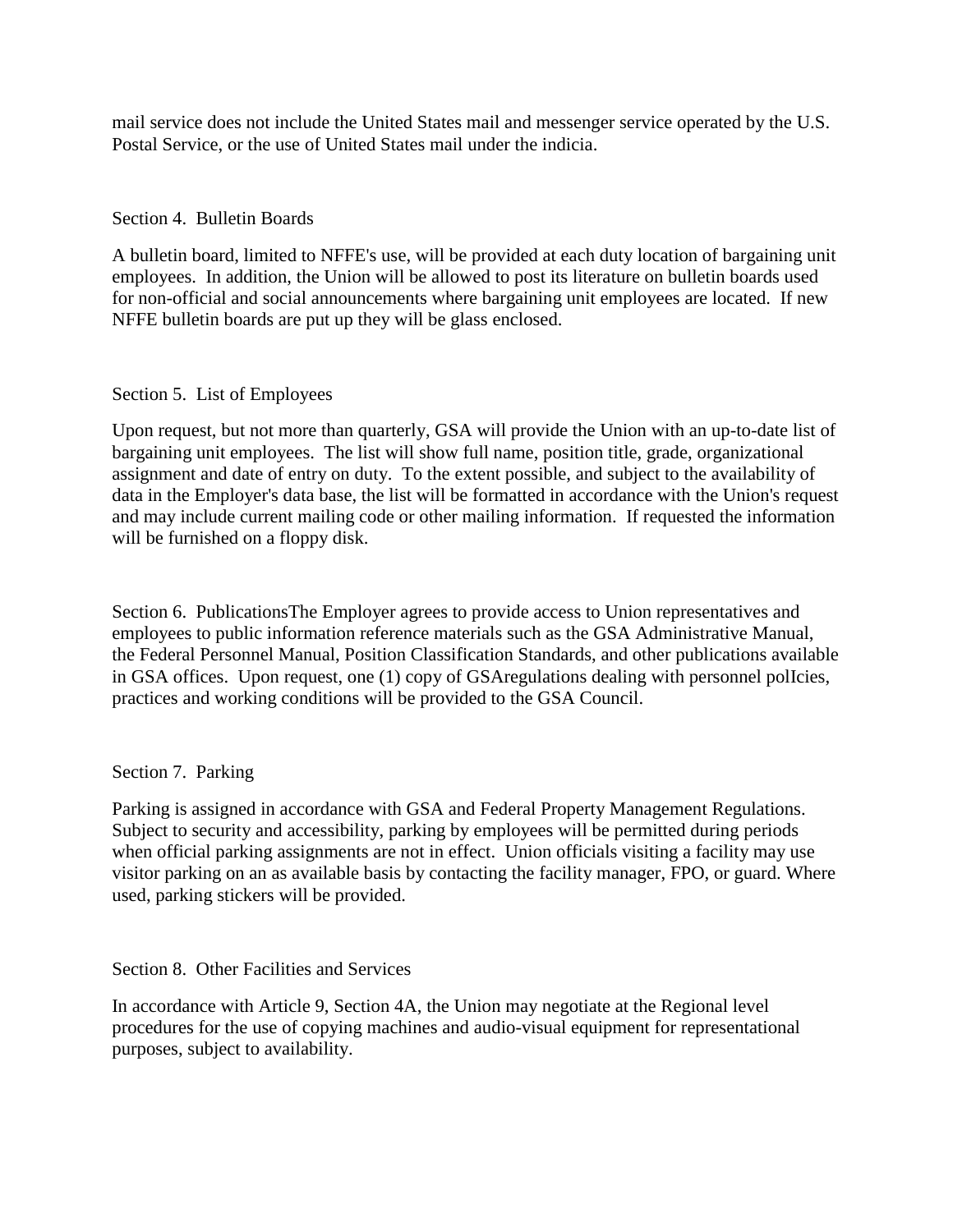mail service does not include the United States mail and messenger service operated by the U.S. Postal Service, or the use of United States mail under the indicia.

Section 4. Bulletin Boards

A bulletin board, limited to NFFE's use, will be provided at each duty location of bargaining unit employees. In addition, the Union will be allowed to post its literature on bulletin boards used for non-official and social announcements where bargaining unit employees are located. If new NFFE bulletin boards are put up they will be glass enclosed.

Section 5. List of Employees

Upon request, but not more than quarterly, GSA will provide the Union with an up-to-date list of bargaining unit employees. The list will show full name, position title, grade, organizational assignment and date of entry on duty. To the extent possible, and subject to the availability of data in the Employer's data base, the list will be formatted in accordance with the Union's request and may include current mailing code or other mailing information. If requested the information will be furnished on a floppy disk.

Section 6. PublicationsThe Employer agrees to provide access to Union representatives and employees to public information reference materials such as the GSA Administrative Manual, the Federal Personnel Manual, Position Classification Standards, and other publications available in GSA offices. Upon request, one (1) copy of GSAregulations dealing with personnel polIcies, practices and working conditions will be provided to the GSA Council.

Section 7. Parking

Parking is assigned in accordance with GSA and Federal Property Management Regulations. Subject to security and accessibility, parking by employees will be permitted during periods when official parking assignments are not in effect. Union officials visiting a facility may use visitor parking on an as available basis by contacting the facility manager, FPO, or guard. Where used, parking stickers will be provided.

Section 8. Other Facilities and Services

In accordance with Article 9, Section 4A, the Union may negotiate at the Regional level procedures for the use of copying machines and audio-visual equipment for representational purposes, subject to availability.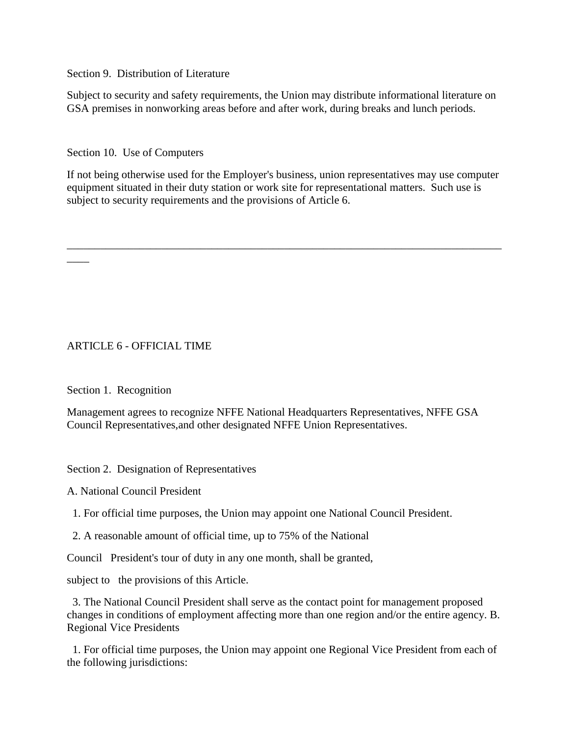Section 9. Distribution of Literature

Subject to security and safety requirements, the Union may distribute informational literature on GSA premises in nonworking areas before and after work, during breaks and lunch periods.

Section 10. Use of Computers

If not being otherwise used for the Employer's business, union representatives may use computer equipment situated in their duty station or work site for representational matters. Such use is subject to security requirements and the provisions of Article 6.

---

## ARTICLE 6 - OFFICIAL TIME

Section 1. Recognition

Management agrees to recognize NFFE National Headquarters Representatives, NFFE GSA Council Representatives,and other designated NFFE Union Representatives.

Section 2. Designation of Representatives

A. National Council President

1. For official time purposes, the Union may appoint one National Council President.

2. A reasonable amount of official time, up to 75% of the National Council President's tour of duty in any one month, shall be granted, subject to the provisions of this Article.

3. The National Council President shall serve as the contact point for management proposed changes in conditions of employment affecting more than one region and/or the entire agency.

B. Regional Vice Presidents

1. For official time purposes, the Union may appoint one Regional Vice President from each of the following jurisdictions: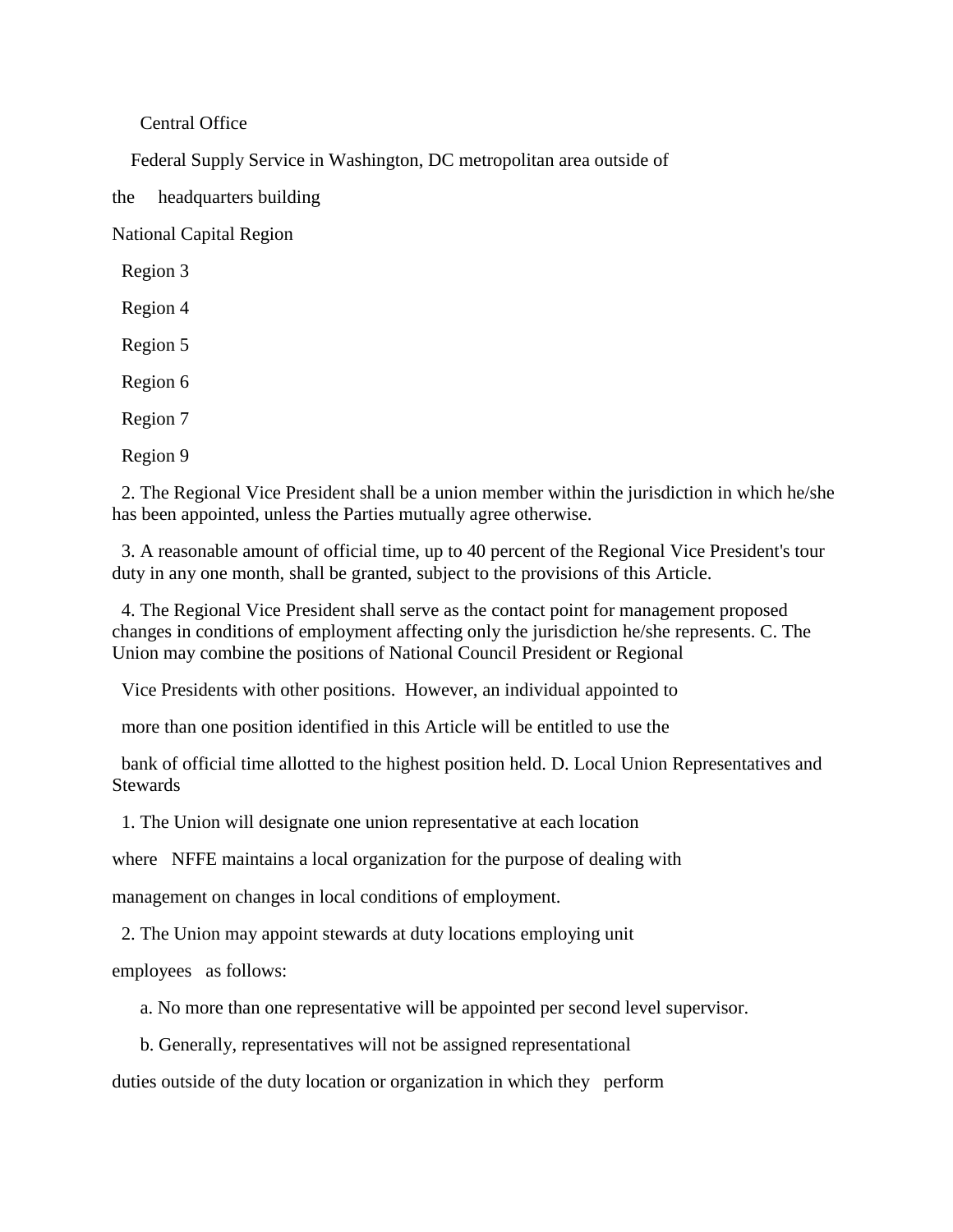Central Office

Federal Supply Service in Washington, DC metropolitan area outside of the headquarters building

National Capital Region

Region 3

Region 4

Region 5

Region 6

Region 7

Region 9

2. The Regional Vice President shall be a union member within the jurisdiction in which he/she has been appointed, unless the Parties mutually agree otherwise.

3. A reasonable amount of official time, up to 40 percent of the Regional Vice President's tour duty in any one month, shall be granted, subject to the provisions of this Article.

4. The Regional Vice President shall serve as the contact point for management proposed changes in conditions of employment affecting only the jurisdiction he/she represents. C. The Union may combine the positions of National Council President or Regional Vice Presidents with other positions. However, an individual appointed to more than one position identified in this Article will be entitled to use the bank of official time allotted to the highest position held. D. Local Union Representatives and Stewards

1. The Union will designate one union representative at each location where NFFE maintains a local organization for the purpose of dealing with management on changes in local conditions of employment.

2. The Union may appoint stewards at duty locations employing unit employees as follows:

a. No more than one representative will be appointed per second level supervisor.

b. Generally, representatives will not be assigned representational duties outside of the duty location or organization in which they perform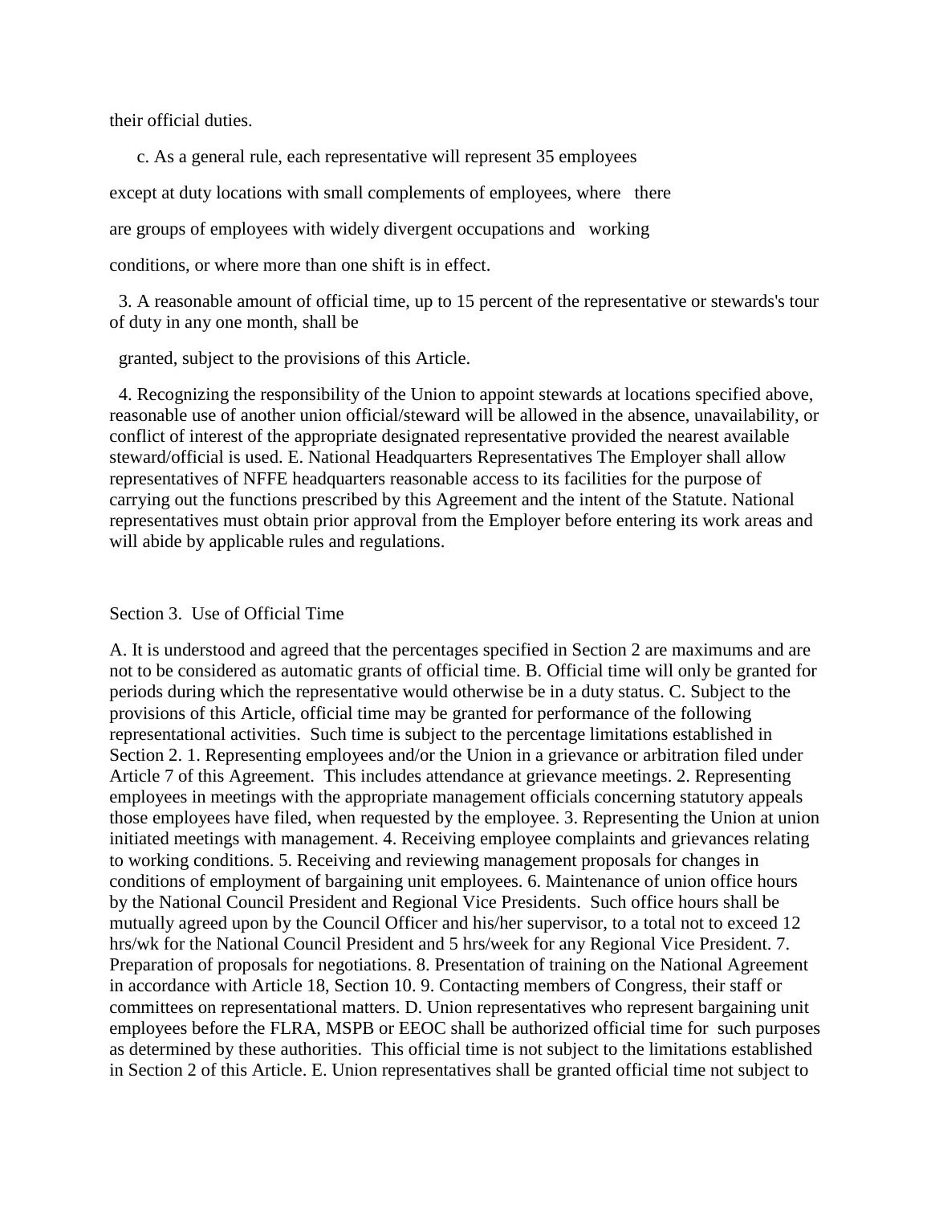their official duties.

c. As a general rule, each representative will represent 35 employees except at duty locations with small complements of employees, where there are groups of employees with widely divergent occupations and working conditions, or where more than one shift is in effect.

3. A reasonable amount of official time, up to 15 percent of the representative or stewards's tour of duty in any one month, shall be granted, subject to the provisions of this Article.

4. Recognizing the responsibility of the Union to appoint stewards at locations specified above, reasonable use of another union official/steward will be allowed in the absence, unavailability, or conflict of interest of the appropriate designated representative provided the nearest available steward/official is used. E. National Headquarters Representatives The Employer shall allow representatives of NFFE headquarters reasonable access to its facilities for the purpose of carrying out the functions prescribed by this Agreement and the intent of the Statute. National representatives must obtain prior approval from the Employer before entering its work areas and will abide by applicable rules and regulations.

Section 3. Use of Official Time

A. It is understood and agreed that the percentages specified in Section 2 are maximums and are not to be considered as automatic grants of official time. B. Official time will only be granted for periods during which the representative would otherwise be in a duty status. C. Subject to the provisions of this Article, official time may be granted for performance of the following representational activities. Such time is subject to the percentage limitations established in Section 2. 1. Representing employees and/or the Union in a grievance or arbitration filed under Article 7 of this Agreement. This includes attendance at grievance meetings. 2. Representing employees in meetings with the appropriate management officials concerning statutory appeals those employees have filed, when requested by the employee. 3. Representing the Union at union initiated meetings with management. 4. Receiving employee complaints and grievances relating to working conditions. 5. Receiving and reviewing management proposals for changes in conditions of employment of bargaining unit employees. 6. Maintenance of union office hours by the National Council President and Regional Vice Presidents. Such office hours shall be mutually agreed upon by the Council Officer and his/her supervisor, to a total not to exceed 12 hrs/wk for the National Council President and 5 hrs/week for any Regional Vice President. 7. Preparation of proposals for negotiations. 8. Presentation of training on the National Agreement in accordance with Article 18, Section 10. 9. Contacting members of Congress, their staff or committees on representational matters. D. Union representatives who represent bargaining unit employees before the FLRA, MSPB or EEOC shall be authorized official time for such purposes as determined by these authorities. This official time is not subject to the limitations established in Section 2 of this Article. E. Union representatives shall be granted official time not subject to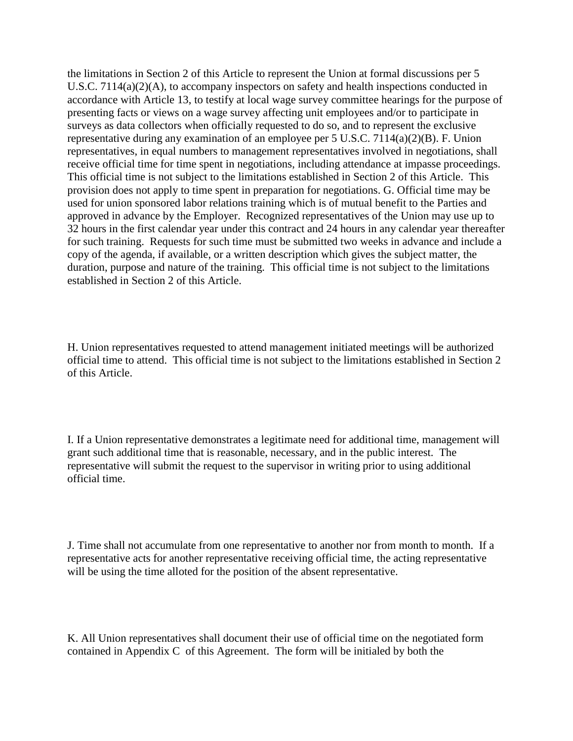the limitations in Section 2 of this Article to represent the Union at formal discussions per 5 U.S.C. 7114(a)(2)(A), to accompany inspectors on safety and health inspections conducted in accordance with Article 13, to testify at local wage survey committee hearings for the purpose of presenting facts or views on a wage survey affecting unit employees and/or to participate in surveys as data collectors when officially requested to do so, and to represent the exclusive representative during any examination of an employee per 5 U.S.C. 7114(a)(2)(B). F. Union representatives, in equal numbers to management representatives involved in negotiations, shall receive official time for time spent in negotiations, including attendance at impasse proceedings. This official time is not subject to the limitations established in Section 2 of this Article. This provision does not apply to time spent in preparation for negotiations. G. Official time may be used for union sponsored labor relations training which is of mutual benefit to the Parties and approved in advance by the Employer. Recognized representatives of the Union may use up to 32 hours in the first calendar year under this contract and 24 hours in any calendar year thereafter for such training. Requests for such time must be submitted two weeks in advance and include a copy of the agenda, if available, or a written description which gives the subject matter, the duration, purpose and nature of the training. This official time is not subject to the limitations established in Section 2 of this Article.

H. Union representatives requested to attend management initiated meetings will be authorized official time to attend. This official time is not subject to the limitations established in Section 2 of this Article.

I. If a Union representative demonstrates a legitimate need for additional time, management will grant such additional time that is reasonable, necessary, and in the public interest. The representative will submit the request to the supervisor in writing prior to using additional official time.

J. Time shall not accumulate from one representative to another nor from month to month. If a representative acts for another representative receiving official time, the acting representative will be using the time alloted for the position of the absent representative.

K. All Union representatives shall document their use of official time on the negotiated form contained in Appendix C of this Agreement. The form will be initialed by both the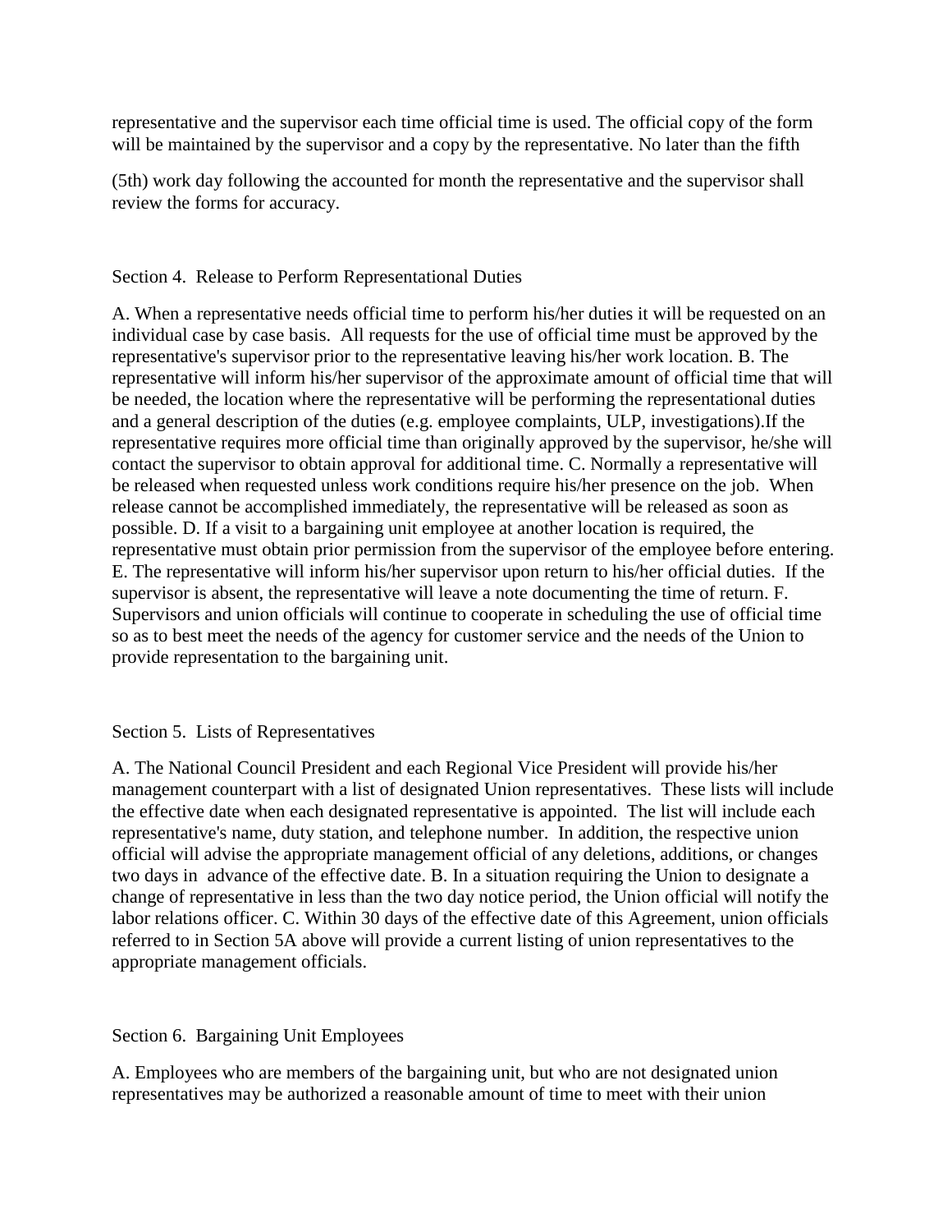representative and the supervisor each time official time is used. The official copy of the form will be maintained by the supervisor and a copy by the representative. No later than the fifth

(5th) work day following the accounted for month the representative and the supervisor shall review the forms for accuracy.

Section 4. Release to Perform Representational Duties

A. When a representative needs official time to perform his/her duties it will be requested on an individual case by case basis. All requests for the use of official time must be approved by the representative's supervisor prior to the representative leaving his/her work location. B. The representative will inform his/her supervisor of the approximate amount of official time that will be needed, the location where the representative will be performing the representational duties and a general description of the duties (e.g. employee complaints, ULP, investigations).If the representative requires more official time than originally approved by the supervisor, he/she will contact the supervisor to obtain approval for additional time. C. Normally a representative will be released when requested unless work conditions require his/her presence on the job. When release cannot be accomplished immediately, the representative will be released as soon as possible. D. If a visit to a bargaining unit employee at another location is required, the representative must obtain prior permission from the supervisor of the employee before entering. E. The representative will inform his/her supervisor upon return to his/her official duties. If the supervisor is absent, the representative will leave a note documenting the time of return. F. Supervisors and union officials will continue to cooperate in scheduling the use of official time so as to best meet the needs of the agency for customer service and the needs of the Union to provide representation to the bargaining unit.

Section 5. Lists of Representatives

A. The National Council President and each Regional Vice President will provide his/her management counterpart with a list of designated Union representatives. These lists will include the effective date when each designated representative is appointed. The list will include each representative's name, duty station, and telephone number. In addition, the respective union official will advise the appropriate management official of any deletions, additions, or changes two days in advance of the effective date. B. In a situation requiring the Union to designate a change of representative in less than the two day notice period, the Union official will notify the labor relations officer. C. Within 30 days of the effective date of this Agreement, union officials referred to in Section 5A above will provide a current listing of union representatives to the appropriate management officials.

Section 6. Bargaining Unit Employees

A. Employees who are members of the bargaining unit, but who are not designated union representatives may be authorized a reasonable amount of time to meet with their union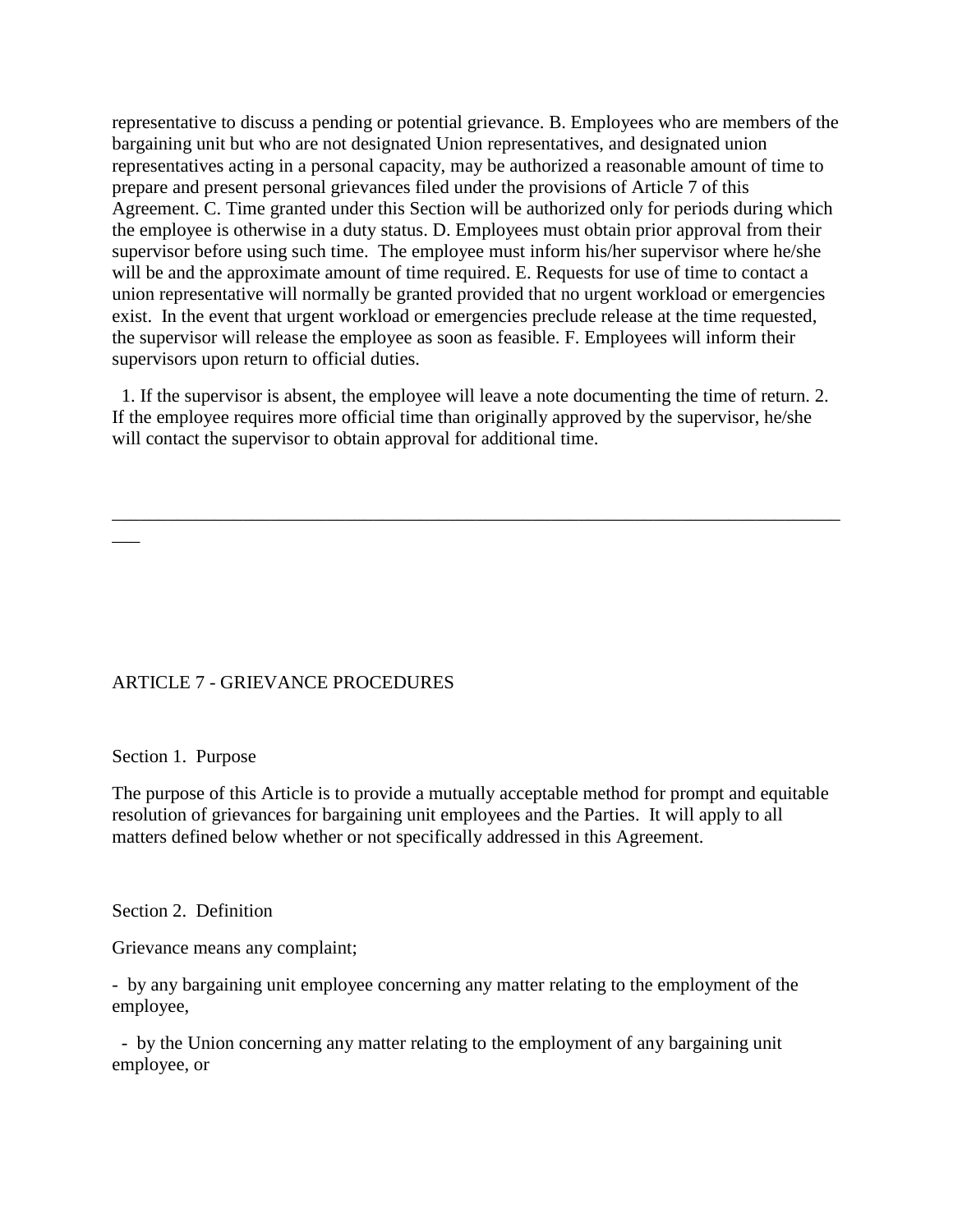representative to discuss a pending or potential grievance. B. Employees who are members of the bargaining unit but who are not designated Union representatives, and designated union representatives acting in a personal capacity, may be authorized a reasonable amount of time to prepare and present personal grievances filed under the provisions of Article 7 of this Agreement. C. Time granted under this Section will be authorized only for periods during which the employee is otherwise in a duty status. D. Employees must obtain prior approval from their supervisor before using such time. The employee must inform his/her supervisor where he/she will be and the approximate amount of time required. E. Requests for use of time to contact a union representative will normally be granted provided that no urgent workload or emergencies exist. In the event that urgent workload or emergencies preclude release at the time requested, the supervisor will release the employee as soon as feasible. F. Employees will inform their supervisors upon return to official duties.

1. If the supervisor is absent, the employee will leave a note documenting the time of return. 2. If the employee requires more official time than originally approved by the supervisor, he/she will contact the supervisor to obtain approval for additional time.

---

## ARTICLE 7 - GRIEVANCE PROCEDURES

### Section 1. Purpose

The purpose of this Article is to provide a mutually acceptable method for prompt and equitable resolution of grievances for bargaining unit employees and the Parties. It will apply to all matters defined below whether or not specifically addressed in this Agreement.

### Section 2. Definition

Grievance means any complaint;

- by any bargaining unit employee concerning any matter relating to the employment of the employee,
- by the Union concerning any matter relating to the employment of any bargaining unit employee, or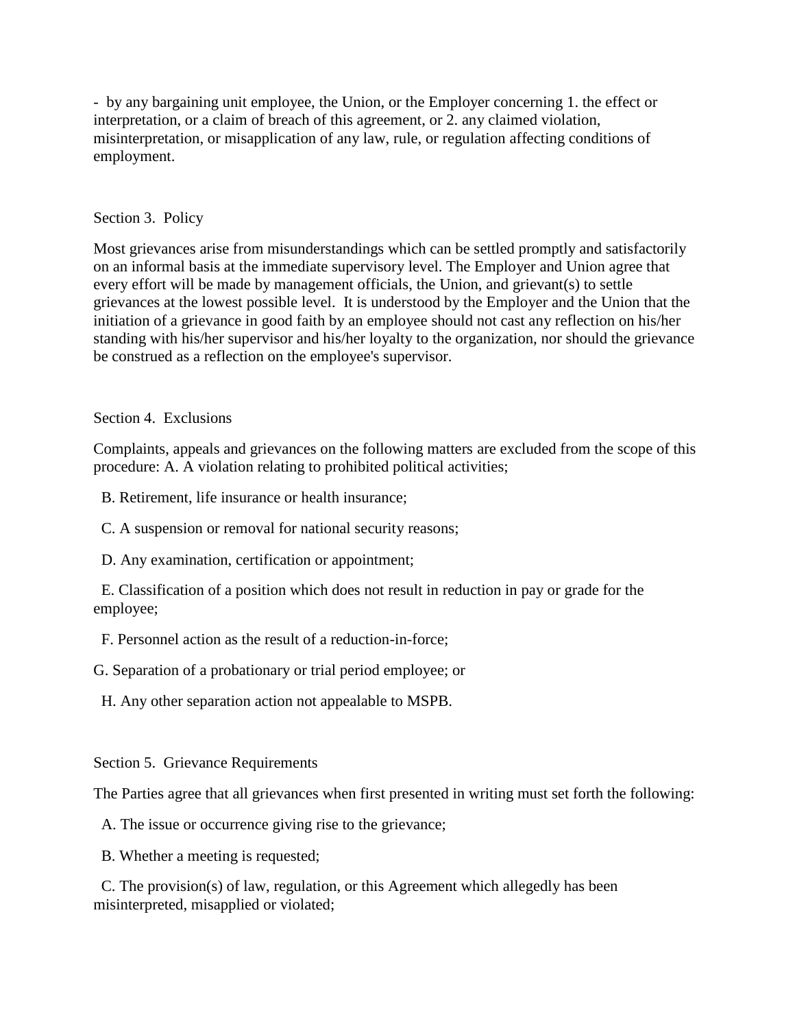- by any bargaining unit employee, the Union, or the Employer concerning 1. the effect or interpretation, or a claim of breach of this agreement, or 2. any claimed violation, misinterpretation, or misapplication of any law, rule, or regulation affecting conditions of employment.

Section 3. Policy

Most grievances arise from misunderstandings which can be settled promptly and satisfactorily on an informal basis at the immediate supervisory level. The Employer and Union agree that every effort will be made by management officials, the Union, and grievant(s) to settle grievances at the lowest possible level. It is understood by the Employer and the Union that the initiation of a grievance in good faith by an employee should not cast any reflection on his/her standing with his/her supervisor and his/her loyalty to the organization, nor should the grievance be construed as a reflection on the employee's supervisor.

Section 4. Exclusions

Complaints, appeals and grievances on the following matters are excluded from the scope of this procedure: A. A violation relating to prohibited political activities;

B. Retirement, life insurance or health insurance;

C. A suspension or removal for national security reasons;

D. Any examination, certification or appointment;

E. Classification of a position which does not result in reduction in pay or grade for the employee;

F. Personnel action as the result of a reduction-in-force;

G. Separation of a probationary or trial period employee; or

H. Any other separation action not appealable to MSPB.

Section 5. Grievance Requirements

The Parties agree that all grievances when first presented in writing must set forth the following:

A. The issue or occurrence giving rise to the grievance;

B. Whether a meeting is requested;

C. The provision(s) of law, regulation, or this Agreement which allegedly has been misinterpreted, misapplied or violated;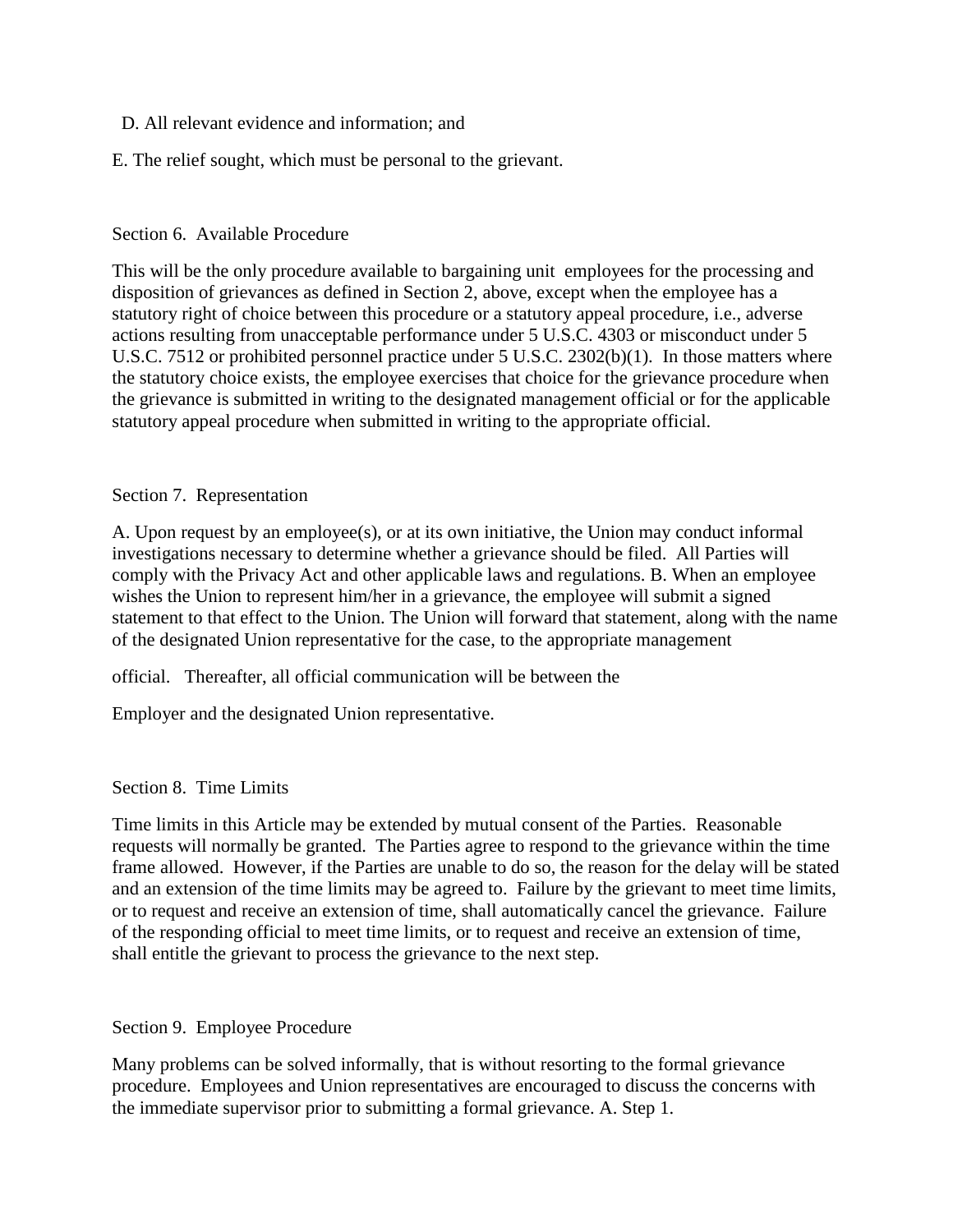D. All relevant evidence and information; and

E. The relief sought, which must be personal to the grievant.

Section 6. Available Procedure

This will be the only procedure available to bargaining unit employees for the processing and disposition of grievances as defined in Section 2, above, except when the employee has a statutory right of choice between this procedure or a statutory appeal procedure, i.e., adverse actions resulting from unacceptable performance under 5 U.S.C. 4303 or misconduct under 5 U.S.C. 7512 or prohibited personnel practice under 5 U.S.C. 2302(b)(1). In those matters where the statutory choice exists, the employee exercises that choice for the grievance procedure when the grievance is submitted in writing to the designated management official or for the applicable statutory appeal procedure when submitted in writing to the appropriate official.

Section 7. Representation

A. Upon request by an employee(s), or at its own initiative, the Union may conduct informal investigations necessary to determine whether a grievance should be filed. All Parties will comply with the Privacy Act and other applicable laws and regulations. B. When an employee wishes the Union to represent him/her in a grievance, the employee will submit a signed statement to that effect to the Union. The Union will forward that statement, along with the name of the designated Union representative for the case, to the appropriate management official. Thereafter, all official communication will be between the Employer and the designated Union representative.

Section 8. Time Limits

Time limits in this Article may be extended by mutual consent of the Parties. Reasonable requests will normally be granted. The Parties agree to respond to the grievance within the time frame allowed. However, if the Parties are unable to do so, the reason for the delay will be stated and an extension of the time limits may be agreed to. Failure by the grievant to meet time limits, or to request and receive an extension of time, shall automatically cancel the grievance. Failure of the responding official to meet time limits, or to request and receive an extension of time, shall entitle the grievant to process the grievance to the next step.

Section 9. Employee Procedure

Many problems can be solved informally, that is without resorting to the formal grievance procedure. Employees and Union representatives are encouraged to discuss the concerns with the immediate supervisor prior to submitting a formal grievance. A. Step 1.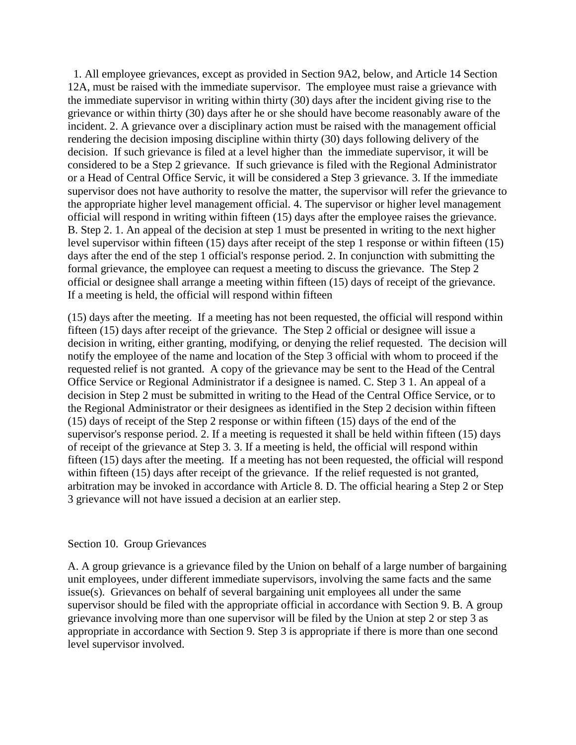1. All employee grievances, except as provided in Section 9A2, below, and Article 14 Section 12A, must be raised with the immediate supervisor. The employee must raise a grievance with the immediate supervisor in writing within thirty (30) days after the incident giving rise to the grievance or within thirty (30) days after he or she should have become reasonably aware of the incident. 2. A grievance over a disciplinary action must be raised with the management official rendering the decision imposing discipline within thirty (30) days following delivery of the decision. If such grievance is filed at a level higher than the immediate supervisor, it will be considered to be a Step 2 grievance. If such grievance is filed with the Regional Administrator or a Head of Central Office Servic, it will be considered a Step 3 grievance. 3. If the immediate supervisor does not have authority to resolve the matter, the supervisor will refer the grievance to the appropriate higher level management official. 4. The supervisor or higher level management official will respond in writing within fifteen (15) days after the employee raises the grievance. B. Step 2. 1. An appeal of the decision at step 1 must be presented in writing to the next higher level supervisor within fifteen (15) days after receipt of the step 1 response or within fifteen (15) days after the end of the step 1 official's response period. 2. In conjunction with submitting the formal grievance, the employee can request a meeting to discuss the grievance. The Step 2 official or designee shall arrange a meeting within fifteen (15) days of receipt of the grievance. If a meeting is held, the official will respond within fifteen

(15) days after the meeting. If a meeting has not been requested, the official will respond within fifteen (15) days after receipt of the grievance. The Step 2 official or designee will issue a decision in writing, either granting, modifying, or denying the relief requested. The decision will notify the employee of the name and location of the Step 3 official with whom to proceed if the requested relief is not granted. A copy of the grievance may be sent to the Head of the Central Office Service or Regional Administrator if a designee is named. C. Step 3 1. An appeal of a decision in Step 2 must be submitted in writing to the Head of the Central Office Service, or to the Regional Administrator or their designees as identified in the Step 2 decision within fifteen (15) days of receipt of the Step 2 response or within fifteen (15) days of the end of the supervisor's response period. 2. If a meeting is requested it shall be held within fifteen (15) days of receipt of the grievance at Step 3. 3. If a meeting is held, the official will respond within fifteen (15) days after the meeting. If a meeting has not been requested, the official will respond within fifteen (15) days after receipt of the grievance. If the relief requested is not granted, arbitration may be invoked in accordance with Article 8. D. The official hearing a Step 2 or Step 3 grievance will not have issued a decision at an earlier step.

Section 10. Group Grievances

A. A group grievance is a grievance filed by the Union on behalf of a large number of bargaining unit employees, under different immediate supervisors, involving the same facts and the same issue(s). Grievances on behalf of several bargaining unit employees all under the same supervisor should be filed with the appropriate official in accordance with Section 9. B. A group grievance involving more than one supervisor will be filed by the Union at step 2 or step 3 as appropriate in accordance with Section 9. Step 3 is appropriate if there is more than one second level supervisor involved.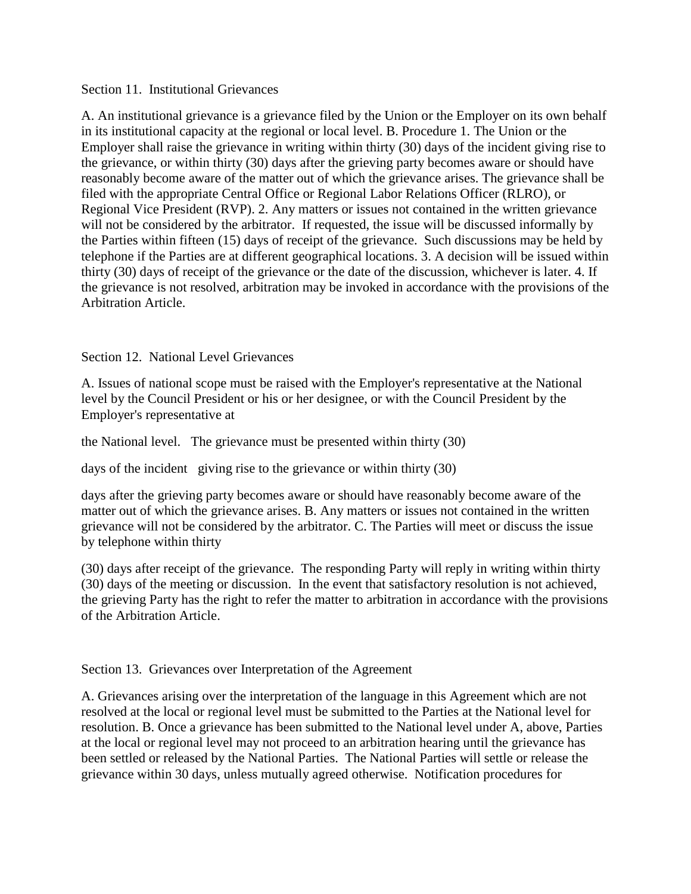Section 11. Institutional Grievances

A. An institutional grievance is a grievance filed by the Union or the Employer on its own behalf in its institutional capacity at the regional or local level. B. Procedure 1. The Union or the Employer shall raise the grievance in writing within thirty (30) days of the incident giving rise to the grievance, or within thirty (30) days after the grieving party becomes aware or should have reasonably become aware of the matter out of which the grievance arises. The grievance shall be filed with the appropriate Central Office or Regional Labor Relations Officer (RLRO), or Regional Vice President (RVP). 2. Any matters or issues not contained in the written grievance will not be considered by the arbitrator. If requested, the issue will be discussed informally by the Parties within fifteen (15) days of receipt of the grievance. Such discussions may be held by telephone if the Parties are at different geographical locations. 3. A decision will be issued within thirty (30) days of receipt of the grievance or the date of the discussion, whichever is later. 4. If the grievance is not resolved, arbitration may be invoked in accordance with the provisions of the Arbitration Article.

Section 12. National Level Grievances

A. Issues of national scope must be raised with the Employer's representative at the National level by the Council President or his or her designee, or with the Council President by the Employer's representative at the National level. The grievance must be presented within thirty (30) days of the incident giving rise to the grievance or within thirty (30) days after the grieving party becomes aware or should have reasonably become aware of the matter out of which the grievance arises. B. Any matters or issues not contained in the written grievance will not be considered by the arbitrator. C. The Parties will meet or discuss the issue by telephone within thirty (30) days after receipt of the grievance. The responding Party will reply in writing within thirty (30) days of the meeting or discussion. In the event that satisfactory resolution is not achieved, the grieving Party has the right to refer the matter to arbitration in accordance with the provisions of the Arbitration Article.

Section 13. Grievances over Interpretation of the Agreement

A. Grievances arising over the interpretation of the language in this Agreement which are not resolved at the local or regional level must be submitted to the Parties at the National level for resolution. B. Once a grievance has been submitted to the National level under A, above, Parties at the local or regional level may not proceed to an arbitration hearing until the grievance has been settled or released by the National Parties. The National Parties will settle or release the grievance within 30 days, unless mutually agreed otherwise. Notification procedures for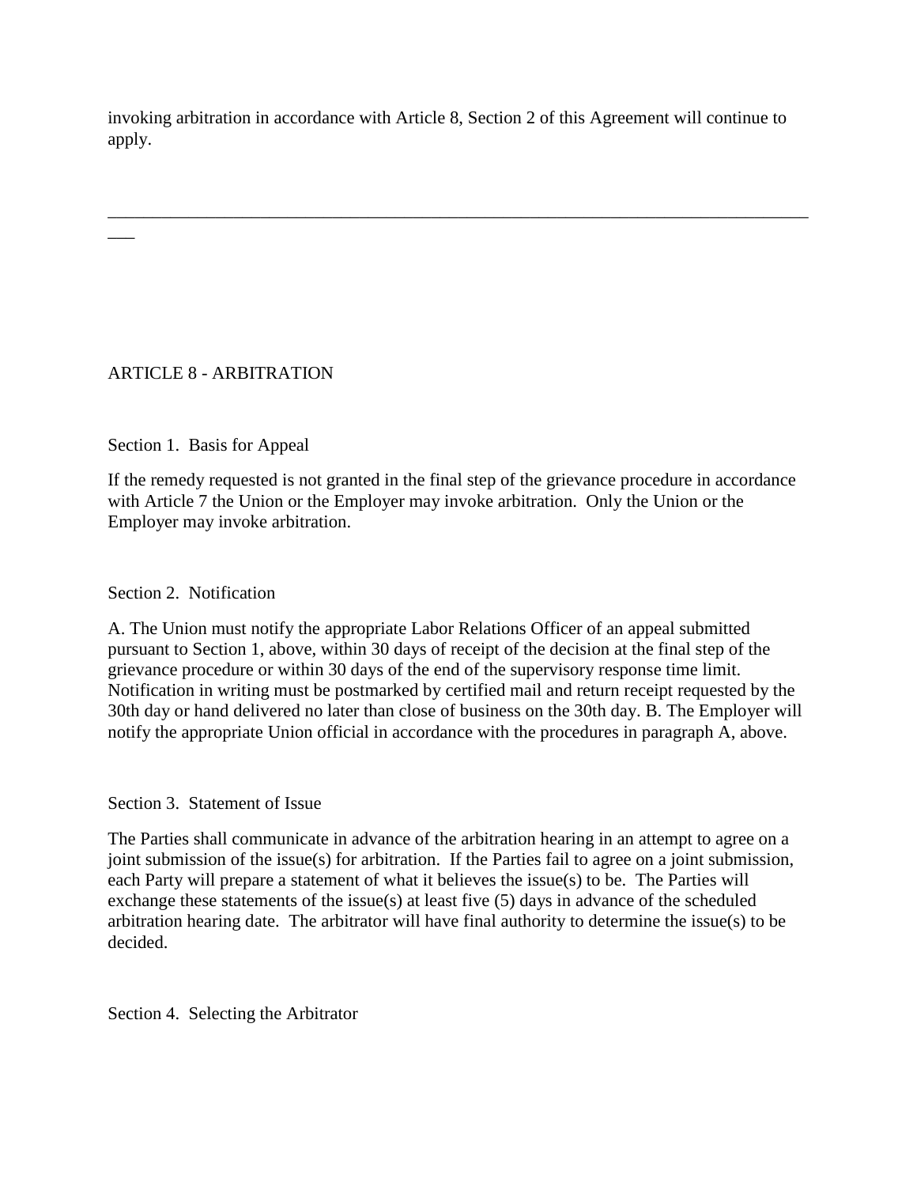invoking arbitration in accordance with Article 8, Section 2 of this Agreement will continue to apply.

---

## ARTICLE 8 - ARBITRATION

### Section 1. Basis for Appeal

If the remedy requested is not granted in the final step of the grievance procedure in accordance with Article 7 the Union or the Employer may invoke arbitration. Only the Union or the Employer may invoke arbitration.

### Section 2. Notification

A. The Union must notify the appropriate Labor Relations Officer of an appeal submitted pursuant to Section 1, above, within 30 days of receipt of the decision at the final step of the grievance procedure or within 30 days of the end of the supervisory response time limit. Notification in writing must be postmarked by certified mail and return receipt requested by the 30th day or hand delivered no later than close of business on the 30th day. B. The Employer will notify the appropriate Union official in accordance with the procedures in paragraph A, above.

### Section 3. Statement of Issue

The Parties shall communicate in advance of the arbitration hearing in an attempt to agree on a joint submission of the issue(s) for arbitration. If the Parties fail to agree on a joint submission, each Party will prepare a statement of what it believes the issue(s) to be. The Parties will exchange these statements of the issue(s) at least five (5) days in advance of the scheduled arbitration hearing date. The arbitrator will have final authority to determine the issue(s) to be decided.

### Section 4. Selecting the Arbitrator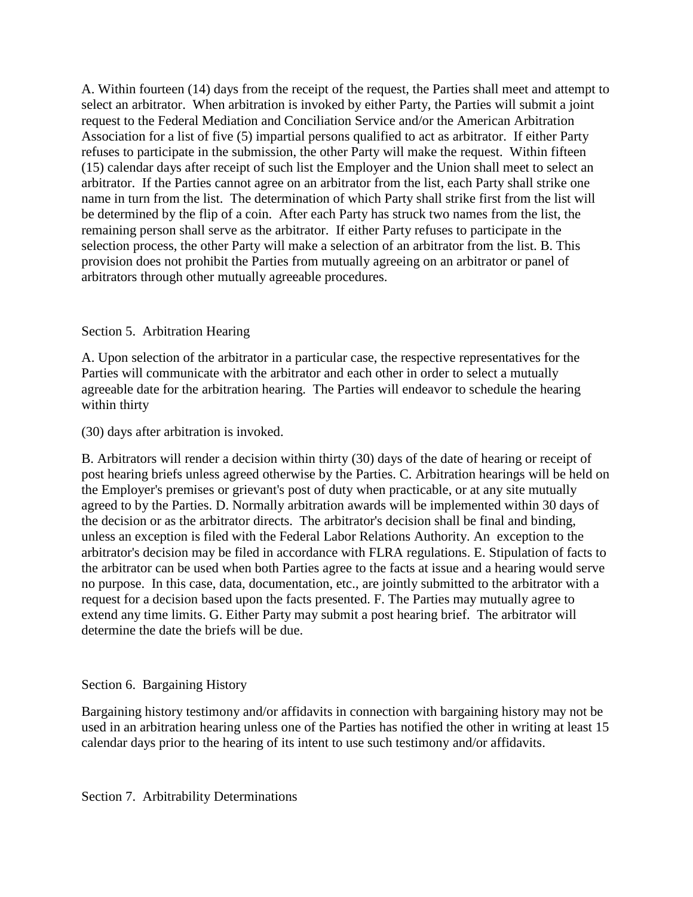A. Within fourteen (14) days from the receipt of the request, the Parties shall meet and attempt to select an arbitrator. When arbitration is invoked by either Party, the Parties will submit a joint request to the Federal Mediation and Conciliation Service and/or the American Arbitration Association for a list of five (5) impartial persons qualified to act as arbitrator. If either Party refuses to participate in the submission, the other Party will make the request. Within fifteen (15) calendar days after receipt of such list the Employer and the Union shall meet to select an arbitrator. If the Parties cannot agree on an arbitrator from the list, each Party shall strike one name in turn from the list. The determination of which Party shall strike first from the list will be determined by the flip of a coin. After each Party has struck two names from the list, the remaining person shall serve as the arbitrator. If either Party refuses to participate in the selection process, the other Party will make a selection of an arbitrator from the list. B. This provision does not prohibit the Parties from mutually agreeing on an arbitrator or panel of arbitrators through other mutually agreeable procedures.

## Section 5. Arbitration Hearing

A. Upon selection of the arbitrator in a particular case, the respective representatives for the Parties will communicate with the arbitrator and each other in order to select a mutually agreeable date for the arbitration hearing. The Parties will endeavor to schedule the hearing within thirty

(30) days after arbitration is invoked.

B. Arbitrators will render a decision within thirty (30) days of the date of hearing or receipt of post hearing briefs unless agreed otherwise by the Parties. C. Arbitration hearings will be held on the Employer's premises or grievant's post of duty when practicable, or at any site mutually agreed to by the Parties. D. Normally arbitration awards will be implemented within 30 days of the decision or as the arbitrator directs. The arbitrator's decision shall be final and binding, unless an exception is filed with the Federal Labor Relations Authority. An exception to the arbitrator's decision may be filed in accordance with FLRA regulations. E. Stipulation of facts to the arbitrator can be used when both Parties agree to the facts at issue and a hearing would serve no purpose. In this case, data, documentation, etc., are jointly submitted to the arbitrator with a request for a decision based upon the facts presented. F. The Parties may mutually agree to extend any time limits. G. Either Party may submit a post hearing brief. The arbitrator will determine the date the briefs will be due.

## Section 6. Bargaining History

Bargaining history testimony and/or affidavits in connection with bargaining history may not be used in an arbitration hearing unless one of the Parties has notified the other in writing at least 15 calendar days prior to the hearing of its intent to use such testimony and/or affidavits.

## Section 7. Arbitrability Determinations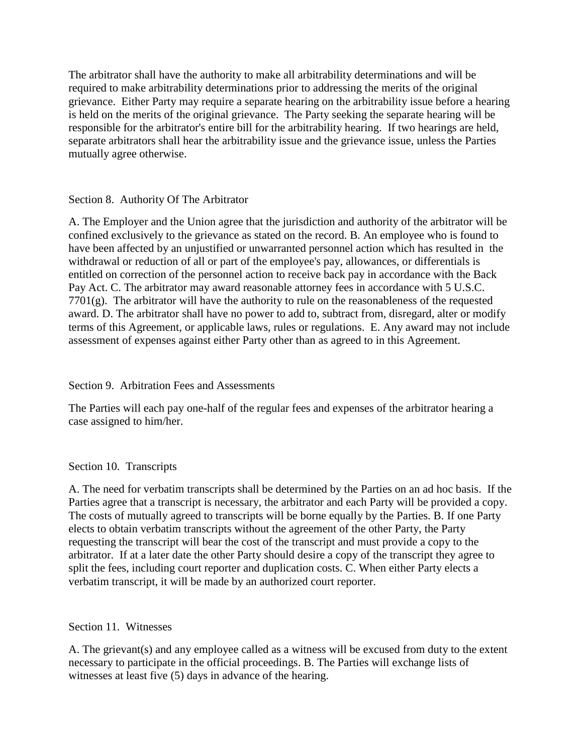The arbitrator shall have the authority to make all arbitrability determinations and will be required to make arbitrability determinations prior to addressing the merits of the original grievance. Either Party may require a separate hearing on the arbitrability issue before a hearing is held on the merits of the original grievance. The Party seeking the separate hearing will be responsible for the arbitrator's entire bill for the arbitrability hearing. If two hearings are held, separate arbitrators shall hear the arbitrability issue and the grievance issue, unless the Parties mutually agree otherwise.

## Section 8. Authority Of The Arbitrator

A. The Employer and the Union agree that the jurisdiction and authority of the arbitrator will be confined exclusively to the grievance as stated on the record. B. An employee who is found to have been affected by an unjustified or unwarranted personnel action which has resulted in the withdrawal or reduction of all or part of the employee's pay, allowances, or differentials is entitled on correction of the personnel action to receive back pay in accordance with the Back Pay Act. C. The arbitrator may award reasonable attorney fees in accordance with 5 U.S.C. 7701(g). The arbitrator will have the authority to rule on the reasonableness of the requested award. D. The arbitrator shall have no power to add to, subtract from, disregard, alter or modify terms of this Agreement, or applicable laws, rules or regulations. E. Any award may not include assessment of expenses against either Party other than as agreed to in this Agreement.

## Section 9. Arbitration Fees and Assessments

The Parties will each pay one-half of the regular fees and expenses of the arbitrator hearing a case assigned to him/her.

## Section 10. Transcripts

A. The need for verbatim transcripts shall be determined by the Parties on an ad hoc basis. If the Parties agree that a transcript is necessary, the arbitrator and each Party will be provided a copy. The costs of mutually agreed to transcripts will be borne equally by the Parties. B. If one Party elects to obtain verbatim transcripts without the agreement of the other Party, the Party requesting the transcript will bear the cost of the transcript and must provide a copy to the arbitrator. If at a later date the other Party should desire a copy of the transcript they agree to split the fees, including court reporter and duplication costs. C. When either Party elects a verbatim transcript, it will be made by an authorized court reporter.

## Section 11. Witnesses

A. The grievant(s) and any employee called as a witness will be excused from duty to the extent necessary to participate in the official proceedings. B. The Parties will exchange lists of witnesses at least five (5) days in advance of the hearing.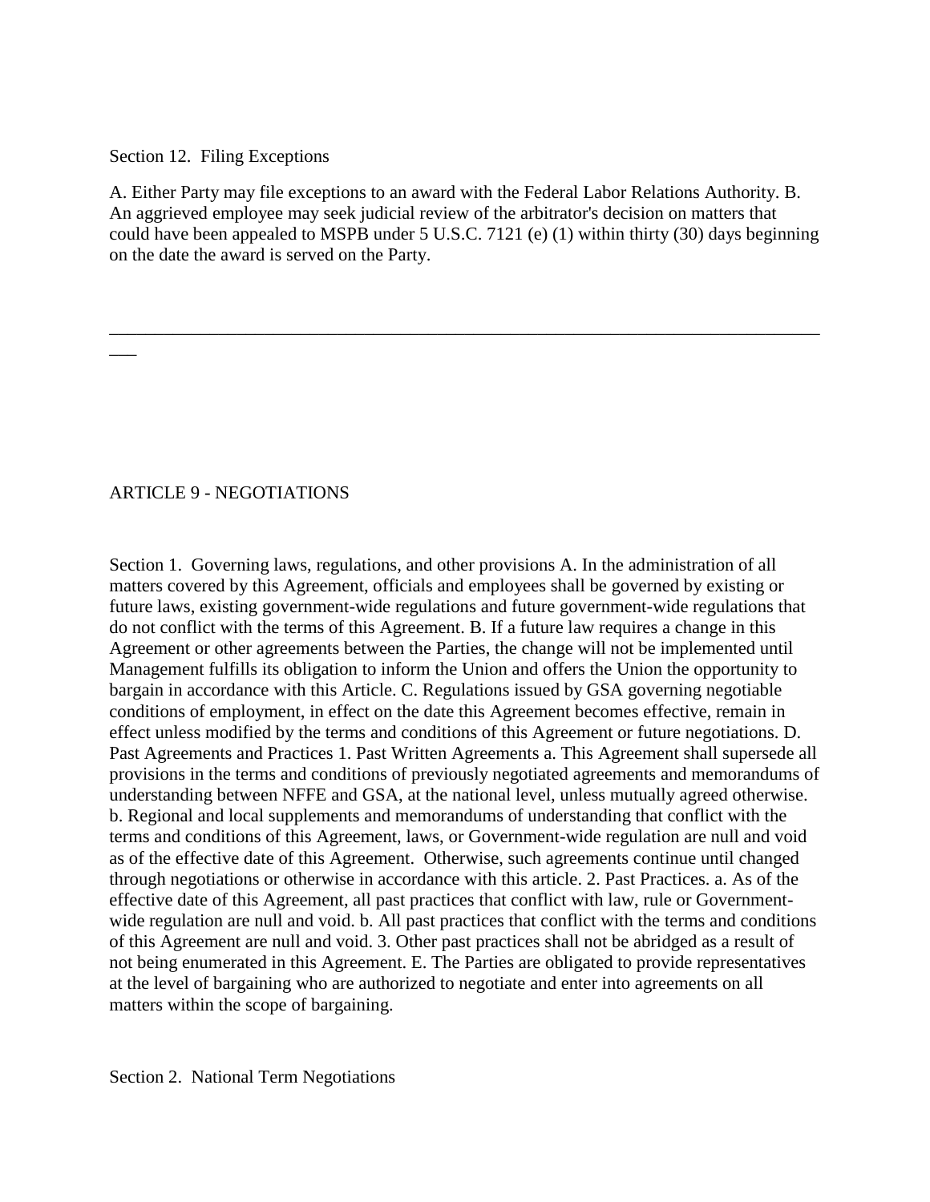Section 12. Filing Exceptions

A. Either Party may file exceptions to an award with the Federal Labor Relations Authority. B. An aggrieved employee may seek judicial review of the arbitrator's decision on matters that could have been appealed to MSPB under 5 U.S.C. 7121 (e) (1) within thirty (30) days beginning on the date the award is served on the Party.

---

## ARTICLE 9 - NEGOTIATIONS

Section 1. Governing laws, regulations, and other provisions A. In the administration of all matters covered by this Agreement, officials and employees shall be governed by existing or future laws, existing government-wide regulations and future government-wide regulations that do not conflict with the terms of this Agreement. B. If a future law requires a change in this Agreement or other agreements between the Parties, the change will not be implemented until Management fulfills its obligation to inform the Union and offers the Union the opportunity to bargain in accordance with this Article. C. Regulations issued by GSA governing negotiable conditions of employment, in effect on the date this Agreement becomes effective, remain in effect unless modified by the terms and conditions of this Agreement or future negotiations. D. Past Agreements and Practices 1. Past Written Agreements a. This Agreement shall supersede all provisions in the terms and conditions of previously negotiated agreements and memorandums of understanding between NFFE and GSA, at the national level, unless mutually agreed otherwise. b. Regional and local supplements and memorandums of understanding that conflict with the terms and conditions of this Agreement, laws, or Government-wide regulation are null and void as of the effective date of this Agreement. Otherwise, such agreements continue until changed through negotiations or otherwise in accordance with this article. 2. Past Practices. a. As of the effective date of this Agreement, all past practices that conflict with law, rule or Government-wide regulation are null and void. b. All past practices that conflict with the terms and conditions of this Agreement are null and void. 3. Other past practices shall not be abridged as a result of not being enumerated in this Agreement. E. The Parties are obligated to provide representatives at the level of bargaining who are authorized to negotiate and enter into agreements on all matters within the scope of bargaining.

Section 2. National Term Negotiations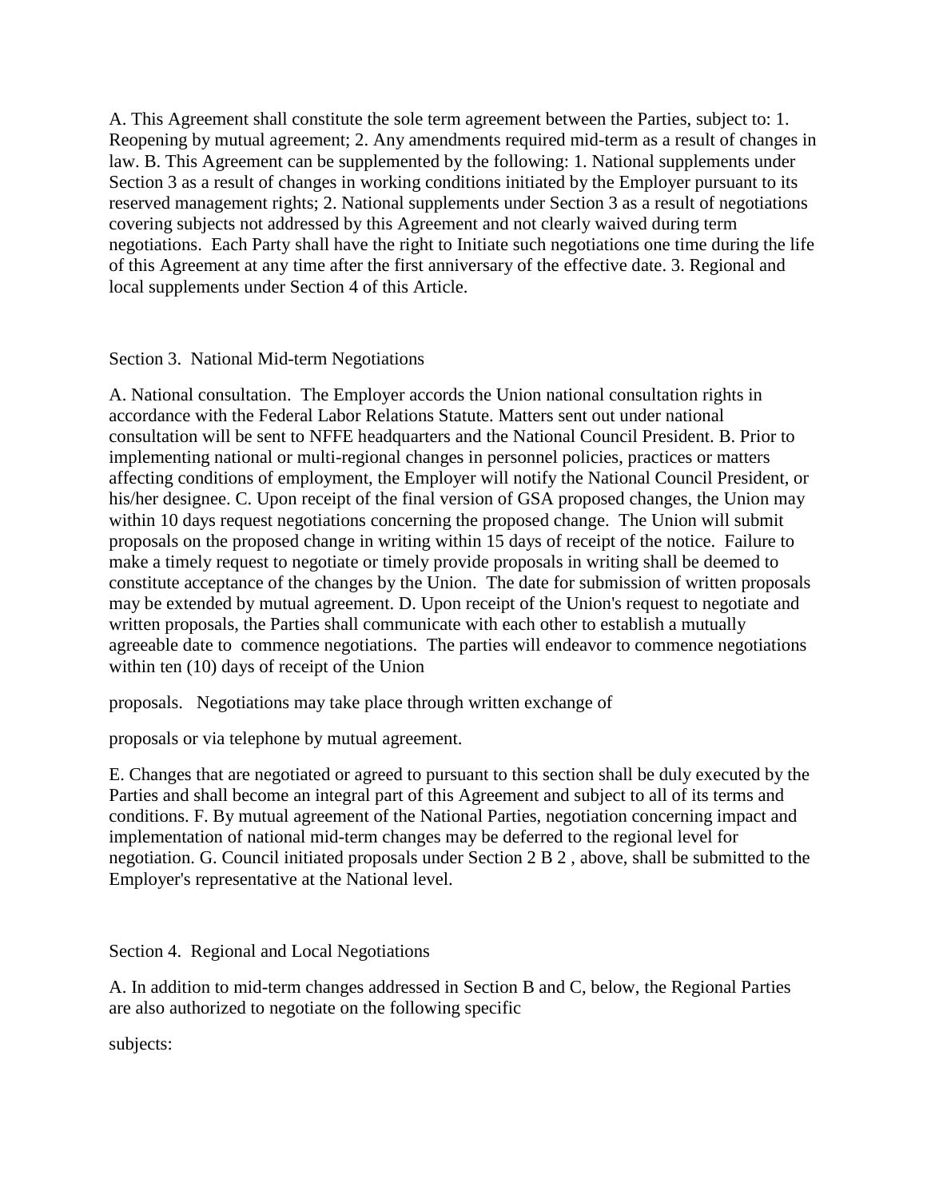A. This Agreement shall constitute the sole term agreement between the Parties, subject to: 1. Reopening by mutual agreement; 2. Any amendments required mid-term as a result of changes in law. B. This Agreement can be supplemented by the following: 1. National supplements under Section 3 as a result of changes in working conditions initiated by the Employer pursuant to its reserved management rights; 2. National supplements under Section 3 as a result of negotiations covering subjects not addressed by this Agreement and not clearly waived during term negotiations. Each Party shall have the right to Initiate such negotiations one time during the life of this Agreement at any time after the first anniversary of the effective date. 3. Regional and local supplements under Section 4 of this Article.

Section 3. National Mid-term Negotiations

A. National consultation. The Employer accords the Union national consultation rights in accordance with the Federal Labor Relations Statute. Matters sent out under national consultation will be sent to NFFE headquarters and the National Council President. B. Prior to implementing national or multi-regional changes in personnel policies, practices or matters affecting conditions of employment, the Employer will notify the National Council President, or his/her designee. C. Upon receipt of the final version of GSA proposed changes, the Union may within 10 days request negotiations concerning the proposed change. The Union will submit proposals on the proposed change in writing within 15 days of receipt of the notice. Failure to make a timely request to negotiate or timely provide proposals in writing shall be deemed to constitute acceptance of the changes by the Union. The date for submission of written proposals may be extended by mutual agreement. D. Upon receipt of the Union's request to negotiate and written proposals, the Parties shall communicate with each other to establish a mutually agreeable date to commence negotiations. The parties will endeavor to commence negotiations within ten (10) days of receipt of the Union proposals. Negotiations may take place through written exchange of proposals or via telephone by mutual agreement.

E. Changes that are negotiated or agreed to pursuant to this section shall be duly executed by the Parties and shall become an integral part of this Agreement and subject to all of its terms and conditions. F. By mutual agreement of the National Parties, negotiation concerning impact and implementation of national mid-term changes may be deferred to the regional level for negotiation. G. Council initiated proposals under Section 2 B 2 , above, shall be submitted to the Employer's representative at the National level.

Section 4. Regional and Local Negotiations

A. In addition to mid-term changes addressed in Section B and C, below, the Regional Parties are also authorized to negotiate on the following specific subjects: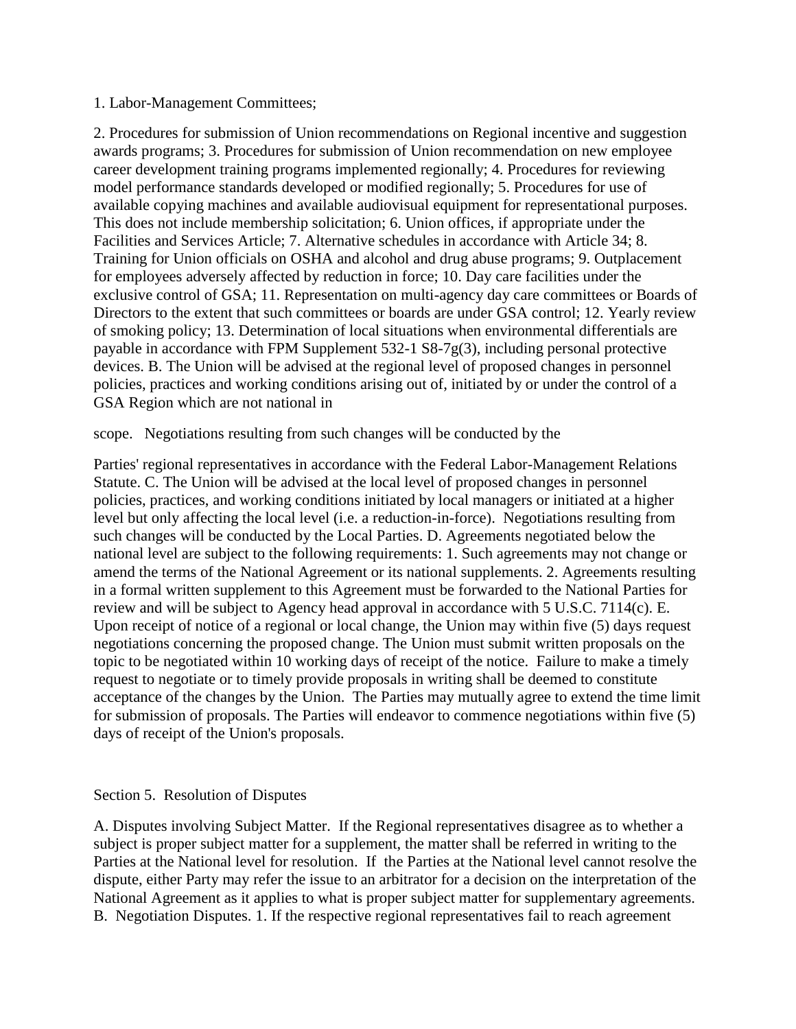1. Labor-Management Committees;

2. Procedures for submission of Union recommendations on Regional incentive and suggestion awards programs; 3. Procedures for submission of Union recommendation on new employee career development training programs implemented regionally; 4. Procedures for reviewing model performance standards developed or modified regionally; 5. Procedures for use of available copying machines and available audiovisual equipment for representational purposes. This does not include membership solicitation; 6. Union offices, if appropriate under the Facilities and Services Article; 7. Alternative schedules in accordance with Article 34; 8. Training for Union officials on OSHA and alcohol and drug abuse programs; 9. Outplacement for employees adversely affected by reduction in force; 10. Day care facilities under the exclusive control of GSA; 11. Representation on multi-agency day care committees or Boards of Directors to the extent that such committees or boards are under GSA control; 12. Yearly review of smoking policy; 13. Determination of local situations when environmental differentials are payable in accordance with FPM Supplement 532-1 S8-7g(3), including personal protective devices. B. The Union will be advised at the regional level of proposed changes in personnel policies, practices and working conditions arising out of, initiated by or under the control of a GSA Region which are not national in

scope. Negotiations resulting from such changes will be conducted by the

Parties' regional representatives in accordance with the Federal Labor-Management Relations Statute. C. The Union will be advised at the local level of proposed changes in personnel policies, practices, and working conditions initiated by local managers or initiated at a higher level but only affecting the local level (i.e. a reduction-in-force). Negotiations resulting from such changes will be conducted by the Local Parties. D. Agreements negotiated below the national level are subject to the following requirements: 1. Such agreements may not change or amend the terms of the National Agreement or its national supplements. 2. Agreements resulting in a formal written supplement to this Agreement must be forwarded to the National Parties for review and will be subject to Agency head approval in accordance with 5 U.S.C. 7114(c). E. Upon receipt of notice of a regional or local change, the Union may within five (5) days request negotiations concerning the proposed change. The Union must submit written proposals on the topic to be negotiated within 10 working days of receipt of the notice. Failure to make a timely request to negotiate or to timely provide proposals in writing shall be deemed to constitute acceptance of the changes by the Union. The Parties may mutually agree to extend the time limit for submission of proposals. The Parties will endeavor to commence negotiations within five (5) days of receipt of the Union's proposals.

Section 5. Resolution of Disputes

A. Disputes involving Subject Matter. If the Regional representatives disagree as to whether a subject is proper subject matter for a supplement, the matter shall be referred in writing to the Parties at the National level for resolution. If the Parties at the National level cannot resolve the dispute, either Party may refer the issue to an arbitrator for a decision on the interpretation of the National Agreement as it applies to what is proper subject matter for supplementary agreements. B. Negotiation Disputes. 1. If the respective regional representatives fail to reach agreement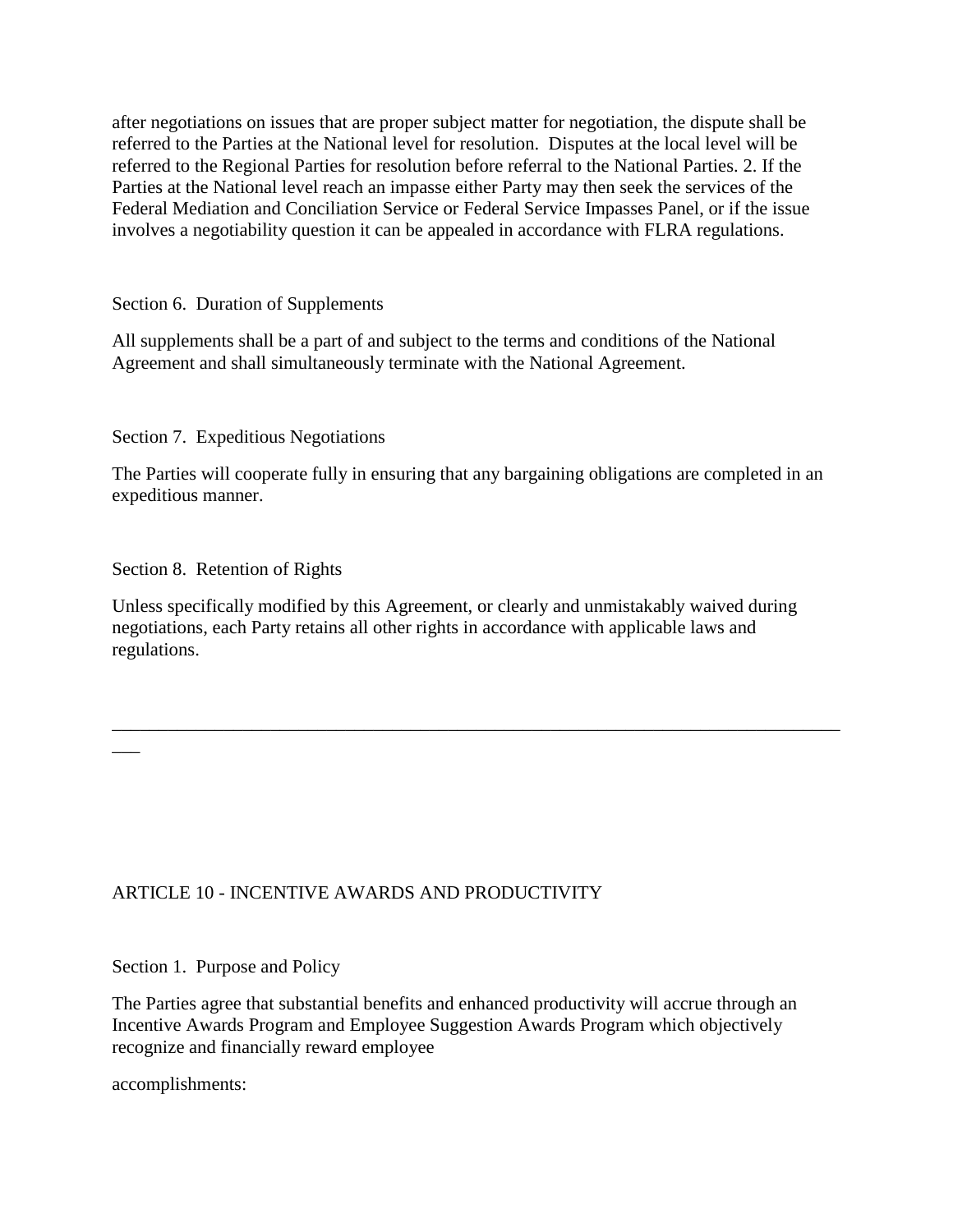after negotiations on issues that are proper subject matter for negotiation, the dispute shall be referred to the Parties at the National level for resolution. Disputes at the local level will be referred to the Regional Parties for resolution before referral to the National Parties. 2. If the Parties at the National level reach an impasse either Party may then seek the services of the Federal Mediation and Conciliation Service or Federal Service Impasses Panel, or if the issue involves a negotiability question it can be appealed in accordance with FLRA regulations.

Section 6. Duration of Supplements

All supplements shall be a part of and subject to the terms and conditions of the National Agreement and shall simultaneously terminate with the National Agreement.

Section 7. Expeditious Negotiations

The Parties will cooperate fully in ensuring that any bargaining obligations are completed in an expeditious manner.

Section 8. Retention of Rights

Unless specifically modified by this Agreement, or clearly and unmistakably waived during negotiations, each Party retains all other rights in accordance with applicable laws and regulations.

---

ARTICLE 10 - INCENTIVE AWARDS AND PRODUCTIVITY

Section 1. Purpose and Policy

The Parties agree that substantial benefits and enhanced productivity will accrue through an Incentive Awards Program and Employee Suggestion Awards Program which objectively recognize and financially reward employee

accomplishments: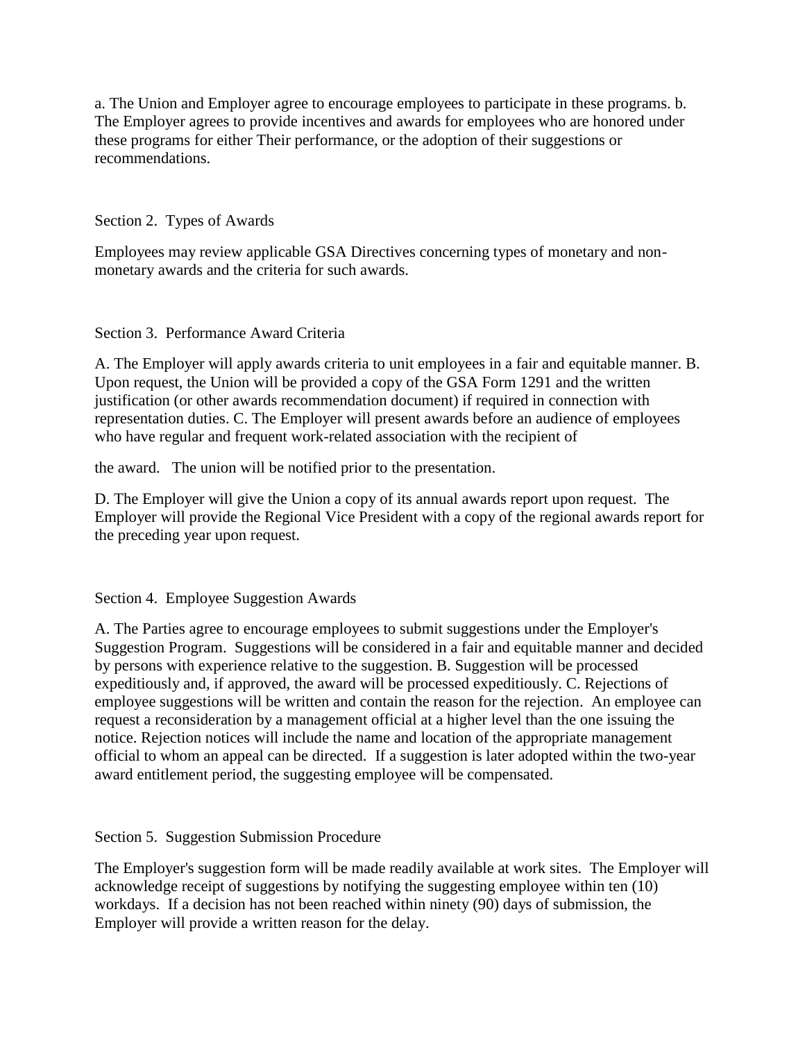a. The Union and Employer agree to encourage employees to participate in these programs. b. The Employer agrees to provide incentives and awards for employees who are honored under these programs for either Their performance, or the adoption of their suggestions or recommendations.

Section 2. Types of Awards

Employees may review applicable GSA Directives concerning types of monetary and non-monetary awards and the criteria for such awards.

Section 3. Performance Award Criteria

A. The Employer will apply awards criteria to unit employees in a fair and equitable manner. B. Upon request, the Union will be provided a copy of the GSA Form 1291 and the written justification (or other awards recommendation document) if required in connection with representation duties. C. The Employer will present awards before an audience of employees who have regular and frequent work-related association with the recipient of

the award. The union will be notified prior to the presentation.

D. The Employer will give the Union a copy of its annual awards report upon request. The Employer will provide the Regional Vice President with a copy of the regional awards report for the preceding year upon request.

Section 4. Employee Suggestion Awards

A. The Parties agree to encourage employees to submit suggestions under the Employer's Suggestion Program. Suggestions will be considered in a fair and equitable manner and decided by persons with experience relative to the suggestion. B. Suggestion will be processed expeditiously and, if approved, the award will be processed expeditiously. C. Rejections of employee suggestions will be written and contain the reason for the rejection. An employee can request a reconsideration by a management official at a higher level than the one issuing the notice. Rejection notices will include the name and location of the appropriate management official to whom an appeal can be directed. If a suggestion is later adopted within the two-year award entitlement period, the suggesting employee will be compensated.

Section 5. Suggestion Submission Procedure

The Employer's suggestion form will be made readily available at work sites. The Employer will acknowledge receipt of suggestions by notifying the suggesting employee within ten (10) workdays. If a decision has not been reached within ninety (90) days of submission, the Employer will provide a written reason for the delay.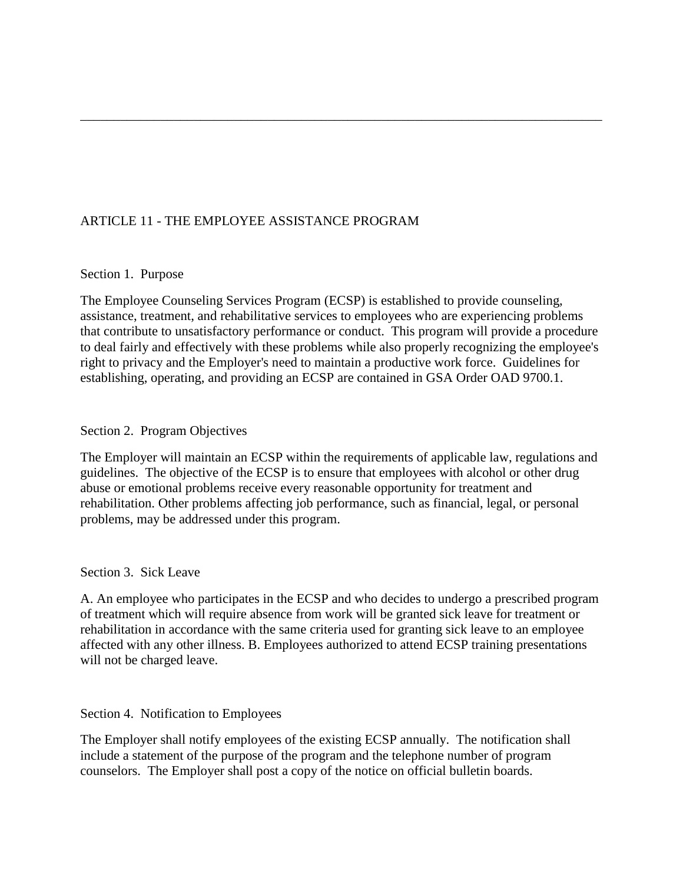---

## ARTICLE 11 - THE EMPLOYEE ASSISTANCE PROGRAM

### Section 1. Purpose

The Employee Counseling Services Program (ECSP) is established to provide counseling, assistance, treatment, and rehabilitative services to employees who are experiencing problems that contribute to unsatisfactory performance or conduct. This program will provide a procedure to deal fairly and effectively with these problems while also properly recognizing the employee's right to privacy and the Employer's need to maintain a productive work force. Guidelines for establishing, operating, and providing an ECSP are contained in GSA Order OAD 9700.1.

### Section 2. Program Objectives

The Employer will maintain an ECSP within the requirements of applicable law, regulations and guidelines. The objective of the ECSP is to ensure that employees with alcohol or other drug abuse or emotional problems receive every reasonable opportunity for treatment and rehabilitation. Other problems affecting job performance, such as financial, legal, or personal problems, may be addressed under this program.

### Section 3. Sick Leave

A. An employee who participates in the ECSP and who decides to undergo a prescribed program of treatment which will require absence from work will be granted sick leave for treatment or rehabilitation in accordance with the same criteria used for granting sick leave to an employee affected with any other illness. B. Employees authorized to attend ECSP training presentations will not be charged leave.

### Section 4. Notification to Employees

The Employer shall notify employees of the existing ECSP annually. The notification shall include a statement of the purpose of the program and the telephone number of program counselors. The Employer shall post a copy of the notice on official bulletin boards.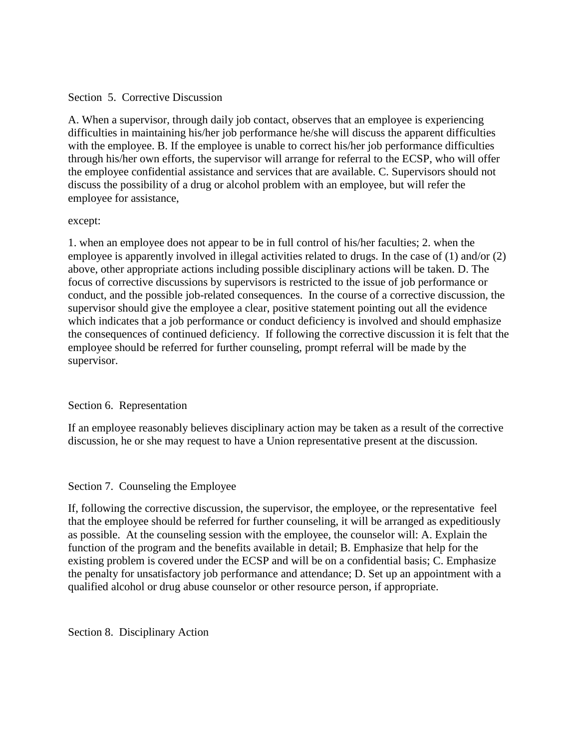## Section 5. Corrective Discussion

A. When a supervisor, through daily job contact, observes that an employee is experiencing difficulties in maintaining his/her job performance he/she will discuss the apparent difficulties with the employee. B. If the employee is unable to correct his/her job performance difficulties through his/her own efforts, the supervisor will arrange for referral to the ECSP, who will offer the employee confidential assistance and services that are available. C. Supervisors should not discuss the possibility of a drug or alcohol problem with an employee, but will refer the employee for assistance,

except:

1. when an employee does not appear to be in full control of his/her faculties; 2. when the employee is apparently involved in illegal activities related to drugs. In the case of (1) and/or (2) above, other appropriate actions including possible disciplinary actions will be taken. D. The focus of corrective discussions by supervisors is restricted to the issue of job performance or conduct, and the possible job-related consequences. In the course of a corrective discussion, the supervisor should give the employee a clear, positive statement pointing out all the evidence which indicates that a job performance or conduct deficiency is involved and should emphasize the consequences of continued deficiency. If following the corrective discussion it is felt that the employee should be referred for further counseling, prompt referral will be made by the supervisor.

## Section 6. Representation

If an employee reasonably believes disciplinary action may be taken as a result of the corrective discussion, he or she may request to have a Union representative present at the discussion.

## Section 7. Counseling the Employee

If, following the corrective discussion, the supervisor, the employee, or the representative feel that the employee should be referred for further counseling, it will be arranged as expeditiously as possible. At the counseling session with the employee, the counselor will: A. Explain the function of the program and the benefits available in detail; B. Emphasize that help for the existing problem is covered under the ECSP and will be on a confidential basis; C. Emphasize the penalty for unsatisfactory job performance and attendance; D. Set up an appointment with a qualified alcohol or drug abuse counselor or other resource person, if appropriate.

## Section 8. Disciplinary Action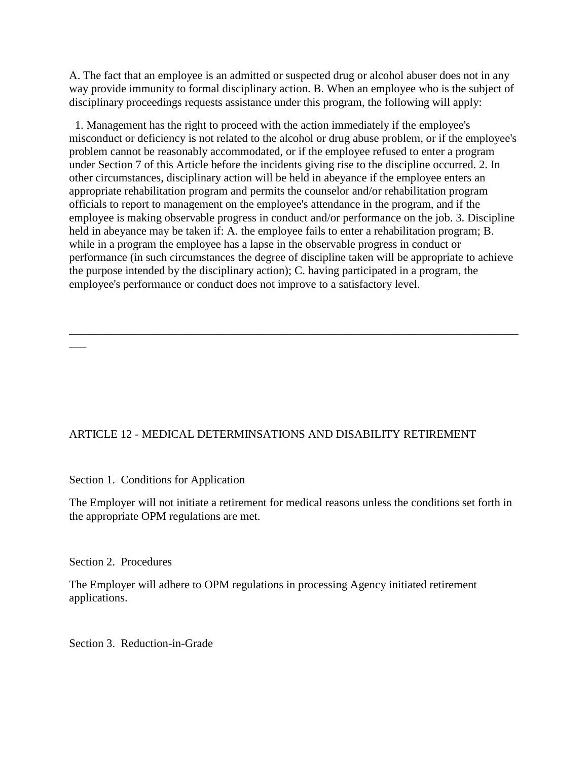A. The fact that an employee is an admitted or suspected drug or alcohol abuser does not in any way provide immunity to formal disciplinary action. B. When an employee who is the subject of disciplinary proceedings requests assistance under this program, the following will apply:

1. Management has the right to proceed with the action immediately if the employee's misconduct or deficiency is not related to the alcohol or drug abuse problem, or if the employee's problem cannot be reasonably accommodated, or if the employee refused to enter a program under Section 7 of this Article before the incidents giving rise to the discipline occurred. 2. In other circumstances, disciplinary action will be held in abeyance if the employee enters an appropriate rehabilitation program and permits the counselor and/or rehabilitation program officials to report to management on the employee's attendance in the program, and if the employee is making observable progress in conduct and/or performance on the job. 3. Discipline held in abeyance may be taken if: A. the employee fails to enter a rehabilitation program; B. while in a program the employee has a lapse in the observable progress in conduct or performance (in such circumstances the degree of discipline taken will be appropriate to achieve the purpose intended by the disciplinary action); C. having participated in a program, the employee's performance or conduct does not improve to a satisfactory level.

---

ARTICLE 12 - MEDICAL DETERMINSATIONS AND DISABILITY RETIREMENT

Section 1. Conditions for Application

The Employer will not initiate a retirement for medical reasons unless the conditions set forth in the appropriate OPM regulations are met.

Section 2. Procedures

The Employer will adhere to OPM regulations in processing Agency initiated retirement applications.

Section 3. Reduction-in-Grade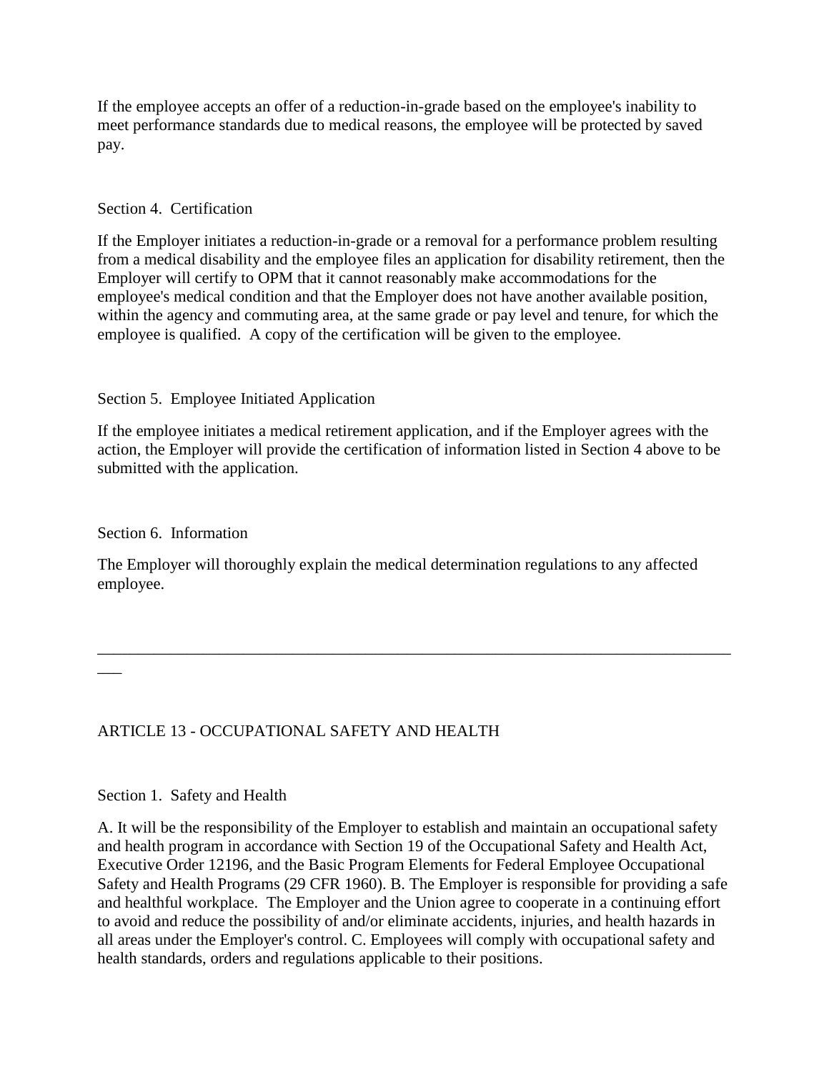If the employee accepts an offer of a reduction-in-grade based on the employee's inability to meet performance standards due to medical reasons, the employee will be protected by saved pay.

### Section 4. Certification

If the Employer initiates a reduction-in-grade or a removal for a performance problem resulting from a medical disability and the employee files an application for disability retirement, then the Employer will certify to OPM that it cannot reasonably make accommodations for the employee's medical condition and that the Employer does not have another available position, within the agency and commuting area, at the same grade or pay level and tenure, for which the employee is qualified. A copy of the certification will be given to the employee.

### Section 5. Employee Initiated Application

If the employee initiates a medical retirement application, and if the Employer agrees with the action, the Employer will provide the certification of information listed in Section 4 above to be submitted with the application.

### Section 6. Information

The Employer will thoroughly explain the medical determination regulations to any affected employee.

---

## ARTICLE 13 - OCCUPATIONAL SAFETY AND HEALTH

### Section 1. Safety and Health

A. It will be the responsibility of the Employer to establish and maintain an occupational safety and health program in accordance with Section 19 of the Occupational Safety and Health Act, Executive Order 12196, and the Basic Program Elements for Federal Employee Occupational Safety and Health Programs (29 CFR 1960). B. The Employer is responsible for providing a safe and healthful workplace. The Employer and the Union agree to cooperate in a continuing effort to avoid and reduce the possibility of and/or eliminate accidents, injuries, and health hazards in all areas under the Employer's control. C. Employees will comply with occupational safety and health standards, orders and regulations applicable to their positions.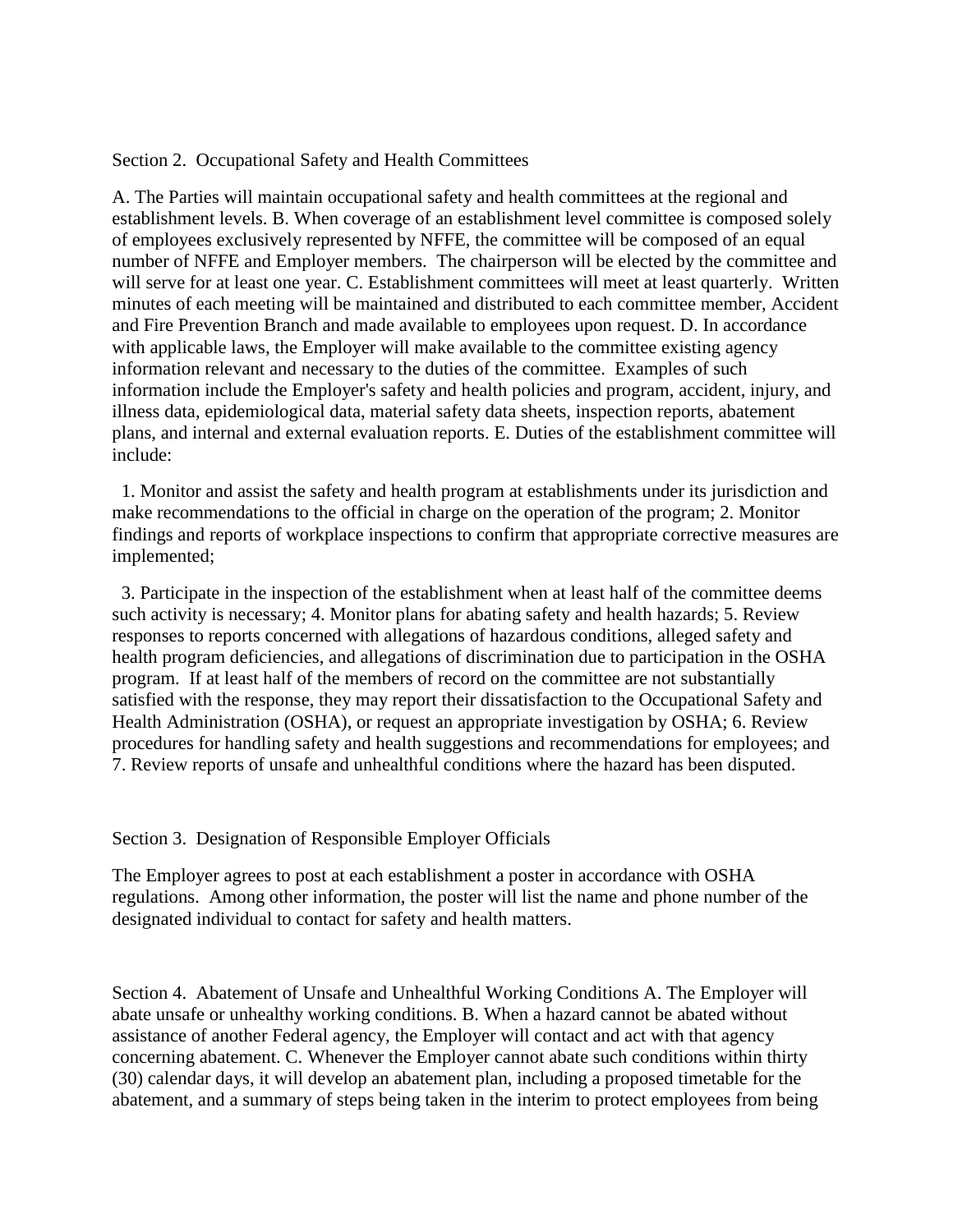Section 2. Occupational Safety and Health Committees

A. The Parties will maintain occupational safety and health committees at the regional and establishment levels. B. When coverage of an establishment level committee is composed solely of employees exclusively represented by NFFE, the committee will be composed of an equal number of NFFE and Employer members. The chairperson will be elected by the committee and will serve for at least one year. C. Establishment committees will meet at least quarterly. Written minutes of each meeting will be maintained and distributed to each committee member, Accident and Fire Prevention Branch and made available to employees upon request. D. In accordance with applicable laws, the Employer will make available to the committee existing agency information relevant and necessary to the duties of the committee. Examples of such information include the Employer's safety and health policies and program, accident, injury, and illness data, epidemiological data, material safety data sheets, inspection reports, abatement plans, and internal and external evaluation reports. E. Duties of the establishment committee will include:

1. Monitor and assist the safety and health program at establishments under its jurisdiction and make recommendations to the official in charge on the operation of the program; 2. Monitor findings and reports of workplace inspections to confirm that appropriate corrective measures are implemented;

3. Participate in the inspection of the establishment when at least half of the committee deems such activity is necessary; 4. Monitor plans for abating safety and health hazards; 5. Review responses to reports concerned with allegations of hazardous conditions, alleged safety and health program deficiencies, and allegations of discrimination due to participation in the OSHA program. If at least half of the members of record on the committee are not substantially satisfied with the response, they may report their dissatisfaction to the Occupational Safety and Health Administration (OSHA), or request an appropriate investigation by OSHA; 6. Review procedures for handling safety and health suggestions and recommendations for employees; and 7. Review reports of unsafe and unhealthful conditions where the hazard has been disputed.

Section 3. Designation of Responsible Employer Officials

The Employer agrees to post at each establishment a poster in accordance with OSHA regulations. Among other information, the poster will list the name and phone number of the designated individual to contact for safety and health matters.

Section 4. Abatement of Unsafe and Unhealthful Working Conditions A. The Employer will abate unsafe or unhealthy working conditions. B. When a hazard cannot be abated without assistance of another Federal agency, the Employer will contact and act with that agency concerning abatement. C. Whenever the Employer cannot abate such conditions within thirty (30) calendar days, it will develop an abatement plan, including a proposed timetable for the abatement, and a summary of steps being taken in the interim to protect employees from being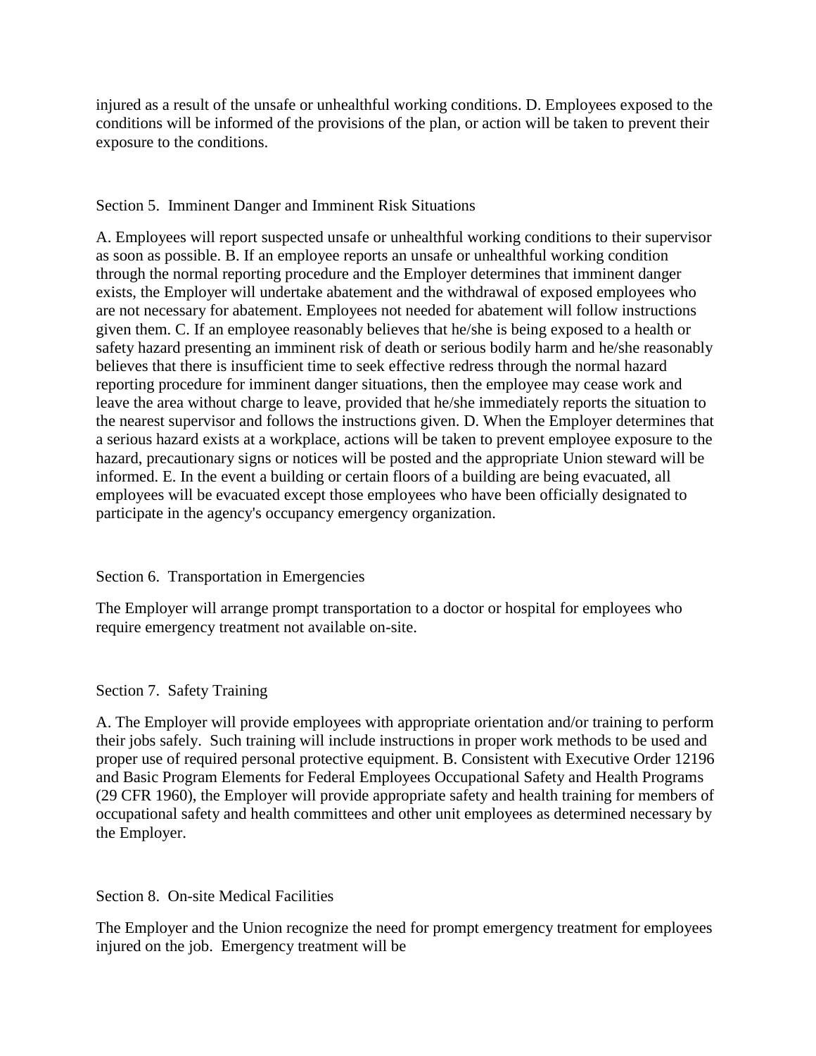injured as a result of the unsafe or unhealthful working conditions. D. Employees exposed to the conditions will be informed of the provisions of the plan, or action will be taken to prevent their exposure to the conditions.

## Section 5. Imminent Danger and Imminent Risk Situations

A. Employees will report suspected unsafe or unhealthful working conditions to their supervisor as soon as possible. B. If an employee reports an unsafe or unhealthful working condition through the normal reporting procedure and the Employer determines that imminent danger exists, the Employer will undertake abatement and the withdrawal of exposed employees who are not necessary for abatement. Employees not needed for abatement will follow instructions given them. C. If an employee reasonably believes that he/she is being exposed to a health or safety hazard presenting an imminent risk of death or serious bodily harm and he/she reasonably believes that there is insufficient time to seek effective redress through the normal hazard reporting procedure for imminent danger situations, then the employee may cease work and leave the area without charge to leave, provided that he/she immediately reports the situation to the nearest supervisor and follows the instructions given. D. When the Employer determines that a serious hazard exists at a workplace, actions will be taken to prevent employee exposure to the hazard, precautionary signs or notices will be posted and the appropriate Union steward will be informed. E. In the event a building or certain floors of a building are being evacuated, all employees will be evacuated except those employees who have been officially designated to participate in the agency's occupancy emergency organization.

## Section 6. Transportation in Emergencies

The Employer will arrange prompt transportation to a doctor or hospital for employees who require emergency treatment not available on-site.

## Section 7. Safety Training

A. The Employer will provide employees with appropriate orientation and/or training to perform their jobs safely. Such training will include instructions in proper work methods to be used and proper use of required personal protective equipment. B. Consistent with Executive Order 12196 and Basic Program Elements for Federal Employees Occupational Safety and Health Programs (29 CFR 1960), the Employer will provide appropriate safety and health training for members of occupational safety and health committees and other unit employees as determined necessary by the Employer.

## Section 8. On-site Medical Facilities

The Employer and the Union recognize the need for prompt emergency treatment for employees injured on the job. Emergency treatment will be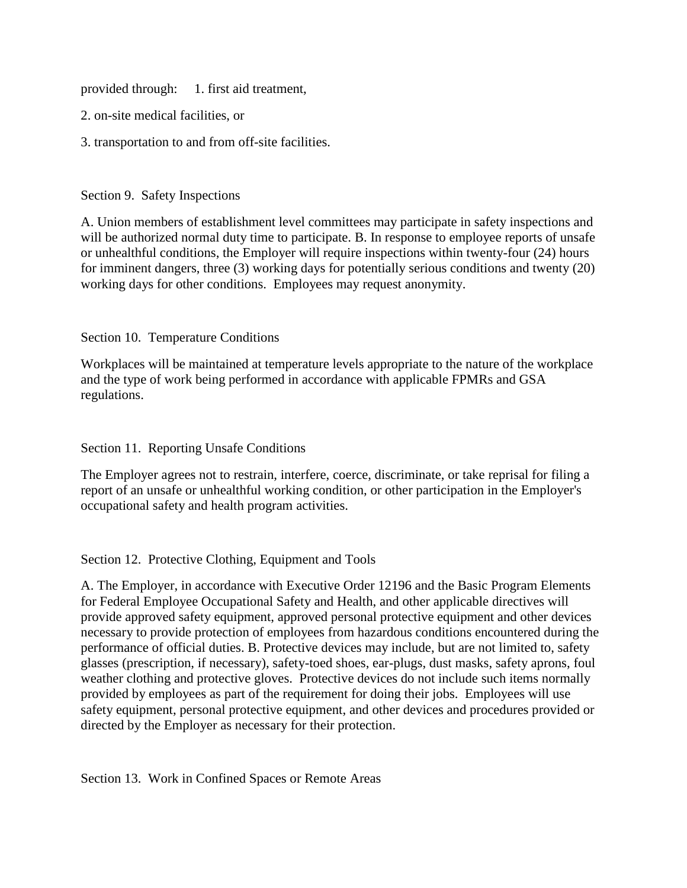provided through: 1. first aid treatment,

2. on-site medical facilities, or

3. transportation to and from off-site facilities.

Section 9. Safety Inspections

A. Union members of establishment level committees may participate in safety inspections and will be authorized normal duty time to participate. B. In response to employee reports of unsafe or unhealthful conditions, the Employer will require inspections within twenty-four (24) hours for imminent dangers, three (3) working days for potentially serious conditions and twenty (20) working days for other conditions. Employees may request anonymity.

Section 10. Temperature Conditions

Workplaces will be maintained at temperature levels appropriate to the nature of the workplace and the type of work being performed in accordance with applicable FPMRs and GSA regulations.

Section 11. Reporting Unsafe Conditions

The Employer agrees not to restrain, interfere, coerce, discriminate, or take reprisal for filing a report of an unsafe or unhealthful working condition, or other participation in the Employer's occupational safety and health program activities.

Section 12. Protective Clothing, Equipment and Tools

A. The Employer, in accordance with Executive Order 12196 and the Basic Program Elements for Federal Employee Occupational Safety and Health, and other applicable directives will provide approved safety equipment, approved personal protective equipment and other devices necessary to provide protection of employees from hazardous conditions encountered during the performance of official duties. B. Protective devices may include, but are not limited to, safety glasses (prescription, if necessary), safety-toed shoes, ear-plugs, dust masks, safety aprons, foul weather clothing and protective gloves. Protective devices do not include such items normally provided by employees as part of the requirement for doing their jobs. Employees will use safety equipment, personal protective equipment, and other devices and procedures provided or directed by the Employer as necessary for their protection.

Section 13. Work in Confined Spaces or Remote Areas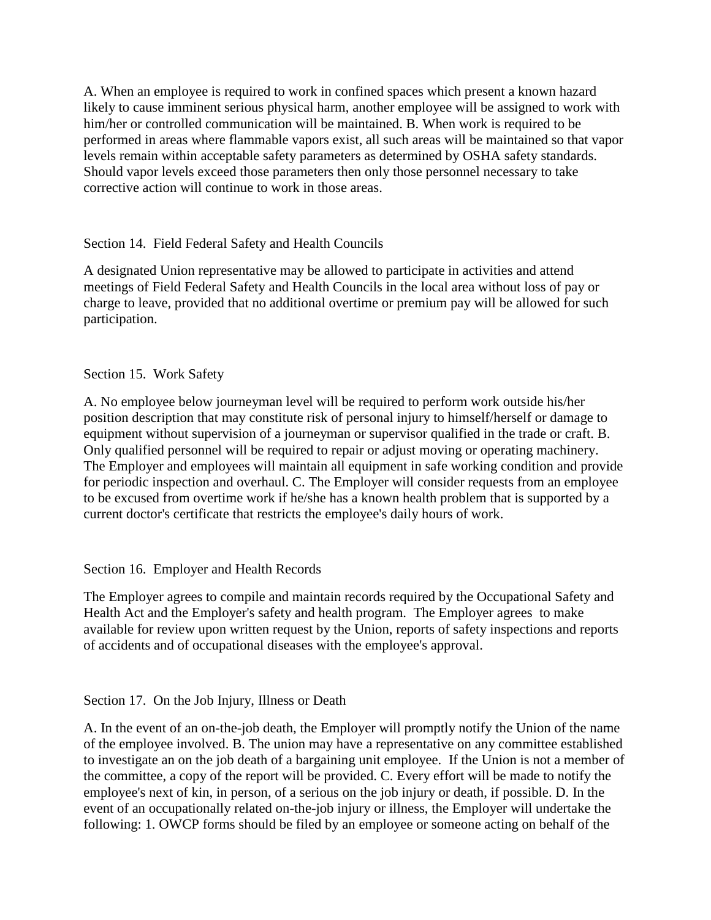A. When an employee is required to work in confined spaces which present a known hazard likely to cause imminent serious physical harm, another employee will be assigned to work with him/her or controlled communication will be maintained. B. When work is required to be performed in areas where flammable vapors exist, all such areas will be maintained so that vapor levels remain within acceptable safety parameters as determined by OSHA safety standards. Should vapor levels exceed those parameters then only those personnel necessary to take corrective action will continue to work in those areas.

Section 14. Field Federal Safety and Health Councils

A designated Union representative may be allowed to participate in activities and attend meetings of Field Federal Safety and Health Councils in the local area without loss of pay or charge to leave, provided that no additional overtime or premium pay will be allowed for such participation.

Section 15. Work Safety

A. No employee below journeyman level will be required to perform work outside his/her position description that may constitute risk of personal injury to himself/herself or damage to equipment without supervision of a journeyman or supervisor qualified in the trade or craft. B. Only qualified personnel will be required to repair or adjust moving or operating machinery. The Employer and employees will maintain all equipment in safe working condition and provide for periodic inspection and overhaul. C. The Employer will consider requests from an employee to be excused from overtime work if he/she has a known health problem that is supported by a current doctor's certificate that restricts the employee's daily hours of work.

Section 16. Employer and Health Records

The Employer agrees to compile and maintain records required by the Occupational Safety and Health Act and the Employer's safety and health program. The Employer agrees to make available for review upon written request by the Union, reports of safety inspections and reports of accidents and of occupational diseases with the employee's approval.

Section 17. On the Job Injury, Illness or Death

A. In the event of an on-the-job death, the Employer will promptly notify the Union of the name of the employee involved. B. The union may have a representative on any committee established to investigate an on the job death of a bargaining unit employee. If the Union is not a member of the committee, a copy of the report will be provided. C. Every effort will be made to notify the employee's next of kin, in person, of a serious on the job injury or death, if possible. D. In the event of an occupationally related on-the-job injury or illness, the Employer will undertake the following: 1. OWCP forms should be filed by an employee or someone acting on behalf of the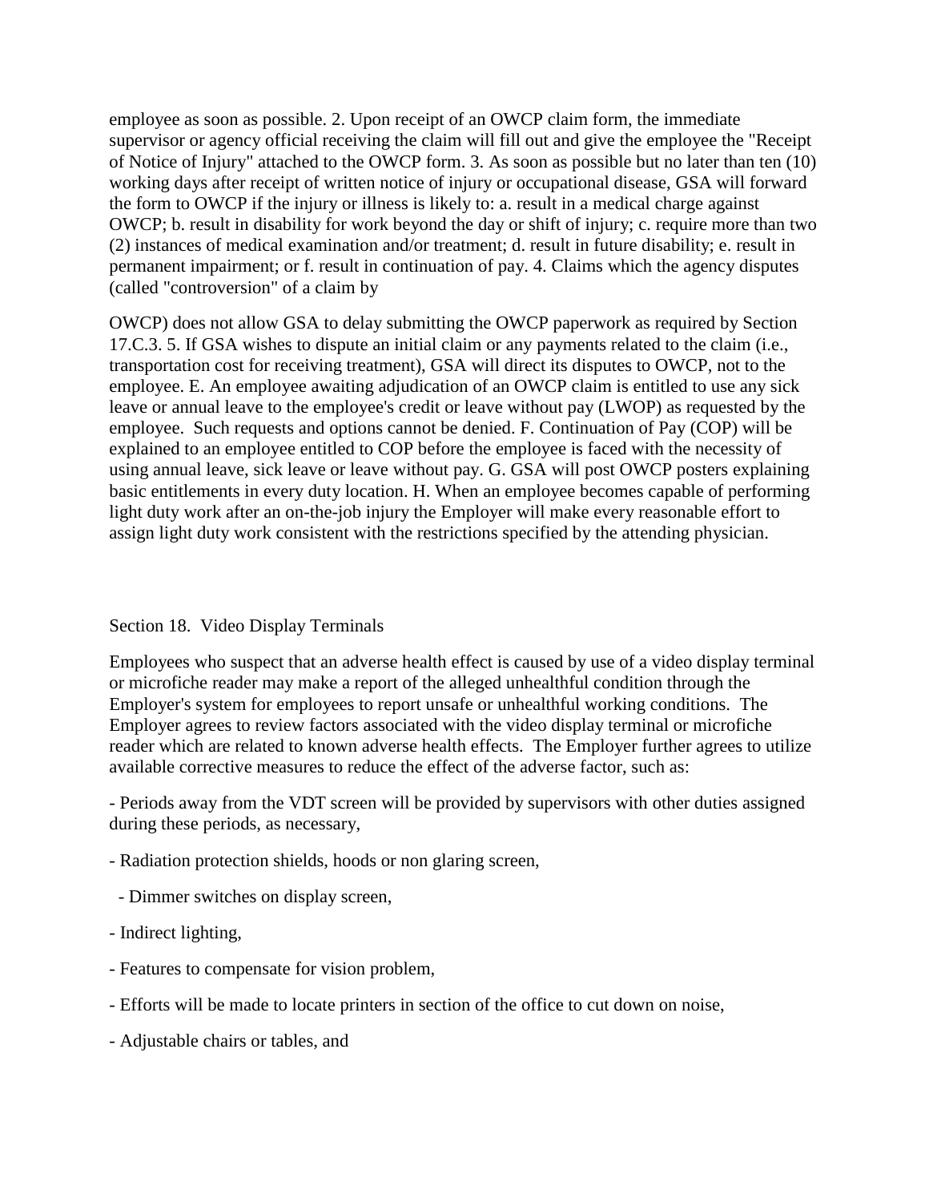employee as soon as possible. 2. Upon receipt of an OWCP claim form, the immediate supervisor or agency official receiving the claim will fill out and give the employee the "Receipt of Notice of Injury" attached to the OWCP form. 3. As soon as possible but no later than ten (10) working days after receipt of written notice of injury or occupational disease, GSA will forward the form to OWCP if the injury or illness is likely to: a. result in a medical charge against OWCP; b. result in disability for work beyond the day or shift of injury; c. require more than two (2) instances of medical examination and/or treatment; d. result in future disability; e. result in permanent impairment; or f. result in continuation of pay. 4. Claims which the agency disputes (called "controversion" of a claim by

OWCP) does not allow GSA to delay submitting the OWCP paperwork as required by Section 17.C.3. 5. If GSA wishes to dispute an initial claim or any payments related to the claim (i.e., transportation cost for receiving treatment), GSA will direct its disputes to OWCP, not to the employee. E. An employee awaiting adjudication of an OWCP claim is entitled to use any sick leave or annual leave to the employee's credit or leave without pay (LWOP) as requested by the employee. Such requests and options cannot be denied. F. Continuation of Pay (COP) will be explained to an employee entitled to COP before the employee is faced with the necessity of using annual leave, sick leave or leave without pay. G. GSA will post OWCP posters explaining basic entitlements in every duty location. H. When an employee becomes capable of performing light duty work after an on-the-job injury the Employer will make every reasonable effort to assign light duty work consistent with the restrictions specified by the attending physician.

## Section 18. Video Display Terminals

Employees who suspect that an adverse health effect is caused by use of a video display terminal or microfiche reader may make a report of the alleged unhealthful condition through the Employer's system for employees to report unsafe or unhealthful working conditions. The Employer agrees to review factors associated with the video display terminal or microfiche reader which are related to known adverse health effects. The Employer further agrees to utilize available corrective measures to reduce the effect of the adverse factor, such as:

- Periods away from the VDT screen will be provided by supervisors with other duties assigned during these periods, as necessary,
- Radiation protection shields, hoods or non glaring screen,
- Dimmer switches on display screen,
- Indirect lighting,
- Features to compensate for vision problem,
- Efforts will be made to locate printers in section of the office to cut down on noise,
- Adjustable chairs or tables, and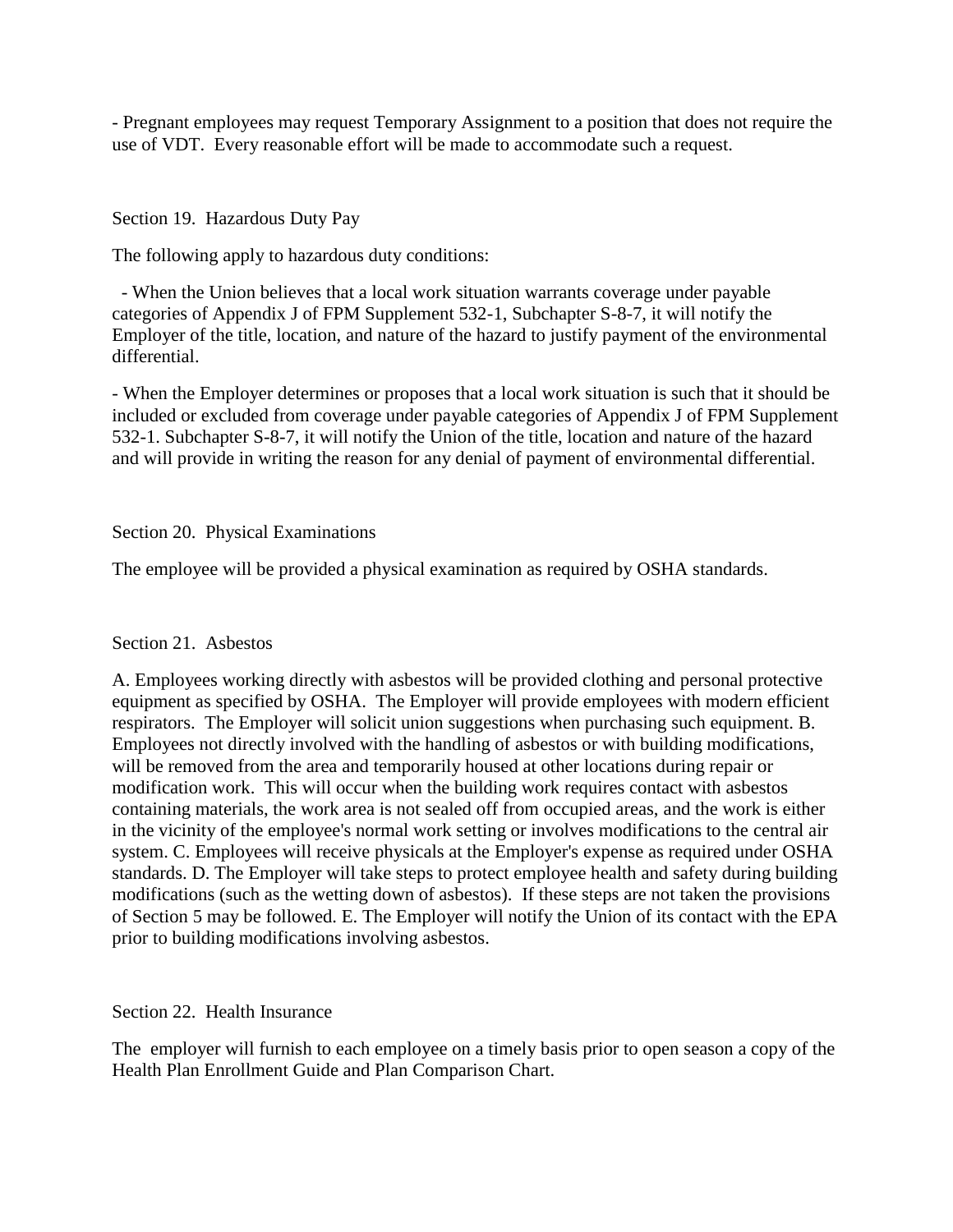- Pregnant employees may request Temporary Assignment to a position that does not require the use of VDT. Every reasonable effort will be made to accommodate such a request.

Section 19. Hazardous Duty Pay

The following apply to hazardous duty conditions:

- When the Union believes that a local work situation warrants coverage under payable categories of Appendix J of FPM Supplement 532-1, Subchapter S-8-7, it will notify the Employer of the title, location, and nature of the hazard to justify payment of the environmental differential.

- When the Employer determines or proposes that a local work situation is such that it should be included or excluded from coverage under payable categories of Appendix J of FPM Supplement 532-1. Subchapter S-8-7, it will notify the Union of the title, location and nature of the hazard and will provide in writing the reason for any denial of payment of environmental differential.

Section 20. Physical Examinations

The employee will be provided a physical examination as required by OSHA standards.

Section 21. Asbestos

A. Employees working directly with asbestos will be provided clothing and personal protective equipment as specified by OSHA. The Employer will provide employees with modern efficient respirators. The Employer will solicit union suggestions when purchasing such equipment. B. Employees not directly involved with the handling of asbestos or with building modifications, will be removed from the area and temporarily housed at other locations during repair or modification work. This will occur when the building work requires contact with asbestos containing materials, the work area is not sealed off from occupied areas, and the work is either in the vicinity of the employee's normal work setting or involves modifications to the central air system. C. Employees will receive physicals at the Employer's expense as required under OSHA standards. D. The Employer will take steps to protect employee health and safety during building modifications (such as the wetting down of asbestos). If these steps are not taken the provisions of Section 5 may be followed. E. The Employer will notify the Union of its contact with the EPA prior to building modifications involving asbestos.

Section 22. Health Insurance

The employer will furnish to each employee on a timely basis prior to open season a copy of the Health Plan Enrollment Guide and Plan Comparison Chart.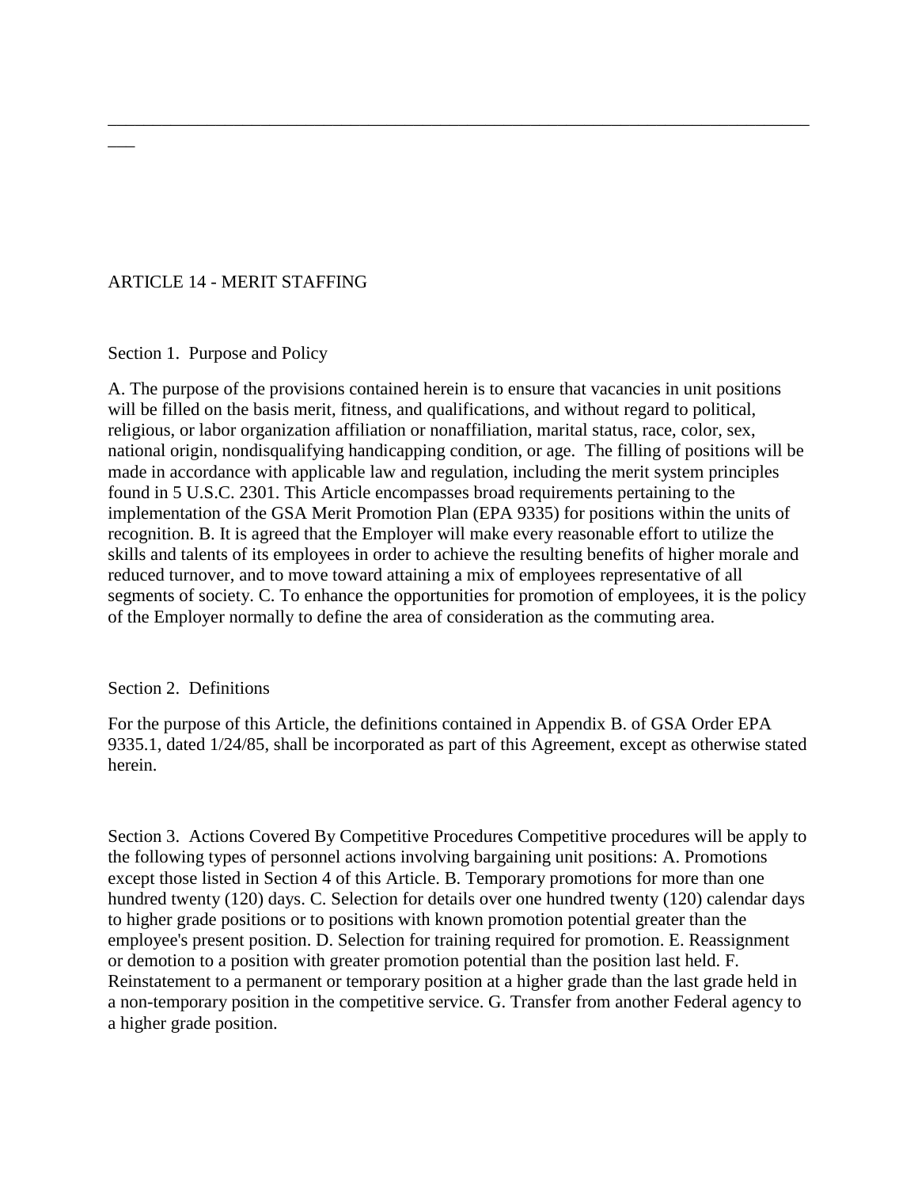---

## ARTICLE 14 - MERIT STAFFING

### Section 1. Purpose and Policy

A. The purpose of the provisions contained herein is to ensure that vacancies in unit positions will be filled on the basis merit, fitness, and qualifications, and without regard to political, religious, or labor organization affiliation or nonaffiliation, marital status, race, color, sex, national origin, nondisqualifying handicapping condition, or age. The filling of positions will be made in accordance with applicable law and regulation, including the merit system principles found in 5 U.S.C. 2301. This Article encompasses broad requirements pertaining to the implementation of the GSA Merit Promotion Plan (EPA 9335) for positions within the units of recognition. B. It is agreed that the Employer will make every reasonable effort to utilize the skills and talents of its employees in order to achieve the resulting benefits of higher morale and reduced turnover, and to move toward attaining a mix of employees representative of all segments of society. C. To enhance the opportunities for promotion of employees, it is the policy of the Employer normally to define the area of consideration as the commuting area.

### Section 2. Definitions

For the purpose of this Article, the definitions contained in Appendix B. of GSA Order EPA 9335.1, dated 1/24/85, shall be incorporated as part of this Agreement, except as otherwise stated herein.

### Section 3. Actions Covered By Competitive Procedures

Competitive procedures will be apply to the following types of personnel actions involving bargaining unit positions: A. Promotions except those listed in Section 4 of this Article. B. Temporary promotions for more than one hundred twenty (120) days. C. Selection for details over one hundred twenty (120) calendar days to higher grade positions or to positions with known promotion potential greater than the employee's present position. D. Selection for training required for promotion. E. Reassignment or demotion to a position with greater promotion potential than the position last held. F. Reinstatement to a permanent or temporary position at a higher grade than the last grade held in a non-temporary position in the competitive service. G. Transfer from another Federal agency to a higher grade position.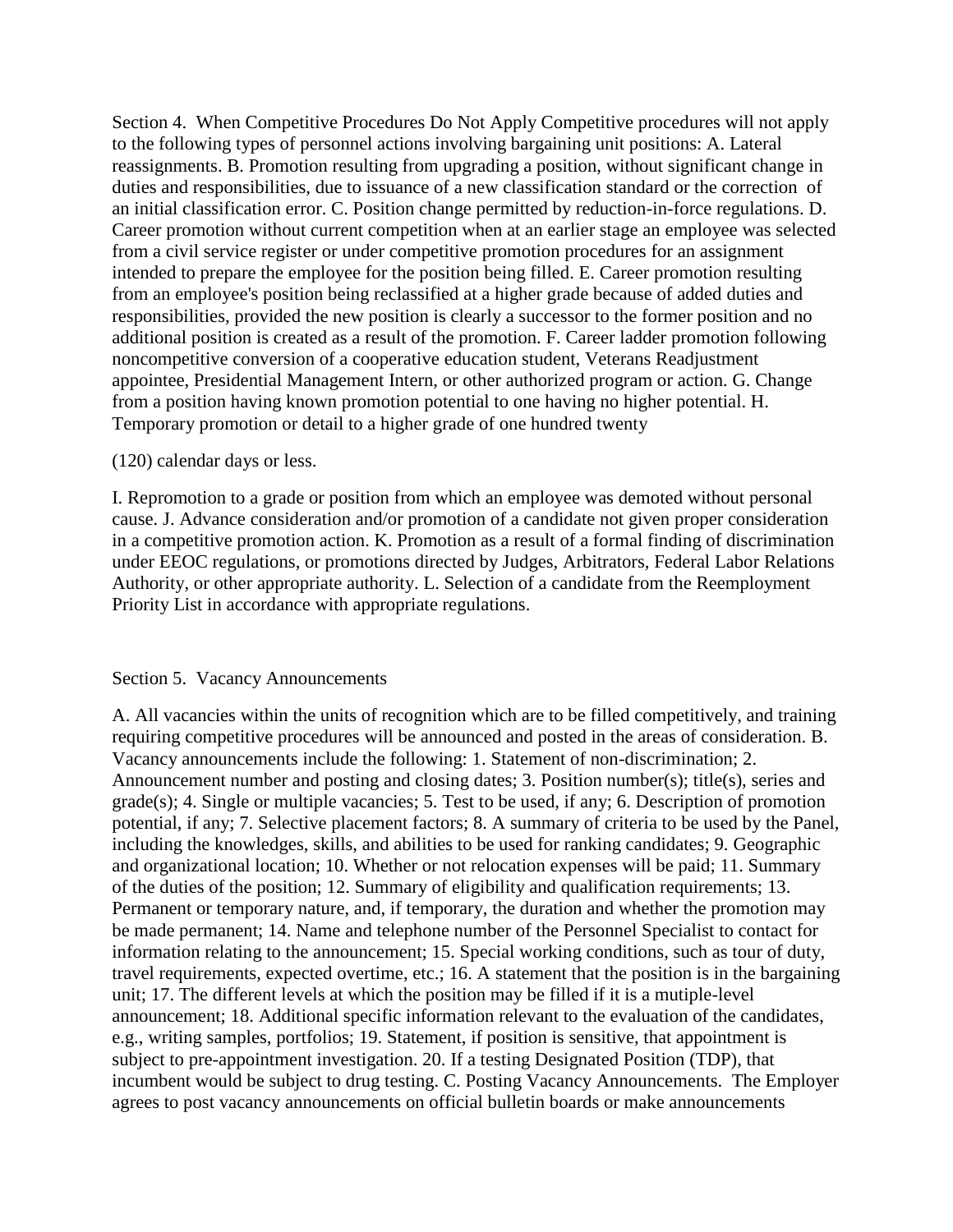Section 4. When Competitive Procedures Do Not Apply Competitive procedures will not apply to the following types of personnel actions involving bargaining unit positions: A. Lateral reassignments. B. Promotion resulting from upgrading a position, without significant change in duties and responsibilities, due to issuance of a new classification standard or the correction of an initial classification error. C. Position change permitted by reduction-in-force regulations. D. Career promotion without current competition when at an earlier stage an employee was selected from a civil service register or under competitive promotion procedures for an assignment intended to prepare the employee for the position being filled. E. Career promotion resulting from an employee's position being reclassified at a higher grade because of added duties and responsibilities, provided the new position is clearly a successor to the former position and no additional position is created as a result of the promotion. F. Career ladder promotion following noncompetitive conversion of a cooperative education student, Veterans Readjustment appointee, Presidential Management Intern, or other authorized program or action. G. Change from a position having known promotion potential to one having no higher potential. H. Temporary promotion or detail to a higher grade of one hundred twenty

(120) calendar days or less.

I. Repromotion to a grade or position from which an employee was demoted without personal cause. J. Advance consideration and/or promotion of a candidate not given proper consideration in a competitive promotion action. K. Promotion as a result of a formal finding of discrimination under EEOC regulations, or promotions directed by Judges, Arbitrators, Federal Labor Relations Authority, or other appropriate authority. L. Selection of a candidate from the Reemployment Priority List in accordance with appropriate regulations.

Section 5. Vacancy Announcements

A. All vacancies within the units of recognition which are to be filled competitively, and training requiring competitive procedures will be announced and posted in the areas of consideration. B. Vacancy announcements include the following: 1. Statement of non-discrimination; 2. Announcement number and posting and closing dates; 3. Position number(s); title(s), series and grade(s); 4. Single or multiple vacancies; 5. Test to be used, if any; 6. Description of promotion potential, if any; 7. Selective placement factors; 8. A summary of criteria to be used by the Panel, including the knowledges, skills, and abilities to be used for ranking candidates; 9. Geographic and organizational location; 10. Whether or not relocation expenses will be paid; 11. Summary of the duties of the position; 12. Summary of eligibility and qualification requirements; 13. Permanent or temporary nature, and, if temporary, the duration and whether the promotion may be made permanent; 14. Name and telephone number of the Personnel Specialist to contact for information relating to the announcement; 15. Special working conditions, such as tour of duty, travel requirements, expected overtime, etc.; 16. A statement that the position is in the bargaining unit; 17. The different levels at which the position may be filled if it is a mutiple-level announcement; 18. Additional specific information relevant to the evaluation of the candidates, e.g., writing samples, portfolios; 19. Statement, if position is sensitive, that appointment is subject to pre-appointment investigation. 20. If a testing Designated Position (TDP), that incumbent would be subject to drug testing. C. Posting Vacancy Announcements. The Employer agrees to post vacancy announcements on official bulletin boards or make announcements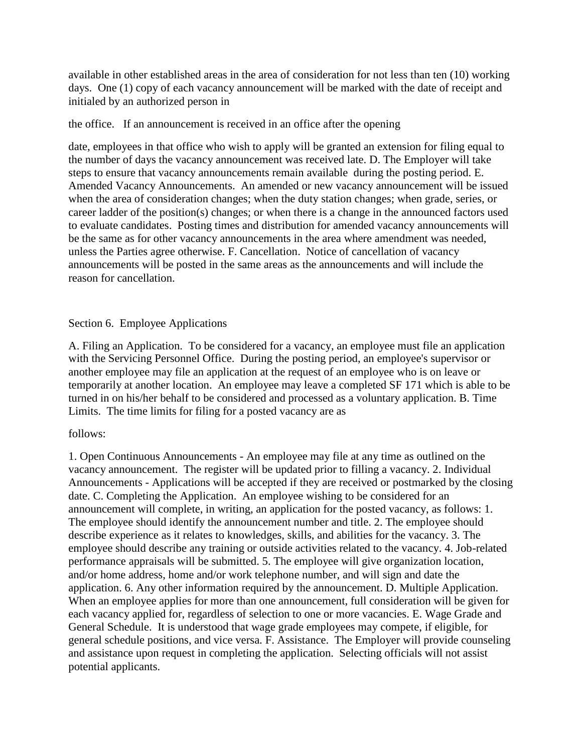available in other established areas in the area of consideration for not less than ten (10) working days. One (1) copy of each vacancy announcement will be marked with the date of receipt and initialed by an authorized person in

the office. If an announcement is received in an office after the opening

date, employees in that office who wish to apply will be granted an extension for filing equal to the number of days the vacancy announcement was received late. D. The Employer will take steps to ensure that vacancy announcements remain available during the posting period. E. Amended Vacancy Announcements. An amended or new vacancy announcement will be issued when the area of consideration changes; when the duty station changes; when grade, series, or career ladder of the position(s) changes; or when there is a change in the announced factors used to evaluate candidates. Posting times and distribution for amended vacancy announcements will be the same as for other vacancy announcements in the area where amendment was needed, unless the Parties agree otherwise. F. Cancellation. Notice of cancellation of vacancy announcements will be posted in the same areas as the announcements and will include the reason for cancellation.

Section 6. Employee Applications

A. Filing an Application. To be considered for a vacancy, an employee must file an application with the Servicing Personnel Office. During the posting period, an employee's supervisor or another employee may file an application at the request of an employee who is on leave or temporarily at another location. An employee may leave a completed SF 171 which is able to be turned in on his/her behalf to be considered and processed as a voluntary application. B. Time Limits. The time limits for filing for a posted vacancy are as

follows:

1. Open Continuous Announcements - An employee may file at any time as outlined on the vacancy announcement. The register will be updated prior to filling a vacancy. 2. Individual Announcements - Applications will be accepted if they are received or postmarked by the closing date. C. Completing the Application. An employee wishing to be considered for an announcement will complete, in writing, an application for the posted vacancy, as follows: 1. The employee should identify the announcement number and title. 2. The employee should describe experience as it relates to knowledges, skills, and abilities for the vacancy. 3. The employee should describe any training or outside activities related to the vacancy. 4. Job-related performance appraisals will be submitted. 5. The employee will give organization location, and/or home address, home and/or work telephone number, and will sign and date the application. 6. Any other information required by the announcement. D. Multiple Application. When an employee applies for more than one announcement, full consideration will be given for each vacancy applied for, regardless of selection to one or more vacancies. E. Wage Grade and General Schedule. It is understood that wage grade employees may compete, if eligible, for general schedule positions, and vice versa. F. Assistance. The Employer will provide counseling and assistance upon request in completing the application. Selecting officials will not assist potential applicants.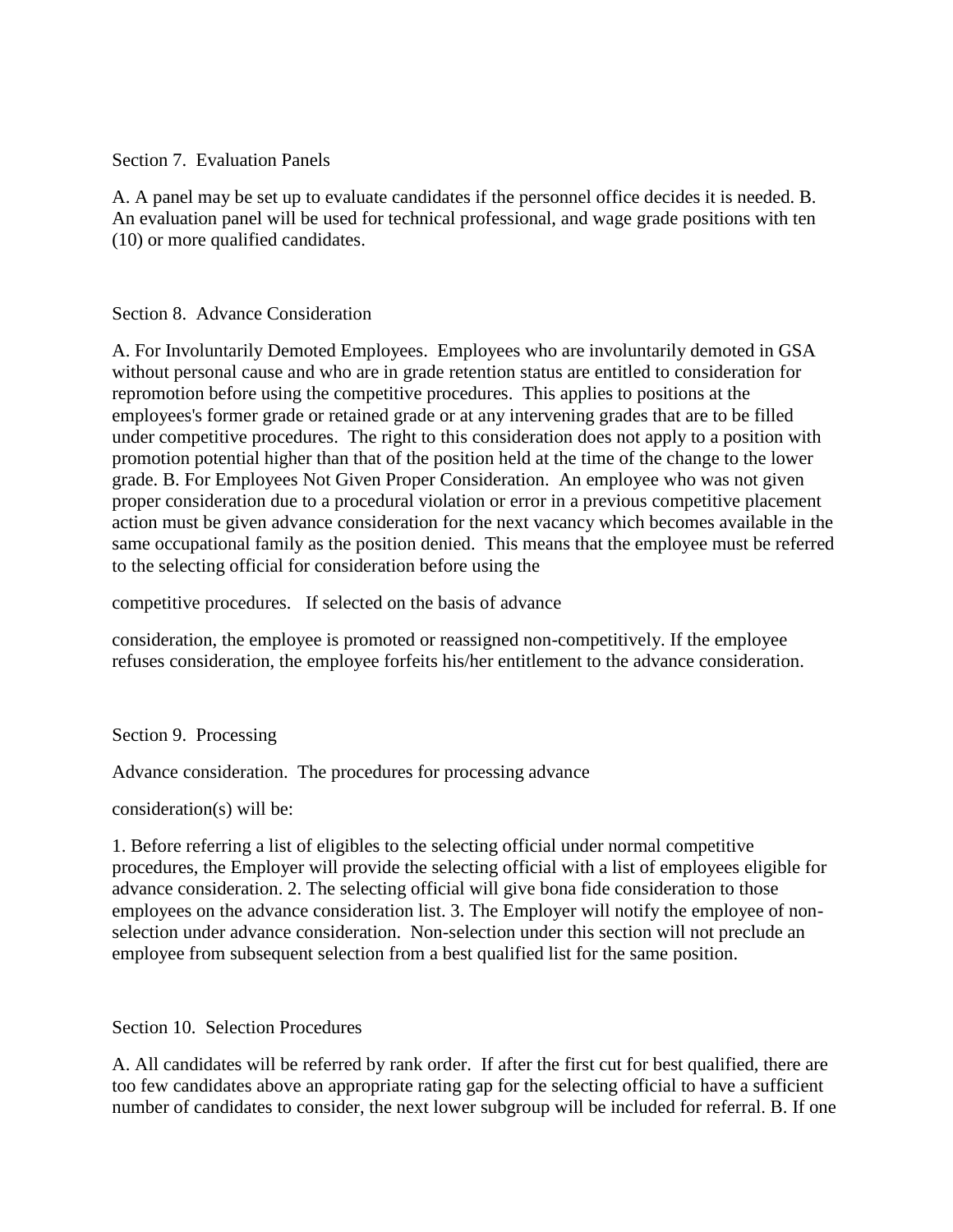Section 7. Evaluation Panels

A. A panel may be set up to evaluate candidates if the personnel office decides it is needed. B. An evaluation panel will be used for technical professional, and wage grade positions with ten (10) or more qualified candidates.

Section 8. Advance Consideration

A. For Involuntarily Demoted Employees. Employees who are involuntarily demoted in GSA without personal cause and who are in grade retention status are entitled to consideration for repromotion before using the competitive procedures. This applies to positions at the employees's former grade or retained grade or at any intervening grades that are to be filled under competitive procedures. The right to this consideration does not apply to a position with promotion potential higher than that of the position held at the time of the change to the lower grade. B. For Employees Not Given Proper Consideration. An employee who was not given proper consideration due to a procedural violation or error in a previous competitive placement action must be given advance consideration for the next vacancy which becomes available in the same occupational family as the position denied. This means that the employee must be referred to the selecting official for consideration before using the

competitive procedures. If selected on the basis of advance

consideration, the employee is promoted or reassigned non-competitively. If the employee refuses consideration, the employee forfeits his/her entitlement to the advance consideration.

Section 9. Processing

Advance consideration. The procedures for processing advance

consideration(s) will be:

1. Before referring a list of eligibles to the selecting official under normal competitive procedures, the Employer will provide the selecting official with a list of employees eligible for advance consideration. 2. The selecting official will give bona fide consideration to those employees on the advance consideration list. 3. The Employer will notify the employee of non-selection under advance consideration. Non-selection under this section will not preclude an employee from subsequent selection from a best qualified list for the same position.

Section 10. Selection Procedures

A. All candidates will be referred by rank order. If after the first cut for best qualified, there are too few candidates above an appropriate rating gap for the selecting official to have a sufficient number of candidates to consider, the next lower subgroup will be included for referral. B. If one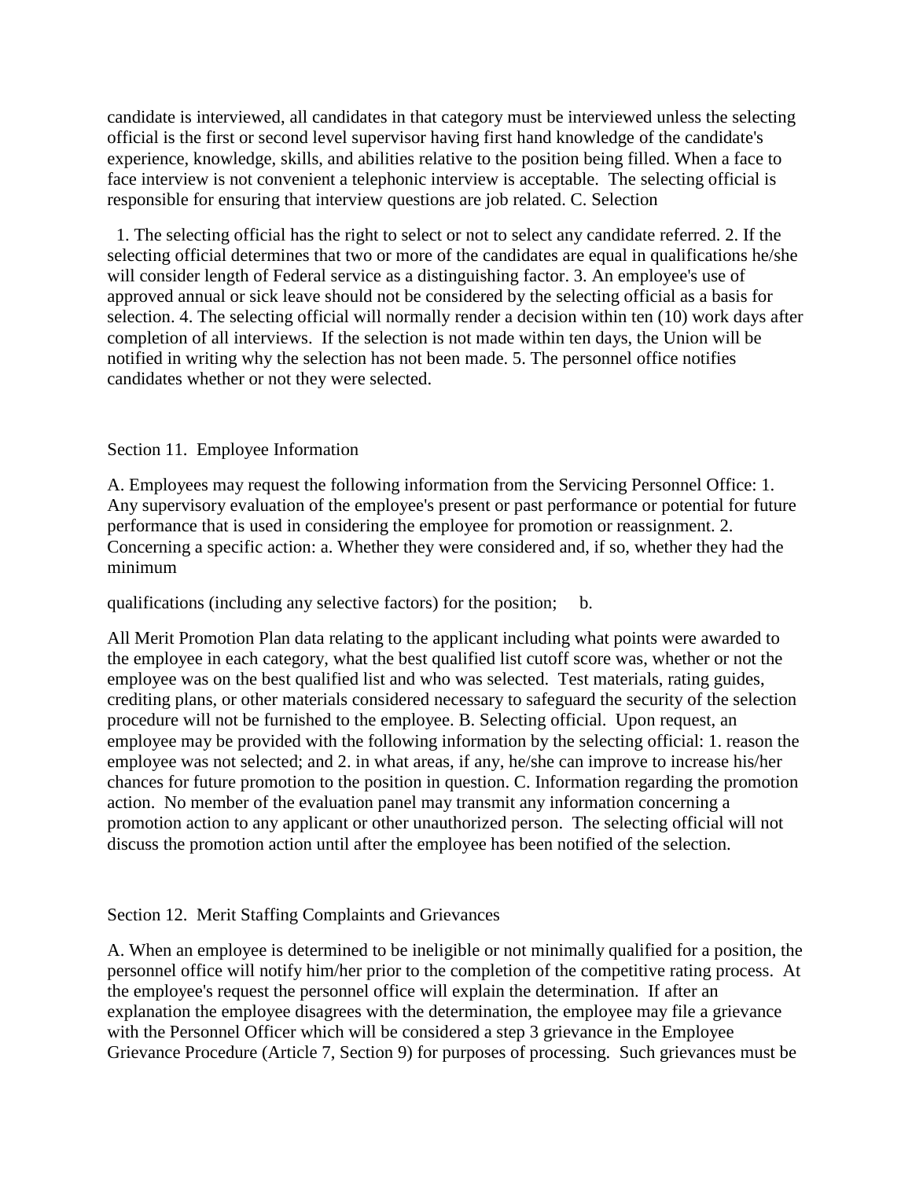candidate is interviewed, all candidates in that category must be interviewed unless the selecting official is the first or second level supervisor having first hand knowledge of the candidate's experience, knowledge, skills, and abilities relative to the position being filled. When a face to face interview is not convenient a telephonic interview is acceptable.  The selecting official is responsible for ensuring that interview questions are job related. C. Selection

1. The selecting official has the right to select or not to select any candidate referred. 2. If the selecting official determines that two or more of the candidates are equal in qualifications he/she will consider length of Federal service as a distinguishing factor. 3. An employee's use of approved annual or sick leave should not be considered by the selecting official as a basis for selection. 4. The selecting official will normally render a decision within ten (10) work days after completion of all interviews.  If the selection is not made within ten days, the Union will be notified in writing why the selection has not been made. 5. The personnel office notifies candidates whether or not they were selected.

Section 11.  Employee Information

A. Employees may request the following information from the Servicing Personnel Office: 1. Any supervisory evaluation of the employee's present or past performance or potential for future performance that is used in considering the employee for promotion or reassignment. 2. Concerning a specific action: a. Whether they were considered and, if so, whether they had the minimum

qualifications (including any selective factors) for the position;     b.

All Merit Promotion Plan data relating to the applicant including what points were awarded to the employee in each category, what the best qualified list cutoff score was, whether or not the employee was on the best qualified list and who was selected.  Test materials, rating guides, crediting plans, or other materials considered necessary to safeguard the security of the selection procedure will not be furnished to the employee. B. Selecting official.  Upon request, an employee may be provided with the following information by the selecting official: 1. reason the employee was not selected; and 2. in what areas, if any, he/she can improve to increase his/her chances for future promotion to the position in question. C. Information regarding the promotion action.  No member of the evaluation panel may transmit any information concerning a promotion action to any applicant or other unauthorized person.  The selecting official will not discuss the promotion action until after the employee has been notified of the selection.

Section 12.  Merit Staffing Complaints and Grievances

A. When an employee is determined to be ineligible or not minimally qualified for a position, the personnel office will notify him/her prior to the completion of the competitive rating process.  At the employee's request the personnel office will explain the determination.  If after an explanation the employee disagrees with the determination, the employee may file a grievance with the Personnel Officer which will be considered a step 3 grievance in the Employee Grievance Procedure (Article 7, Section 9) for purposes of processing.  Such grievances must be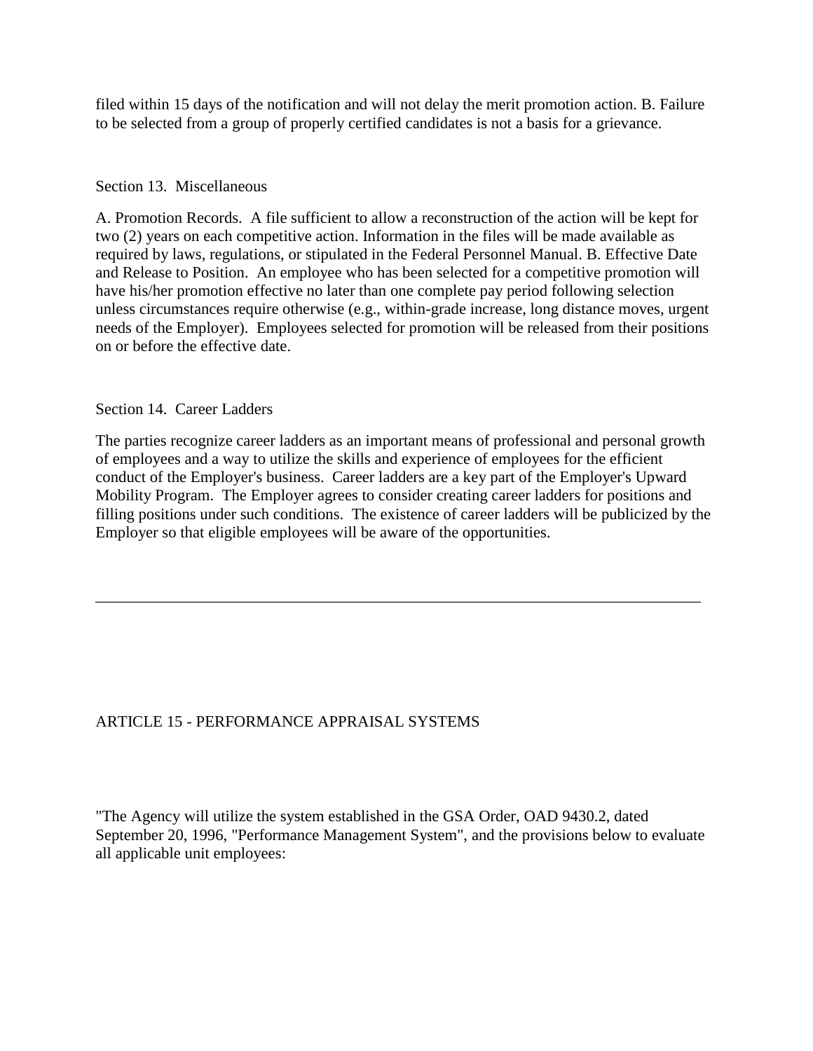filed within 15 days of the notification and will not delay the merit promotion action. B. Failure to be selected from a group of properly certified candidates is not a basis for a grievance.

Section 13. Miscellaneous

A. Promotion Records. A file sufficient to allow a reconstruction of the action will be kept for two (2) years on each competitive action. Information in the files will be made available as required by laws, regulations, or stipulated in the Federal Personnel Manual. B. Effective Date and Release to Position. An employee who has been selected for a competitive promotion will have his/her promotion effective no later than one complete pay period following selection unless circumstances require otherwise (e.g., within-grade increase, long distance moves, urgent needs of the Employer). Employees selected for promotion will be released from their positions on or before the effective date.

Section 14. Career Ladders

The parties recognize career ladders as an important means of professional and personal growth of employees and a way to utilize the skills and experience of employees for the efficient conduct of the Employer's business. Career ladders are a key part of the Employer's Upward Mobility Program. The Employer agrees to consider creating career ladders for positions and filling positions under such conditions. The existence of career ladders will be publicized by the Employer so that eligible employees will be aware of the opportunities.

---

## ARTICLE 15 - PERFORMANCE APPRAISAL SYSTEMS

"The Agency will utilize the system established in the GSA Order, OAD 9430.2, dated September 20, 1996, "Performance Management System", and the provisions below to evaluate all applicable unit employees: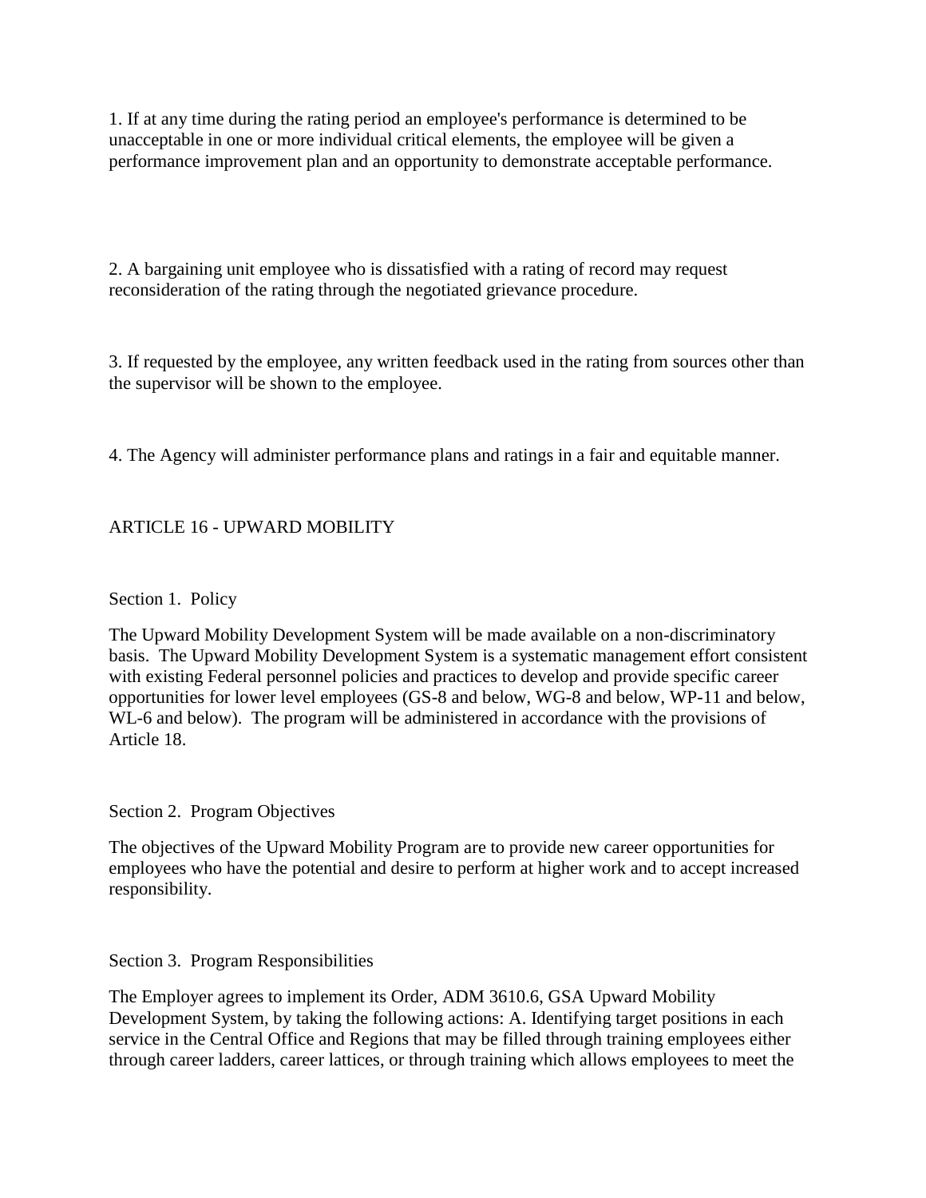1. If at any time during the rating period an employee's performance is determined to be unacceptable in one or more individual critical elements, the employee will be given a performance improvement plan and an opportunity to demonstrate acceptable performance.

2. A bargaining unit employee who is dissatisfied with a rating of record may request reconsideration of the rating through the negotiated grievance procedure.

3. If requested by the employee, any written feedback used in the rating from sources other than the supervisor will be shown to the employee.

4. The Agency will administer performance plans and ratings in a fair and equitable manner.

## ARTICLE 16 - UPWARD MOBILITY

### Section 1. Policy

The Upward Mobility Development System will be made available on a non-discriminatory basis. The Upward Mobility Development System is a systematic management effort consistent with existing Federal personnel policies and practices to develop and provide specific career opportunities for lower level employees (GS-8 and below, WG-8 and below, WP-11 and below, WL-6 and below). The program will be administered in accordance with the provisions of Article 18.

### Section 2. Program Objectives

The objectives of the Upward Mobility Program are to provide new career opportunities for employees who have the potential and desire to perform at higher work and to accept increased responsibility.

### Section 3. Program Responsibilities

The Employer agrees to implement its Order, ADM 3610.6, GSA Upward Mobility Development System, by taking the following actions: A. Identifying target positions in each service in the Central Office and Regions that may be filled through training employees either through career ladders, career lattices, or through training which allows employees to meet the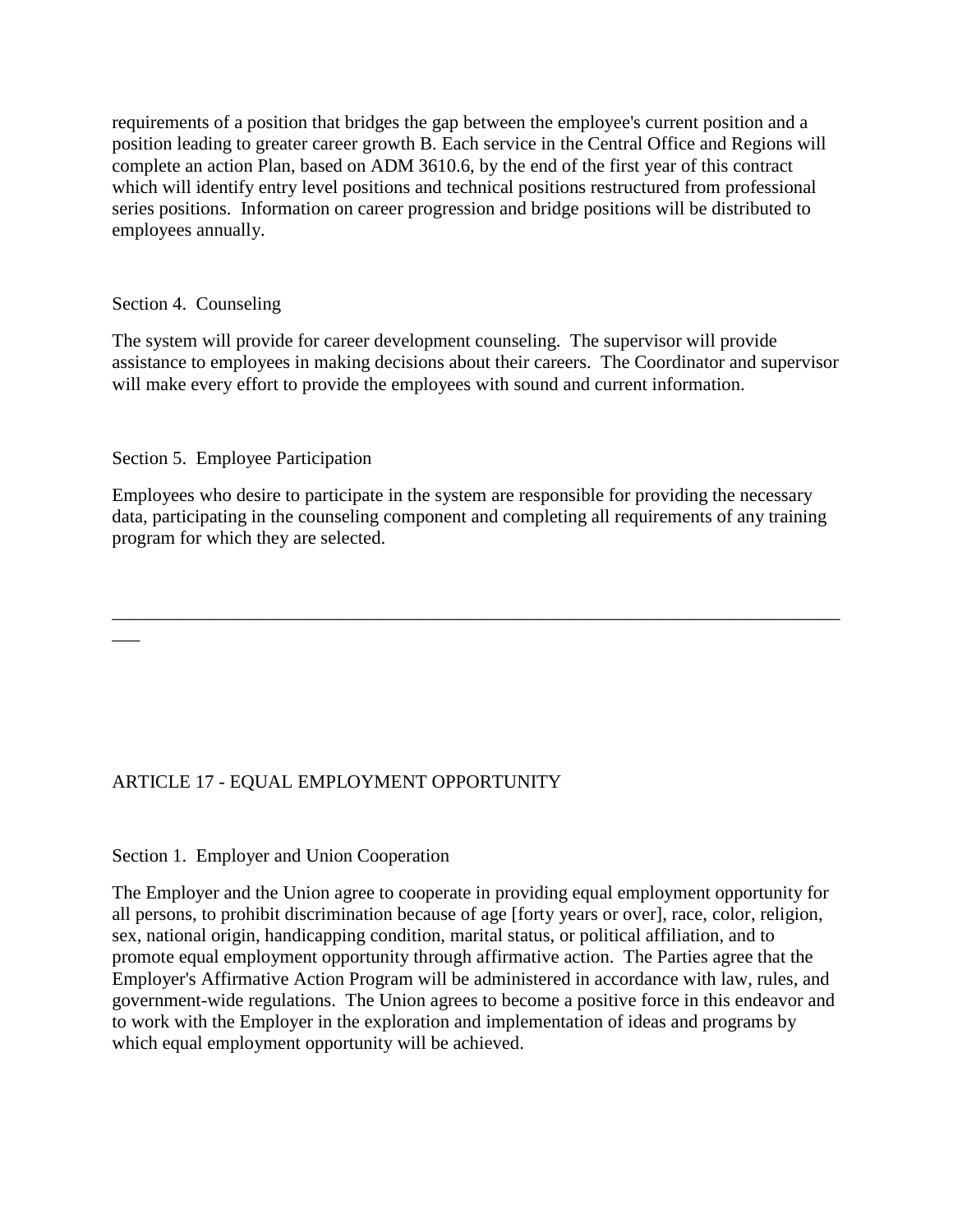requirements of a position that bridges the gap between the employee's current position and a position leading to greater career growth B. Each service in the Central Office and Regions will complete an action Plan, based on ADM 3610.6, by the end of the first year of this contract which will identify entry level positions and technical positions restructured from professional series positions. Information on career progression and bridge positions will be distributed to employees annually.

Section 4. Counseling

The system will provide for career development counseling. The supervisor will provide assistance to employees in making decisions about their careers. The Coordinator and supervisor will make every effort to provide the employees with sound and current information.

Section 5. Employee Participation

Employees who desire to participate in the system are responsible for providing the necessary data, participating in the counseling component and completing all requirements of any training program for which they are selected.

---

## ARTICLE 17 - EQUAL EMPLOYMENT OPPORTUNITY

Section 1. Employer and Union Cooperation

The Employer and the Union agree to cooperate in providing equal employment opportunity for all persons, to prohibit discrimination because of age [forty years or over], race, color, religion, sex, national origin, handicapping condition, marital status, or political affiliation, and to promote equal employment opportunity through affirmative action. The Parties agree that the Employer's Affirmative Action Program will be administered in accordance with law, rules, and government-wide regulations. The Union agrees to become a positive force in this endeavor and to work with the Employer in the exploration and implementation of ideas and programs by which equal employment opportunity will be achieved.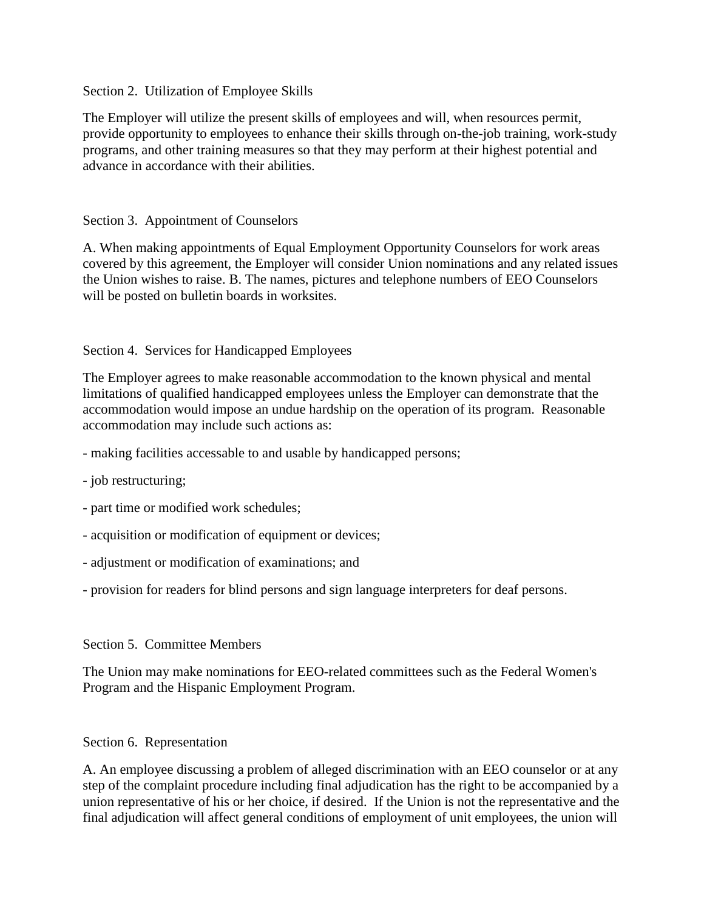Section 2. Utilization of Employee Skills

The Employer will utilize the present skills of employees and will, when resources permit, provide opportunity to employees to enhance their skills through on-the-job training, work-study programs, and other training measures so that they may perform at their highest potential and advance in accordance with their abilities.

Section 3. Appointment of Counselors

A. When making appointments of Equal Employment Opportunity Counselors for work areas covered by this agreement, the Employer will consider Union nominations and any related issues the Union wishes to raise. B. The names, pictures and telephone numbers of EEO Counselors will be posted on bulletin boards in worksites.

Section 4. Services for Handicapped Employees

The Employer agrees to make reasonable accommodation to the known physical and mental limitations of qualified handicapped employees unless the Employer can demonstrate that the accommodation would impose an undue hardship on the operation of its program. Reasonable accommodation may include such actions as:

- making facilities accessable to and usable by handicapped persons;

- job restructuring;

- part time or modified work schedules;

- acquisition or modification of equipment or devices;

- adjustment or modification of examinations; and

- provision for readers for blind persons and sign language interpreters for deaf persons.

Section 5. Committee Members

The Union may make nominations for EEO-related committees such as the Federal Women's Program and the Hispanic Employment Program.

Section 6. Representation

A. An employee discussing a problem of alleged discrimination with an EEO counselor or at any step of the complaint procedure including final adjudication has the right to be accompanied by a union representative of his or her choice, if desired. If the Union is not the representative and the final adjudication will affect general conditions of employment of unit employees, the union will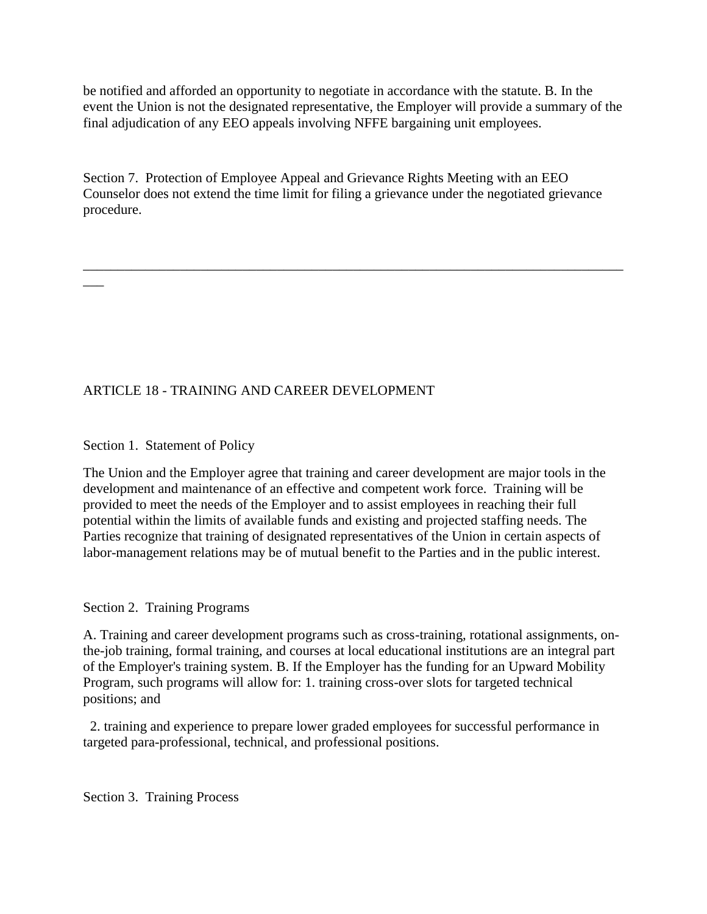be notified and afforded an opportunity to negotiate in accordance with the statute. B. In the event the Union is not the designated representative, the Employer will provide a summary of the final adjudication of any EEO appeals involving NFFE bargaining unit employees.

Section 7. Protection of Employee Appeal and Grievance Rights Meeting with an EEO Counselor does not extend the time limit for filing a grievance under the negotiated grievance procedure.

---

## ARTICLE 18 - TRAINING AND CAREER DEVELOPMENT

Section 1. Statement of Policy

The Union and the Employer agree that training and career development are major tools in the development and maintenance of an effective and competent work force. Training will be provided to meet the needs of the Employer and to assist employees in reaching their full potential within the limits of available funds and existing and projected staffing needs. The Parties recognize that training of designated representatives of the Union in certain aspects of labor-management relations may be of mutual benefit to the Parties and in the public interest.

Section 2. Training Programs

A. Training and career development programs such as cross-training, rotational assignments, on-the-job training, formal training, and courses at local educational institutions are an integral part of the Employer's training system. B. If the Employer has the funding for an Upward Mobility Program, such programs will allow for: 1. training cross-over slots for targeted technical positions; and

2. training and experience to prepare lower graded employees for successful performance in targeted para-professional, technical, and professional positions.

Section 3. Training Process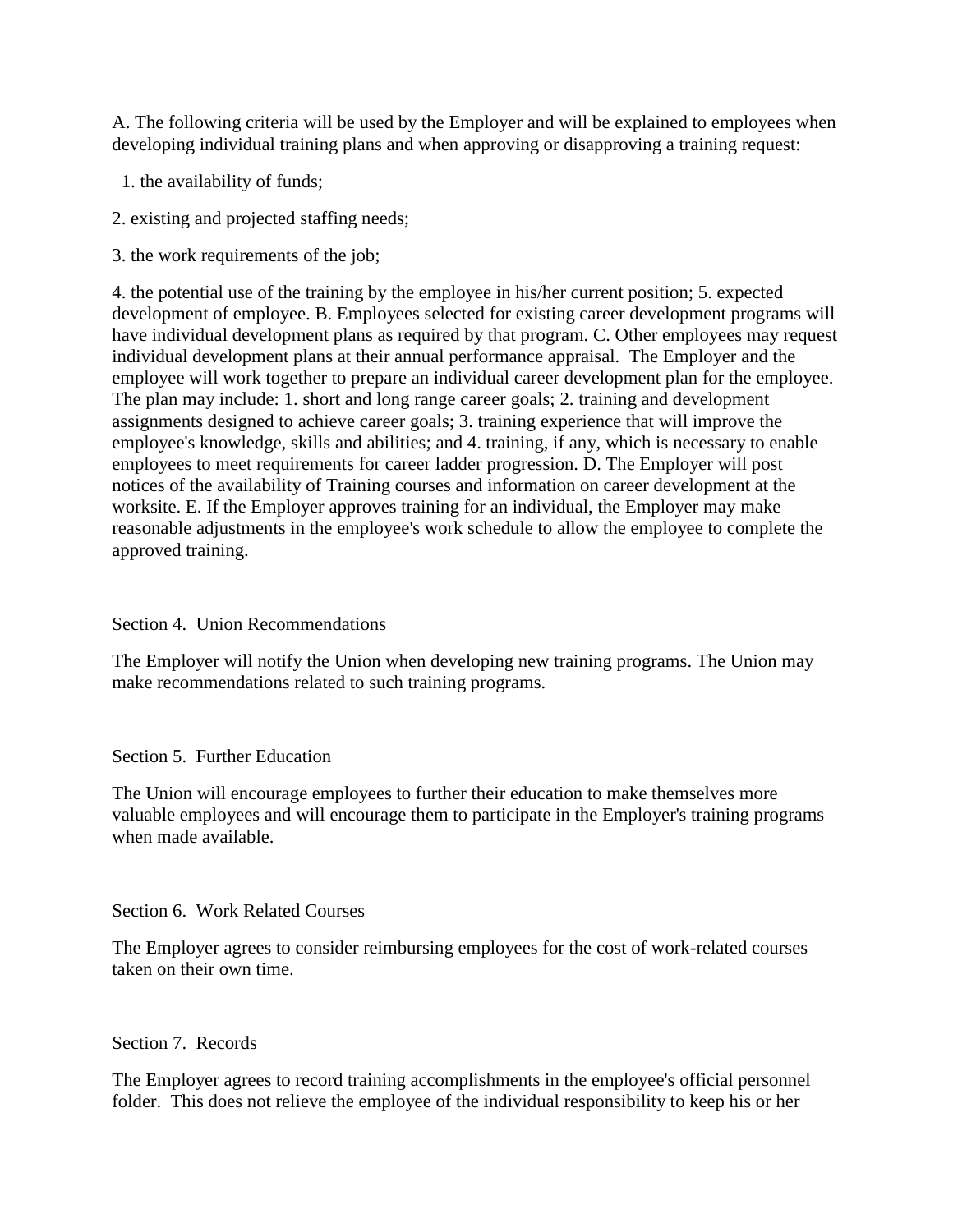A. The following criteria will be used by the Employer and will be explained to employees when developing individual training plans and when approving or disapproving a training request:

1. the availability of funds;

2. existing and projected staffing needs;

3. the work requirements of the job;

4. the potential use of the training by the employee in his/her current position; 5. expected development of employee. B. Employees selected for existing career development programs will have individual development plans as required by that program. C. Other employees may request individual development plans at their annual performance appraisal. The Employer and the employee will work together to prepare an individual career development plan for the employee. The plan may include: 1. short and long range career goals; 2. training and development assignments designed to achieve career goals; 3. training experience that will improve the employee's knowledge, skills and abilities; and 4. training, if any, which is necessary to enable employees to meet requirements for career ladder progression. D. The Employer will post notices of the availability of Training courses and information on career development at the worksite. E. If the Employer approves training for an individual, the Employer may make reasonable adjustments in the employee's work schedule to allow the employee to complete the approved training.

Section 4. Union Recommendations

The Employer will notify the Union when developing new training programs. The Union may make recommendations related to such training programs.

Section 5. Further Education

The Union will encourage employees to further their education to make themselves more valuable employees and will encourage them to participate in the Employer's training programs when made available.

Section 6. Work Related Courses

The Employer agrees to consider reimbursing employees for the cost of work-related courses taken on their own time.

Section 7. Records

The Employer agrees to record training accomplishments in the employee's official personnel folder. This does not relieve the employee of the individual responsibility to keep his or her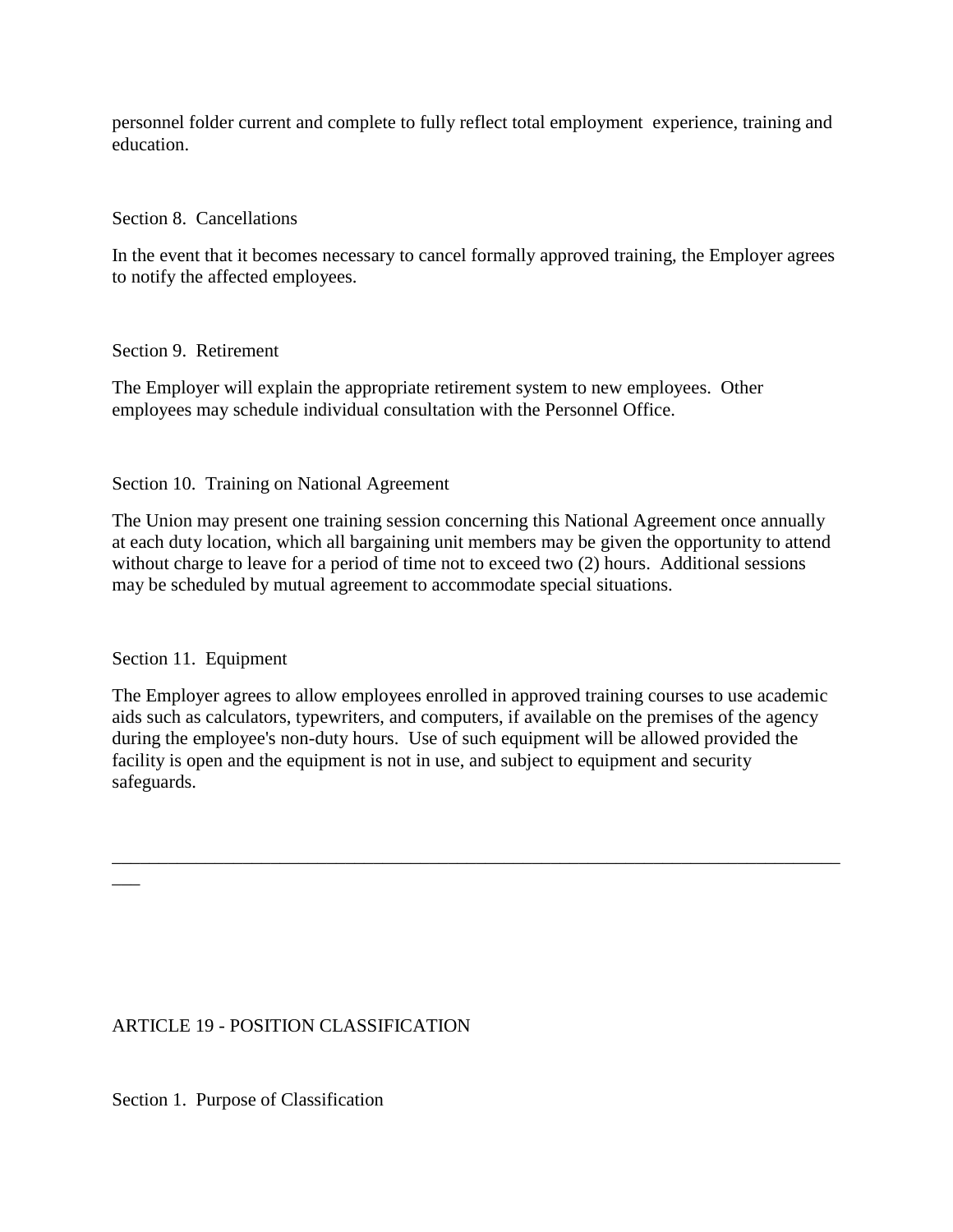personnel folder current and complete to fully reflect total employment experience, training and education.

Section 8. Cancellations

In the event that it becomes necessary to cancel formally approved training, the Employer agrees to notify the affected employees.

Section 9. Retirement

The Employer will explain the appropriate retirement system to new employees. Other employees may schedule individual consultation with the Personnel Office.

Section 10. Training on National Agreement

The Union may present one training session concerning this National Agreement once annually at each duty location, which all bargaining unit members may be given the opportunity to attend without charge to leave for a period of time not to exceed two (2) hours. Additional sessions may be scheduled by mutual agreement to accommodate special situations.

Section 11. Equipment

The Employer agrees to allow employees enrolled in approved training courses to use academic aids such as calculators, typewriters, and computers, if available on the premises of the agency during the employee's non-duty hours. Use of such equipment will be allowed provided the facility is open and the equipment is not in use, and subject to equipment and security safeguards.

---

## ARTICLE 19 - POSITION CLASSIFICATION

Section 1. Purpose of Classification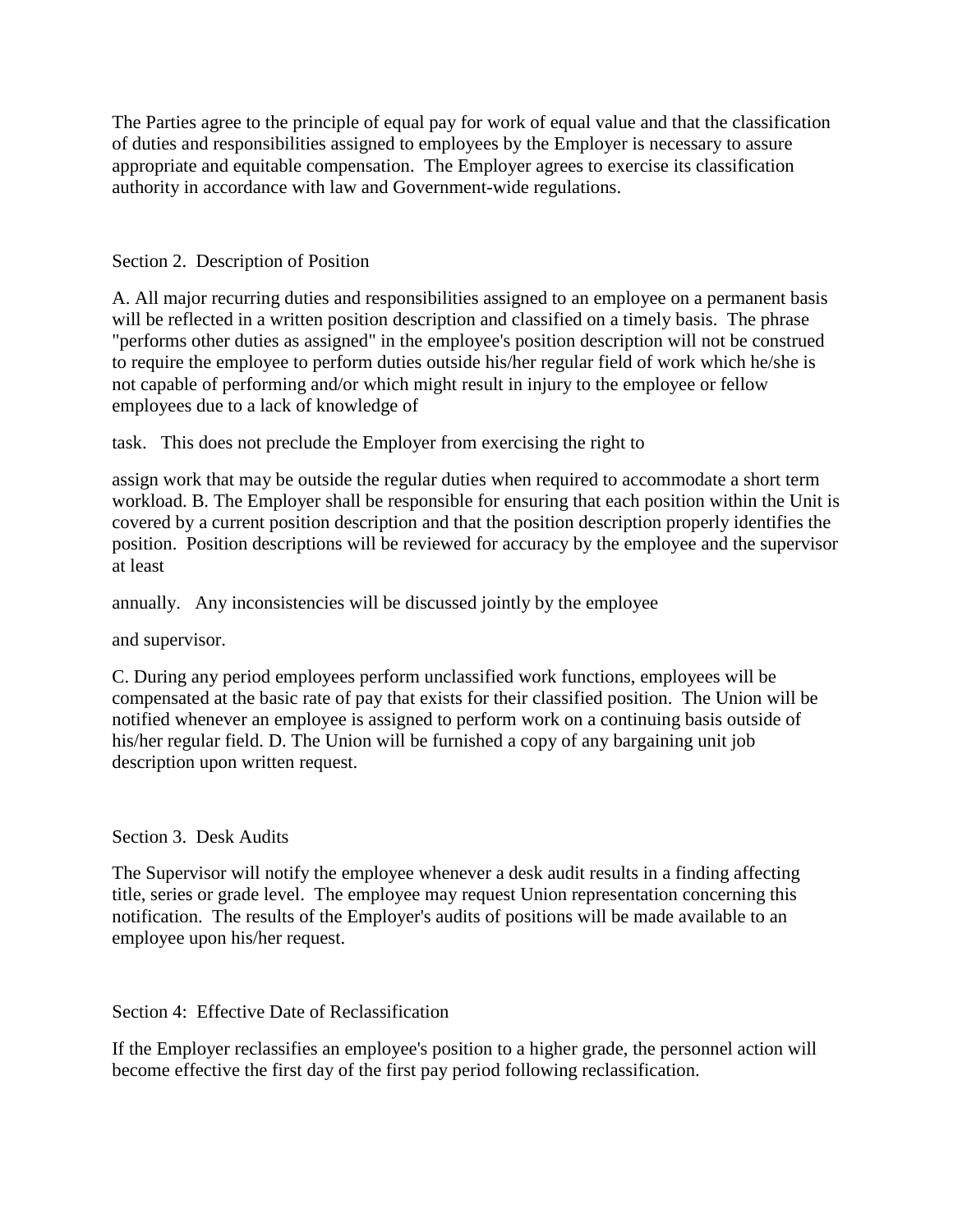The Parties agree to the principle of equal pay for work of equal value and that the classification of duties and responsibilities assigned to employees by the Employer is necessary to assure appropriate and equitable compensation. The Employer agrees to exercise its classification authority in accordance with law and Government-wide regulations.

Section 2. Description of Position

A. All major recurring duties and responsibilities assigned to an employee on a permanent basis will be reflected in a written position description and classified on a timely basis. The phrase "performs other duties as assigned" in the employee's position description will not be construed to require the employee to perform duties outside his/her regular field of work which he/she is not capable of performing and/or which might result in injury to the employee or fellow employees due to a lack of knowledge of

task. This does not preclude the Employer from exercising the right to

assign work that may be outside the regular duties when required to accommodate a short term workload. B. The Employer shall be responsible for ensuring that each position within the Unit is covered by a current position description and that the position description properly identifies the position. Position descriptions will be reviewed for accuracy by the employee and the supervisor at least

annually. Any inconsistencies will be discussed jointly by the employee

and supervisor.

C. During any period employees perform unclassified work functions, employees will be compensated at the basic rate of pay that exists for their classified position. The Union will be notified whenever an employee is assigned to perform work on a continuing basis outside of his/her regular field. D. The Union will be furnished a copy of any bargaining unit job description upon written request.

Section 3. Desk Audits

The Supervisor will notify the employee whenever a desk audit results in a finding affecting title, series or grade level. The employee may request Union representation concerning this notification. The results of the Employer's audits of positions will be made available to an employee upon his/her request.

Section 4: Effective Date of Reclassification

If the Employer reclassifies an employee's position to a higher grade, the personnel action will become effective the first day of the first pay period following reclassification.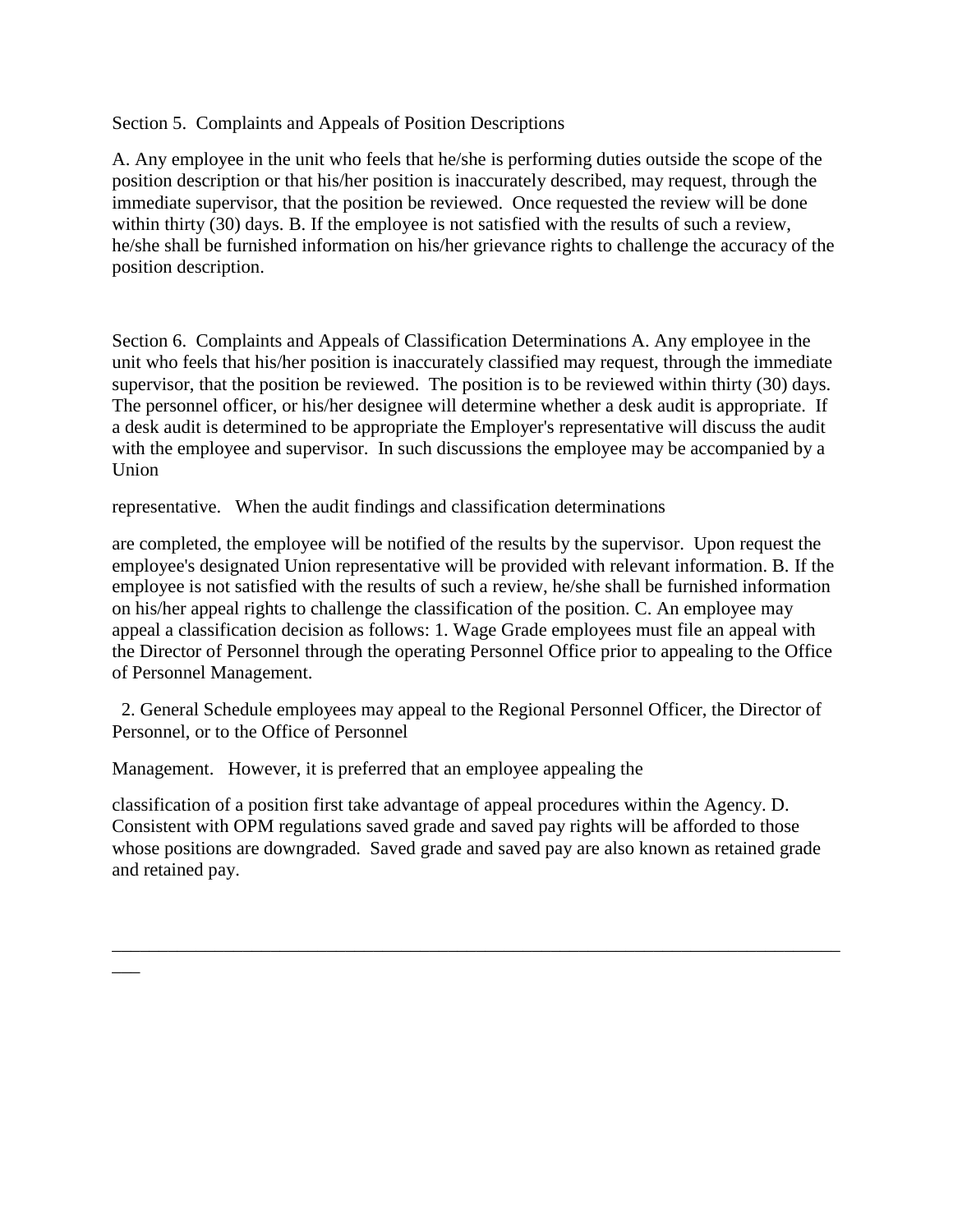Section 5. Complaints and Appeals of Position Descriptions

A. Any employee in the unit who feels that he/she is performing duties outside the scope of the position description or that his/her position is inaccurately described, may request, through the immediate supervisor, that the position be reviewed. Once requested the review will be done within thirty (30) days. B. If the employee is not satisfied with the results of such a review, he/she shall be furnished information on his/her grievance rights to challenge the accuracy of the position description.

Section 6. Complaints and Appeals of Classification Determinations A. Any employee in the unit who feels that his/her position is inaccurately classified may request, through the immediate supervisor, that the position be reviewed. The position is to be reviewed within thirty (30) days. The personnel officer, or his/her designee will determine whether a desk audit is appropriate. If a desk audit is determined to be appropriate the Employer's representative will discuss the audit with the employee and supervisor. In such discussions the employee may be accompanied by a Union

representative. When the audit findings and classification determinations

are completed, the employee will be notified of the results by the supervisor. Upon request the employee's designated Union representative will be provided with relevant information. B. If the employee is not satisfied with the results of such a review, he/she shall be furnished information on his/her appeal rights to challenge the classification of the position. C. An employee may appeal a classification decision as follows: 1. Wage Grade employees must file an appeal with the Director of Personnel through the operating Personnel Office prior to appealing to the Office of Personnel Management.

2. General Schedule employees may appeal to the Regional Personnel Officer, the Director of Personnel, or to the Office of Personnel

Management. However, it is preferred that an employee appealing the

classification of a position first take advantage of appeal procedures within the Agency. D. Consistent with OPM regulations saved grade and saved pay rights will be afforded to those whose positions are downgraded. Saved grade and saved pay are also known as retained grade and retained pay.

---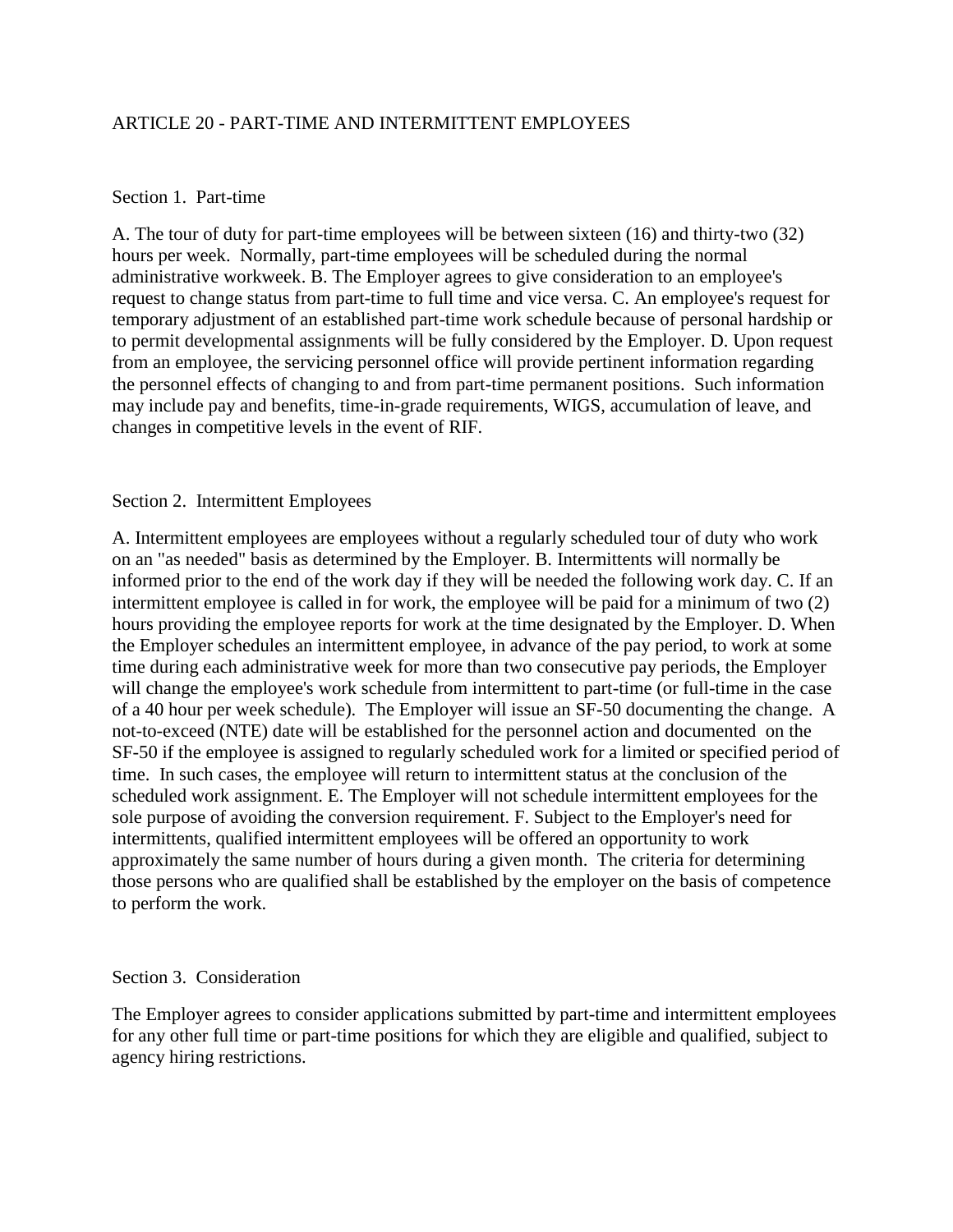# ARTICLE 20 - PART-TIME AND INTERMITTENT EMPLOYEES

## Section 1. Part-time

A. The tour of duty for part-time employees will be between sixteen (16) and thirty-two (32) hours per week. Normally, part-time employees will be scheduled during the normal administrative workweek. B. The Employer agrees to give consideration to an employee's request to change status from part-time to full time and vice versa. C. An employee's request for temporary adjustment of an established part-time work schedule because of personal hardship or to permit developmental assignments will be fully considered by the Employer. D. Upon request from an employee, the servicing personnel office will provide pertinent information regarding the personnel effects of changing to and from part-time permanent positions. Such information may include pay and benefits, time-in-grade requirements, WIGS, accumulation of leave, and changes in competitive levels in the event of RIF.

## Section 2. Intermittent Employees

A. Intermittent employees are employees without a regularly scheduled tour of duty who work on an "as needed" basis as determined by the Employer. B. Intermittents will normally be informed prior to the end of the work day if they will be needed the following work day. C. If an intermittent employee is called in for work, the employee will be paid for a minimum of two (2) hours providing the employee reports for work at the time designated by the Employer. D. When the Employer schedules an intermittent employee, in advance of the pay period, to work at some time during each administrative week for more than two consecutive pay periods, the Employer will change the employee's work schedule from intermittent to part-time (or full-time in the case of a 40 hour per week schedule). The Employer will issue an SF-50 documenting the change. A not-to-exceed (NTE) date will be established for the personnel action and documented on the SF-50 if the employee is assigned to regularly scheduled work for a limited or specified period of time. In such cases, the employee will return to intermittent status at the conclusion of the scheduled work assignment. E. The Employer will not schedule intermittent employees for the sole purpose of avoiding the conversion requirement. F. Subject to the Employer's need for intermittents, qualified intermittent employees will be offered an opportunity to work approximately the same number of hours during a given month. The criteria for determining those persons who are qualified shall be established by the employer on the basis of competence to perform the work.

## Section 3. Consideration

The Employer agrees to consider applications submitted by part-time and intermittent employees for any other full time or part-time positions for which they are eligible and qualified, subject to agency hiring restrictions.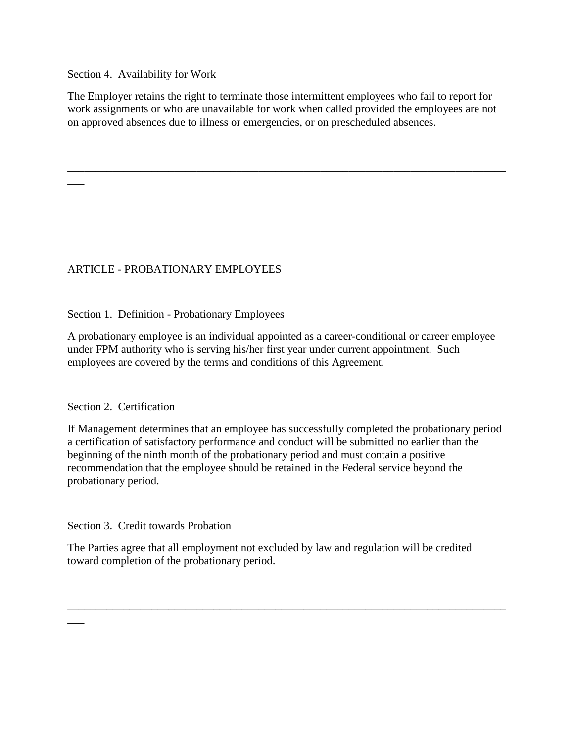Section 4. Availability for Work

The Employer retains the right to terminate those intermittent employees who fail to report for work assignments or who are unavailable for work when called provided the employees are not on approved absences due to illness or emergencies, or on prescheduled absences.

---

## ARTICLE - PROBATIONARY EMPLOYEES

Section 1. Definition - Probationary Employees

A probationary employee is an individual appointed as a career-conditional or career employee under FPM authority who is serving his/her first year under current appointment. Such employees are covered by the terms and conditions of this Agreement.

Section 2. Certification

If Management determines that an employee has successfully completed the probationary period a certification of satisfactory performance and conduct will be submitted no earlier than the beginning of the ninth month of the probationary period and must contain a positive recommendation that the employee should be retained in the Federal service beyond the probationary period.

Section 3. Credit towards Probation

The Parties agree that all employment not excluded by law and regulation will be credited toward completion of the probationary period.

---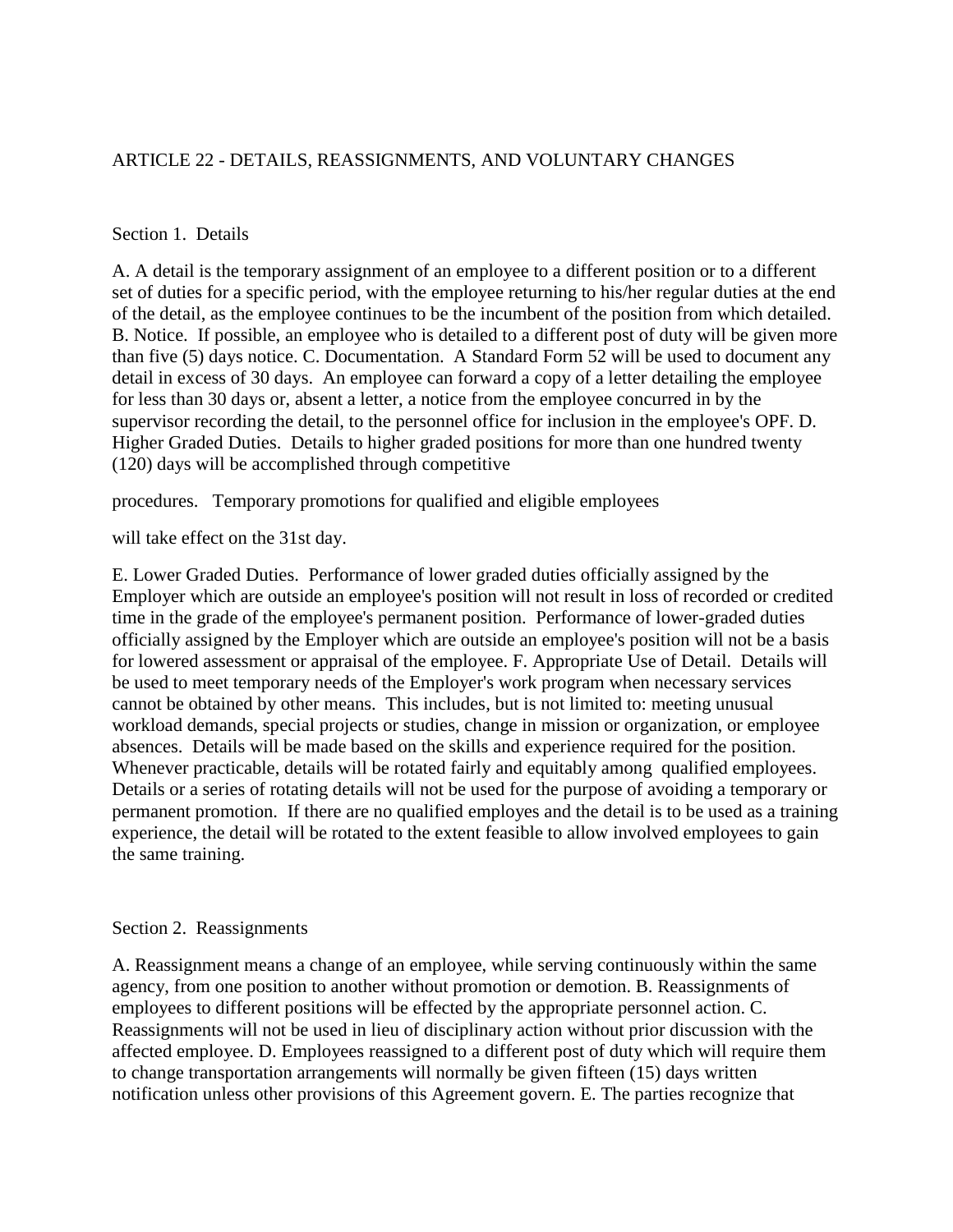## ARTICLE 22 - DETAILS, REASSIGNMENTS, AND VOLUNTARY CHANGES

### Section 1. Details

A. A detail is the temporary assignment of an employee to a different position or to a different set of duties for a specific period, with the employee returning to his/her regular duties at the end of the detail, as the employee continues to be the incumbent of the position from which detailed. B. Notice. If possible, an employee who is detailed to a different post of duty will be given more than five (5) days notice. C. Documentation. A Standard Form 52 will be used to document any detail in excess of 30 days. An employee can forward a copy of a letter detailing the employee for less than 30 days or, absent a letter, a notice from the employee concurred in by the supervisor recording the detail, to the personnel office for inclusion in the employee's OPF. D. Higher Graded Duties. Details to higher graded positions for more than one hundred twenty (120) days will be accomplished through competitive

procedures. Temporary promotions for qualified and eligible employees

will take effect on the 31st day.

E. Lower Graded Duties. Performance of lower graded duties officially assigned by the Employer which are outside an employee's position will not result in loss of recorded or credited time in the grade of the employee's permanent position. Performance of lower-graded duties officially assigned by the Employer which are outside an employee's position will not be a basis for lowered assessment or appraisal of the employee. F. Appropriate Use of Detail. Details will be used to meet temporary needs of the Employer's work program when necessary services cannot be obtained by other means. This includes, but is not limited to: meeting unusual workload demands, special projects or studies, change in mission or organization, or employee absences. Details will be made based on the skills and experience required for the position. Whenever practicable, details will be rotated fairly and equitably among qualified employees. Details or a series of rotating details will not be used for the purpose of avoiding a temporary or permanent promotion. If there are no qualified employes and the detail is to be used as a training experience, the detail will be rotated to the extent feasible to allow involved employees to gain the same training.

### Section 2. Reassignments

A. Reassignment means a change of an employee, while serving continuously within the same agency, from one position to another without promotion or demotion. B. Reassignments of employees to different positions will be effected by the appropriate personnel action. C. Reassignments will not be used in lieu of disciplinary action without prior discussion with the affected employee. D. Employees reassigned to a different post of duty which will require them to change transportation arrangements will normally be given fifteen (15) days written notification unless other provisions of this Agreement govern. E. The parties recognize that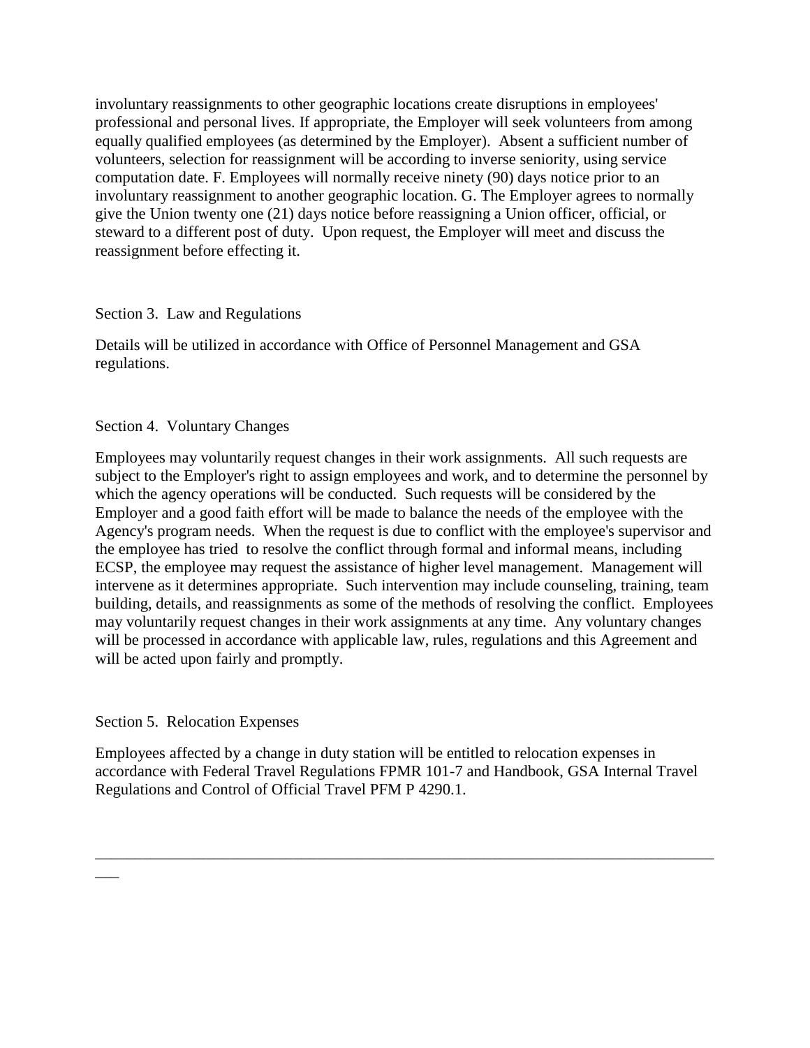involuntary reassignments to other geographic locations create disruptions in employees' professional and personal lives. If appropriate, the Employer will seek volunteers from among equally qualified employees (as determined by the Employer). Absent a sufficient number of volunteers, selection for reassignment will be according to inverse seniority, using service computation date. F. Employees will normally receive ninety (90) days notice prior to an involuntary reassignment to another geographic location. G. The Employer agrees to normally give the Union twenty one (21) days notice before reassigning a Union officer, official, or steward to a different post of duty. Upon request, the Employer will meet and discuss the reassignment before effecting it.

Section 3. Law and Regulations

Details will be utilized in accordance with Office of Personnel Management and GSA regulations.

Section 4. Voluntary Changes

Employees may voluntarily request changes in their work assignments. All such requests are subject to the Employer's right to assign employees and work, and to determine the personnel by which the agency operations will be conducted. Such requests will be considered by the Employer and a good faith effort will be made to balance the needs of the employee with the Agency's program needs. When the request is due to conflict with the employee's supervisor and the employee has tried to resolve the conflict through formal and informal means, including ECSP, the employee may request the assistance of higher level management. Management will intervene as it determines appropriate. Such intervention may include counseling, training, team building, details, and reassignments as some of the methods of resolving the conflict. Employees may voluntarily request changes in their work assignments at any time. Any voluntary changes will be processed in accordance with applicable law, rules, regulations and this Agreement and will be acted upon fairly and promptly.

Section 5. Relocation Expenses

Employees affected by a change in duty station will be entitled to relocation expenses in accordance with Federal Travel Regulations FPMR 101-7 and Handbook, GSA Internal Travel Regulations and Control of Official Travel PFM P 4290.1.

---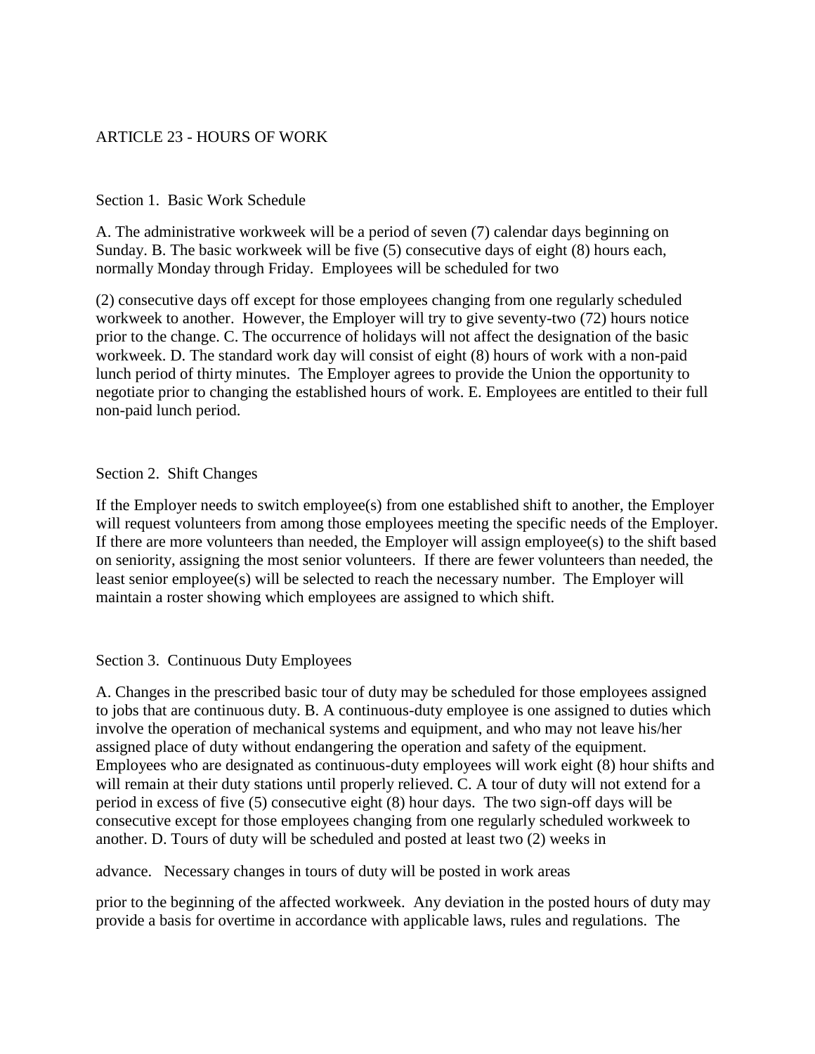ARTICLE 23 - HOURS OF WORK

Section 1. Basic Work Schedule

A. The administrative workweek will be a period of seven (7) calendar days beginning on Sunday. B. The basic workweek will be five (5) consecutive days of eight (8) hours each, normally Monday through Friday. Employees will be scheduled for two

(2) consecutive days off except for those employees changing from one regularly scheduled workweek to another. However, the Employer will try to give seventy-two (72) hours notice prior to the change. C. The occurrence of holidays will not affect the designation of the basic workweek. D. The standard work day will consist of eight (8) hours of work with a non-paid lunch period of thirty minutes. The Employer agrees to provide the Union the opportunity to negotiate prior to changing the established hours of work. E. Employees are entitled to their full non-paid lunch period.

Section 2. Shift Changes

If the Employer needs to switch employee(s) from one established shift to another, the Employer will request volunteers from among those employees meeting the specific needs of the Employer. If there are more volunteers than needed, the Employer will assign employee(s) to the shift based on seniority, assigning the most senior volunteers. If there are fewer volunteers than needed, the least senior employee(s) will be selected to reach the necessary number. The Employer will maintain a roster showing which employees are assigned to which shift.

Section 3. Continuous Duty Employees

A. Changes in the prescribed basic tour of duty may be scheduled for those employees assigned to jobs that are continuous duty. B. A continuous-duty employee is one assigned to duties which involve the operation of mechanical systems and equipment, and who may not leave his/her assigned place of duty without endangering the operation and safety of the equipment. Employees who are designated as continuous-duty employees will work eight (8) hour shifts and will remain at their duty stations until properly relieved. C. A tour of duty will not extend for a period in excess of five (5) consecutive eight (8) hour days. The two sign-off days will be consecutive except for those employees changing from one regularly scheduled workweek to another. D. Tours of duty will be scheduled and posted at least two (2) weeks in

advance. Necessary changes in tours of duty will be posted in work areas

prior to the beginning of the affected workweek. Any deviation in the posted hours of duty may provide a basis for overtime in accordance with applicable laws, rules and regulations. The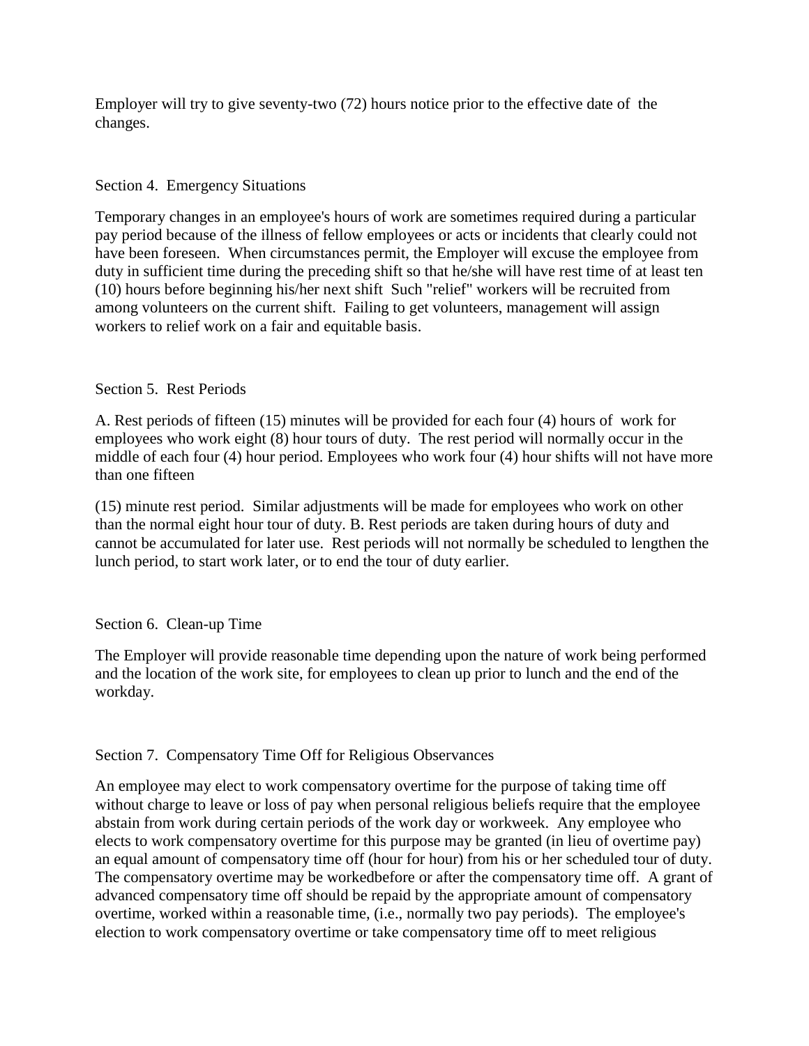Employer will try to give seventy-two (72) hours notice prior to the effective date of the changes.

Section 4. Emergency Situations

Temporary changes in an employee's hours of work are sometimes required during a particular pay period because of the illness of fellow employees or acts or incidents that clearly could not have been foreseen. When circumstances permit, the Employer will excuse the employee from duty in sufficient time during the preceding shift so that he/she will have rest time of at least ten (10) hours before beginning his/her next shift Such "relief" workers will be recruited from among volunteers on the current shift. Failing to get volunteers, management will assign workers to relief work on a fair and equitable basis.

Section 5. Rest Periods

A. Rest periods of fifteen (15) minutes will be provided for each four (4) hours of work for employees who work eight (8) hour tours of duty. The rest period will normally occur in the middle of each four (4) hour period. Employees who work four (4) hour shifts will not have more than one fifteen

(15) minute rest period. Similar adjustments will be made for employees who work on other than the normal eight hour tour of duty. B. Rest periods are taken during hours of duty and cannot be accumulated for later use. Rest periods will not normally be scheduled to lengthen the lunch period, to start work later, or to end the tour of duty earlier.

Section 6. Clean-up Time

The Employer will provide reasonable time depending upon the nature of work being performed and the location of the work site, for employees to clean up prior to lunch and the end of the workday.

Section 7. Compensatory Time Off for Religious Observances

An employee may elect to work compensatory overtime for the purpose of taking time off without charge to leave or loss of pay when personal religious beliefs require that the employee abstain from work during certain periods of the work day or workweek. Any employee who elects to work compensatory overtime for this purpose may be granted (in lieu of overtime pay) an equal amount of compensatory time off (hour for hour) from his or her scheduled tour of duty. The compensatory overtime may be workedbefore or after the compensatory time off. A grant of advanced compensatory time off should be repaid by the appropriate amount of compensatory overtime, worked within a reasonable time, (i.e., normally two pay periods). The employee's election to work compensatory overtime or take compensatory time off to meet religious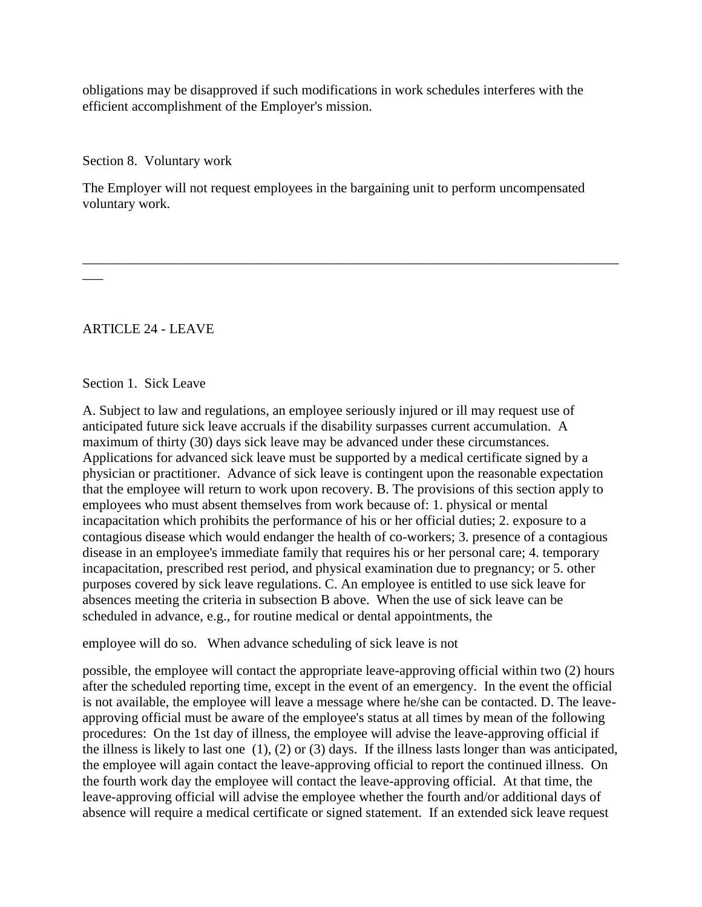obligations may be disapproved if such modifications in work schedules interferes with the efficient accomplishment of the Employer's mission.

Section 8. Voluntary work

The Employer will not request employees in the bargaining unit to perform uncompensated voluntary work.

---

ARTICLE 24 - LEAVE

Section 1. Sick Leave

A. Subject to law and regulations, an employee seriously injured or ill may request use of anticipated future sick leave accruals if the disability surpasses current accumulation. A maximum of thirty (30) days sick leave may be advanced under these circumstances. Applications for advanced sick leave must be supported by a medical certificate signed by a physician or practitioner. Advance of sick leave is contingent upon the reasonable expectation that the employee will return to work upon recovery. B. The provisions of this section apply to employees who must absent themselves from work because of: 1. physical or mental incapacitation which prohibits the performance of his or her official duties; 2. exposure to a contagious disease which would endanger the health of co-workers; 3. presence of a contagious disease in an employee's immediate family that requires his or her personal care; 4. temporary incapacitation, prescribed rest period, and physical examination due to pregnancy; or 5. other purposes covered by sick leave regulations. C. An employee is entitled to use sick leave for absences meeting the criteria in subsection B above. When the use of sick leave can be scheduled in advance, e.g., for routine medical or dental appointments, the

employee will do so. When advance scheduling of sick leave is not

possible, the employee will contact the appropriate leave-approving official within two (2) hours after the scheduled reporting time, except in the event of an emergency. In the event the official is not available, the employee will leave a message where he/she can be contacted. D. The leave-approving official must be aware of the employee's status at all times by mean of the following procedures: On the 1st day of illness, the employee will advise the leave-approving official if the illness is likely to last one (1), (2) or (3) days. If the illness lasts longer than was anticipated, the employee will again contact the leave-approving official to report the continued illness. On the fourth work day the employee will contact the leave-approving official. At that time, the leave-approving official will advise the employee whether the fourth and/or additional days of absence will require a medical certificate or signed statement. If an extended sick leave request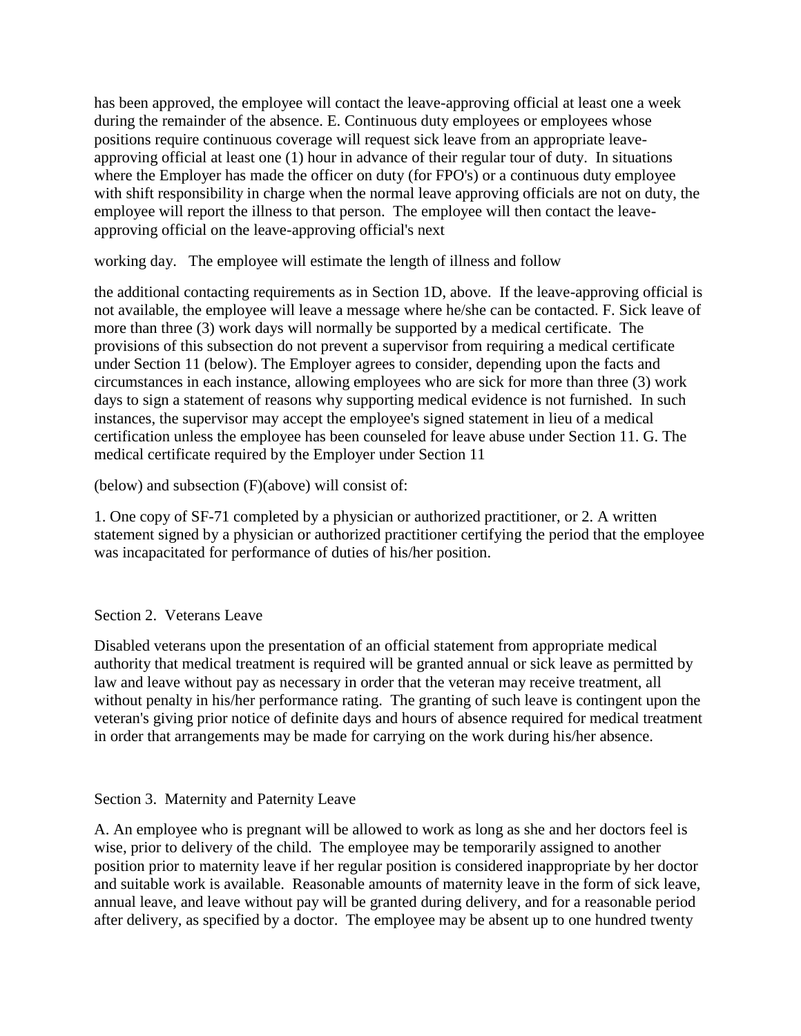has been approved, the employee will contact the leave-approving official at least one a week during the remainder of the absence. E. Continuous duty employees or employees whose positions require continuous coverage will request sick leave from an appropriate leave-approving official at least one (1) hour in advance of their regular tour of duty. In situations where the Employer has made the officer on duty (for FPO's) or a continuous duty employee with shift responsibility in charge when the normal leave approving officials are not on duty, the employee will report the illness to that person. The employee will then contact the leave-approving official on the leave-approving official's next

working day. The employee will estimate the length of illness and follow

the additional contacting requirements as in Section 1D, above. If the leave-approving official is not available, the employee will leave a message where he/she can be contacted. F. Sick leave of more than three (3) work days will normally be supported by a medical certificate. The provisions of this subsection do not prevent a supervisor from requiring a medical certificate under Section 11 (below). The Employer agrees to consider, depending upon the facts and circumstances in each instance, allowing employees who are sick for more than three (3) work days to sign a statement of reasons why supporting medical evidence is not furnished. In such instances, the supervisor may accept the employee's signed statement in lieu of a medical certification unless the employee has been counseled for leave abuse under Section 11. G. The medical certificate required by the Employer under Section 11

(below) and subsection (F)(above) will consist of:

1. One copy of SF-71 completed by a physician or authorized practitioner, or 2. A written statement signed by a physician or authorized practitioner certifying the period that the employee was incapacitated for performance of duties of his/her position.

Section 2. Veterans Leave

Disabled veterans upon the presentation of an official statement from appropriate medical authority that medical treatment is required will be granted annual or sick leave as permitted by law and leave without pay as necessary in order that the veteran may receive treatment, all without penalty in his/her performance rating. The granting of such leave is contingent upon the veteran's giving prior notice of definite days and hours of absence required for medical treatment in order that arrangements may be made for carrying on the work during his/her absence.

Section 3. Maternity and Paternity Leave

A. An employee who is pregnant will be allowed to work as long as she and her doctors feel is wise, prior to delivery of the child. The employee may be temporarily assigned to another position prior to maternity leave if her regular position is considered inappropriate by her doctor and suitable work is available. Reasonable amounts of maternity leave in the form of sick leave, annual leave, and leave without pay will be granted during delivery, and for a reasonable period after delivery, as specified by a doctor. The employee may be absent up to one hundred twenty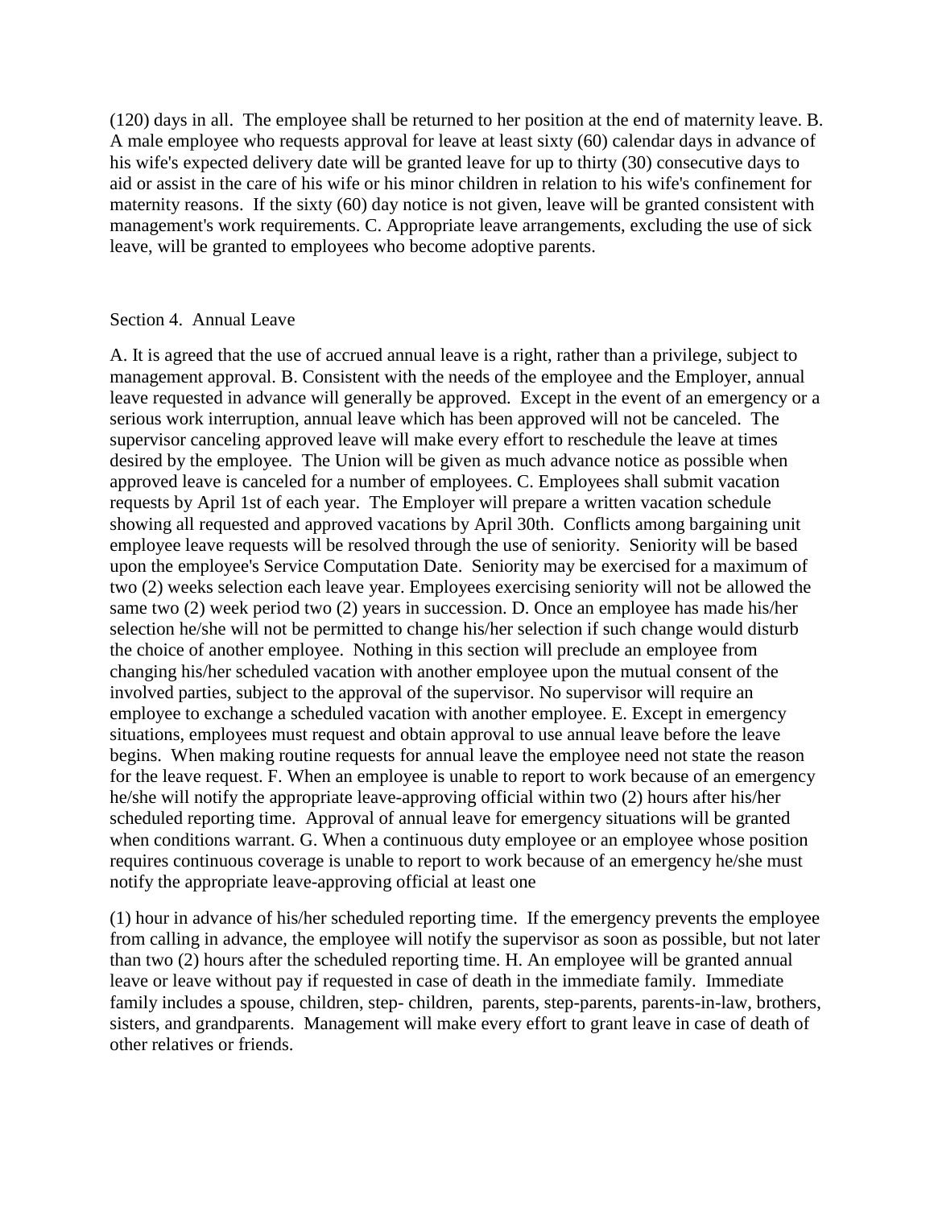(120) days in all. The employee shall be returned to her position at the end of maternity leave. B. A male employee who requests approval for leave at least sixty (60) calendar days in advance of his wife's expected delivery date will be granted leave for up to thirty (30) consecutive days to aid or assist in the care of his wife or his minor children in relation to his wife's confinement for maternity reasons. If the sixty (60) day notice is not given, leave will be granted consistent with management's work requirements. C. Appropriate leave arrangements, excluding the use of sick leave, will be granted to employees who become adoptive parents.

Section 4. Annual Leave

A. It is agreed that the use of accrued annual leave is a right, rather than a privilege, subject to management approval. B. Consistent with the needs of the employee and the Employer, annual leave requested in advance will generally be approved. Except in the event of an emergency or a serious work interruption, annual leave which has been approved will not be canceled. The supervisor canceling approved leave will make every effort to reschedule the leave at times desired by the employee. The Union will be given as much advance notice as possible when approved leave is canceled for a number of employees. C. Employees shall submit vacation requests by April 1st of each year. The Employer will prepare a written vacation schedule showing all requested and approved vacations by April 30th. Conflicts among bargaining unit employee leave requests will be resolved through the use of seniority. Seniority will be based upon the employee's Service Computation Date. Seniority may be exercised for a maximum of two (2) weeks selection each leave year. Employees exercising seniority will not be allowed the same two (2) week period two (2) years in succession. D. Once an employee has made his/her selection he/she will not be permitted to change his/her selection if such change would disturb the choice of another employee. Nothing in this section will preclude an employee from changing his/her scheduled vacation with another employee upon the mutual consent of the involved parties, subject to the approval of the supervisor. No supervisor will require an employee to exchange a scheduled vacation with another employee. E. Except in emergency situations, employees must request and obtain approval to use annual leave before the leave begins. When making routine requests for annual leave the employee need not state the reason for the leave request. F. When an employee is unable to report to work because of an emergency he/she will notify the appropriate leave-approving official within two (2) hours after his/her scheduled reporting time. Approval of annual leave for emergency situations will be granted when conditions warrant. G. When a continuous duty employee or an employee whose position requires continuous coverage is unable to report to work because of an emergency he/she must notify the appropriate leave-approving official at least one

(1) hour in advance of his/her scheduled reporting time. If the emergency prevents the employee from calling in advance, the employee will notify the supervisor as soon as possible, but not later than two (2) hours after the scheduled reporting time. H. An employee will be granted annual leave or leave without pay if requested in case of death in the immediate family. Immediate family includes a spouse, children, step- children, parents, step-parents, parents-in-law, brothers, sisters, and grandparents. Management will make every effort to grant leave in case of death of other relatives or friends.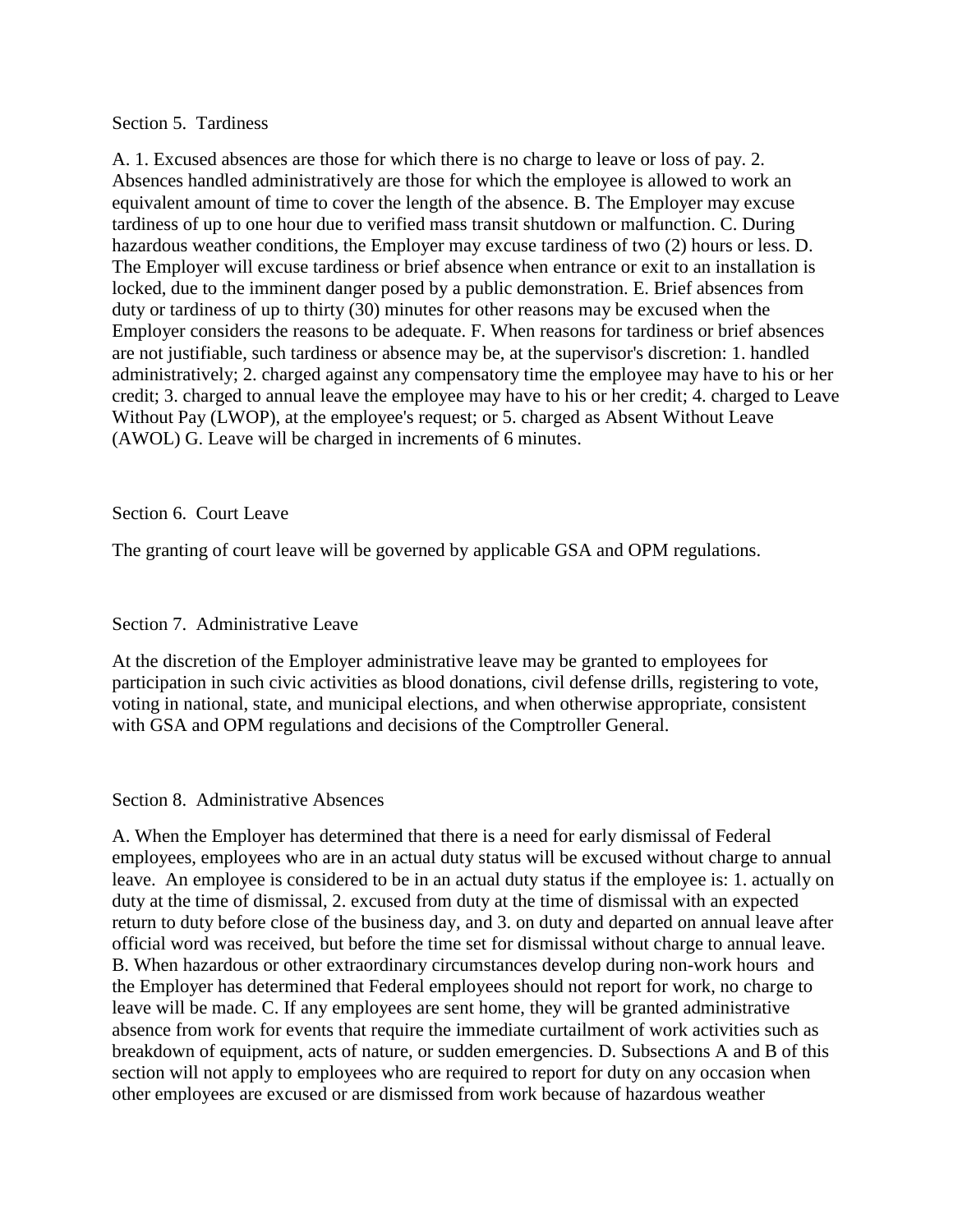## Section 5. Tardiness

A. 1. Excused absences are those for which there is no charge to leave or loss of pay. 2. Absences handled administratively are those for which the employee is allowed to work an equivalent amount of time to cover the length of the absence. B. The Employer may excuse tardiness of up to one hour due to verified mass transit shutdown or malfunction. C. During hazardous weather conditions, the Employer may excuse tardiness of two (2) hours or less. D. The Employer will excuse tardiness or brief absence when entrance or exit to an installation is locked, due to the imminent danger posed by a public demonstration. E. Brief absences from duty or tardiness of up to thirty (30) minutes for other reasons may be excused when the Employer considers the reasons to be adequate. F. When reasons for tardiness or brief absences are not justifiable, such tardiness or absence may be, at the supervisor's discretion: 1. handled administratively; 2. charged against any compensatory time the employee may have to his or her credit; 3. charged to annual leave the employee may have to his or her credit; 4. charged to Leave Without Pay (LWOP), at the employee's request; or 5. charged as Absent Without Leave (AWOL) G. Leave will be charged in increments of 6 minutes.

## Section 6. Court Leave

The granting of court leave will be governed by applicable GSA and OPM regulations.

## Section 7. Administrative Leave

At the discretion of the Employer administrative leave may be granted to employees for participation in such civic activities as blood donations, civil defense drills, registering to vote, voting in national, state, and municipal elections, and when otherwise appropriate, consistent with GSA and OPM regulations and decisions of the Comptroller General.

## Section 8. Administrative Absences

A. When the Employer has determined that there is a need for early dismissal of Federal employees, employees who are in an actual duty status will be excused without charge to annual leave. An employee is considered to be in an actual duty status if the employee is: 1. actually on duty at the time of dismissal, 2. excused from duty at the time of dismissal with an expected return to duty before close of the business day, and 3. on duty and departed on annual leave after official word was received, but before the time set for dismissal without charge to annual leave. B. When hazardous or other extraordinary circumstances develop during non-work hours and the Employer has determined that Federal employees should not report for work, no charge to leave will be made. C. If any employees are sent home, they will be granted administrative absence from work for events that require the immediate curtailment of work activities such as breakdown of equipment, acts of nature, or sudden emergencies. D. Subsections A and B of this section will not apply to employees who are required to report for duty on any occasion when other employees are excused or are dismissed from work because of hazardous weather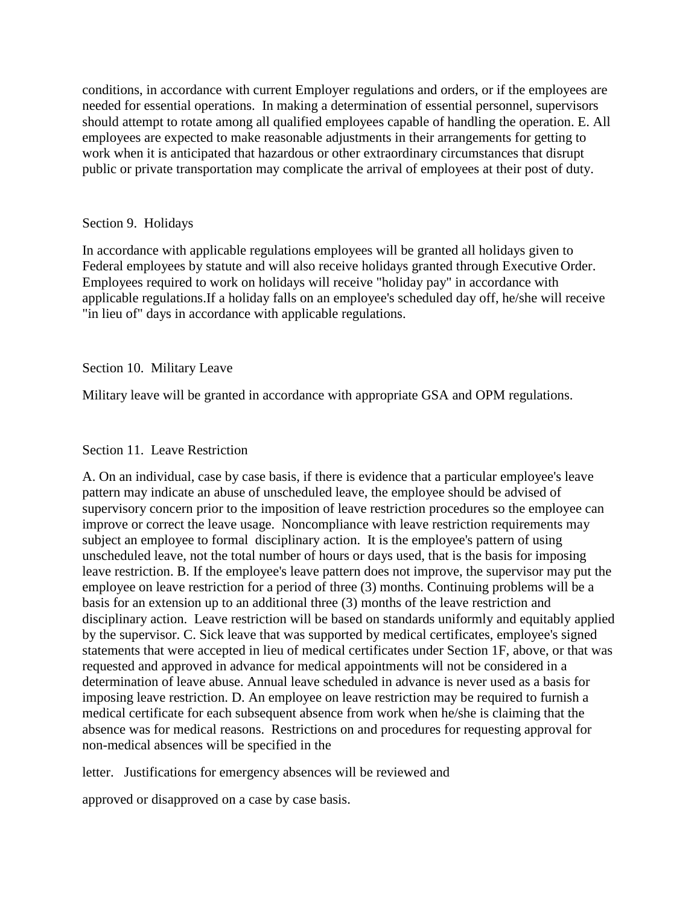conditions, in accordance with current Employer regulations and orders, or if the employees are needed for essential operations. In making a determination of essential personnel, supervisors should attempt to rotate among all qualified employees capable of handling the operation. E. All employees are expected to make reasonable adjustments in their arrangements for getting to work when it is anticipated that hazardous or other extraordinary circumstances that disrupt public or private transportation may complicate the arrival of employees at their post of duty.

Section 9. Holidays

In accordance with applicable regulations employees will be granted all holidays given to Federal employees by statute and will also receive holidays granted through Executive Order. Employees required to work on holidays will receive "holiday pay" in accordance with applicable regulations.If a holiday falls on an employee's scheduled day off, he/she will receive "in lieu of" days in accordance with applicable regulations.

Section 10. Military Leave

Military leave will be granted in accordance with appropriate GSA and OPM regulations.

Section 11. Leave Restriction

A. On an individual, case by case basis, if there is evidence that a particular employee's leave pattern may indicate an abuse of unscheduled leave, the employee should be advised of supervisory concern prior to the imposition of leave restriction procedures so the employee can improve or correct the leave usage. Noncompliance with leave restriction requirements may subject an employee to formal disciplinary action. It is the employee's pattern of using unscheduled leave, not the total number of hours or days used, that is the basis for imposing leave restriction. B. If the employee's leave pattern does not improve, the supervisor may put the employee on leave restriction for a period of three (3) months. Continuing problems will be a basis for an extension up to an additional three (3) months of the leave restriction and disciplinary action. Leave restriction will be based on standards uniformly and equitably applied by the supervisor. C. Sick leave that was supported by medical certificates, employee's signed statements that were accepted in lieu of medical certificates under Section 1F, above, or that was requested and approved in advance for medical appointments will not be considered in a determination of leave abuse. Annual leave scheduled in advance is never used as a basis for imposing leave restriction. D. An employee on leave restriction may be required to furnish a medical certificate for each subsequent absence from work when he/she is claiming that the absence was for medical reasons. Restrictions on and procedures for requesting approval for non-medical absences will be specified in the

letter. Justifications for emergency absences will be reviewed and

approved or disapproved on a case by case basis.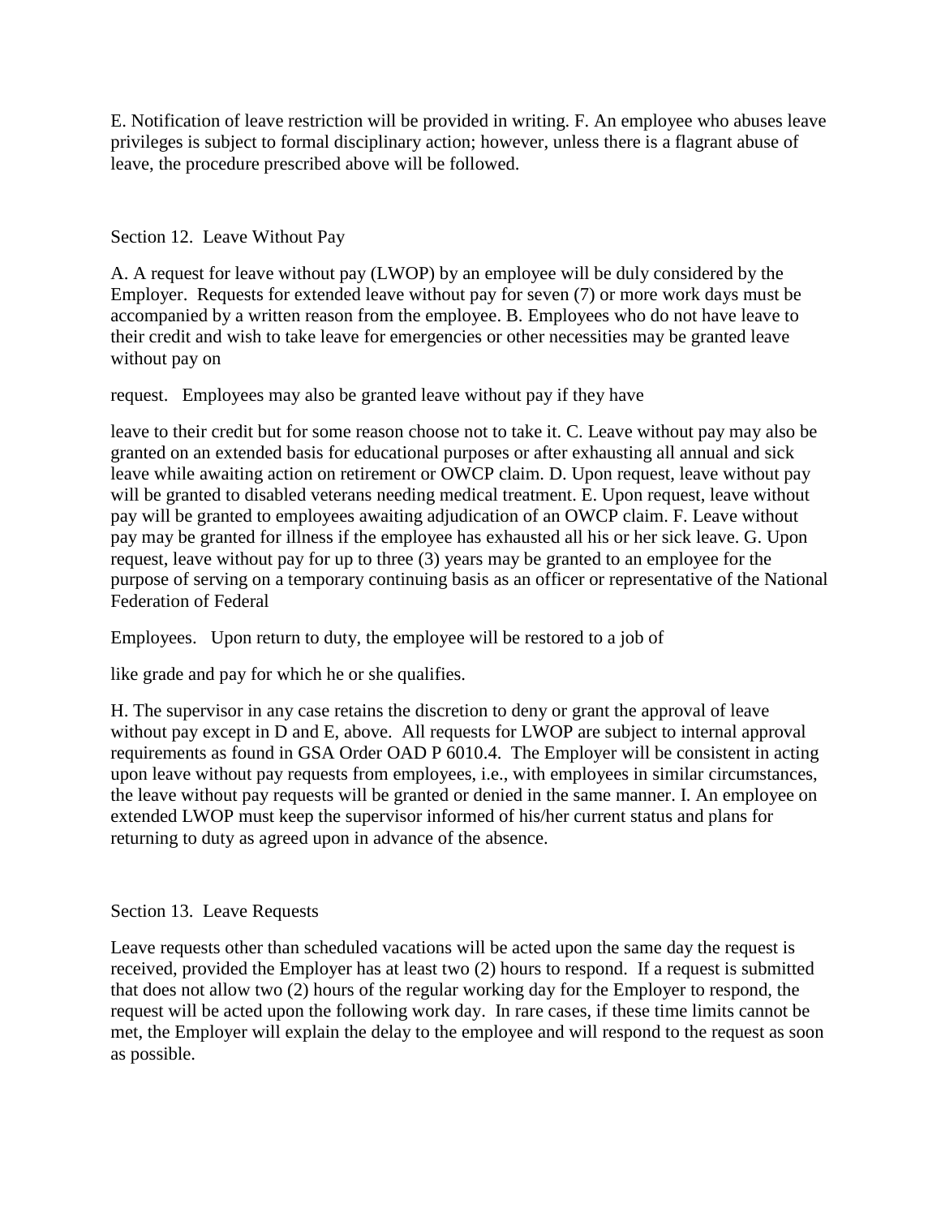E. Notification of leave restriction will be provided in writing. F. An employee who abuses leave privileges is subject to formal disciplinary action; however, unless there is a flagrant abuse of leave, the procedure prescribed above will be followed.

Section 12. Leave Without Pay

A. A request for leave without pay (LWOP) by an employee will be duly considered by the Employer. Requests for extended leave without pay for seven (7) or more work days must be accompanied by a written reason from the employee. B. Employees who do not have leave to their credit and wish to take leave for emergencies or other necessities may be granted leave without pay on

request. Employees may also be granted leave without pay if they have

leave to their credit but for some reason choose not to take it. C. Leave without pay may also be granted on an extended basis for educational purposes or after exhausting all annual and sick leave while awaiting action on retirement or OWCP claim. D. Upon request, leave without pay will be granted to disabled veterans needing medical treatment. E. Upon request, leave without pay will be granted to employees awaiting adjudication of an OWCP claim. F. Leave without pay may be granted for illness if the employee has exhausted all his or her sick leave. G. Upon request, leave without pay for up to three (3) years may be granted to an employee for the purpose of serving on a temporary continuing basis as an officer or representative of the National Federation of Federal

Employees. Upon return to duty, the employee will be restored to a job of

like grade and pay for which he or she qualifies.

H. The supervisor in any case retains the discretion to deny or grant the approval of leave without pay except in D and E, above. All requests for LWOP are subject to internal approval requirements as found in GSA Order OAD P 6010.4. The Employer will be consistent in acting upon leave without pay requests from employees, i.e., with employees in similar circumstances, the leave without pay requests will be granted or denied in the same manner. I. An employee on extended LWOP must keep the supervisor informed of his/her current status and plans for returning to duty as agreed upon in advance of the absence.

Section 13. Leave Requests

Leave requests other than scheduled vacations will be acted upon the same day the request is received, provided the Employer has at least two (2) hours to respond. If a request is submitted that does not allow two (2) hours of the regular working day for the Employer to respond, the request will be acted upon the following work day. In rare cases, if these time limits cannot be met, the Employer will explain the delay to the employee and will respond to the request as soon as possible.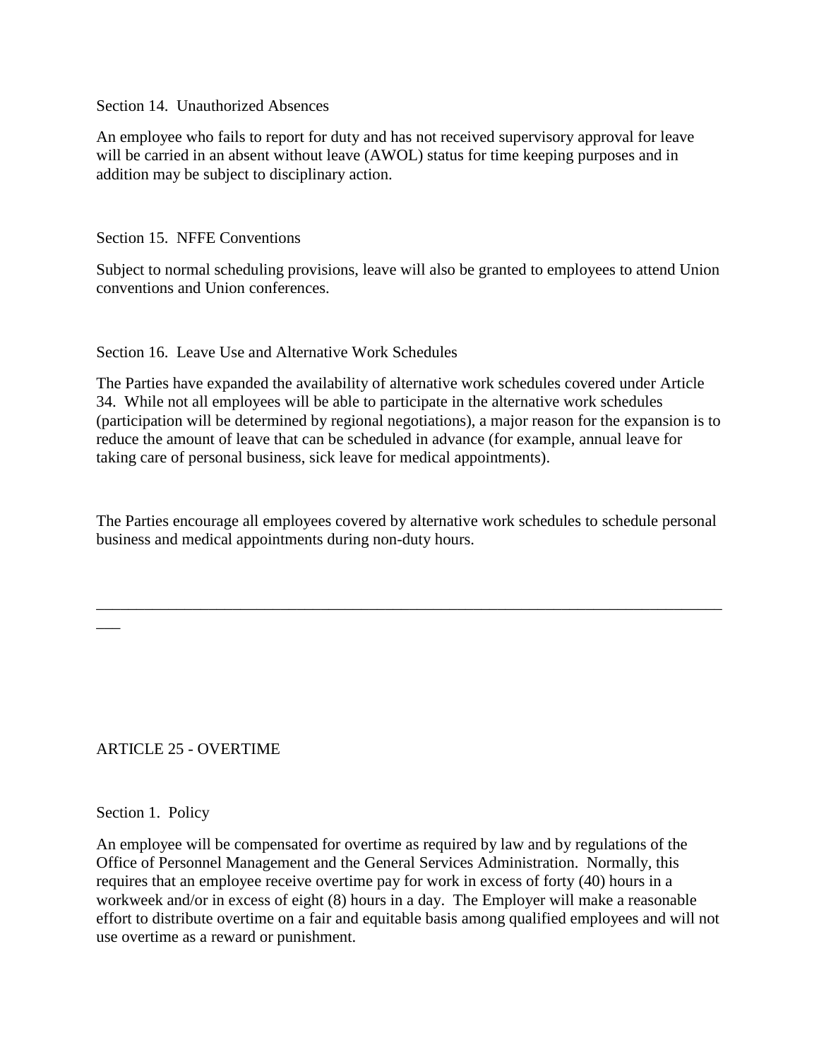Section 14. Unauthorized Absences

An employee who fails to report for duty and has not received supervisory approval for leave will be carried in an absent without leave (AWOL) status for time keeping purposes and in addition may be subject to disciplinary action.

Section 15. NFFE Conventions

Subject to normal scheduling provisions, leave will also be granted to employees to attend Union conventions and Union conferences.

Section 16. Leave Use and Alternative Work Schedules

The Parties have expanded the availability of alternative work schedules covered under Article 34. While not all employees will be able to participate in the alternative work schedules (participation will be determined by regional negotiations), a major reason for the expansion is to reduce the amount of leave that can be scheduled in advance (for example, annual leave for taking care of personal business, sick leave for medical appointments).

The Parties encourage all employees covered by alternative work schedules to schedule personal business and medical appointments during non-duty hours.

---

## ARTICLE 25 - OVERTIME

Section 1. Policy

An employee will be compensated for overtime as required by law and by regulations of the Office of Personnel Management and the General Services Administration. Normally, this requires that an employee receive overtime pay for work in excess of forty (40) hours in a workweek and/or in excess of eight (8) hours in a day. The Employer will make a reasonable effort to distribute overtime on a fair and equitable basis among qualified employees and will not use overtime as a reward or punishment.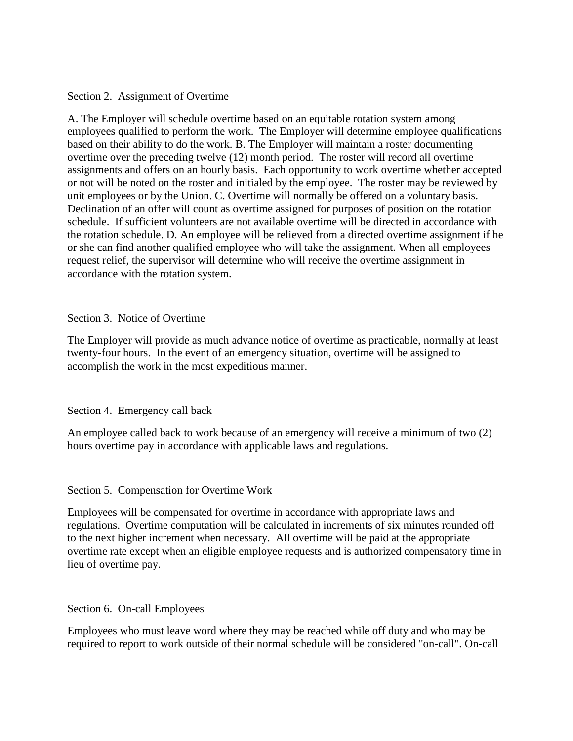Section 2. Assignment of Overtime

A. The Employer will schedule overtime based on an equitable rotation system among employees qualified to perform the work. The Employer will determine employee qualifications based on their ability to do the work. B. The Employer will maintain a roster documenting overtime over the preceding twelve (12) month period. The roster will record all overtime assignments and offers on an hourly basis. Each opportunity to work overtime whether accepted or not will be noted on the roster and initialed by the employee. The roster may be reviewed by unit employees or by the Union. C. Overtime will normally be offered on a voluntary basis. Declination of an offer will count as overtime assigned for purposes of position on the rotation schedule. If sufficient volunteers are not available overtime will be directed in accordance with the rotation schedule. D. An employee will be relieved from a directed overtime assignment if he or she can find another qualified employee who will take the assignment. When all employees request relief, the supervisor will determine who will receive the overtime assignment in accordance with the rotation system.

Section 3. Notice of Overtime

The Employer will provide as much advance notice of overtime as practicable, normally at least twenty-four hours. In the event of an emergency situation, overtime will be assigned to accomplish the work in the most expeditious manner.

Section 4. Emergency call back

An employee called back to work because of an emergency will receive a minimum of two (2) hours overtime pay in accordance with applicable laws and regulations.

Section 5. Compensation for Overtime Work

Employees will be compensated for overtime in accordance with appropriate laws and regulations. Overtime computation will be calculated in increments of six minutes rounded off to the next higher increment when necessary. All overtime will be paid at the appropriate overtime rate except when an eligible employee requests and is authorized compensatory time in lieu of overtime pay.

Section 6. On-call Employees

Employees who must leave word where they may be reached while off duty and who may be required to report to work outside of their normal schedule will be considered "on-call". On-call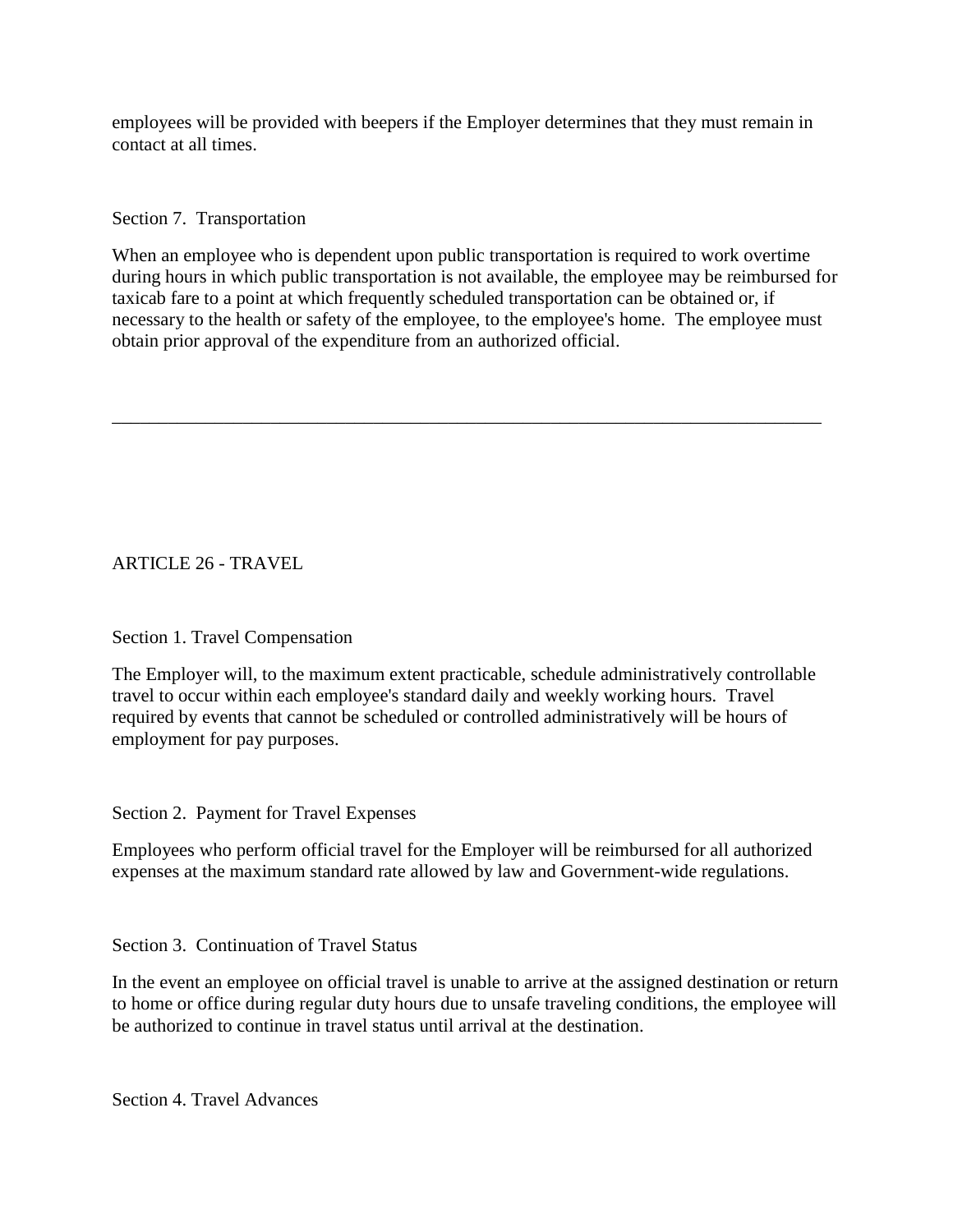employees will be provided with beepers if the Employer determines that they must remain in contact at all times.

### Section 7. Transportation

When an employee who is dependent upon public transportation is required to work overtime during hours in which public transportation is not available, the employee may be reimbursed for taxicab fare to a point at which frequently scheduled transportation can be obtained or, if necessary to the health or safety of the employee, to the employee's home. The employee must obtain prior approval of the expenditure from an authorized official.

---

## ARTICLE 26 - TRAVEL

### Section 1. Travel Compensation

The Employer will, to the maximum extent practicable, schedule administratively controllable travel to occur within each employee's standard daily and weekly working hours. Travel required by events that cannot be scheduled or controlled administratively will be hours of employment for pay purposes.

### Section 2. Payment for Travel Expenses

Employees who perform official travel for the Employer will be reimbursed for all authorized expenses at the maximum standard rate allowed by law and Government-wide regulations.

### Section 3. Continuation of Travel Status

In the event an employee on official travel is unable to arrive at the assigned destination or return to home or office during regular duty hours due to unsafe traveling conditions, the employee will be authorized to continue in travel status until arrival at the destination.

### Section 4. Travel Advances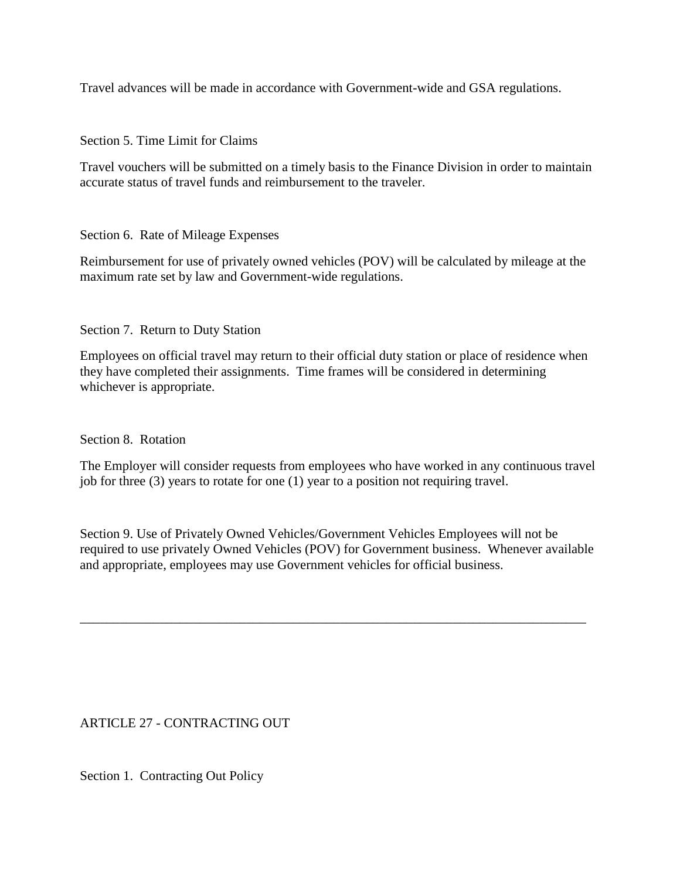Travel advances will be made in accordance with Government-wide and GSA regulations.

Section 5. Time Limit for Claims

Travel vouchers will be submitted on a timely basis to the Finance Division in order to maintain accurate status of travel funds and reimbursement to the traveler.

Section 6. Rate of Mileage Expenses

Reimbursement for use of privately owned vehicles (POV) will be calculated by mileage at the maximum rate set by law and Government-wide regulations.

Section 7. Return to Duty Station

Employees on official travel may return to their official duty station or place of residence when they have completed their assignments. Time frames will be considered in determining whichever is appropriate.

Section 8. Rotation

The Employer will consider requests from employees who have worked in any continuous travel job for three (3) years to rotate for one (1) year to a position not requiring travel.

Section 9. Use of Privately Owned Vehicles/Government Vehicles Employees will not be required to use privately Owned Vehicles (POV) for Government business. Whenever available and appropriate, employees may use Government vehicles for official business.

---

## ARTICLE 27 - CONTRACTING OUT

Section 1. Contracting Out Policy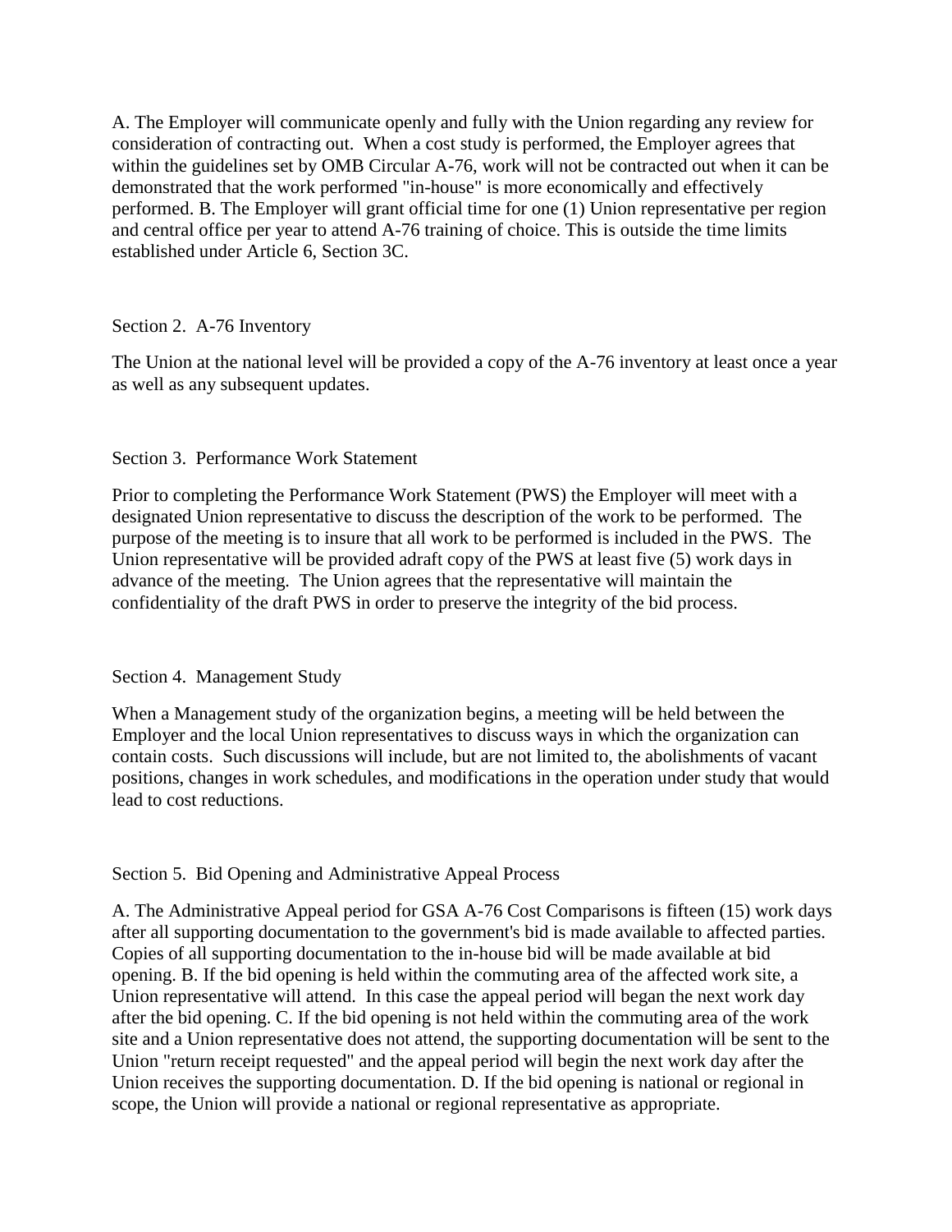A. The Employer will communicate openly and fully with the Union regarding any review for consideration of contracting out. When a cost study is performed, the Employer agrees that within the guidelines set by OMB Circular A-76, work will not be contracted out when it can be demonstrated that the work performed "in-house" is more economically and effectively performed. B. The Employer will grant official time for one (1) Union representative per region and central office per year to attend A-76 training of choice. This is outside the time limits established under Article 6, Section 3C.

Section 2. A-76 Inventory

The Union at the national level will be provided a copy of the A-76 inventory at least once a year as well as any subsequent updates.

Section 3. Performance Work Statement

Prior to completing the Performance Work Statement (PWS) the Employer will meet with a designated Union representative to discuss the description of the work to be performed. The purpose of the meeting is to insure that all work to be performed is included in the PWS. The Union representative will be provided adraft copy of the PWS at least five (5) work days in advance of the meeting. The Union agrees that the representative will maintain the confidentiality of the draft PWS in order to preserve the integrity of the bid process.

Section 4. Management Study

When a Management study of the organization begins, a meeting will be held between the Employer and the local Union representatives to discuss ways in which the organization can contain costs. Such discussions will include, but are not limited to, the abolishments of vacant positions, changes in work schedules, and modifications in the operation under study that would lead to cost reductions.

Section 5. Bid Opening and Administrative Appeal Process

A. The Administrative Appeal period for GSA A-76 Cost Comparisons is fifteen (15) work days after all supporting documentation to the government's bid is made available to affected parties. Copies of all supporting documentation to the in-house bid will be made available at bid opening. B. If the bid opening is held within the commuting area of the affected work site, a Union representative will attend. In this case the appeal period will began the next work day after the bid opening. C. If the bid opening is not held within the commuting area of the work site and a Union representative does not attend, the supporting documentation will be sent to the Union "return receipt requested" and the appeal period will begin the next work day after the Union receives the supporting documentation. D. If the bid opening is national or regional in scope, the Union will provide a national or regional representative as appropriate.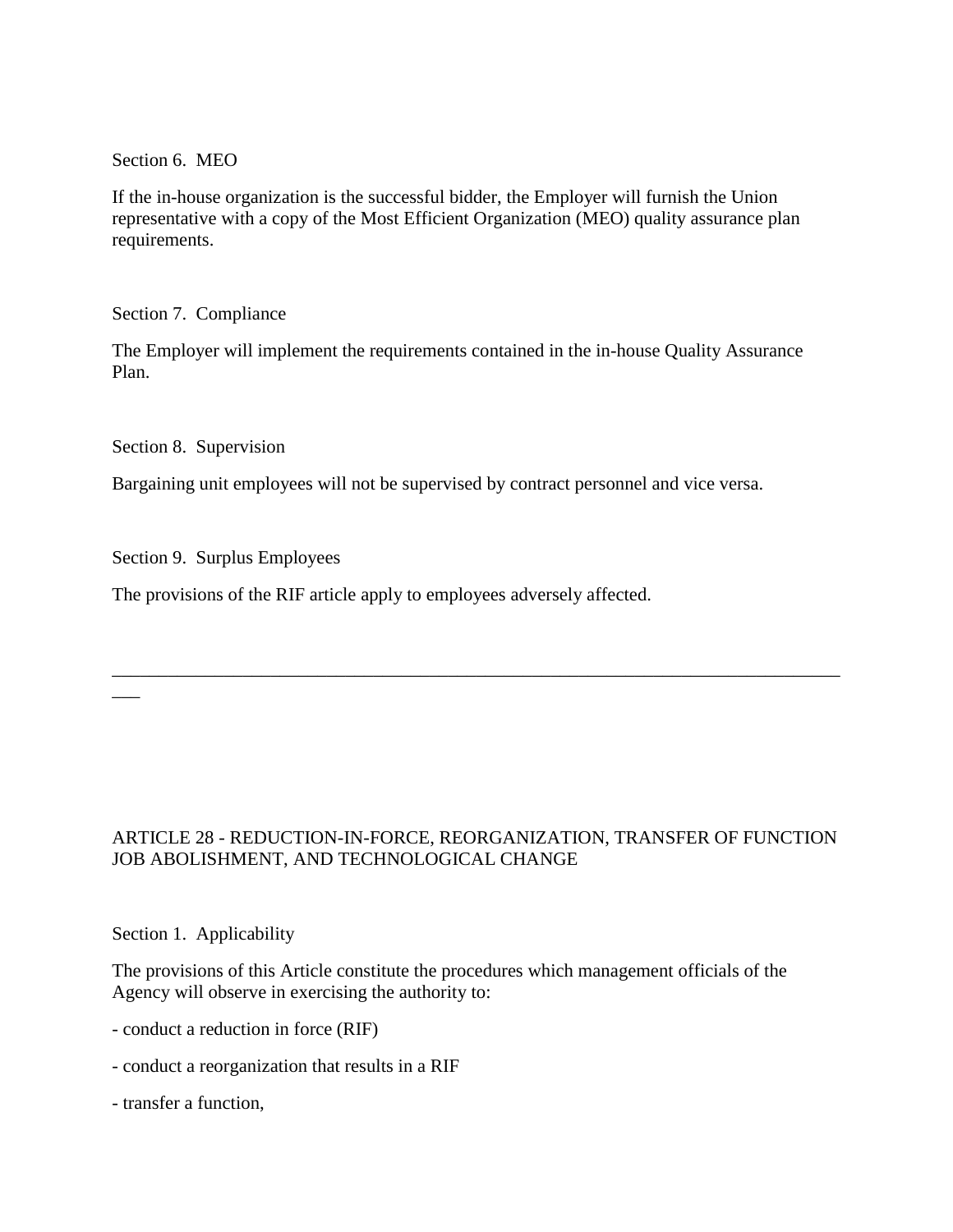Section 6. MEO

If the in-house organization is the successful bidder, the Employer will furnish the Union representative with a copy of the Most Efficient Organization (MEO) quality assurance plan requirements.

Section 7. Compliance

The Employer will implement the requirements contained in the in-house Quality Assurance Plan.

Section 8. Supervision

Bargaining unit employees will not be supervised by contract personnel and vice versa.

Section 9. Surplus Employees

The provisions of the RIF article apply to employees adversely affected.

---

## ARTICLE 28 - REDUCTION-IN-FORCE, REORGANIZATION, TRANSFER OF FUNCTION JOB ABOLISHMENT, AND TECHNOLOGICAL CHANGE

Section 1. Applicability

The provisions of this Article constitute the procedures which management officials of the Agency will observe in exercising the authority to:

- conduct a reduction in force (RIF)
- conduct a reorganization that results in a RIF
- transfer a function,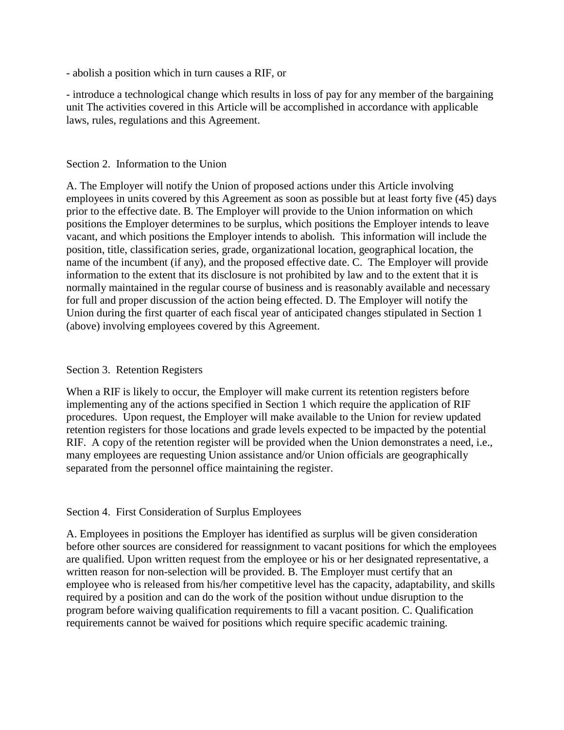- abolish a position which in turn causes a RIF, or

- introduce a technological change which results in loss of pay for any member of the bargaining unit The activities covered in this Article will be accomplished in accordance with applicable laws, rules, regulations and this Agreement.

Section 2. Information to the Union

A. The Employer will notify the Union of proposed actions under this Article involving employees in units covered by this Agreement as soon as possible but at least forty five (45) days prior to the effective date. B. The Employer will provide to the Union information on which positions the Employer determines to be surplus, which positions the Employer intends to leave vacant, and which positions the Employer intends to abolish. This information will include the position, title, classification series, grade, organizational location, geographical location, the name of the incumbent (if any), and the proposed effective date. C. The Employer will provide information to the extent that its disclosure is not prohibited by law and to the extent that it is normally maintained in the regular course of business and is reasonably available and necessary for full and proper discussion of the action being effected. D. The Employer will notify the Union during the first quarter of each fiscal year of anticipated changes stipulated in Section 1 (above) involving employees covered by this Agreement.

Section 3. Retention Registers

When a RIF is likely to occur, the Employer will make current its retention registers before implementing any of the actions specified in Section 1 which require the application of RIF procedures. Upon request, the Employer will make available to the Union for review updated retention registers for those locations and grade levels expected to be impacted by the potential RIF. A copy of the retention register will be provided when the Union demonstrates a need, i.e., many employees are requesting Union assistance and/or Union officials are geographically separated from the personnel office maintaining the register.

Section 4. First Consideration of Surplus Employees

A. Employees in positions the Employer has identified as surplus will be given consideration before other sources are considered for reassignment to vacant positions for which the employees are qualified. Upon written request from the employee or his or her designated representative, a written reason for non-selection will be provided. B. The Employer must certify that an employee who is released from his/her competitive level has the capacity, adaptability, and skills required by a position and can do the work of the position without undue disruption to the program before waiving qualification requirements to fill a vacant position. C. Qualification requirements cannot be waived for positions which require specific academic training.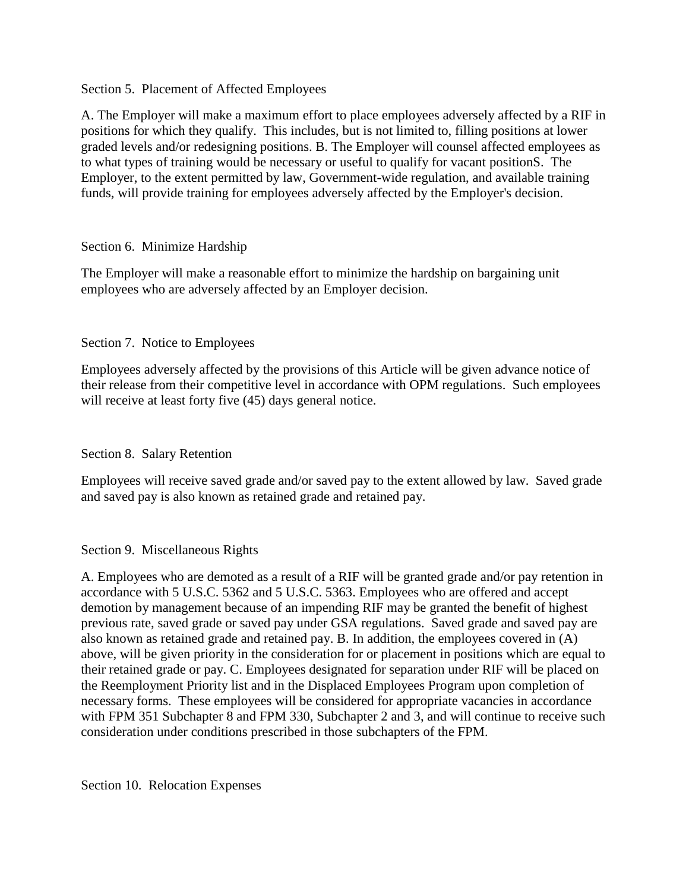Section 5. Placement of Affected Employees

A. The Employer will make a maximum effort to place employees adversely affected by a RIF in positions for which they qualify. This includes, but is not limited to, filling positions at lower graded levels and/or redesigning positions. B. The Employer will counsel affected employees as to what types of training would be necessary or useful to qualify for vacant positionS. The Employer, to the extent permitted by law, Government-wide regulation, and available training funds, will provide training for employees adversely affected by the Employer's decision.

Section 6. Minimize Hardship

The Employer will make a reasonable effort to minimize the hardship on bargaining unit employees who are adversely affected by an Employer decision.

Section 7. Notice to Employees

Employees adversely affected by the provisions of this Article will be given advance notice of their release from their competitive level in accordance with OPM regulations. Such employees will receive at least forty five (45) days general notice.

Section 8. Salary Retention

Employees will receive saved grade and/or saved pay to the extent allowed by law. Saved grade and saved pay is also known as retained grade and retained pay.

Section 9. Miscellaneous Rights

A. Employees who are demoted as a result of a RIF will be granted grade and/or pay retention in accordance with 5 U.S.C. 5362 and 5 U.S.C. 5363. Employees who are offered and accept demotion by management because of an impending RIF may be granted the benefit of highest previous rate, saved grade or saved pay under GSA regulations. Saved grade and saved pay are also known as retained grade and retained pay. B. In addition, the employees covered in (A) above, will be given priority in the consideration for or placement in positions which are equal to their retained grade or pay. C. Employees designated for separation under RIF will be placed on the Reemployment Priority list and in the Displaced Employees Program upon completion of necessary forms. These employees will be considered for appropriate vacancies in accordance with FPM 351 Subchapter 8 and FPM 330, Subchapter 2 and 3, and will continue to receive such consideration under conditions prescribed in those subchapters of the FPM.

Section 10. Relocation Expenses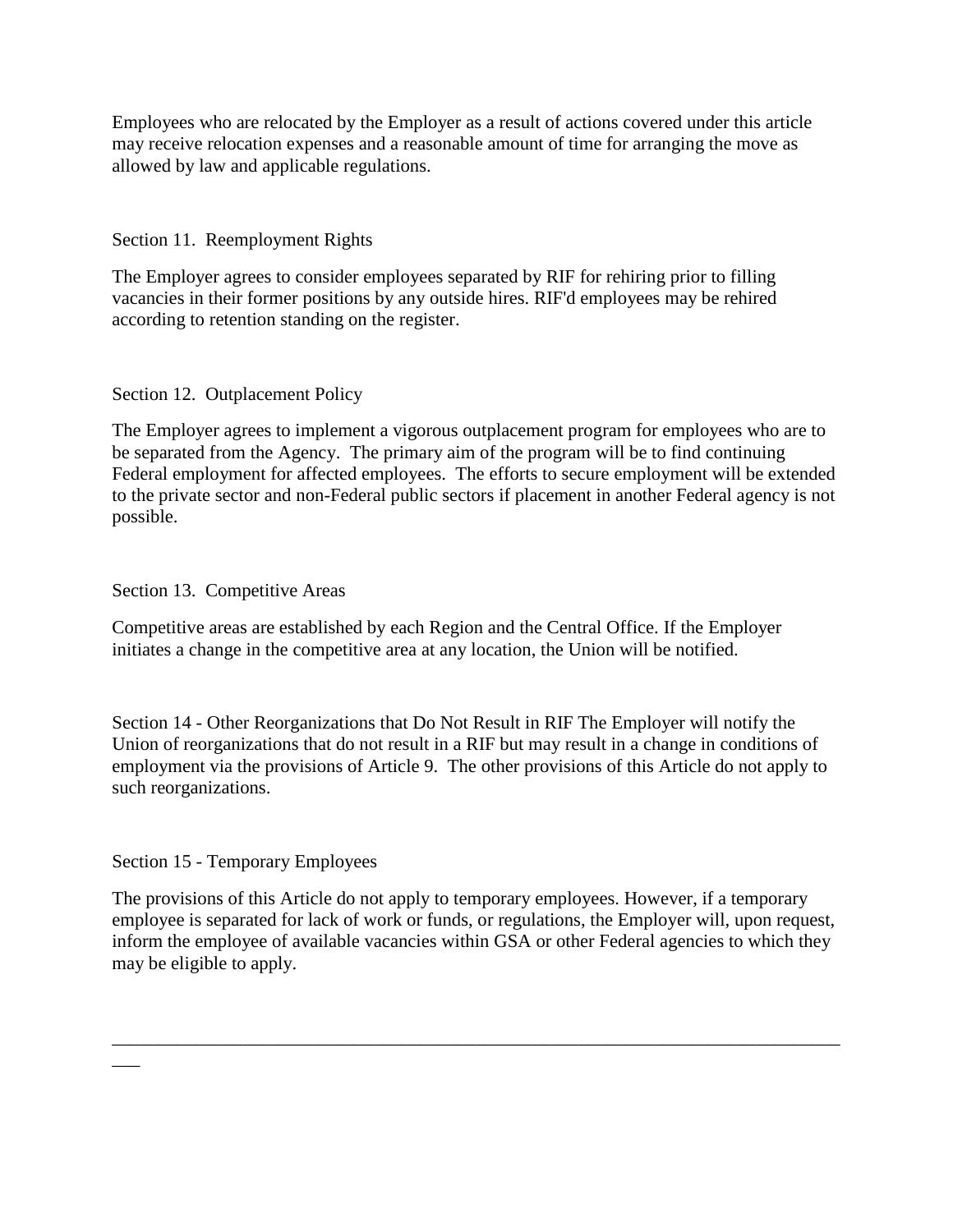Employees who are relocated by the Employer as a result of actions covered under this article may receive relocation expenses and a reasonable amount of time for arranging the move as allowed by law and applicable regulations.

### Section 11. Reemployment Rights

The Employer agrees to consider employees separated by RIF for rehiring prior to filling vacancies in their former positions by any outside hires. RIF'd employees may be rehired according to retention standing on the register.

### Section 12. Outplacement Policy

The Employer agrees to implement a vigorous outplacement program for employees who are to be separated from the Agency. The primary aim of the program will be to find continuing Federal employment for affected employees. The efforts to secure employment will be extended to the private sector and non-Federal public sectors if placement in another Federal agency is not possible.

### Section 13. Competitive Areas

Competitive areas are established by each Region and the Central Office. If the Employer initiates a change in the competitive area at any location, the Union will be notified.

Section 14 - Other Reorganizations that Do Not Result in RIF The Employer will notify the Union of reorganizations that do not result in a RIF but may result in a change in conditions of employment via the provisions of Article 9. The other provisions of this Article do not apply to such reorganizations.

### Section 15 - Temporary Employees

The provisions of this Article do not apply to temporary employees. However, if a temporary employee is separated for lack of work or funds, or regulations, the Employer will, upon request, inform the employee of available vacancies within GSA or other Federal agencies to which they may be eligible to apply.

---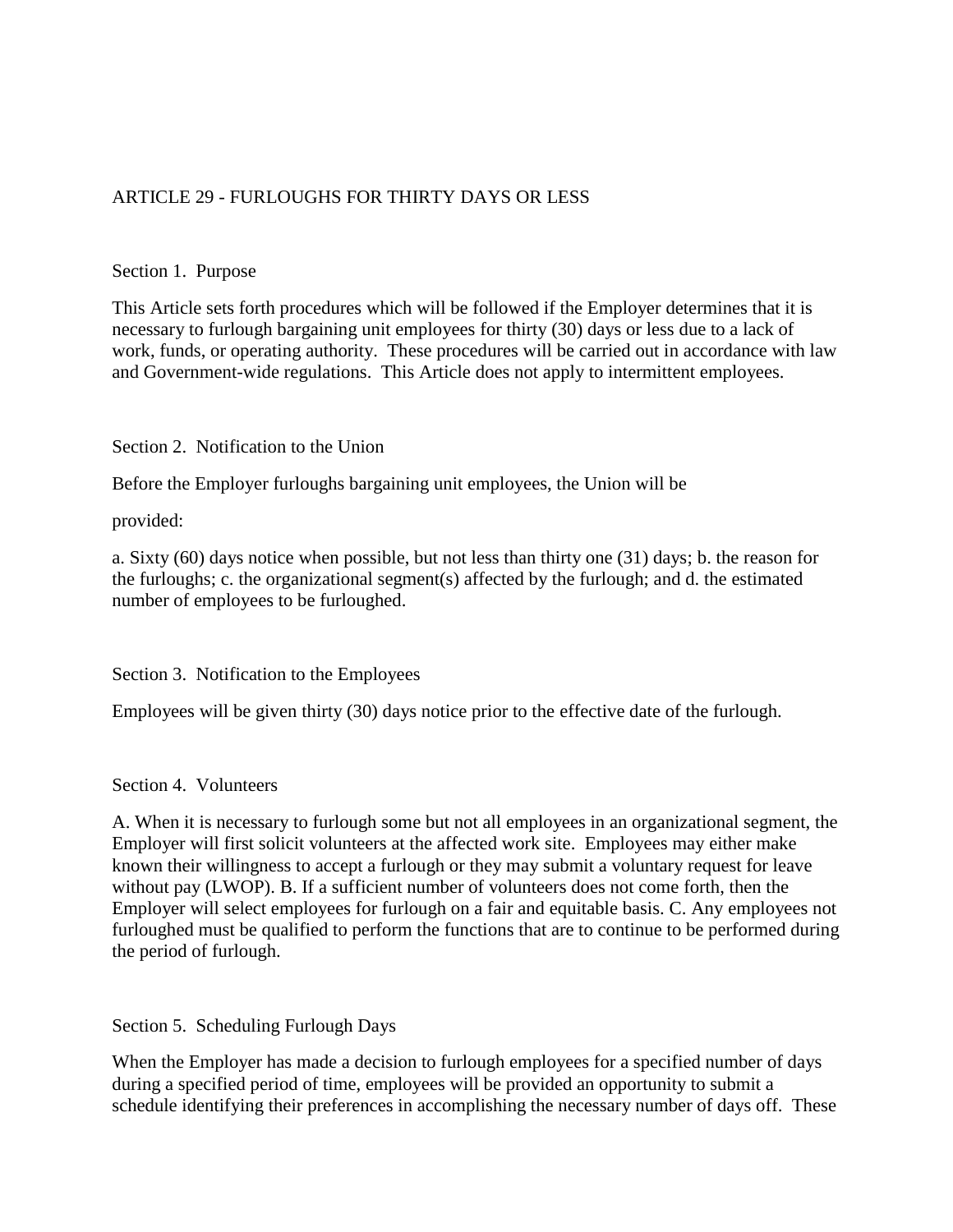## ARTICLE 29 - FURLOUGHS FOR THIRTY DAYS OR LESS

### Section 1. Purpose

This Article sets forth procedures which will be followed if the Employer determines that it is necessary to furlough bargaining unit employees for thirty (30) days or less due to a lack of work, funds, or operating authority. These procedures will be carried out in accordance with law and Government-wide regulations. This Article does not apply to intermittent employees.

### Section 2. Notification to the Union

Before the Employer furloughs bargaining unit employees, the Union will be

provided:

a. Sixty (60) days notice when possible, but not less than thirty one (31) days; b. the reason for the furloughs; c. the organizational segment(s) affected by the furlough; and d. the estimated number of employees to be furloughed.

### Section 3. Notification to the Employees

Employees will be given thirty (30) days notice prior to the effective date of the furlough.

### Section 4. Volunteers

A. When it is necessary to furlough some but not all employees in an organizational segment, the Employer will first solicit volunteers at the affected work site. Employees may either make known their willingness to accept a furlough or they may submit a voluntary request for leave without pay (LWOP). B. If a sufficient number of volunteers does not come forth, then the Employer will select employees for furlough on a fair and equitable basis. C. Any employees not furloughed must be qualified to perform the functions that are to continue to be performed during the period of furlough.

### Section 5. Scheduling Furlough Days

When the Employer has made a decision to furlough employees for a specified number of days during a specified period of time, employees will be provided an opportunity to submit a schedule identifying their preferences in accomplishing the necessary number of days off. These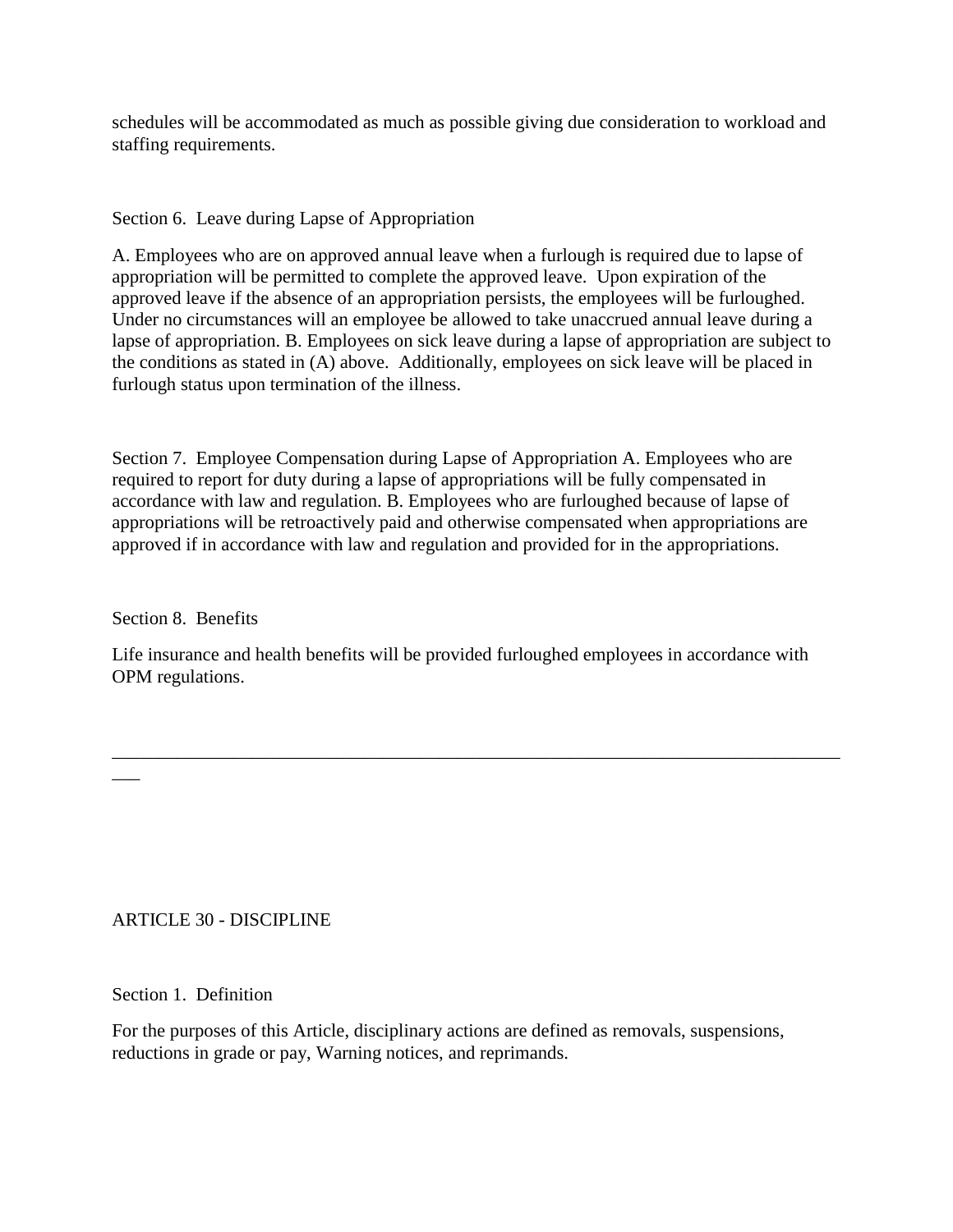schedules will be accommodated as much as possible giving due consideration to workload and staffing requirements.

Section 6. Leave during Lapse of Appropriation

A. Employees who are on approved annual leave when a furlough is required due to lapse of appropriation will be permitted to complete the approved leave. Upon expiration of the approved leave if the absence of an appropriation persists, the employees will be furloughed. Under no circumstances will an employee be allowed to take unaccrued annual leave during a lapse of appropriation. B. Employees on sick leave during a lapse of appropriation are subject to the conditions as stated in (A) above. Additionally, employees on sick leave will be placed in furlough status upon termination of the illness.

Section 7. Employee Compensation during Lapse of Appropriation A. Employees who are required to report for duty during a lapse of appropriations will be fully compensated in accordance with law and regulation. B. Employees who are furloughed because of lapse of appropriations will be retroactively paid and otherwise compensated when appropriations are approved if in accordance with law and regulation and provided for in the appropriations.

Section 8. Benefits

Life insurance and health benefits will be provided furloughed employees in accordance with OPM regulations.

---

ARTICLE 30 - DISCIPLINE

Section 1. Definition

For the purposes of this Article, disciplinary actions are defined as removals, suspensions, reductions in grade or pay, Warning notices, and reprimands.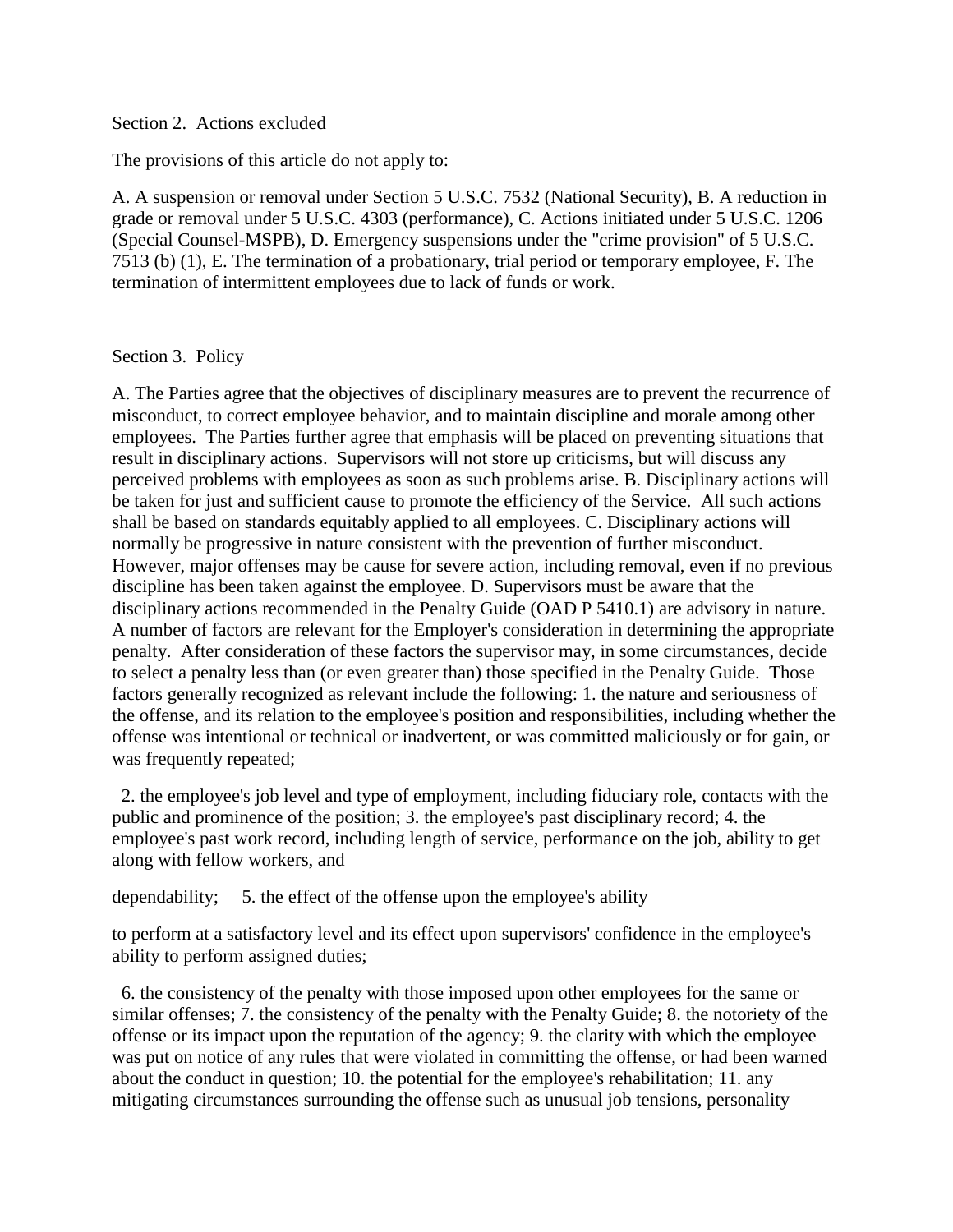Section 2. Actions excluded

The provisions of this article do not apply to:

A. A suspension or removal under Section 5 U.S.C. 7532 (National Security), B. A reduction in grade or removal under 5 U.S.C. 4303 (performance), C. Actions initiated under 5 U.S.C. 1206 (Special Counsel-MSPB), D. Emergency suspensions under the "crime provision" of 5 U.S.C. 7513 (b) (1), E. The termination of a probationary, trial period or temporary employee, F. The termination of intermittent employees due to lack of funds or work.

Section 3. Policy

A. The Parties agree that the objectives of disciplinary measures are to prevent the recurrence of misconduct, to correct employee behavior, and to maintain discipline and morale among other employees. The Parties further agree that emphasis will be placed on preventing situations that result in disciplinary actions. Supervisors will not store up criticisms, but will discuss any perceived problems with employees as soon as such problems arise. B. Disciplinary actions will be taken for just and sufficient cause to promote the efficiency of the Service. All such actions shall be based on standards equitably applied to all employees. C. Disciplinary actions will normally be progressive in nature consistent with the prevention of further misconduct. However, major offenses may be cause for severe action, including removal, even if no previous discipline has been taken against the employee. D. Supervisors must be aware that the disciplinary actions recommended in the Penalty Guide (OAD P 5410.1) are advisory in nature. A number of factors are relevant for the Employer's consideration in determining the appropriate penalty. After consideration of these factors the supervisor may, in some circumstances, decide to select a penalty less than (or even greater than) those specified in the Penalty Guide. Those factors generally recognized as relevant include the following: 1. the nature and seriousness of the offense, and its relation to the employee's position and responsibilities, including whether the offense was intentional or technical or inadvertent, or was committed maliciously or for gain, or was frequently repeated;

2. the employee's job level and type of employment, including fiduciary role, contacts with the public and prominence of the position; 3. the employee's past disciplinary record; 4. the employee's past work record, including length of service, performance on the job, ability to get along with fellow workers, and

dependability; 5. the effect of the offense upon the employee's ability

to perform at a satisfactory level and its effect upon supervisors' confidence in the employee's ability to perform assigned duties;

6. the consistency of the penalty with those imposed upon other employees for the same or similar offenses; 7. the consistency of the penalty with the Penalty Guide; 8. the notoriety of the offense or its impact upon the reputation of the agency; 9. the clarity with which the employee was put on notice of any rules that were violated in committing the offense, or had been warned about the conduct in question; 10. the potential for the employee's rehabilitation; 11. any mitigating circumstances surrounding the offense such as unusual job tensions, personality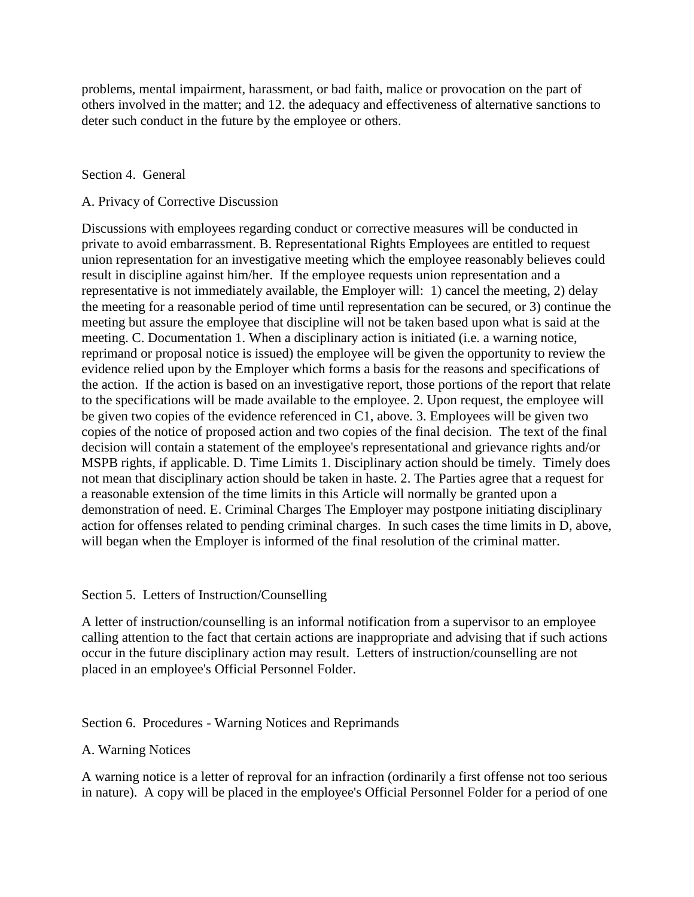problems, mental impairment, harassment, or bad faith, malice or provocation on the part of others involved in the matter; and 12. the adequacy and effectiveness of alternative sanctions to deter such conduct in the future by the employee or others.

Section 4. General

A. Privacy of Corrective Discussion

Discussions with employees regarding conduct or corrective measures will be conducted in private to avoid embarrassment. B. Representational Rights Employees are entitled to request union representation for an investigative meeting which the employee reasonably believes could result in discipline against him/her. If the employee requests union representation and a representative is not immediately available, the Employer will: 1) cancel the meeting, 2) delay the meeting for a reasonable period of time until representation can be secured, or 3) continue the meeting but assure the employee that discipline will not be taken based upon what is said at the meeting. C. Documentation 1. When a disciplinary action is initiated (i.e. a warning notice, reprimand or proposal notice is issued) the employee will be given the opportunity to review the evidence relied upon by the Employer which forms a basis for the reasons and specifications of the action. If the action is based on an investigative report, those portions of the report that relate to the specifications will be made available to the employee. 2. Upon request, the employee will be given two copies of the evidence referenced in C1, above. 3. Employees will be given two copies of the notice of proposed action and two copies of the final decision. The text of the final decision will contain a statement of the employee's representational and grievance rights and/or MSPB rights, if applicable. D. Time Limits 1. Disciplinary action should be timely. Timely does not mean that disciplinary action should be taken in haste. 2. The Parties agree that a request for a reasonable extension of the time limits in this Article will normally be granted upon a demonstration of need. E. Criminal Charges The Employer may postpone initiating disciplinary action for offenses related to pending criminal charges. In such cases the time limits in D, above, will began when the Employer is informed of the final resolution of the criminal matter.

Section 5. Letters of Instruction/Counselling

A letter of instruction/counselling is an informal notification from a supervisor to an employee calling attention to the fact that certain actions are inappropriate and advising that if such actions occur in the future disciplinary action may result. Letters of instruction/counselling are not placed in an employee's Official Personnel Folder.

Section 6. Procedures - Warning Notices and Reprimands

A. Warning Notices

A warning notice is a letter of reproval for an infraction (ordinarily a first offense not too serious in nature). A copy will be placed in the employee's Official Personnel Folder for a period of one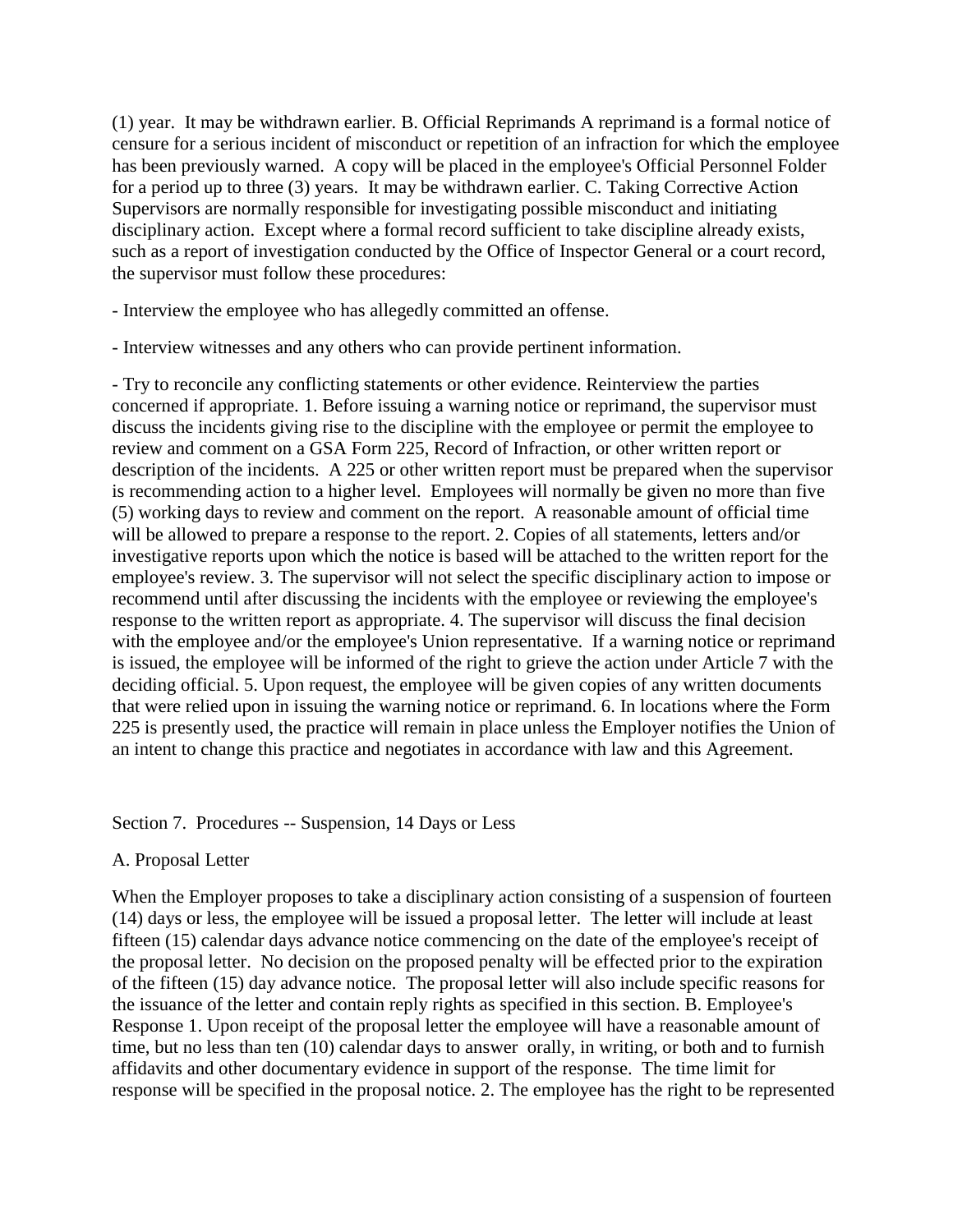(1) year. It may be withdrawn earlier. B. Official Reprimands A reprimand is a formal notice of censure for a serious incident of misconduct or repetition of an infraction for which the employee has been previously warned. A copy will be placed in the employee's Official Personnel Folder for a period up to three (3) years. It may be withdrawn earlier. C. Taking Corrective Action Supervisors are normally responsible for investigating possible misconduct and initiating disciplinary action. Except where a formal record sufficient to take discipline already exists, such as a report of investigation conducted by the Office of Inspector General or a court record, the supervisor must follow these procedures:

- Interview the employee who has allegedly committed an offense.

- Interview witnesses and any others who can provide pertinent information.

- Try to reconcile any conflicting statements or other evidence. Reinterview the parties concerned if appropriate. 1. Before issuing a warning notice or reprimand, the supervisor must discuss the incidents giving rise to the discipline with the employee or permit the employee to review and comment on a GSA Form 225, Record of Infraction, or other written report or description of the incidents. A 225 or other written report must be prepared when the supervisor is recommending action to a higher level. Employees will normally be given no more than five (5) working days to review and comment on the report. A reasonable amount of official time will be allowed to prepare a response to the report. 2. Copies of all statements, letters and/or investigative reports upon which the notice is based will be attached to the written report for the employee's review. 3. The supervisor will not select the specific disciplinary action to impose or recommend until after discussing the incidents with the employee or reviewing the employee's response to the written report as appropriate. 4. The supervisor will discuss the final decision with the employee and/or the employee's Union representative. If a warning notice or reprimand is issued, the employee will be informed of the right to grieve the action under Article 7 with the deciding official. 5. Upon request, the employee will be given copies of any written documents that were relied upon in issuing the warning notice or reprimand. 6. In locations where the Form 225 is presently used, the practice will remain in place unless the Employer notifies the Union of an intent to change this practice and negotiates in accordance with law and this Agreement.

Section 7. Procedures -- Suspension, 14 Days or Less

A. Proposal Letter

When the Employer proposes to take a disciplinary action consisting of a suspension of fourteen (14) days or less, the employee will be issued a proposal letter. The letter will include at least fifteen (15) calendar days advance notice commencing on the date of the employee's receipt of the proposal letter. No decision on the proposed penalty will be effected prior to the expiration of the fifteen (15) day advance notice. The proposal letter will also include specific reasons for the issuance of the letter and contain reply rights as specified in this section. B. Employee's Response 1. Upon receipt of the proposal letter the employee will have a reasonable amount of time, but no less than ten (10) calendar days to answer orally, in writing, or both and to furnish affidavits and other documentary evidence in support of the response. The time limit for response will be specified in the proposal notice. 2. The employee has the right to be represented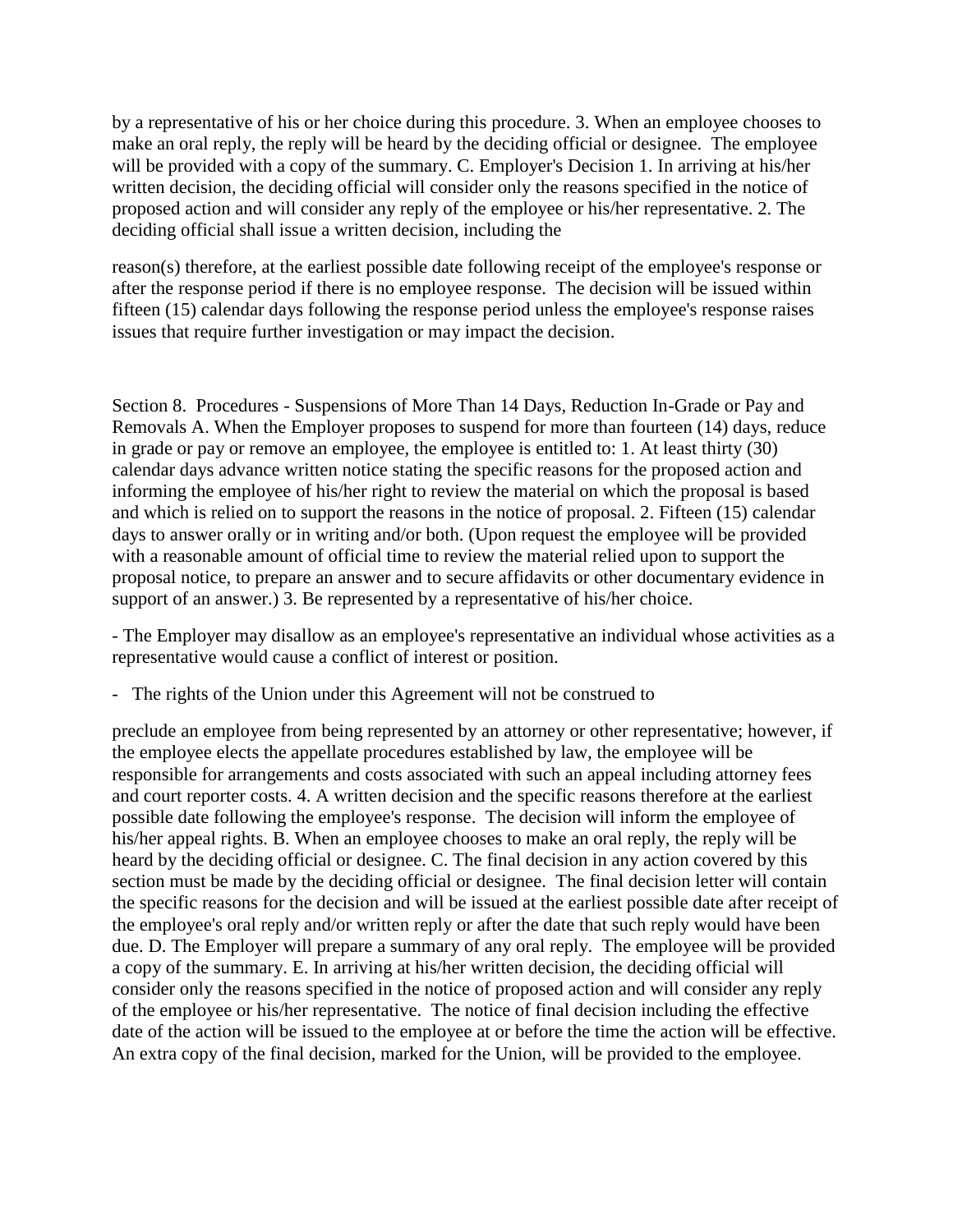by a representative of his or her choice during this procedure. 3. When an employee chooses to make an oral reply, the reply will be heard by the deciding official or designee. The employee will be provided with a copy of the summary. C. Employer's Decision 1. In arriving at his/her written decision, the deciding official will consider only the reasons specified in the notice of proposed action and will consider any reply of the employee or his/her representative. 2. The deciding official shall issue a written decision, including the

reason(s) therefore, at the earliest possible date following receipt of the employee's response or after the response period if there is no employee response. The decision will be issued within fifteen (15) calendar days following the response period unless the employee's response raises issues that require further investigation or may impact the decision.

Section 8. Procedures - Suspensions of More Than 14 Days, Reduction In-Grade or Pay and Removals A. When the Employer proposes to suspend for more than fourteen (14) days, reduce in grade or pay or remove an employee, the employee is entitled to: 1. At least thirty (30) calendar days advance written notice stating the specific reasons for the proposed action and informing the employee of his/her right to review the material on which the proposal is based and which is relied on to support the reasons in the notice of proposal. 2. Fifteen (15) calendar days to answer orally or in writing and/or both. (Upon request the employee will be provided with a reasonable amount of official time to review the material relied upon to support the proposal notice, to prepare an answer and to secure affidavits or other documentary evidence in support of an answer.) 3. Be represented by a representative of his/her choice.

- The Employer may disallow as an employee's representative an individual whose activities as a representative would cause a conflict of interest or position.

- The rights of the Union under this Agreement will not be construed to

preclude an employee from being represented by an attorney or other representative; however, if the employee elects the appellate procedures established by law, the employee will be responsible for arrangements and costs associated with such an appeal including attorney fees and court reporter costs. 4. A written decision and the specific reasons therefore at the earliest possible date following the employee's response. The decision will inform the employee of his/her appeal rights. B. When an employee chooses to make an oral reply, the reply will be heard by the deciding official or designee. C. The final decision in any action covered by this section must be made by the deciding official or designee. The final decision letter will contain the specific reasons for the decision and will be issued at the earliest possible date after receipt of the employee's oral reply and/or written reply or after the date that such reply would have been due. D. The Employer will prepare a summary of any oral reply. The employee will be provided a copy of the summary. E. In arriving at his/her written decision, the deciding official will consider only the reasons specified in the notice of proposed action and will consider any reply of the employee or his/her representative. The notice of final decision including the effective date of the action will be issued to the employee at or before the time the action will be effective. An extra copy of the final decision, marked for the Union, will be provided to the employee.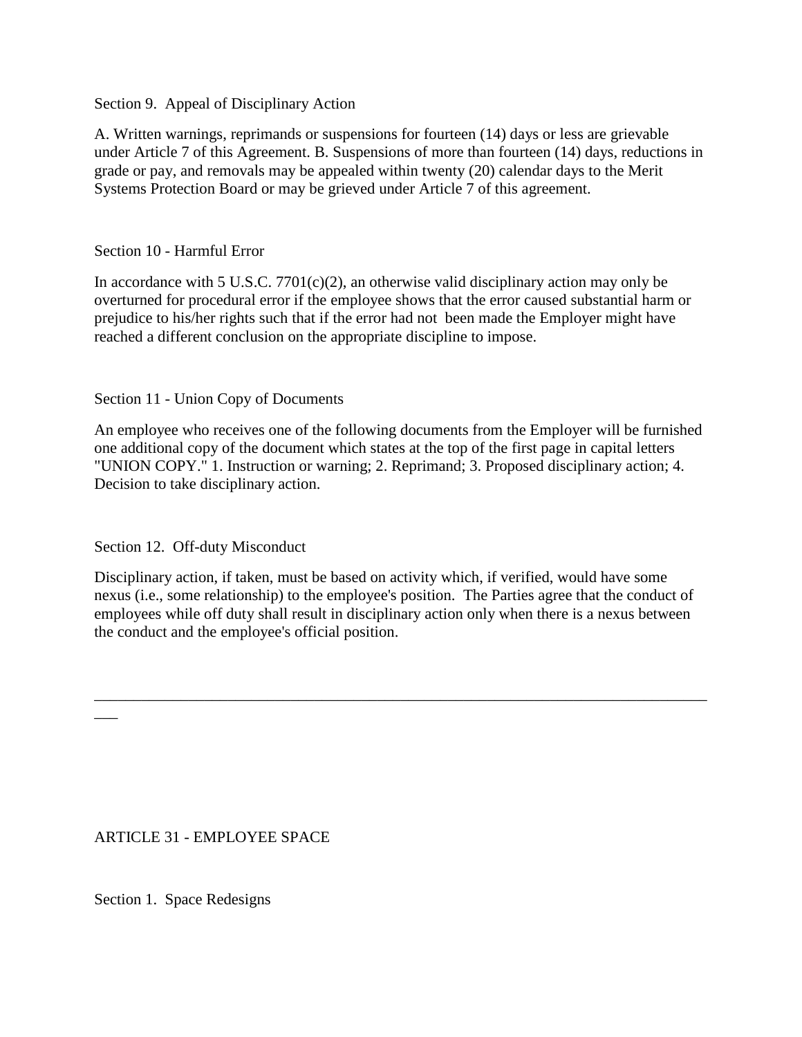Section 9. Appeal of Disciplinary Action

A. Written warnings, reprimands or suspensions for fourteen (14) days or less are grievable under Article 7 of this Agreement. B. Suspensions of more than fourteen (14) days, reductions in grade or pay, and removals may be appealed within twenty (20) calendar days to the Merit Systems Protection Board or may be grieved under Article 7 of this agreement.

Section 10 - Harmful Error

In accordance with 5 U.S.C. 7701(c)(2), an otherwise valid disciplinary action may only be overturned for procedural error if the employee shows that the error caused substantial harm or prejudice to his/her rights such that if the error had not been made the Employer might have reached a different conclusion on the appropriate discipline to impose.

Section 11 - Union Copy of Documents

An employee who receives one of the following documents from the Employer will be furnished one additional copy of the document which states at the top of the first page in capital letters "UNION COPY." 1. Instruction or warning; 2. Reprimand; 3. Proposed disciplinary action; 4. Decision to take disciplinary action.

Section 12. Off-duty Misconduct

Disciplinary action, if taken, must be based on activity which, if verified, would have some nexus (i.e., some relationship) to the employee's position. The Parties agree that the conduct of employees while off duty shall result in disciplinary action only when there is a nexus between the conduct and the employee's official position.

---

## ARTICLE 31 - EMPLOYEE SPACE

Section 1. Space Redesigns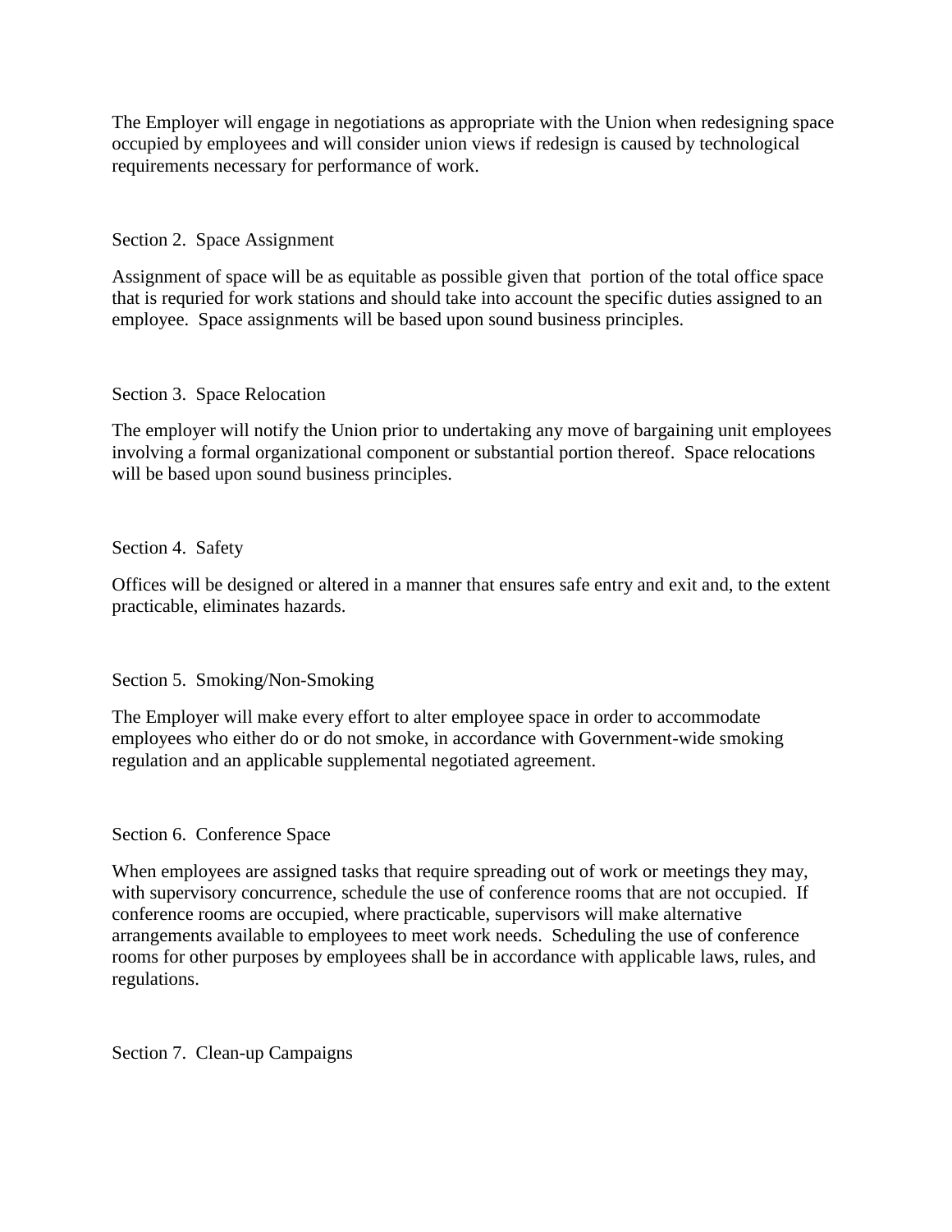The Employer will engage in negotiations as appropriate with the Union when redesigning space occupied by employees and will consider union views if redesign is caused by technological requirements necessary for performance of work.

Section 2.  Space Assignment

Assignment of space will be as equitable as possible given that  portion of the total office space that is requried for work stations and should take into account the specific duties assigned to an employee.  Space assignments will be based upon sound business principles.

Section 3.  Space Relocation

The employer will notify the Union prior to undertaking any move of bargaining unit employees involving a formal organizational component or substantial portion thereof.  Space relocations will be based upon sound business principles.

Section 4.  Safety

Offices will be designed or altered in a manner that ensures safe entry and exit and, to the extent practicable, eliminates hazards.

Section 5.  Smoking/Non-Smoking

The Employer will make every effort to alter employee space in order to accommodate employees who either do or do not smoke, in accordance with Government-wide smoking regulation and an applicable supplemental negotiated agreement.

Section 6.  Conference Space

When employees are assigned tasks that require spreading out of work or meetings they may, with supervisory concurrence, schedule the use of conference rooms that are not occupied.  If conference rooms are occupied, where practicable, supervisors will make alternative arrangements available to employees to meet work needs.  Scheduling the use of conference rooms for other purposes by employees shall be in accordance with applicable laws, rules, and regulations.

Section 7.  Clean-up Campaigns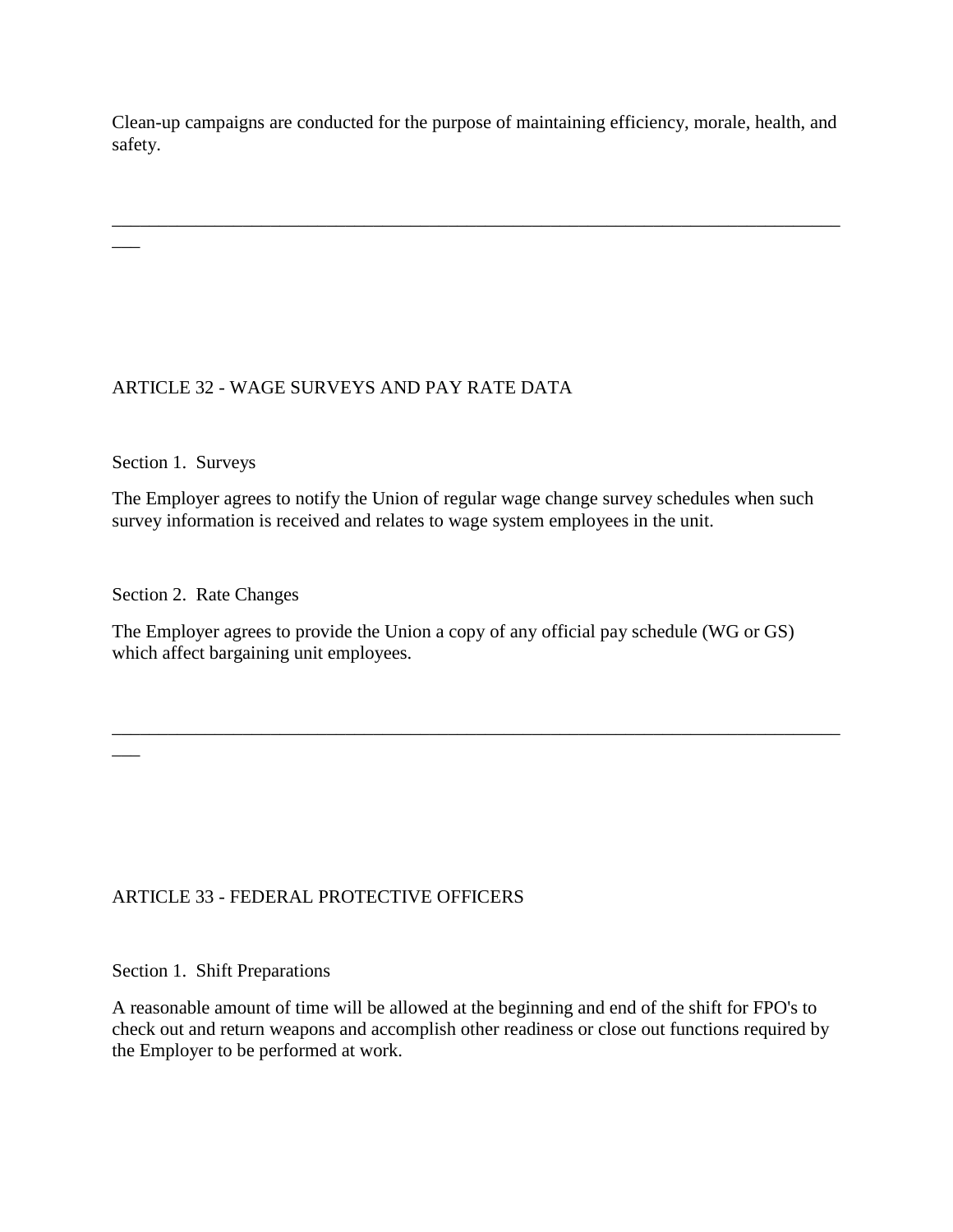Clean-up campaigns are conducted for the purpose of maintaining efficiency, morale, health, and safety.

---

## ARTICLE 32 - WAGE SURVEYS AND PAY RATE DATA

### Section 1. Surveys

The Employer agrees to notify the Union of regular wage change survey schedules when such survey information is received and relates to wage system employees in the unit.

### Section 2. Rate Changes

The Employer agrees to provide the Union a copy of any official pay schedule (WG or GS) which affect bargaining unit employees.

---

## ARTICLE 33 - FEDERAL PROTECTIVE OFFICERS

### Section 1. Shift Preparations

A reasonable amount of time will be allowed at the beginning and end of the shift for FPO's to check out and return weapons and accomplish other readiness or close out functions required by the Employer to be performed at work.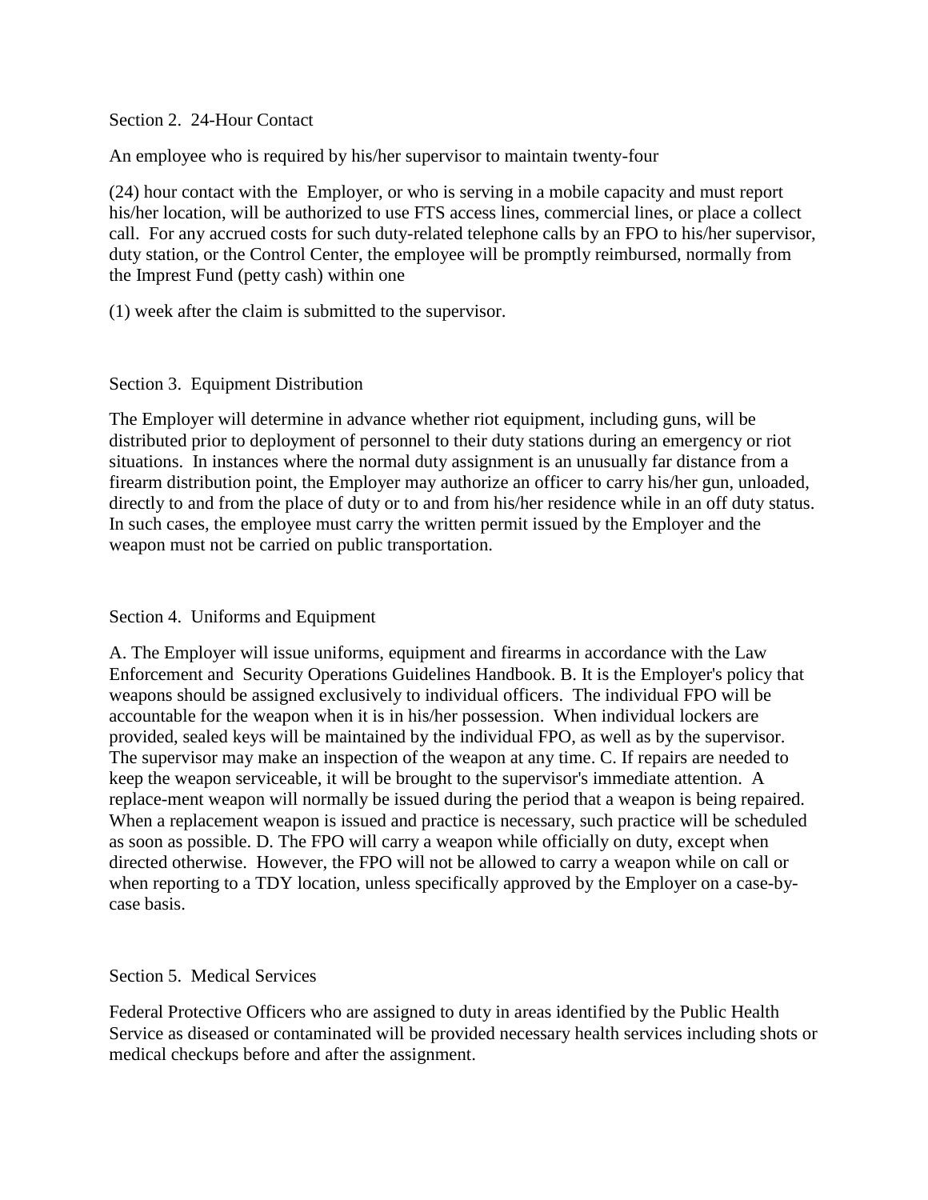Section 2. 24-Hour Contact

An employee who is required by his/her supervisor to maintain twenty-four

(24) hour contact with the Employer, or who is serving in a mobile capacity and must report his/her location, will be authorized to use FTS access lines, commercial lines, or place a collect call. For any accrued costs for such duty-related telephone calls by an FPO to his/her supervisor, duty station, or the Control Center, the employee will be promptly reimbursed, normally from the Imprest Fund (petty cash) within one

(1) week after the claim is submitted to the supervisor.

Section 3. Equipment Distribution

The Employer will determine in advance whether riot equipment, including guns, will be distributed prior to deployment of personnel to their duty stations during an emergency or riot situations. In instances where the normal duty assignment is an unusually far distance from a firearm distribution point, the Employer may authorize an officer to carry his/her gun, unloaded, directly to and from the place of duty or to and from his/her residence while in an off duty status. In such cases, the employee must carry the written permit issued by the Employer and the weapon must not be carried on public transportation.

Section 4. Uniforms and Equipment

A. The Employer will issue uniforms, equipment and firearms in accordance with the Law Enforcement and Security Operations Guidelines Handbook. B. It is the Employer's policy that weapons should be assigned exclusively to individual officers. The individual FPO will be accountable for the weapon when it is in his/her possession. When individual lockers are provided, sealed keys will be maintained by the individual FPO, as well as by the supervisor. The supervisor may make an inspection of the weapon at any time. C. If repairs are needed to keep the weapon serviceable, it will be brought to the supervisor's immediate attention. A replace-ment weapon will normally be issued during the period that a weapon is being repaired. When a replacement weapon is issued and practice is necessary, such practice will be scheduled as soon as possible. D. The FPO will carry a weapon while officially on duty, except when directed otherwise. However, the FPO will not be allowed to carry a weapon while on call or when reporting to a TDY location, unless specifically approved by the Employer on a case-by-case basis.

Section 5. Medical Services

Federal Protective Officers who are assigned to duty in areas identified by the Public Health Service as diseased or contaminated will be provided necessary health services including shots or medical checkups before and after the assignment.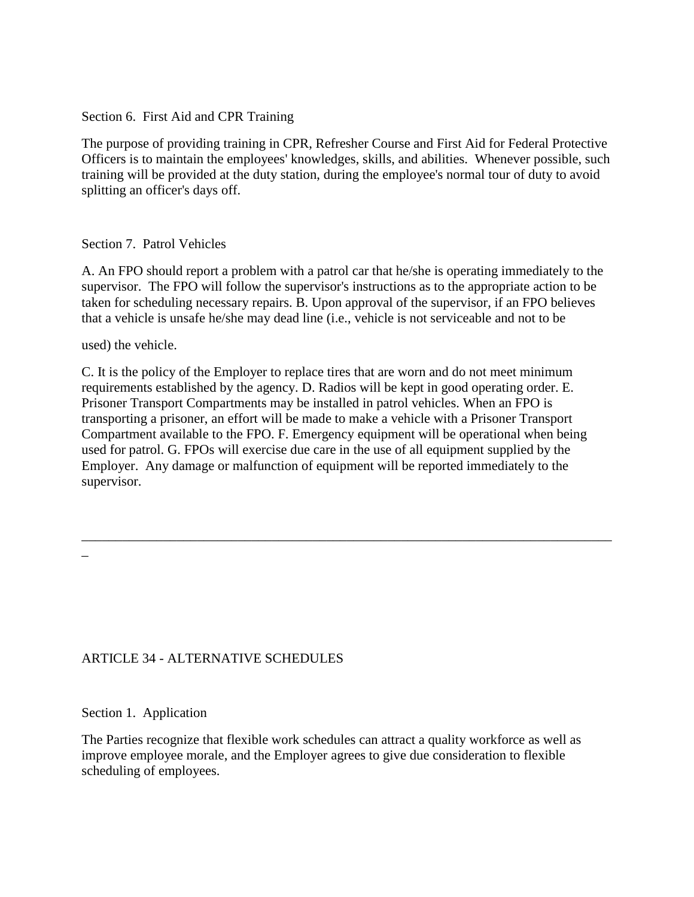Section 6. First Aid and CPR Training

The purpose of providing training in CPR, Refresher Course and First Aid for Federal Protective Officers is to maintain the employees' knowledges, skills, and abilities. Whenever possible, such training will be provided at the duty station, during the employee's normal tour of duty to avoid splitting an officer's days off.

Section 7. Patrol Vehicles

A. An FPO should report a problem with a patrol car that he/she is operating immediately to the supervisor. The FPO will follow the supervisor's instructions as to the appropriate action to be taken for scheduling necessary repairs. B. Upon approval of the supervisor, if an FPO believes that a vehicle is unsafe he/she may dead line (i.e., vehicle is not serviceable and not to be

used) the vehicle.

C. It is the policy of the Employer to replace tires that are worn and do not meet minimum requirements established by the agency. D. Radios will be kept in good operating order. E. Prisoner Transport Compartments may be installed in patrol vehicles. When an FPO is transporting a prisoner, an effort will be made to make a vehicle with a Prisoner Transport Compartment available to the FPO. F. Emergency equipment will be operational when being used for patrol. G. FPOs will exercise due care in the use of all equipment supplied by the Employer. Any damage or malfunction of equipment will be reported immediately to the supervisor.

---

## ARTICLE 34 - ALTERNATIVE SCHEDULES

Section 1. Application

The Parties recognize that flexible work schedules can attract a quality workforce as well as improve employee morale, and the Employer agrees to give due consideration to flexible scheduling of employees.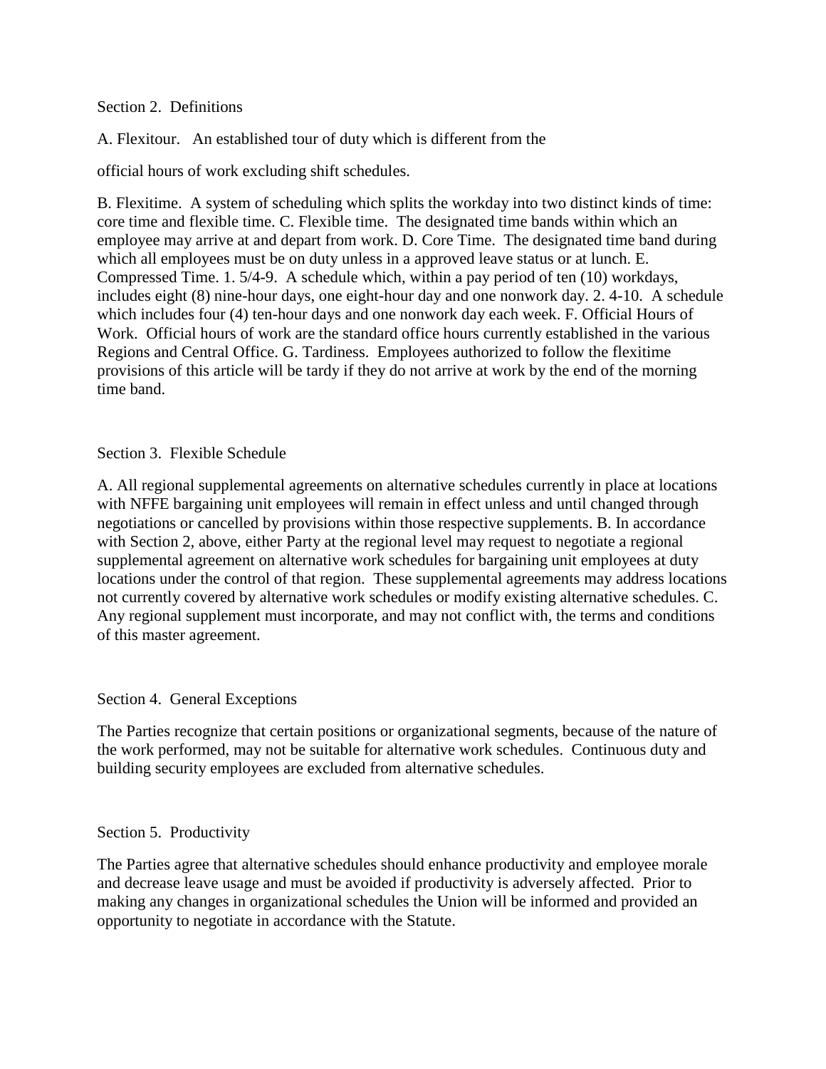Section 2. Definitions

A. Flexitour. An established tour of duty which is different from the

official hours of work excluding shift schedules.

B. Flexitime. A system of scheduling which splits the workday into two distinct kinds of time: core time and flexible time. C. Flexible time. The designated time bands within which an employee may arrive at and depart from work. D. Core Time. The designated time band during which all employees must be on duty unless in a approved leave status or at lunch. E. Compressed Time. 1. 5/4-9. A schedule which, within a pay period of ten (10) workdays, includes eight (8) nine-hour days, one eight-hour day and one nonwork day. 2. 4-10. A schedule which includes four (4) ten-hour days and one nonwork day each week. F. Official Hours of Work. Official hours of work are the standard office hours currently established in the various Regions and Central Office. G. Tardiness. Employees authorized to follow the flexitime provisions of this article will be tardy if they do not arrive at work by the end of the morning time band.

Section 3. Flexible Schedule

A. All regional supplemental agreements on alternative schedules currently in place at locations with NFFE bargaining unit employees will remain in effect unless and until changed through negotiations or cancelled by provisions within those respective supplements. B. In accordance with Section 2, above, either Party at the regional level may request to negotiate a regional supplemental agreement on alternative work schedules for bargaining unit employees at duty locations under the control of that region. These supplemental agreements may address locations not currently covered by alternative work schedules or modify existing alternative schedules. C. Any regional supplement must incorporate, and may not conflict with, the terms and conditions of this master agreement.

Section 4. General Exceptions

The Parties recognize that certain positions or organizational segments, because of the nature of the work performed, may not be suitable for alternative work schedules. Continuous duty and building security employees are excluded from alternative schedules.

Section 5. Productivity

The Parties agree that alternative schedules should enhance productivity and employee morale and decrease leave usage and must be avoided if productivity is adversely affected. Prior to making any changes in organizational schedules the Union will be informed and provided an opportunity to negotiate in accordance with the Statute.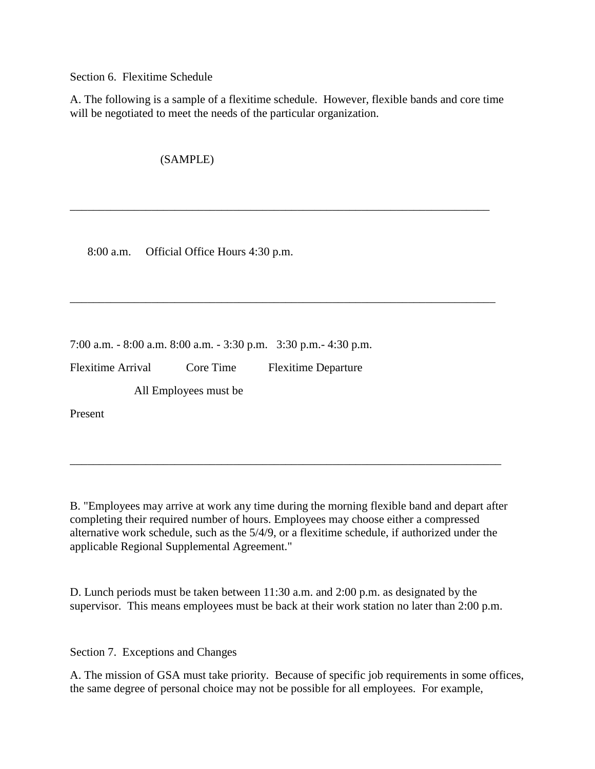Section 6. Flexitime Schedule

A. The following is a sample of a flexitime schedule. However, flexible bands and core time will be negotiated to meet the needs of the particular organization.

(SAMPLE)

---

8:00 a.m. Official Office Hours 4:30 p.m.

---

| 7:00 a.m. - 8:00 a.m. | 8:00 a.m. - 3:30 p.m. | 3:30 p.m.- 4:30 p.m. |
|---|---|---|
| Flexitime Arrival | Core Time | Flexitime Departure |
| | All Employees must be Present | |

---

B. "Employees may arrive at work any time during the morning flexible band and depart after completing their required number of hours. Employees may choose either a compressed alternative work schedule, such as the 5/4/9, or a flexitime schedule, if authorized under the applicable Regional Supplemental Agreement."

D. Lunch periods must be taken between 11:30 a.m. and 2:00 p.m. as designated by the supervisor. This means employees must be back at their work station no later than 2:00 p.m.

Section 7. Exceptions and Changes

A. The mission of GSA must take priority. Because of specific job requirements in some offices, the same degree of personal choice may not be possible for all employees. For example,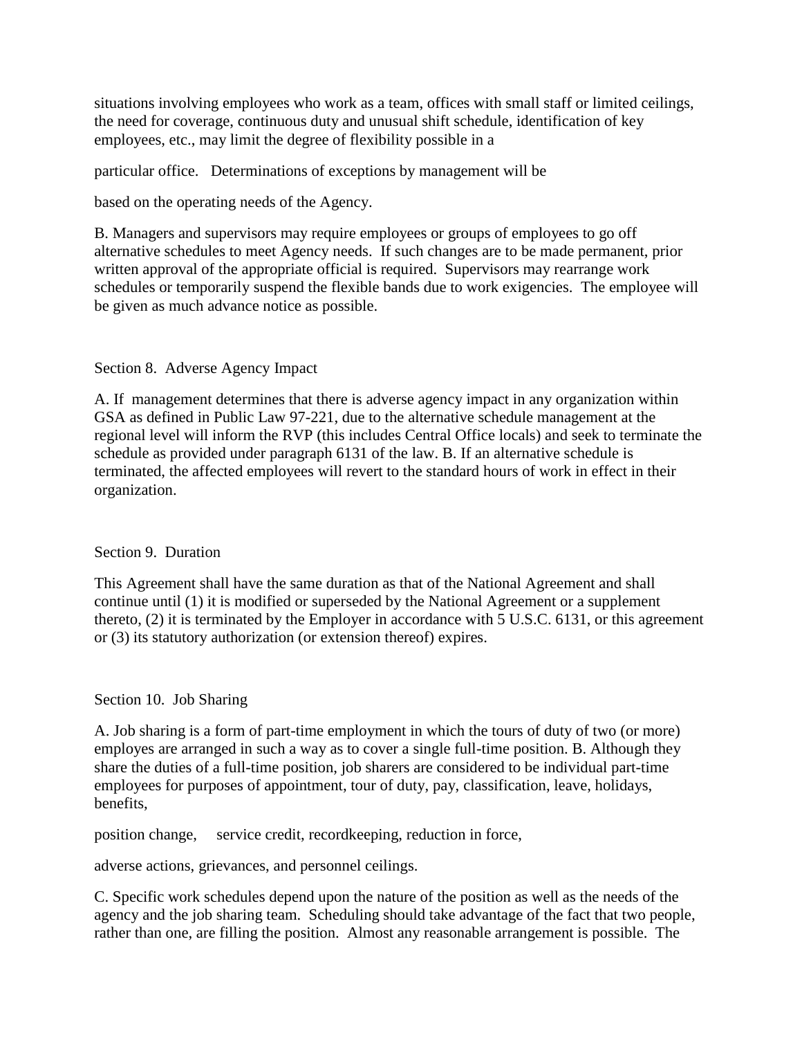situations involving employees who work as a team, offices with small staff or limited ceilings, the need for coverage, continuous duty and unusual shift schedule, identification of key employees, etc., may limit the degree of flexibility possible in a

particular office. Determinations of exceptions by management will be

based on the operating needs of the Agency.

B. Managers and supervisors may require employees or groups of employees to go off alternative schedules to meet Agency needs. If such changes are to be made permanent, prior written approval of the appropriate official is required. Supervisors may rearrange work schedules or temporarily suspend the flexible bands due to work exigencies. The employee will be given as much advance notice as possible.

Section 8. Adverse Agency Impact

A. If management determines that there is adverse agency impact in any organization within GSA as defined in Public Law 97-221, due to the alternative schedule management at the regional level will inform the RVP (this includes Central Office locals) and seek to terminate the schedule as provided under paragraph 6131 of the law. B. If an alternative schedule is terminated, the affected employees will revert to the standard hours of work in effect in their organization.

Section 9. Duration

This Agreement shall have the same duration as that of the National Agreement and shall continue until (1) it is modified or superseded by the National Agreement or a supplement thereto, (2) it is terminated by the Employer in accordance with 5 U.S.C. 6131, or this agreement or (3) its statutory authorization (or extension thereof) expires.

Section 10. Job Sharing

A. Job sharing is a form of part-time employment in which the tours of duty of two (or more) employes are arranged in such a way as to cover a single full-time position. B. Although they share the duties of a full-time position, job sharers are considered to be individual part-time employees for purposes of appointment, tour of duty, pay, classification, leave, holidays, benefits,

position change, service credit, recordkeeping, reduction in force,

adverse actions, grievances, and personnel ceilings.

C. Specific work schedules depend upon the nature of the position as well as the needs of the agency and the job sharing team. Scheduling should take advantage of the fact that two people, rather than one, are filling the position. Almost any reasonable arrangement is possible. The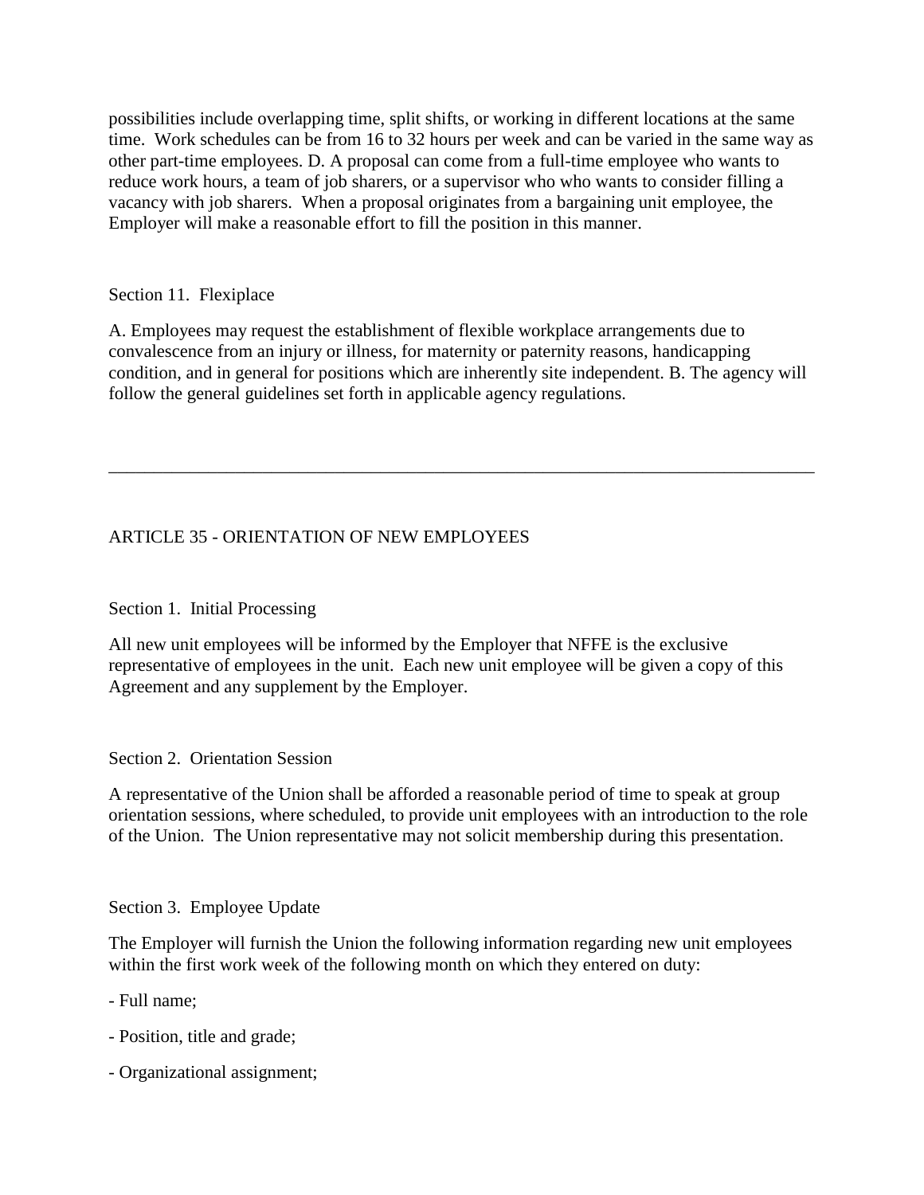possibilities include overlapping time, split shifts, or working in different locations at the same time. Work schedules can be from 16 to 32 hours per week and can be varied in the same way as other part-time employees. D. A proposal can come from a full-time employee who wants to reduce work hours, a team of job sharers, or a supervisor who who wants to consider filling a vacancy with job sharers. When a proposal originates from a bargaining unit employee, the Employer will make a reasonable effort to fill the position in this manner.

Section 11. Flexiplace

A. Employees may request the establishment of flexible workplace arrangements due to convalescence from an injury or illness, for maternity or paternity reasons, handicapping condition, and in general for positions which are inherently site independent. B. The agency will follow the general guidelines set forth in applicable agency regulations.

---

## ARTICLE 35 - ORIENTATION OF NEW EMPLOYEES

Section 1. Initial Processing

All new unit employees will be informed by the Employer that NFFE is the exclusive representative of employees in the unit. Each new unit employee will be given a copy of this Agreement and any supplement by the Employer.

Section 2. Orientation Session

A representative of the Union shall be afforded a reasonable period of time to speak at group orientation sessions, where scheduled, to provide unit employees with an introduction to the role of the Union. The Union representative may not solicit membership during this presentation.

Section 3. Employee Update

The Employer will furnish the Union the following information regarding new unit employees within the first work week of the following month on which they entered on duty:

- Full name;
- Position, title and grade;
- Organizational assignment;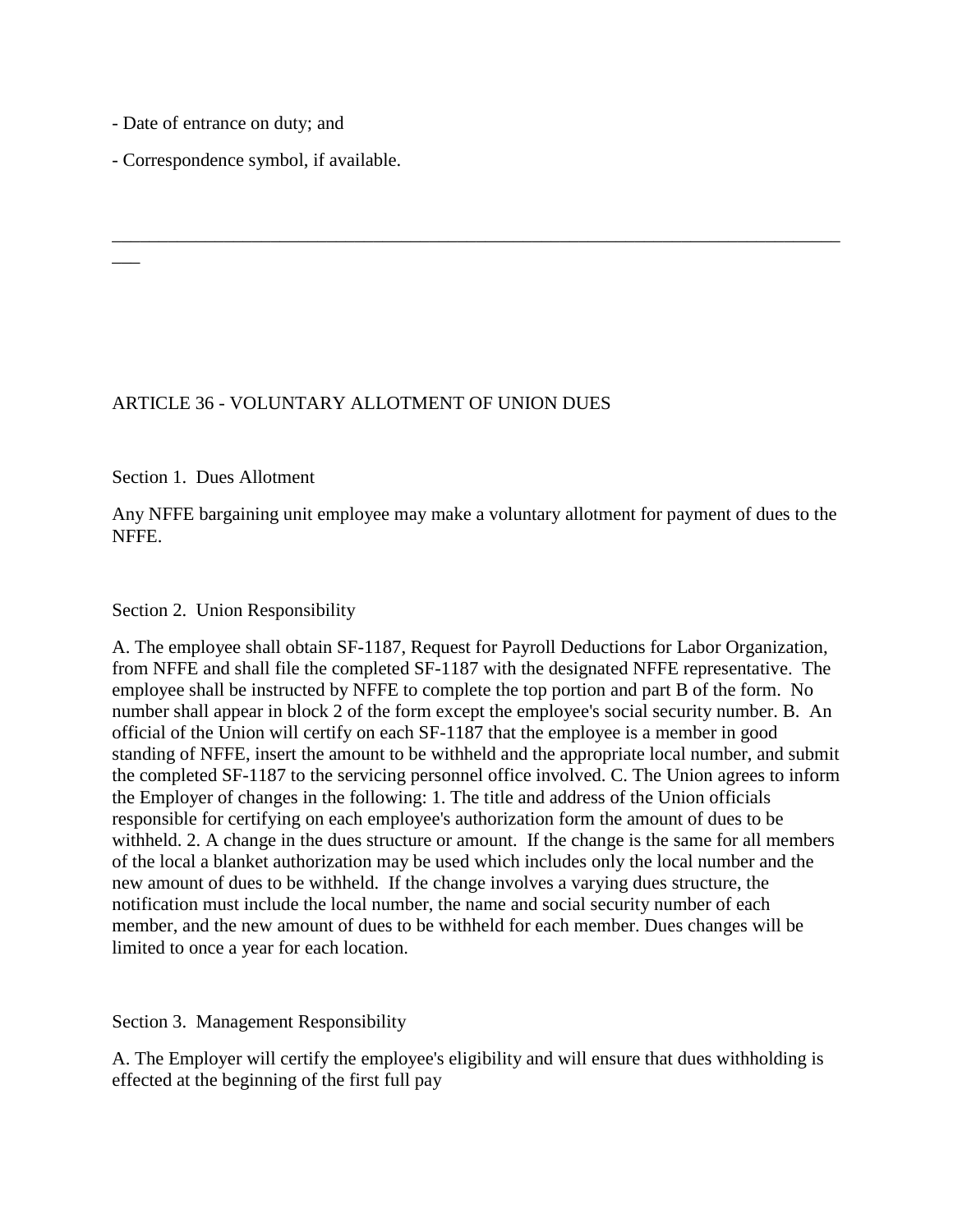- Date of entrance on duty; and

- Correspondence symbol, if available.

---

## ARTICLE 36 - VOLUNTARY ALLOTMENT OF UNION DUES

### Section 1. Dues Allotment

Any NFFE bargaining unit employee may make a voluntary allotment for payment of dues to the NFFE.

### Section 2. Union Responsibility

A. The employee shall obtain SF-1187, Request for Payroll Deductions for Labor Organization, from NFFE and shall file the completed SF-1187 with the designated NFFE representative. The employee shall be instructed by NFFE to complete the top portion and part B of the form. No number shall appear in block 2 of the form except the employee's social security number. B. An official of the Union will certify on each SF-1187 that the employee is a member in good standing of NFFE, insert the amount to be withheld and the appropriate local number, and submit the completed SF-1187 to the servicing personnel office involved. C. The Union agrees to inform the Employer of changes in the following: 1. The title and address of the Union officials responsible for certifying on each employee's authorization form the amount of dues to be withheld. 2. A change in the dues structure or amount. If the change is the same for all members of the local a blanket authorization may be used which includes only the local number and the new amount of dues to be withheld. If the change involves a varying dues structure, the notification must include the local number, the name and social security number of each member, and the new amount of dues to be withheld for each member. Dues changes will be limited to once a year for each location.

### Section 3. Management Responsibility

A. The Employer will certify the employee's eligibility and will ensure that dues withholding is effected at the beginning of the first full pay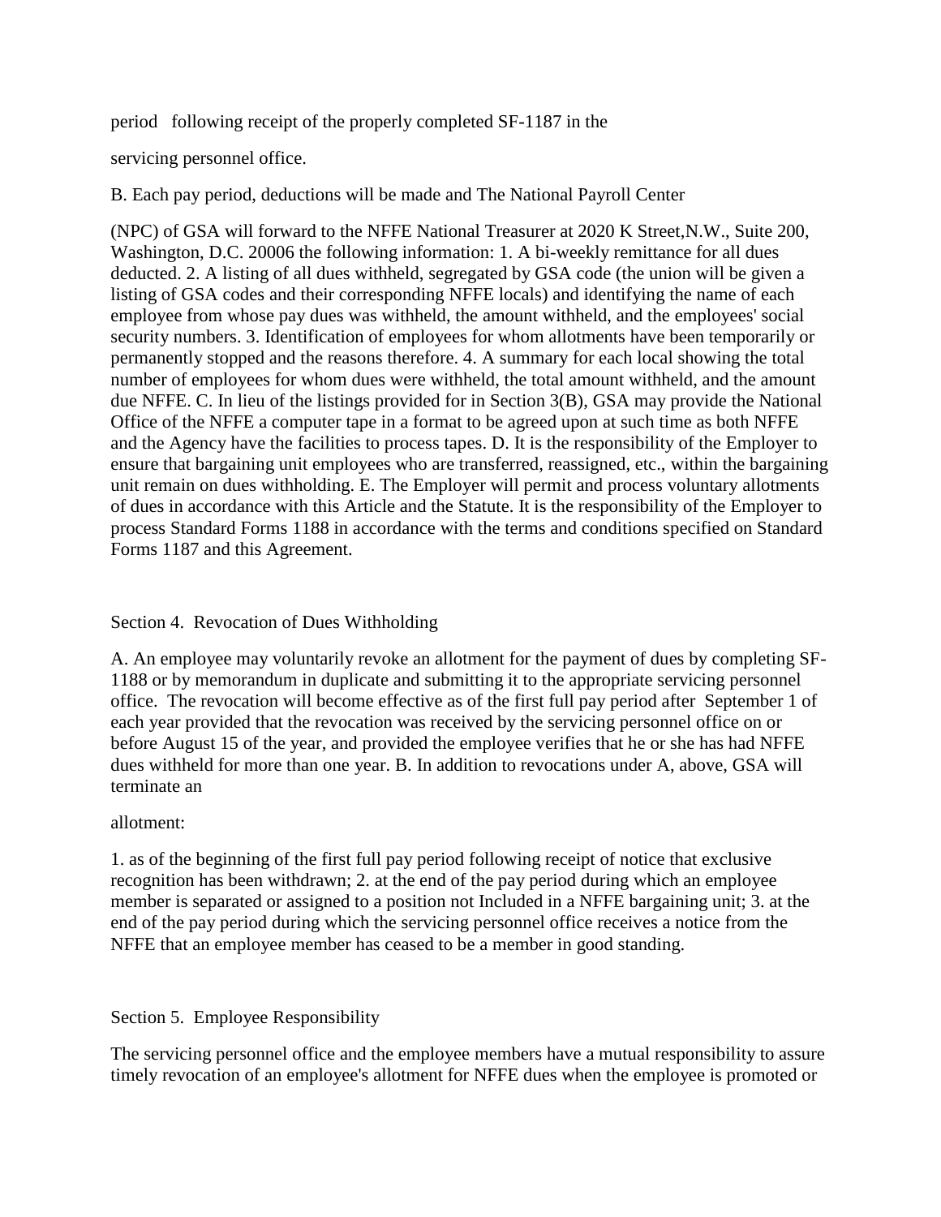period following receipt of the properly completed SF-1187 in the

servicing personnel office.

B. Each pay period, deductions will be made and The National Payroll Center

(NPC) of GSA will forward to the NFFE National Treasurer at 2020 K Street,N.W., Suite 200, Washington, D.C. 20006 the following information: 1. A bi-weekly remittance for all dues deducted. 2. A listing of all dues withheld, segregated by GSA code (the union will be given a listing of GSA codes and their corresponding NFFE locals) and identifying the name of each employee from whose pay dues was withheld, the amount withheld, and the employees' social security numbers. 3. Identification of employees for whom allotments have been temporarily or permanently stopped and the reasons therefore. 4. A summary for each local showing the total number of employees for whom dues were withheld, the total amount withheld, and the amount due NFFE. C. In lieu of the listings provided for in Section 3(B), GSA may provide the National Office of the NFFE a computer tape in a format to be agreed upon at such time as both NFFE and the Agency have the facilities to process tapes. D. It is the responsibility of the Employer to ensure that bargaining unit employees who are transferred, reassigned, etc., within the bargaining unit remain on dues withholding. E. The Employer will permit and process voluntary allotments of dues in accordance with this Article and the Statute. It is the responsibility of the Employer to process Standard Forms 1188 in accordance with the terms and conditions specified on Standard Forms 1187 and this Agreement.

Section 4. Revocation of Dues Withholding

A. An employee may voluntarily revoke an allotment for the payment of dues by completing SF-1188 or by memorandum in duplicate and submitting it to the appropriate servicing personnel office. The revocation will become effective as of the first full pay period after September 1 of each year provided that the revocation was received by the servicing personnel office on or before August 15 of the year, and provided the employee verifies that he or she has had NFFE dues withheld for more than one year. B. In addition to revocations under A, above, GSA will terminate an

allotment:

1. as of the beginning of the first full pay period following receipt of notice that exclusive recognition has been withdrawn; 2. at the end of the pay period during which an employee member is separated or assigned to a position not Included in a NFFE bargaining unit; 3. at the end of the pay period during which the servicing personnel office receives a notice from the NFFE that an employee member has ceased to be a member in good standing.

Section 5. Employee Responsibility

The servicing personnel office and the employee members have a mutual responsibility to assure timely revocation of an employee's allotment for NFFE dues when the employee is promoted or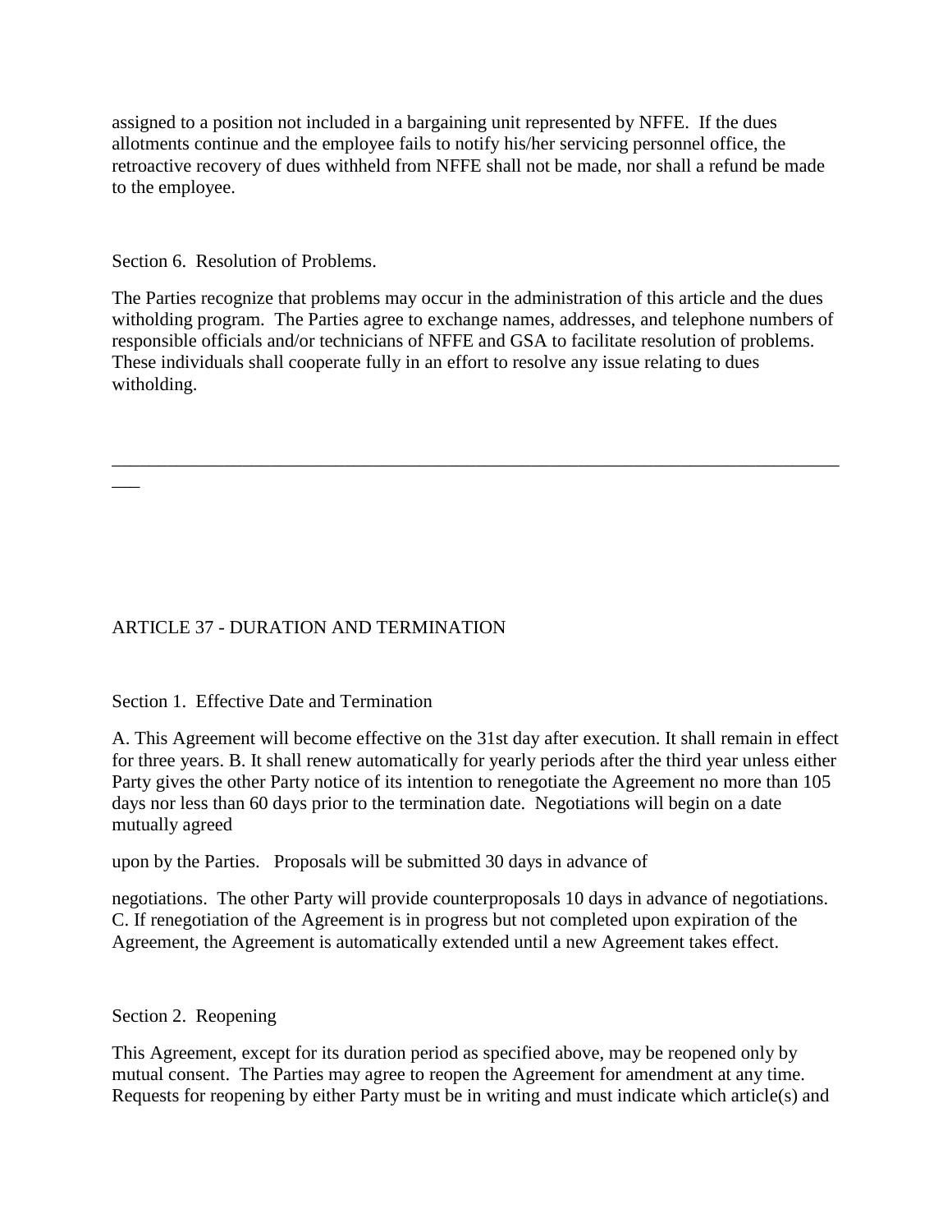assigned to a position not included in a bargaining unit represented by NFFE. If the dues allotments continue and the employee fails to notify his/her servicing personnel office, the retroactive recovery of dues withheld from NFFE shall not be made, nor shall a refund be made to the employee.

Section 6. Resolution of Problems.

The Parties recognize that problems may occur in the administration of this article and the dues witholding program. The Parties agree to exchange names, addresses, and telephone numbers of responsible officials and/or technicians of NFFE and GSA to facilitate resolution of problems. These individuals shall cooperate fully in an effort to resolve any issue relating to dues witholding.

---

## ARTICLE 37 - DURATION AND TERMINATION

Section 1. Effective Date and Termination

A. This Agreement will become effective on the 31st day after execution. It shall remain in effect for three years. B. It shall renew automatically for yearly periods after the third year unless either Party gives the other Party notice of its intention to renegotiate the Agreement no more than 105 days nor less than 60 days prior to the termination date. Negotiations will begin on a date mutually agreed

upon by the Parties. Proposals will be submitted 30 days in advance of

negotiations. The other Party will provide counterproposals 10 days in advance of negotiations. C. If renegotiation of the Agreement is in progress but not completed upon expiration of the Agreement, the Agreement is automatically extended until a new Agreement takes effect.

Section 2. Reopening

This Agreement, except for its duration period as specified above, may be reopened only by mutual consent. The Parties may agree to reopen the Agreement for amendment at any time. Requests for reopening by either Party must be in writing and must indicate which article(s) and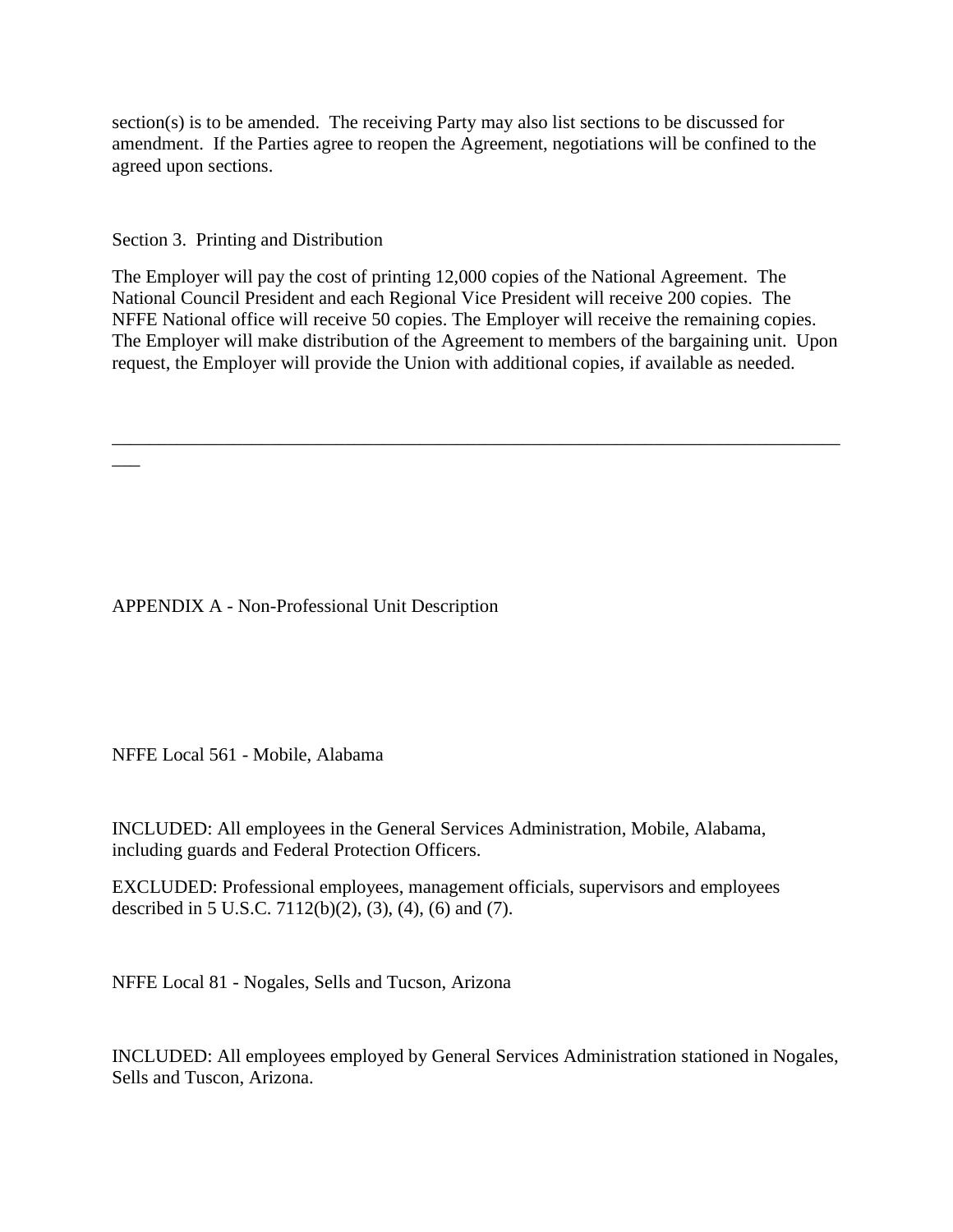section(s) is to be amended. The receiving Party may also list sections to be discussed for amendment. If the Parties agree to reopen the Agreement, negotiations will be confined to the agreed upon sections.

Section 3. Printing and Distribution

The Employer will pay the cost of printing 12,000 copies of the National Agreement. The National Council President and each Regional Vice President will receive 200 copies. The NFFE National office will receive 50 copies. The Employer will receive the remaining copies. The Employer will make distribution of the Agreement to members of the bargaining unit. Upon request, the Employer will provide the Union with additional copies, if available as needed.

---

APPENDIX A - Non-Professional Unit Description

NFFE Local 561 - Mobile, Alabama

INCLUDED: All employees in the General Services Administration, Mobile, Alabama, including guards and Federal Protection Officers.

EXCLUDED: Professional employees, management officials, supervisors and employees described in 5 U.S.C. 7112(b)(2), (3), (4), (6) and (7).

NFFE Local 81 - Nogales, Sells and Tucson, Arizona

INCLUDED: All employees employed by General Services Administration stationed in Nogales, Sells and Tuscon, Arizona.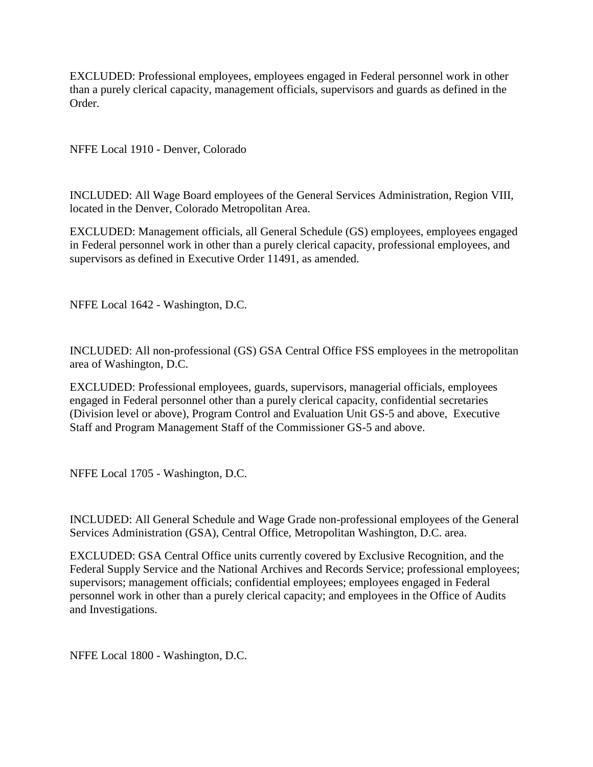EXCLUDED: Professional employees, employees engaged in Federal personnel work in other than a purely clerical capacity, management officials, supervisors and guards as defined in the Order.

NFFE Local 1910 - Denver, Colorado

INCLUDED: All Wage Board employees of the General Services Administration, Region VIII, located in the Denver, Colorado Metropolitan Area.

EXCLUDED: Management officials, all General Schedule (GS) employees, employees engaged in Federal personnel work in other than a purely clerical capacity, professional employees, and supervisors as defined in Executive Order 11491, as amended.

NFFE Local 1642 - Washington, D.C.

INCLUDED: All non-professional (GS) GSA Central Office FSS employees in the metropolitan area of Washington, D.C.

EXCLUDED: Professional employees, guards, supervisors, managerial officials, employees engaged in Federal personnel other than a purely clerical capacity, confidential secretaries (Division level or above), Program Control and Evaluation Unit GS-5 and above, Executive Staff and Program Management Staff of the Commissioner GS-5 and above.

NFFE Local 1705 - Washington, D.C.

INCLUDED: All General Schedule and Wage Grade non-professional employees of the General Services Administration (GSA), Central Office, Metropolitan Washington, D.C. area.

EXCLUDED: GSA Central Office units currently covered by Exclusive Recognition, and the Federal Supply Service and the National Archives and Records Service; professional employees; supervisors; management officials; confidential employees; employees engaged in Federal personnel work in other than a purely clerical capacity; and employees in the Office of Audits and Investigations.

NFFE Local 1800 - Washington, D.C.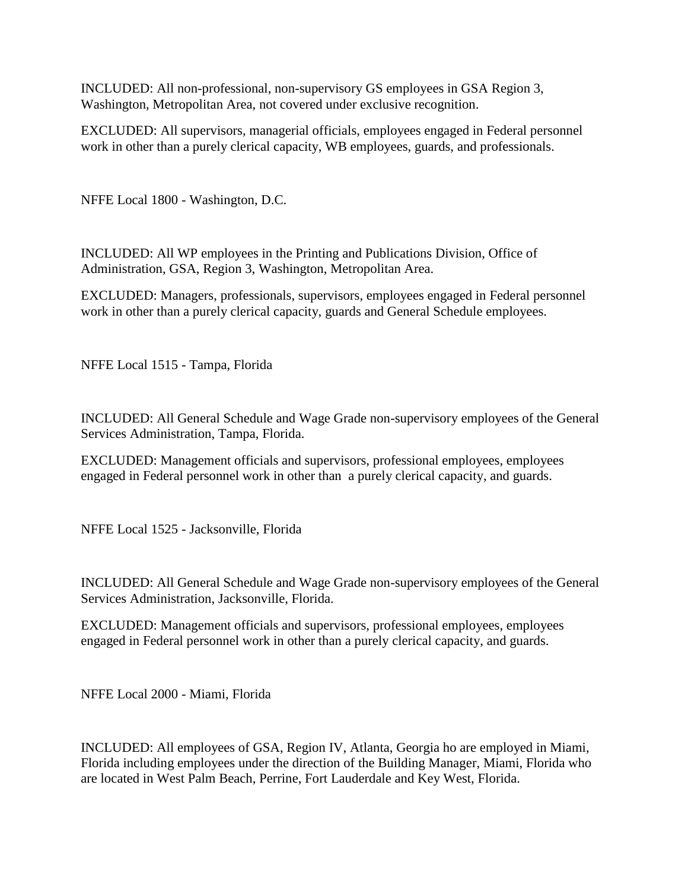INCLUDED: All non-professional, non-supervisory GS employees in GSA Region 3, Washington, Metropolitan Area, not covered under exclusive recognition.

EXCLUDED: All supervisors, managerial officials, employees engaged in Federal personnel work in other than a purely clerical capacity, WB employees, guards, and professionals.

NFFE Local 1800 - Washington, D.C.

INCLUDED: All WP employees in the Printing and Publications Division, Office of Administration, GSA, Region 3, Washington, Metropolitan Area.

EXCLUDED: Managers, professionals, supervisors, employees engaged in Federal personnel work in other than a purely clerical capacity, guards and General Schedule employees.

NFFE Local 1515 - Tampa, Florida

INCLUDED: All General Schedule and Wage Grade non-supervisory employees of the General Services Administration, Tampa, Florida.

EXCLUDED: Management officials and supervisors, professional employees, employees engaged in Federal personnel work in other than a purely clerical capacity, and guards.

NFFE Local 1525 - Jacksonville, Florida

INCLUDED: All General Schedule and Wage Grade non-supervisory employees of the General Services Administration, Jacksonville, Florida.

EXCLUDED: Management officials and supervisors, professional employees, employees engaged in Federal personnel work in other than a purely clerical capacity, and guards.

NFFE Local 2000 - Miami, Florida

INCLUDED: All employees of GSA, Region IV, Atlanta, Georgia ho are employed in Miami, Florida including employees under the direction of the Building Manager, Miami, Florida who are located in West Palm Beach, Perrine, Fort Lauderdale and Key West, Florida.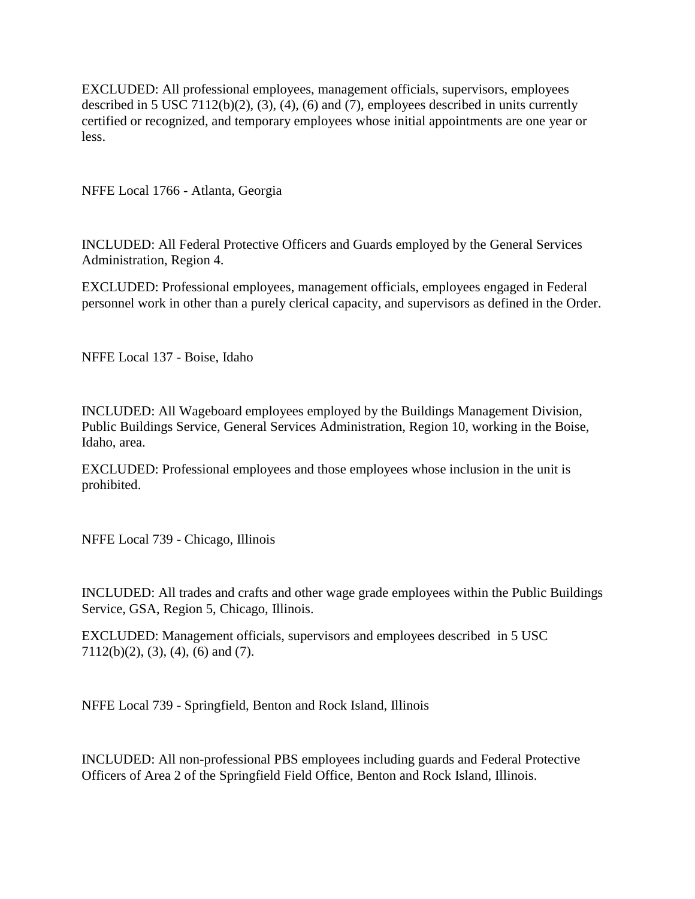EXCLUDED: All professional employees, management officials, supervisors, employees described in 5 USC 7112(b)(2), (3), (4), (6) and (7), employees described in units currently certified or recognized, and temporary employees whose initial appointments are one year or less.

NFFE Local 1766 - Atlanta, Georgia

INCLUDED: All Federal Protective Officers and Guards employed by the General Services Administration, Region 4.

EXCLUDED: Professional employees, management officials, employees engaged in Federal personnel work in other than a purely clerical capacity, and supervisors as defined in the Order.

NFFE Local 137 - Boise, Idaho

INCLUDED: All Wageboard employees employed by the Buildings Management Division, Public Buildings Service, General Services Administration, Region 10, working in the Boise, Idaho, area.

EXCLUDED: Professional employees and those employees whose inclusion in the unit is prohibited.

NFFE Local 739 - Chicago, Illinois

INCLUDED: All trades and crafts and other wage grade employees within the Public Buildings Service, GSA, Region 5, Chicago, Illinois.

EXCLUDED: Management officials, supervisors and employees described in 5 USC 7112(b)(2), (3), (4), (6) and (7).

NFFE Local 739 - Springfield, Benton and Rock Island, Illinois

INCLUDED: All non-professional PBS employees including guards and Federal Protective Officers of Area 2 of the Springfield Field Office, Benton and Rock Island, Illinois.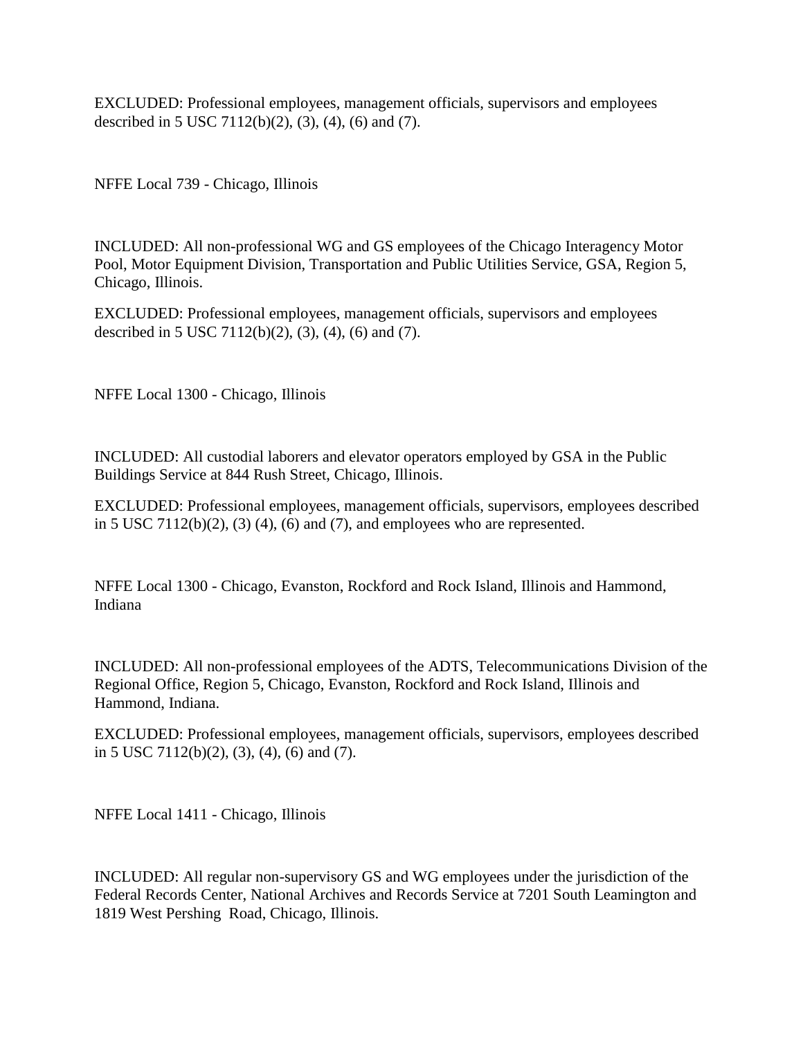EXCLUDED: Professional employees, management officials, supervisors and employees described in 5 USC 7112(b)(2), (3), (4), (6) and (7).

NFFE Local 739 - Chicago, Illinois

INCLUDED: All non-professional WG and GS employees of the Chicago Interagency Motor Pool, Motor Equipment Division, Transportation and Public Utilities Service, GSA, Region 5, Chicago, Illinois.

EXCLUDED: Professional employees, management officials, supervisors and employees described in 5 USC 7112(b)(2), (3), (4), (6) and (7).

NFFE Local 1300 - Chicago, Illinois

INCLUDED: All custodial laborers and elevator operators employed by GSA in the Public Buildings Service at 844 Rush Street, Chicago, Illinois.

EXCLUDED: Professional employees, management officials, supervisors, employees described in 5 USC 7112(b)(2), (3) (4), (6) and (7), and employees who are represented.

NFFE Local 1300 - Chicago, Evanston, Rockford and Rock Island, Illinois and Hammond, Indiana

INCLUDED: All non-professional employees of the ADTS, Telecommunications Division of the Regional Office, Region 5, Chicago, Evanston, Rockford and Rock Island, Illinois and Hammond, Indiana.

EXCLUDED: Professional employees, management officials, supervisors, employees described in 5 USC 7112(b)(2), (3), (4), (6) and (7).

NFFE Local 1411 - Chicago, Illinois

INCLUDED: All regular non-supervisory GS and WG employees under the jurisdiction of the Federal Records Center, National Archives and Records Service at 7201 South Leamington and 1819 West Pershing Road, Chicago, Illinois.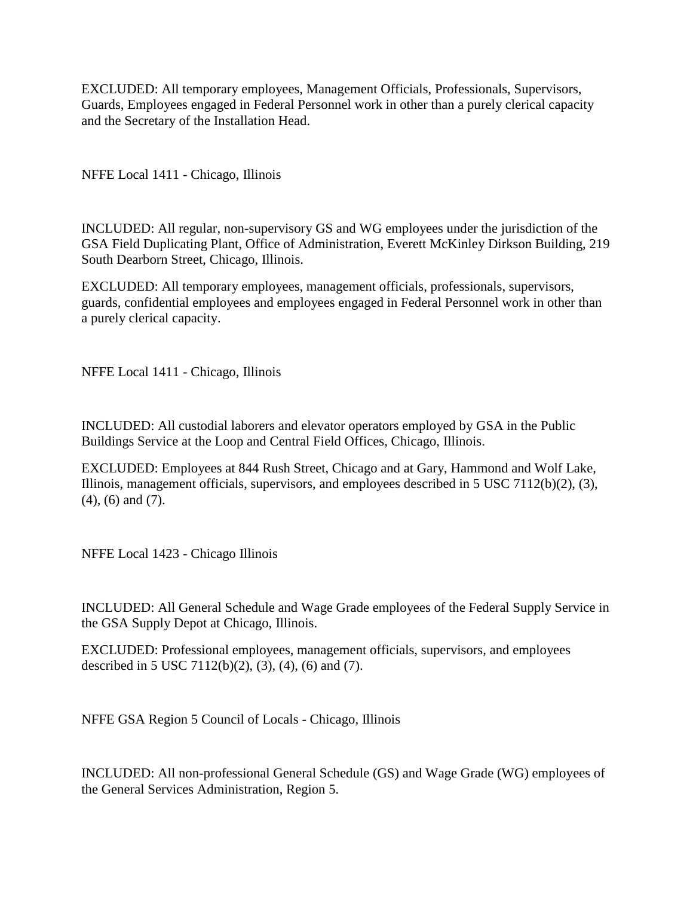EXCLUDED: All temporary employees, Management Officials, Professionals, Supervisors, Guards, Employees engaged in Federal Personnel work in other than a purely clerical capacity and the Secretary of the Installation Head.

NFFE Local 1411 - Chicago, Illinois

INCLUDED: All regular, non-supervisory GS and WG employees under the jurisdiction of the GSA Field Duplicating Plant, Office of Administration, Everett McKinley Dirkson Building, 219 South Dearborn Street, Chicago, Illinois.

EXCLUDED: All temporary employees, management officials, professionals, supervisors, guards, confidential employees and employees engaged in Federal Personnel work in other than a purely clerical capacity.

NFFE Local 1411 - Chicago, Illinois

INCLUDED: All custodial laborers and elevator operators employed by GSA in the Public Buildings Service at the Loop and Central Field Offices, Chicago, Illinois.

EXCLUDED: Employees at 844 Rush Street, Chicago and at Gary, Hammond and Wolf Lake, Illinois, management officials, supervisors, and employees described in 5 USC 7112(b)(2), (3), (4), (6) and (7).

NFFE Local 1423 - Chicago Illinois

INCLUDED: All General Schedule and Wage Grade employees of the Federal Supply Service in the GSA Supply Depot at Chicago, Illinois.

EXCLUDED: Professional employees, management officials, supervisors, and employees described in 5 USC 7112(b)(2), (3), (4), (6) and (7).

NFFE GSA Region 5 Council of Locals - Chicago, Illinois

INCLUDED: All non-professional General Schedule (GS) and Wage Grade (WG) employees of the General Services Administration, Region 5.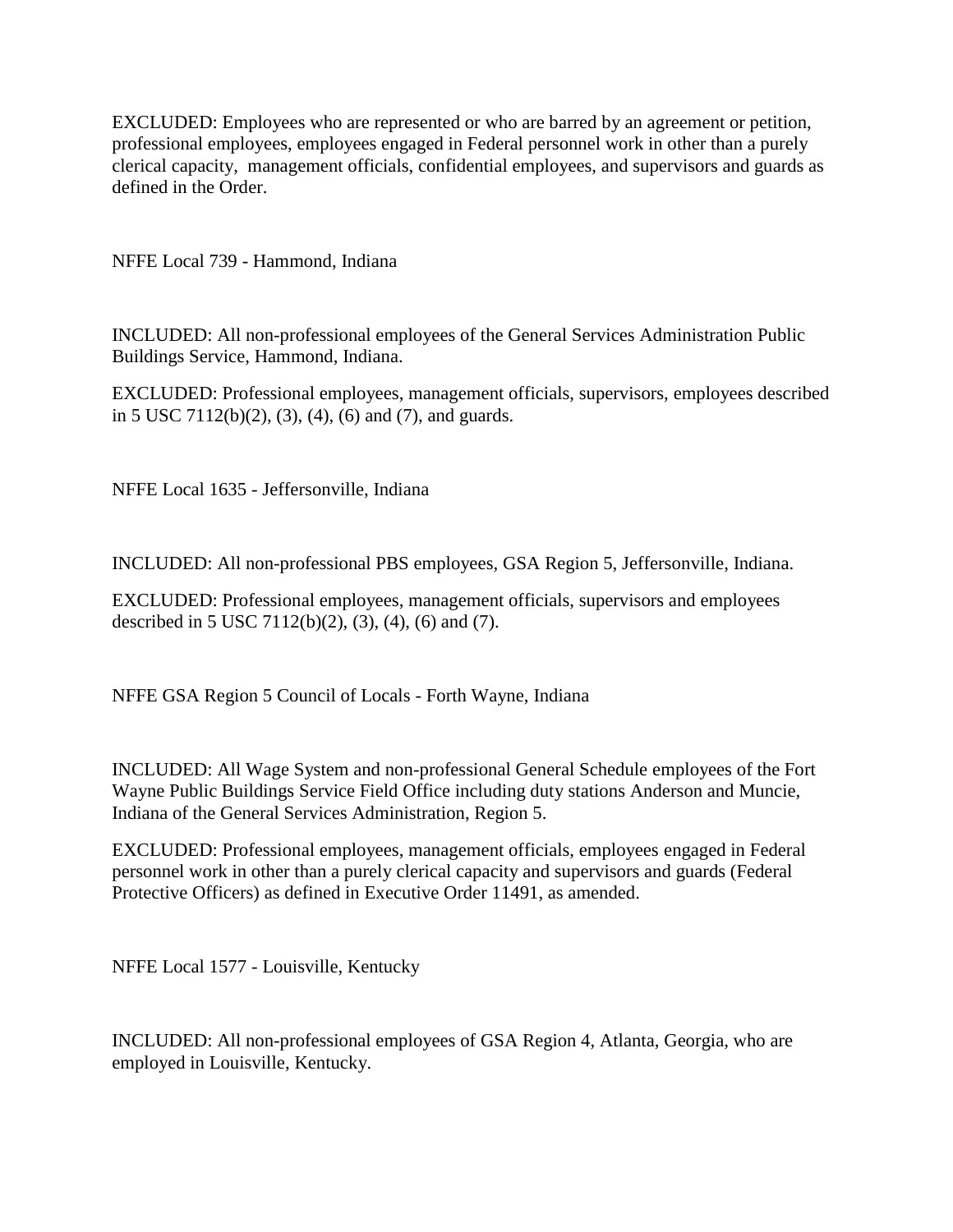EXCLUDED: Employees who are represented or who are barred by an agreement or petition, professional employees, employees engaged in Federal personnel work in other than a purely clerical capacity, management officials, confidential employees, and supervisors and guards as defined in the Order.

NFFE Local 739 - Hammond, Indiana

INCLUDED: All non-professional employees of the General Services Administration Public Buildings Service, Hammond, Indiana.

EXCLUDED: Professional employees, management officials, supervisors, employees described in 5 USC 7112(b)(2), (3), (4), (6) and (7), and guards.

NFFE Local 1635 - Jeffersonville, Indiana

INCLUDED: All non-professional PBS employees, GSA Region 5, Jeffersonville, Indiana.

EXCLUDED: Professional employees, management officials, supervisors and employees described in 5 USC 7112(b)(2), (3), (4), (6) and (7).

NFFE GSA Region 5 Council of Locals - Forth Wayne, Indiana

INCLUDED: All Wage System and non-professional General Schedule employees of the Fort Wayne Public Buildings Service Field Office including duty stations Anderson and Muncie, Indiana of the General Services Administration, Region 5.

EXCLUDED: Professional employees, management officials, employees engaged in Federal personnel work in other than a purely clerical capacity and supervisors and guards (Federal Protective Officers) as defined in Executive Order 11491, as amended.

NFFE Local 1577 - Louisville, Kentucky

INCLUDED: All non-professional employees of GSA Region 4, Atlanta, Georgia, who are employed in Louisville, Kentucky.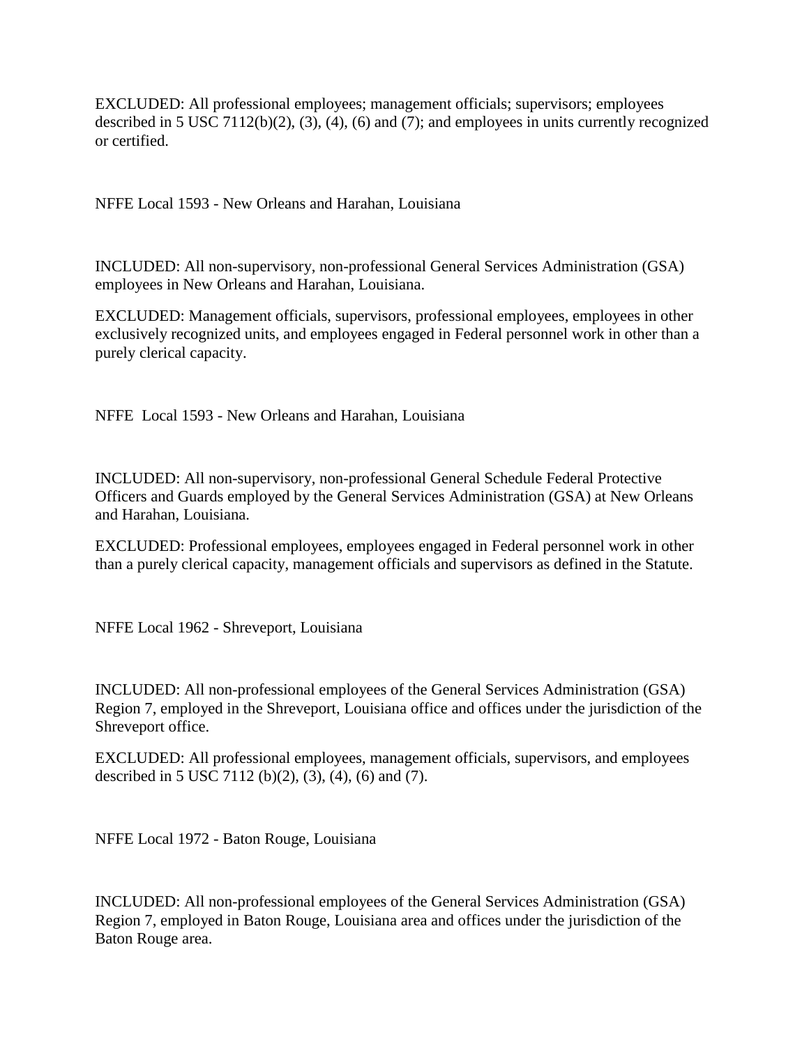EXCLUDED: All professional employees; management officials; supervisors; employees described in 5 USC 7112(b)(2), (3), (4), (6) and (7); and employees in units currently recognized or certified.

NFFE Local 1593 - New Orleans and Harahan, Louisiana

INCLUDED: All non-supervisory, non-professional General Services Administration (GSA) employees in New Orleans and Harahan, Louisiana.

EXCLUDED: Management officials, supervisors, professional employees, employees in other exclusively recognized units, and employees engaged in Federal personnel work in other than a purely clerical capacity.

NFFE Local 1593 - New Orleans and Harahan, Louisiana

INCLUDED: All non-supervisory, non-professional General Schedule Federal Protective Officers and Guards employed by the General Services Administration (GSA) at New Orleans and Harahan, Louisiana.

EXCLUDED: Professional employees, employees engaged in Federal personnel work in other than a purely clerical capacity, management officials and supervisors as defined in the Statute.

NFFE Local 1962 - Shreveport, Louisiana

INCLUDED: All non-professional employees of the General Services Administration (GSA) Region 7, employed in the Shreveport, Louisiana office and offices under the jurisdiction of the Shreveport office.

EXCLUDED: All professional employees, management officials, supervisors, and employees described in 5 USC 7112 (b)(2), (3), (4), (6) and (7).

NFFE Local 1972 - Baton Rouge, Louisiana

INCLUDED: All non-professional employees of the General Services Administration (GSA) Region 7, employed in Baton Rouge, Louisiana area and offices under the jurisdiction of the Baton Rouge area.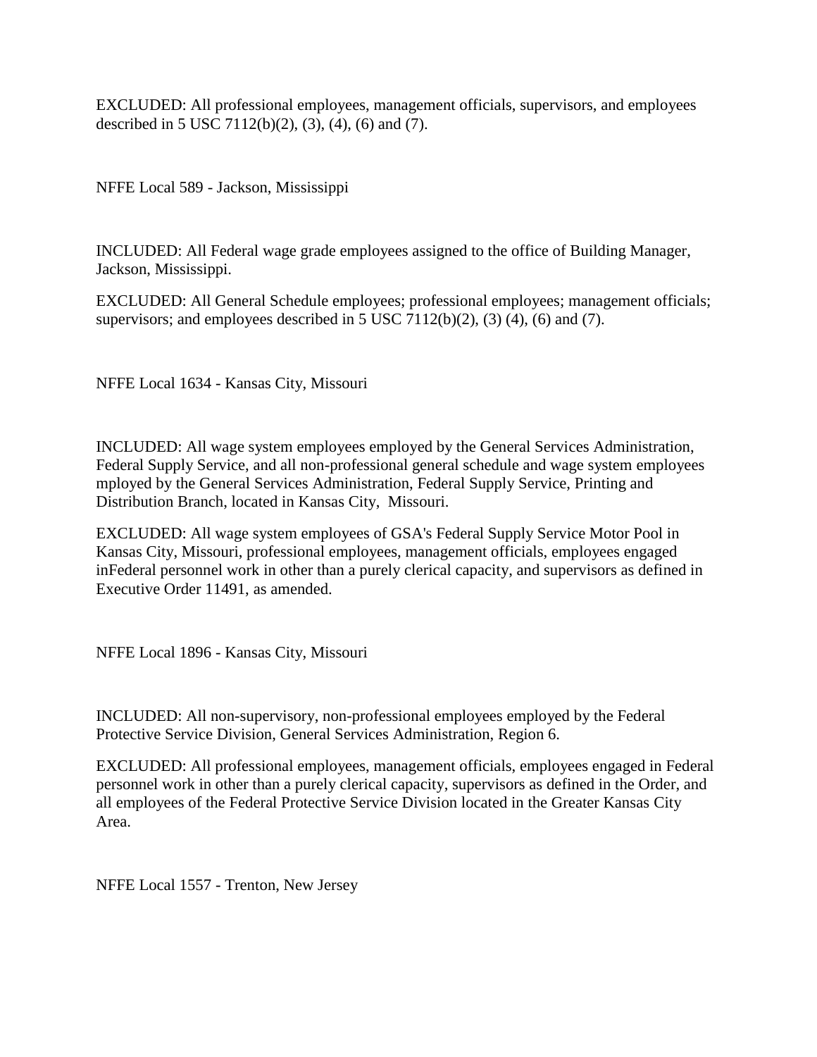EXCLUDED: All professional employees, management officials, supervisors, and employees described in 5 USC 7112(b)(2), (3), (4), (6) and (7).

NFFE Local 589 - Jackson, Mississippi

INCLUDED: All Federal wage grade employees assigned to the office of Building Manager, Jackson, Mississippi.

EXCLUDED: All General Schedule employees; professional employees; management officials; supervisors; and employees described in 5 USC 7112(b)(2), (3) (4), (6) and (7).

NFFE Local 1634 - Kansas City, Missouri

INCLUDED: All wage system employees employed by the General Services Administration, Federal Supply Service, and all non-professional general schedule and wage system employees mployed by the General Services Administration, Federal Supply Service, Printing and Distribution Branch, located in Kansas City, Missouri.

EXCLUDED: All wage system employees of GSA's Federal Supply Service Motor Pool in Kansas City, Missouri, professional employees, management officials, employees engaged inFederal personnel work in other than a purely clerical capacity, and supervisors as defined in Executive Order 11491, as amended.

NFFE Local 1896 - Kansas City, Missouri

INCLUDED: All non-supervisory, non-professional employees employed by the Federal Protective Service Division, General Services Administration, Region 6.

EXCLUDED: All professional employees, management officials, employees engaged in Federal personnel work in other than a purely clerical capacity, supervisors as defined in the Order, and all employees of the Federal Protective Service Division located in the Greater Kansas City Area.

NFFE Local 1557 - Trenton, New Jersey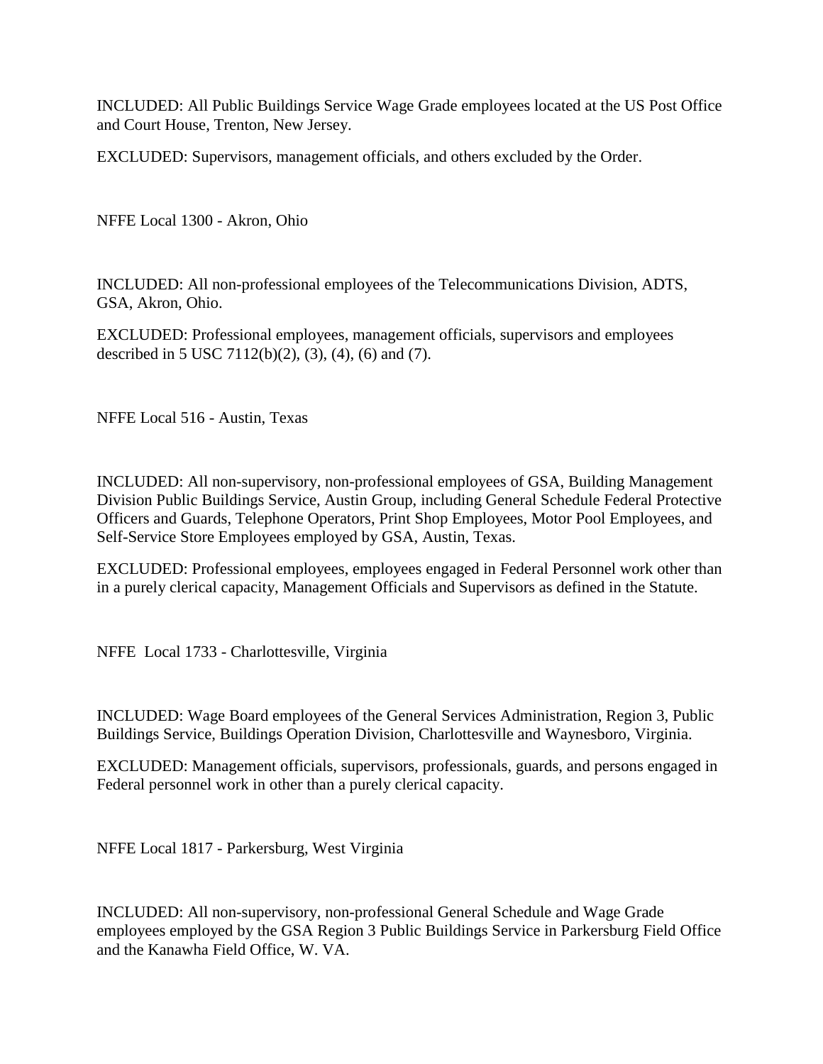INCLUDED: All Public Buildings Service Wage Grade employees located at the US Post Office and Court House, Trenton, New Jersey.

EXCLUDED: Supervisors, management officials, and others excluded by the Order.

NFFE Local 1300 - Akron, Ohio

INCLUDED: All non-professional employees of the Telecommunications Division, ADTS, GSA, Akron, Ohio.

EXCLUDED: Professional employees, management officials, supervisors and employees described in 5 USC 7112(b)(2), (3), (4), (6) and (7).

NFFE Local 516 - Austin, Texas

INCLUDED: All non-supervisory, non-professional employees of GSA, Building Management Division Public Buildings Service, Austin Group, including General Schedule Federal Protective Officers and Guards, Telephone Operators, Print Shop Employees, Motor Pool Employees, and Self-Service Store Employees employed by GSA, Austin, Texas.

EXCLUDED: Professional employees, employees engaged in Federal Personnel work other than in a purely clerical capacity, Management Officials and Supervisors as defined in the Statute.

NFFE Local 1733 - Charlottesville, Virginia

INCLUDED: Wage Board employees of the General Services Administration, Region 3, Public Buildings Service, Buildings Operation Division, Charlottesville and Waynesboro, Virginia.

EXCLUDED: Management officials, supervisors, professionals, guards, and persons engaged in Federal personnel work in other than a purely clerical capacity.

NFFE Local 1817 - Parkersburg, West Virginia

INCLUDED: All non-supervisory, non-professional General Schedule and Wage Grade employees employed by the GSA Region 3 Public Buildings Service in Parkersburg Field Office and the Kanawha Field Office, W. VA.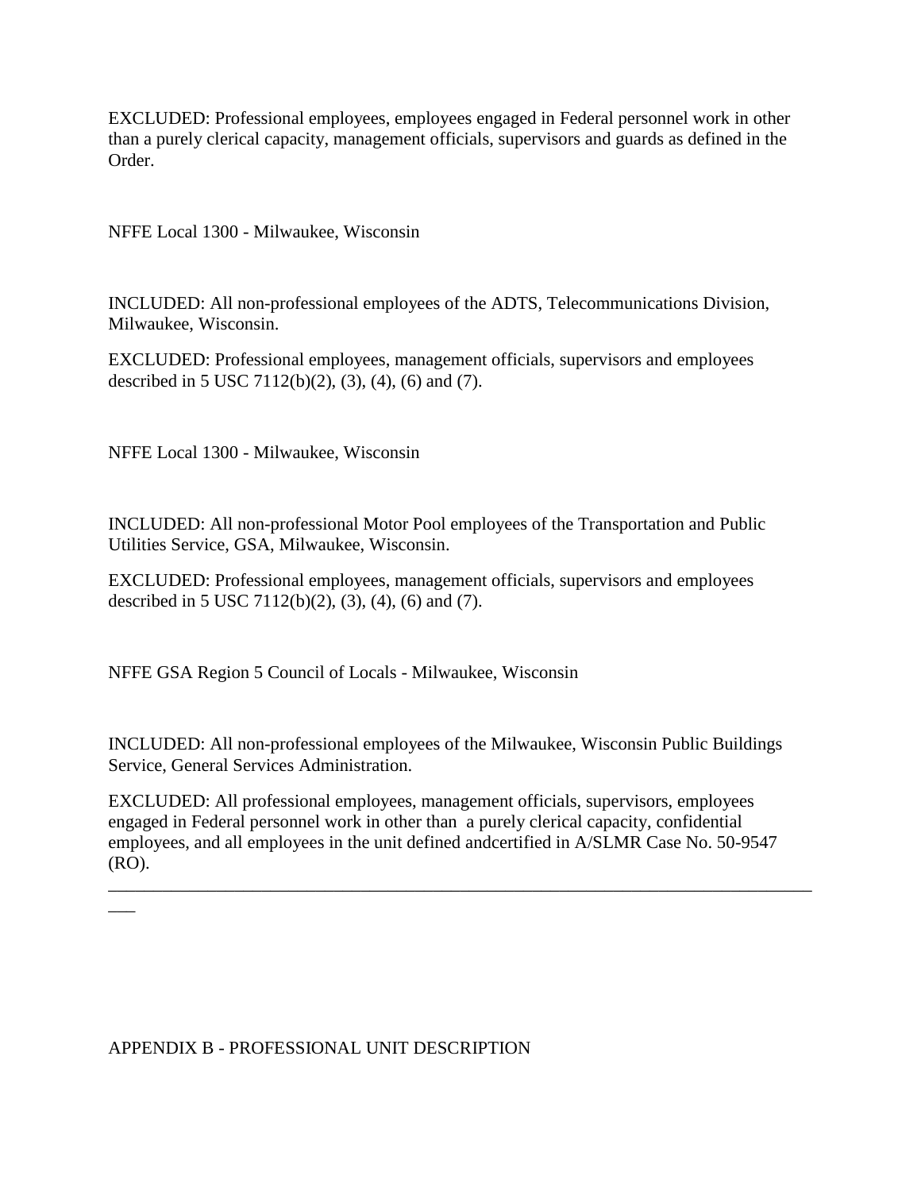EXCLUDED: Professional employees, employees engaged in Federal personnel work in other than a purely clerical capacity, management officials, supervisors and guards as defined in the Order.

NFFE Local 1300 - Milwaukee, Wisconsin

INCLUDED: All non-professional employees of the ADTS, Telecommunications Division, Milwaukee, Wisconsin.

EXCLUDED: Professional employees, management officials, supervisors and employees described in 5 USC 7112(b)(2), (3), (4), (6) and (7).

NFFE Local 1300 - Milwaukee, Wisconsin

INCLUDED: All non-professional Motor Pool employees of the Transportation and Public Utilities Service, GSA, Milwaukee, Wisconsin.

EXCLUDED: Professional employees, management officials, supervisors and employees described in 5 USC 7112(b)(2), (3), (4), (6) and (7).

NFFE GSA Region 5 Council of Locals - Milwaukee, Wisconsin

INCLUDED: All non-professional employees of the Milwaukee, Wisconsin Public Buildings Service, General Services Administration.

EXCLUDED: All professional employees, management officials, supervisors, employees engaged in Federal personnel work in other than a purely clerical capacity, confidential employees, and all employees in the unit defined andcertified in A/SLMR Case No. 50-9547 (RO).

---

APPENDIX B - PROFESSIONAL UNIT DESCRIPTION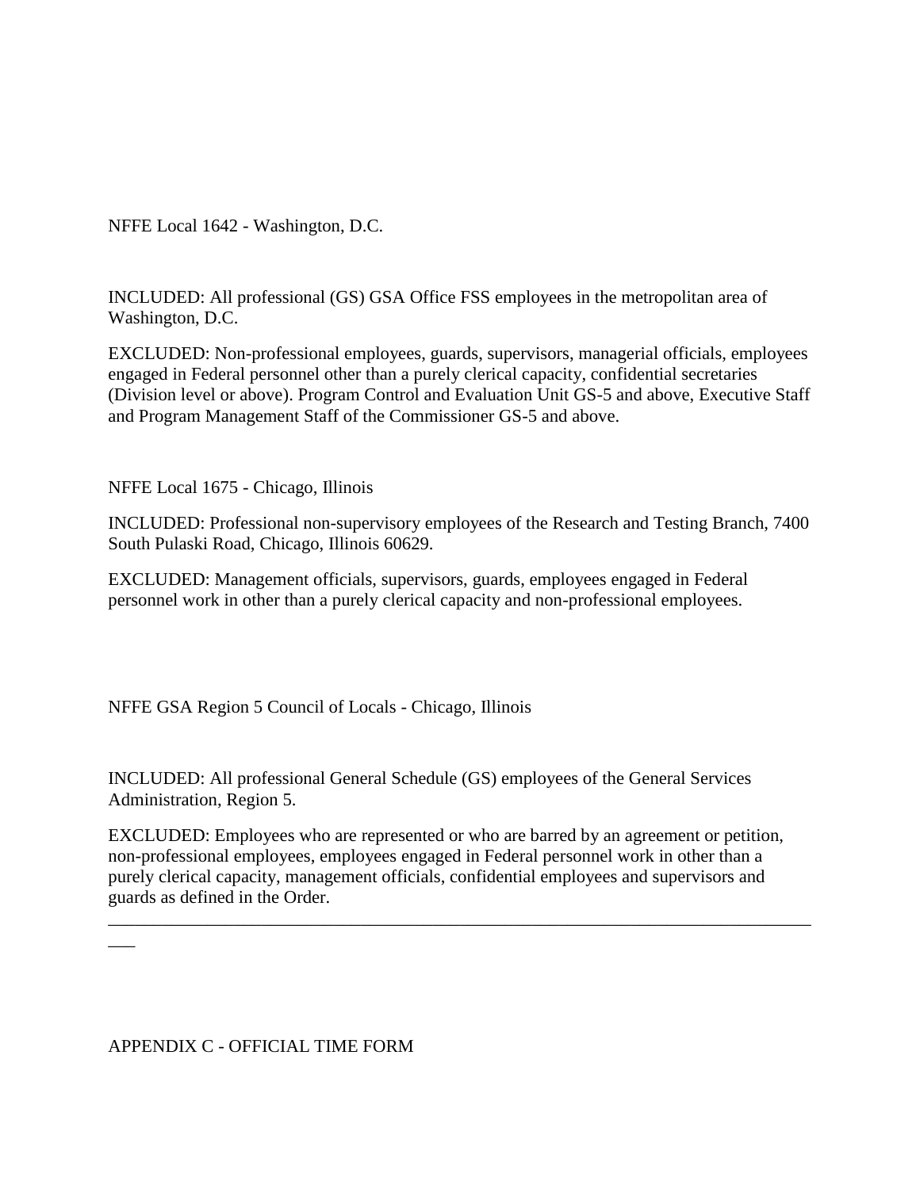NFFE Local 1642 - Washington, D.C.

INCLUDED: All professional (GS) GSA Office FSS employees in the metropolitan area of Washington, D.C.

EXCLUDED: Non-professional employees, guards, supervisors, managerial officials, employees engaged in Federal personnel other than a purely clerical capacity, confidential secretaries (Division level or above). Program Control and Evaluation Unit GS-5 and above, Executive Staff and Program Management Staff of the Commissioner GS-5 and above.

NFFE Local 1675 - Chicago, Illinois

INCLUDED: Professional non-supervisory employees of the Research and Testing Branch, 7400 South Pulaski Road, Chicago, Illinois 60629.

EXCLUDED: Management officials, supervisors, guards, employees engaged in Federal personnel work in other than a purely clerical capacity and non-professional employees.

NFFE GSA Region 5 Council of Locals - Chicago, Illinois

INCLUDED: All professional General Schedule (GS) employees of the General Services Administration, Region 5.

EXCLUDED: Employees who are represented or who are barred by an agreement or petition, non-professional employees, employees engaged in Federal personnel work in other than a purely clerical capacity, management officials, confidential employees and supervisors and guards as defined in the Order.

---

APPENDIX C - OFFICIAL TIME FORM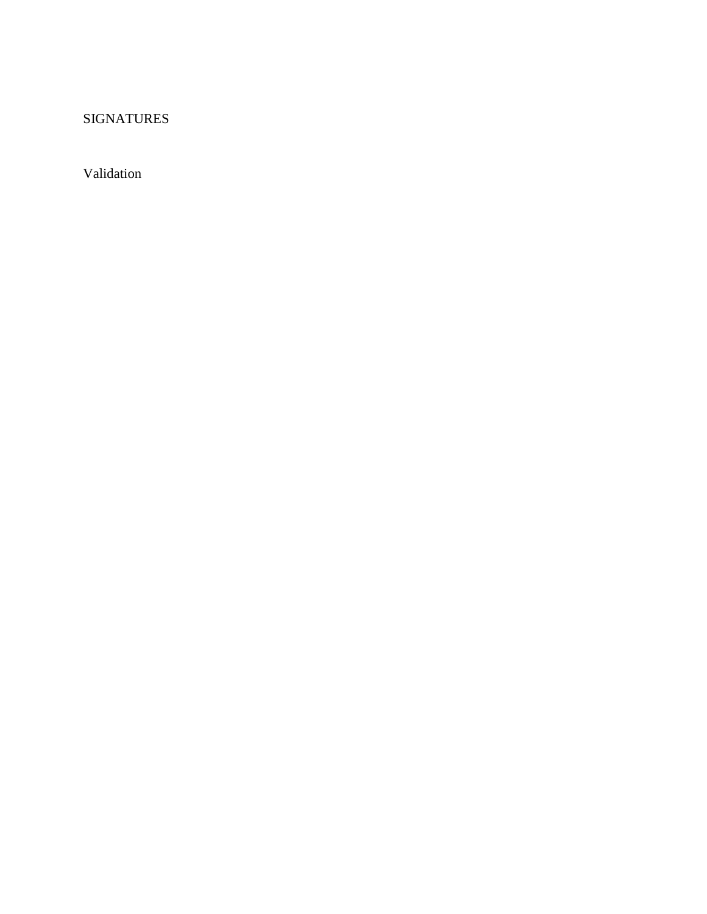SIGNATURES

Validation